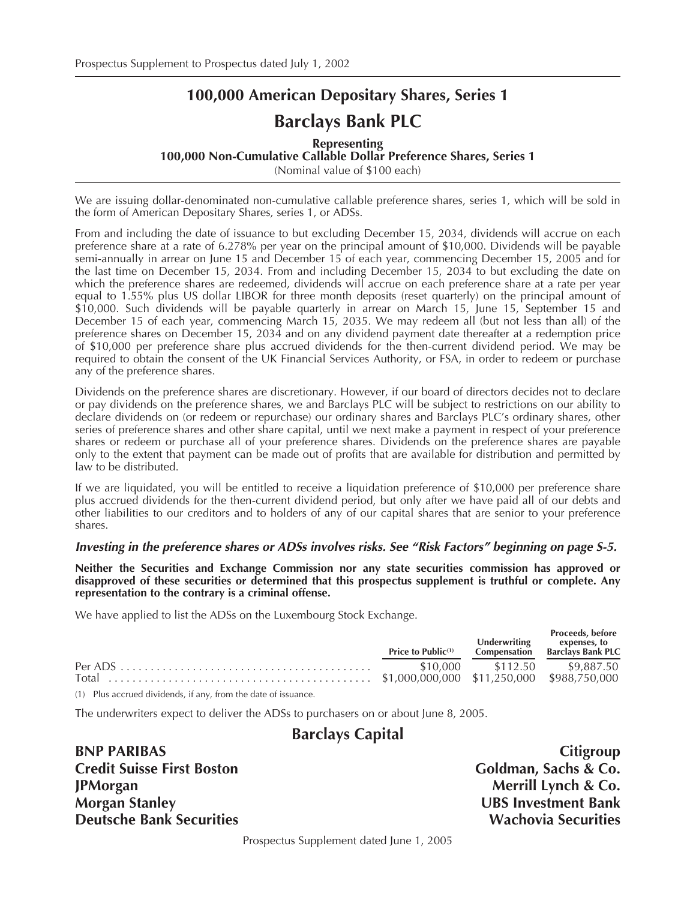Prospectus Supplement to Prospectus dated July 1, 2002

# 100,000 American Depositary Shares, Series 1

# Barclays Bank PLC

**Representing**
**100,000 Non-Cumulative Callable Dollar Preference Shares, Series 1**
(Nominal value of $100 each)

We are issuing dollar-denominated non-cumulative callable preference shares, series 1, which will be sold in the form of American Depositary Shares, series 1, or ADSs.

From and including the date of issuance to but excluding December 15, 2034, dividends will accrue on each preference share at a rate of 6.278% per year on the principal amount of $10,000. Dividends will be payable semi-annually in arrear on June 15 and December 15 of each year, commencing December 15, 2005 and for the last time on December 15, 2034. From and including December 15, 2034 to but excluding the date on which the preference shares are redeemed, dividends will accrue on each preference share at a rate per year equal to 1.55% plus US dollar LIBOR for three month deposits (reset quarterly) on the principal amount of $10,000. Such dividends will be payable quarterly in arrear on March 15, June 15, September 15 and December 15 of each year, commencing March 15, 2035. We may redeem all (but not less than all) of the preference shares on December 15, 2034 and on any dividend payment date thereafter at a redemption price of $10,000 per preference share plus accrued dividends for the then-current dividend period. We may be required to obtain the consent of the UK Financial Services Authority, or FSA, in order to redeem or purchase any of the preference shares.

Dividends on the preference shares are discretionary. However, if our board of directors decides not to declare or pay dividends on the preference shares, we and Barclays PLC will be subject to restrictions on our ability to declare dividends on (or redeem or repurchase) our ordinary shares and Barclays PLC's ordinary shares, other series of preference shares and other share capital, until we next make a payment in respect of your preference shares or redeem or purchase all of your preference shares. Dividends on the preference shares are payable only to the extent that payment can be made out of profits that are available for distribution and permitted by law to be distributed.

If we are liquidated, you will be entitled to receive a liquidation preference of $10,000 per preference share plus accrued dividends for the then-current dividend period, but only after we have paid all of our debts and other liabilities to our creditors and to holders of any of our capital shares that are senior to your preference shares.

***Investing in the preference shares or ADSs involves risks. See "Risk Factors" beginning on page S-5.***

**Neither the Securities and Exchange Commission nor any state securities commission has approved or disapproved of these securities or determined that this prospectus supplement is truthful or complete. Any representation to the contrary is a criminal offense.**

We have applied to list the ADSs on the Luxembourg Stock Exchange.

| | Price to Public[(1)] | Underwriting Compensation | Proceeds, before expenses, to Barclays Bank PLC |
|---|---|---|---|
| Per ADS | $10,000 | $112.50 | $9,887.50 |
| Total | $1,000,000,000 | $11,250,000 | $988,750,000 |

(1) Plus accrued dividends, if any, from the date of issuance.

The underwriters expect to deliver the ADSs to purchasers on or about June 8, 2005.

**Barclays Capital**

**BNP PARIBAS**
**Citigroup**
**Credit Suisse First Boston**
**Goldman, Sachs & Co.**
**JPMorgan**
**Merrill Lynch & Co.**
**Morgan Stanley**
**UBS Investment Bank**
**Deutsche Bank Securities**
**Wachovia Securities**

Prospectus Supplement dated June 1, 2005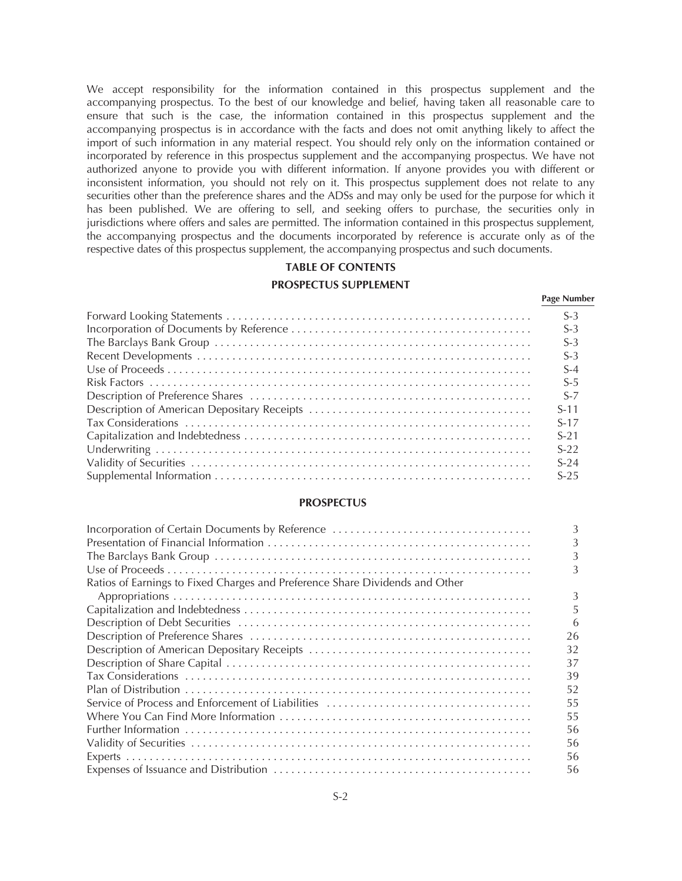We accept responsibility for the information contained in this prospectus supplement and the accompanying prospectus. To the best of our knowledge and belief, having taken all reasonable care to ensure that such is the case, the information contained in this prospectus supplement and the accompanying prospectus is in accordance with the facts and does not omit anything likely to affect the import of such information in any material respect. You should rely only on the information contained or incorporated by reference in this prospectus supplement and the accompanying prospectus. We have not authorized anyone to provide you with different information. If anyone provides you with different or inconsistent information, you should not rely on it. This prospectus supplement does not relate to any securities other than the preference shares and the ADSs and may only be used for the purpose for which it has been published. We are offering to sell, and seeking offers to purchase, the securities only in jurisdictions where offers and sales are permitted. The information contained in this prospectus supplement, the accompanying prospectus and the documents incorporated by reference is accurate only as of the respective dates of this prospectus supplement, the accompanying prospectus and such documents.

## TABLE OF CONTENTS

### PROSPECTUS SUPPLEMENT

| | Page Number |
|---|---|
| Forward Looking Statements | S-3 |
| Incorporation of Documents by Reference | S-3 |
| The Barclays Bank Group | S-3 |
| Recent Developments | S-3 |
| Use of Proceeds | S-4 |
| Risk Factors | S-5 |
| Description of Preference Shares | S-7 |
| Description of American Depositary Receipts | S-11 |
| Tax Considerations | S-17 |
| Capitalization and Indebtedness | S-21 |
| Underwriting | S-22 |
| Validity of Securities | S-24 |
| Supplemental Information | S-25 |

### PROSPECTUS

| | |
|---|---|
| Incorporation of Certain Documents by Reference | 3 |
| Presentation of Financial Information | 3 |
| The Barclays Bank Group | 3 |
| Use of Proceeds | 3 |
| Ratios of Earnings to Fixed Charges and Preference Share Dividends and Other Appropriations | 3 |
| Capitalization and Indebtedness | 5 |
| Description of Debt Securities | 6 |
| Description of Preference Shares | 26 |
| Description of American Depositary Receipts | 32 |
| Description of Share Capital | 37 |
| Tax Considerations | 39 |
| Plan of Distribution | 52 |
| Service of Process and Enforcement of Liabilities | 55 |
| Where You Can Find More Information | 55 |
| Further Information | 56 |
| Validity of Securities | 56 |
| Experts | 56 |
| Expenses of Issuance and Distribution | 56 |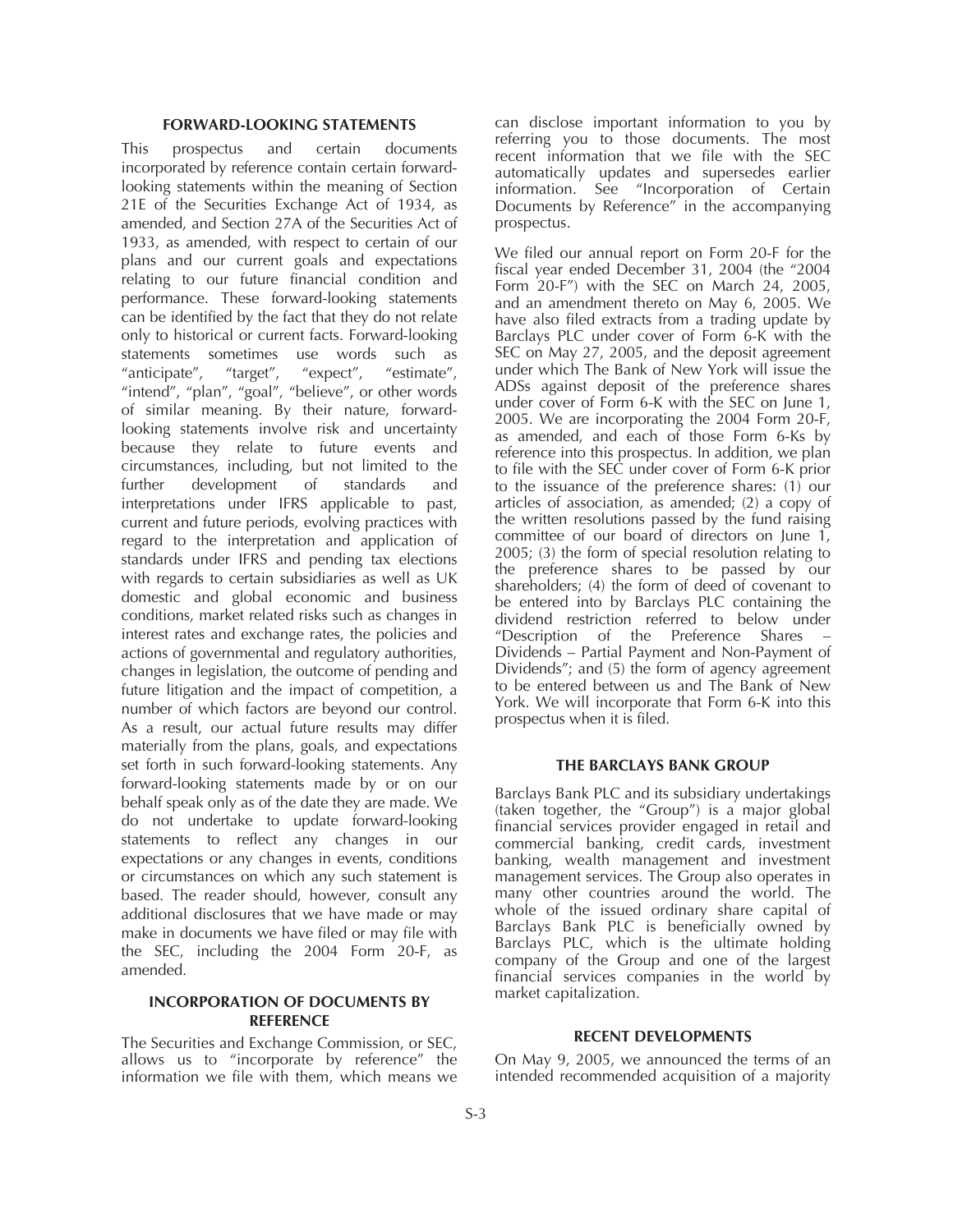## FORWARD-LOOKING STATEMENTS

This prospectus and certain documents incorporated by reference contain certain forward-looking statements within the meaning of Section 21E of the Securities Exchange Act of 1934, as amended, and Section 27A of the Securities Act of 1933, as amended, with respect to certain of our plans and our current goals and expectations relating to our future financial condition and performance. These forward-looking statements can be identified by the fact that they do not relate only to historical or current facts. Forward-looking statements sometimes use words such as "anticipate", "target", "expect", "estimate", "intend", "plan", "goal", "believe", or other words of similar meaning. By their nature, forward-looking statements involve risk and uncertainty because they relate to future events and circumstances, including, but not limited to the further development of standards and interpretations under IFRS applicable to past, current and future periods, evolving practices with regard to the interpretation and application of standards under IFRS and pending tax elections with regards to certain subsidiaries as well as UK domestic and global economic and business conditions, market related risks such as changes in interest rates and exchange rates, the policies and actions of governmental and regulatory authorities, changes in legislation, the outcome of pending and future litigation and the impact of competition, a number of which factors are beyond our control. As a result, our actual future results may differ materially from the plans, goals, and expectations set forth in such forward-looking statements. Any forward-looking statements made by or on our behalf speak only as of the date they are made. We do not undertake to update forward-looking statements to reflect any changes in our expectations or any changes in events, conditions or circumstances on which any such statement is based. The reader should, however, consult any additional disclosures that we have made or may make in documents we have filed or may file with the SEC, including the 2004 Form 20-F, as amended.

## INCORPORATION OF DOCUMENTS BY REFERENCE

The Securities and Exchange Commission, or SEC, allows us to "incorporate by reference" the information we file with them, which means we can disclose important information to you by referring you to those documents. The most recent information that we file with the SEC automatically updates and supersedes earlier information. See "Incorporation of Certain Documents by Reference" in the accompanying prospectus.

We filed our annual report on Form 20-F for the fiscal year ended December 31, 2004 (the "2004 Form 20-F") with the SEC on March 24, 2005, and an amendment thereto on May 6, 2005. We have also filed extracts from a trading update by Barclays PLC under cover of Form 6-K with the SEC on May 27, 2005, and the deposit agreement under which The Bank of New York will issue the ADSs against deposit of the preference shares under cover of Form 6-K with the SEC on June 1, 2005. We are incorporating the 2004 Form 20-F, as amended, and each of those Form 6-Ks by reference into this prospectus. In addition, we plan to file with the SEC under cover of Form 6-K prior to the issuance of the preference shares: (1) our articles of association, as amended; (2) a copy of the written resolutions passed by the fund raising committee of our board of directors on June 1, 2005; (3) the form of special resolution relating to the preference shares to be passed by our shareholders; (4) the form of deed of covenant to be entered into by Barclays PLC containing the dividend restriction referred to below under "Description of the Preference Shares – Dividends – Partial Payment and Non-Payment of Dividends"; and (5) the form of agency agreement to be entered between us and The Bank of New York. We will incorporate that Form 6-K into this prospectus when it is filed.

## THE BARCLAYS BANK GROUP

Barclays Bank PLC and its subsidiary undertakings (taken together, the "Group") is a major global financial services provider engaged in retail and commercial banking, credit cards, investment banking, wealth management and investment management services. The Group also operates in many other countries around the world. The whole of the issued ordinary share capital of Barclays Bank PLC is beneficially owned by Barclays PLC, which is the ultimate holding company of the Group and one of the largest financial services companies in the world by market capitalization.

## RECENT DEVELOPMENTS

On May 9, 2005, we announced the terms of an intended recommended acquisition of a majority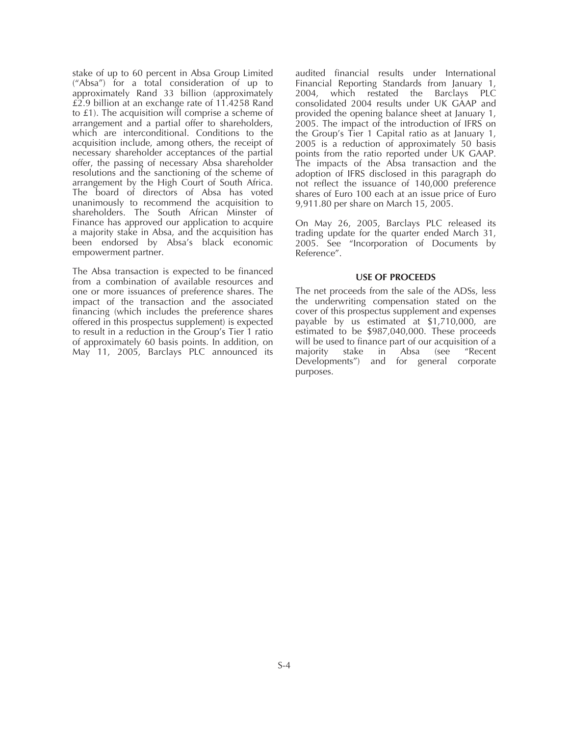stake of up to 60 percent in Absa Group Limited ("Absa") for a total consideration of up to approximately Rand 33 billion (approximately £2.9 billion at an exchange rate of 11.4258 Rand to £1). The acquisition will comprise a scheme of arrangement and a partial offer to shareholders, which are interconditional. Conditions to the acquisition include, among others, the receipt of necessary shareholder acceptances of the partial offer, the passing of necessary Absa shareholder resolutions and the sanctioning of the scheme of arrangement by the High Court of South Africa. The board of directors of Absa has voted unanimously to recommend the acquisition to shareholders. The South African Minster of Finance has approved our application to acquire a majority stake in Absa, and the acquisition has been endorsed by Absa's black economic empowerment partner.

The Absa transaction is expected to be financed from a combination of available resources and one or more issuances of preference shares. The impact of the transaction and the associated financing (which includes the preference shares offered in this prospectus supplement) is expected to result in a reduction in the Group's Tier 1 ratio of approximately 60 basis points. In addition, on May 11, 2005, Barclays PLC announced its audited financial results under International Financial Reporting Standards from January 1, 2004, which restated the Barclays PLC consolidated 2004 results under UK GAAP and provided the opening balance sheet at January 1, 2005. The impact of the introduction of IFRS on the Group's Tier 1 Capital ratio as at January 1, 2005 is a reduction of approximately 50 basis points from the ratio reported under UK GAAP. The impacts of the Absa transaction and the adoption of IFRS disclosed in this paragraph do not reflect the issuance of 140,000 preference shares of Euro 100 each at an issue price of Euro 9,911.80 per share on March 15, 2005.

On May 26, 2005, Barclays PLC released its trading update for the quarter ended March 31, 2005. See "Incorporation of Documents by Reference".

## USE OF PROCEEDS

The net proceeds from the sale of the ADSs, less the underwriting compensation stated on the cover of this prospectus supplement and expenses payable by us estimated at $1,710,000, are estimated to be $987,040,000. These proceeds will be used to finance part of our acquisition of a majority stake in Absa (see "Recent Developments") and for general corporate purposes.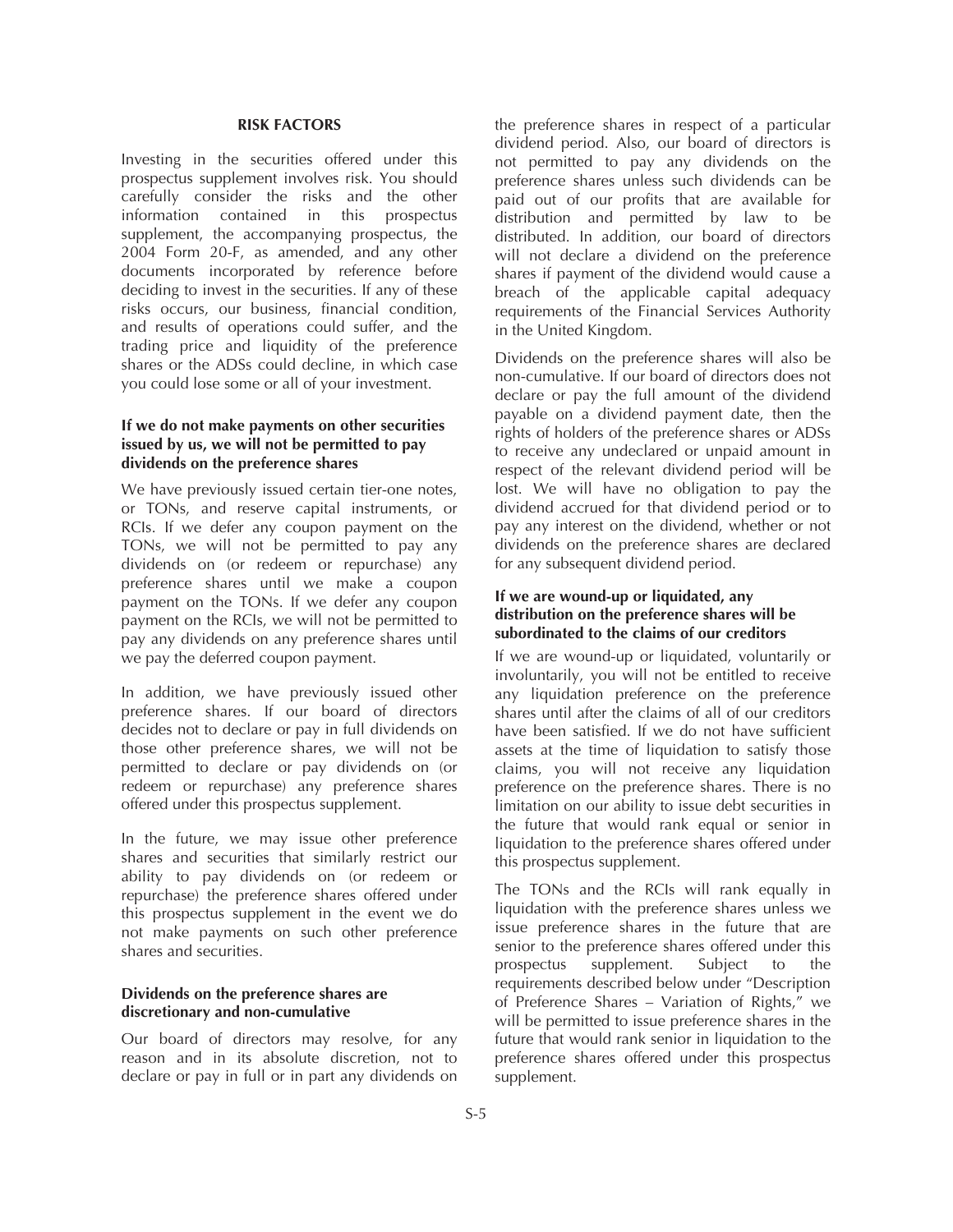## RISK FACTORS

Investing in the securities offered under this prospectus supplement involves risk. You should carefully consider the risks and the other information contained in this prospectus supplement, the accompanying prospectus, the 2004 Form 20-F, as amended, and any other documents incorporated by reference before deciding to invest in the securities. If any of these risks occurs, our business, financial condition, and results of operations could suffer, and the trading price and liquidity of the preference shares or the ADSs could decline, in which case you could lose some or all of your investment.

### If we do not make payments on other securities issued by us, we will not be permitted to pay dividends on the preference shares

We have previously issued certain tier-one notes, or TONs, and reserve capital instruments, or RCIs. If we defer any coupon payment on the TONs, we will not be permitted to pay any dividends on (or redeem or repurchase) any preference shares until we make a coupon payment on the TONs. If we defer any coupon payment on the RCIs, we will not be permitted to pay any dividends on any preference shares until we pay the deferred coupon payment.

In addition, we have previously issued other preference shares. If our board of directors decides not to declare or pay in full dividends on those other preference shares, we will not be permitted to declare or pay dividends on (or redeem or repurchase) any preference shares offered under this prospectus supplement.

In the future, we may issue other preference shares and securities that similarly restrict our ability to pay dividends on (or redeem or repurchase) the preference shares offered under this prospectus supplement in the event we do not make payments on such other preference shares and securities.

### Dividends on the preference shares are discretionary and non-cumulative

Our board of directors may resolve, for any reason and in its absolute discretion, not to declare or pay in full or in part any dividends on the preference shares in respect of a particular dividend period. Also, our board of directors is not permitted to pay any dividends on the preference shares unless such dividends can be paid out of our profits that are available for distribution and permitted by law to be distributed. In addition, our board of directors will not declare a dividend on the preference shares if payment of the dividend would cause a breach of the applicable capital adequacy requirements of the Financial Services Authority in the United Kingdom.

Dividends on the preference shares will also be non-cumulative. If our board of directors does not declare or pay the full amount of the dividend payable on a dividend payment date, then the rights of holders of the preference shares or ADSs to receive any undeclared or unpaid amount in respect of the relevant dividend period will be lost. We will have no obligation to pay the dividend accrued for that dividend period or to pay any interest on the dividend, whether or not dividends on the preference shares are declared for any subsequent dividend period.

### If we are wound-up or liquidated, any distribution on the preference shares will be subordinated to the claims of our creditors

If we are wound-up or liquidated, voluntarily or involuntarily, you will not be entitled to receive any liquidation preference on the preference shares until after the claims of all of our creditors have been satisfied. If we do not have sufficient assets at the time of liquidation to satisfy those claims, you will not receive any liquidation preference on the preference shares. There is no limitation on our ability to issue debt securities in the future that would rank equal or senior in liquidation to the preference shares offered under this prospectus supplement.

The TONs and the RCIs will rank equally in liquidation with the preference shares unless we issue preference shares in the future that are senior to the preference shares offered under this prospectus supplement. Subject to the requirements described below under "Description of Preference Shares – Variation of Rights," we will be permitted to issue preference shares in the future that would rank senior in liquidation to the preference shares offered under this prospectus supplement.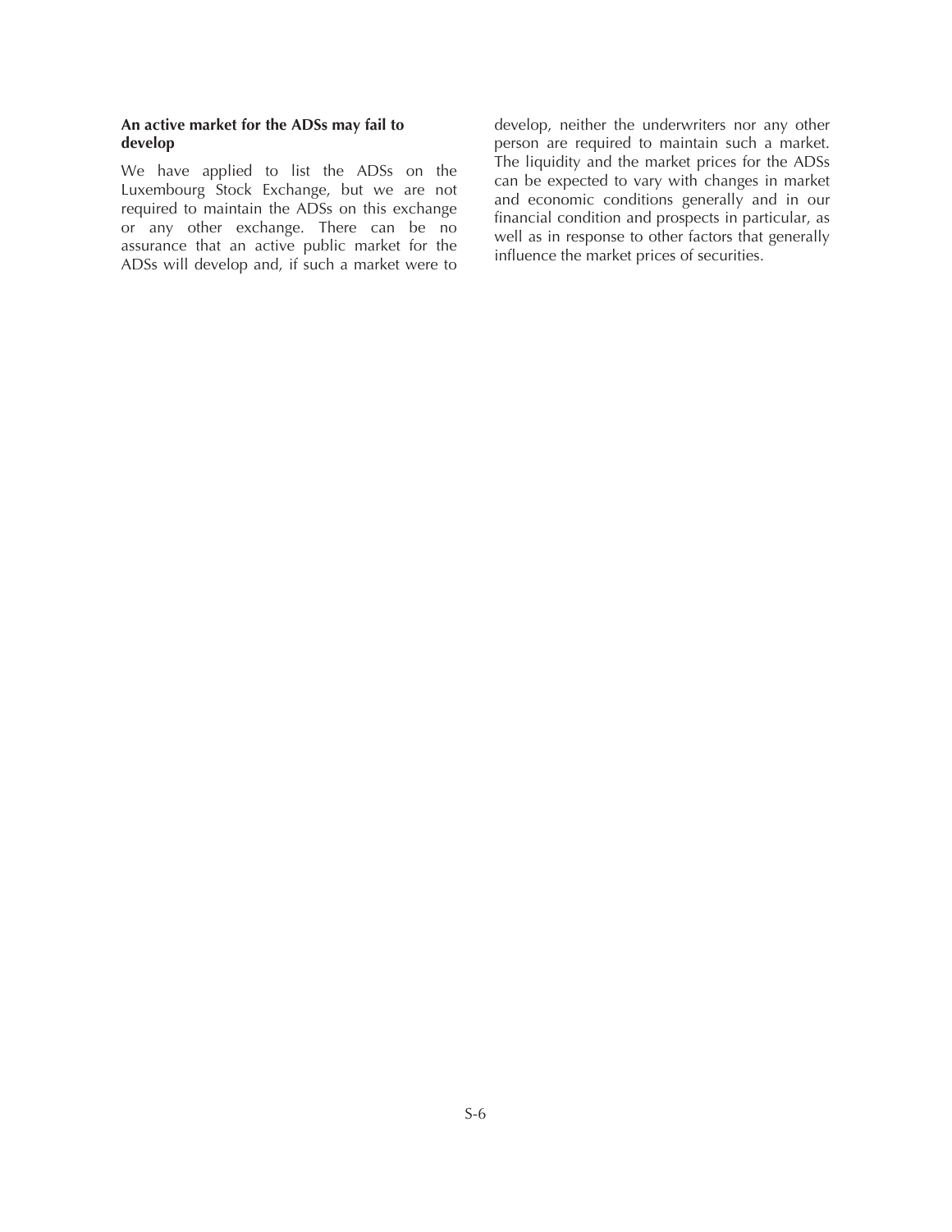**An active market for the ADSs may fail to develop**

We have applied to list the ADSs on the Luxembourg Stock Exchange, but we are not required to maintain the ADSs on this exchange or any other exchange. There can be no assurance that an active public market for the ADSs will develop and, if such a market were to develop, neither the underwriters nor any other person are required to maintain such a market. The liquidity and the market prices for the ADSs can be expected to vary with changes in market and economic conditions generally and in our financial condition and prospects in particular, as well as in response to other factors that generally influence the market prices of securities.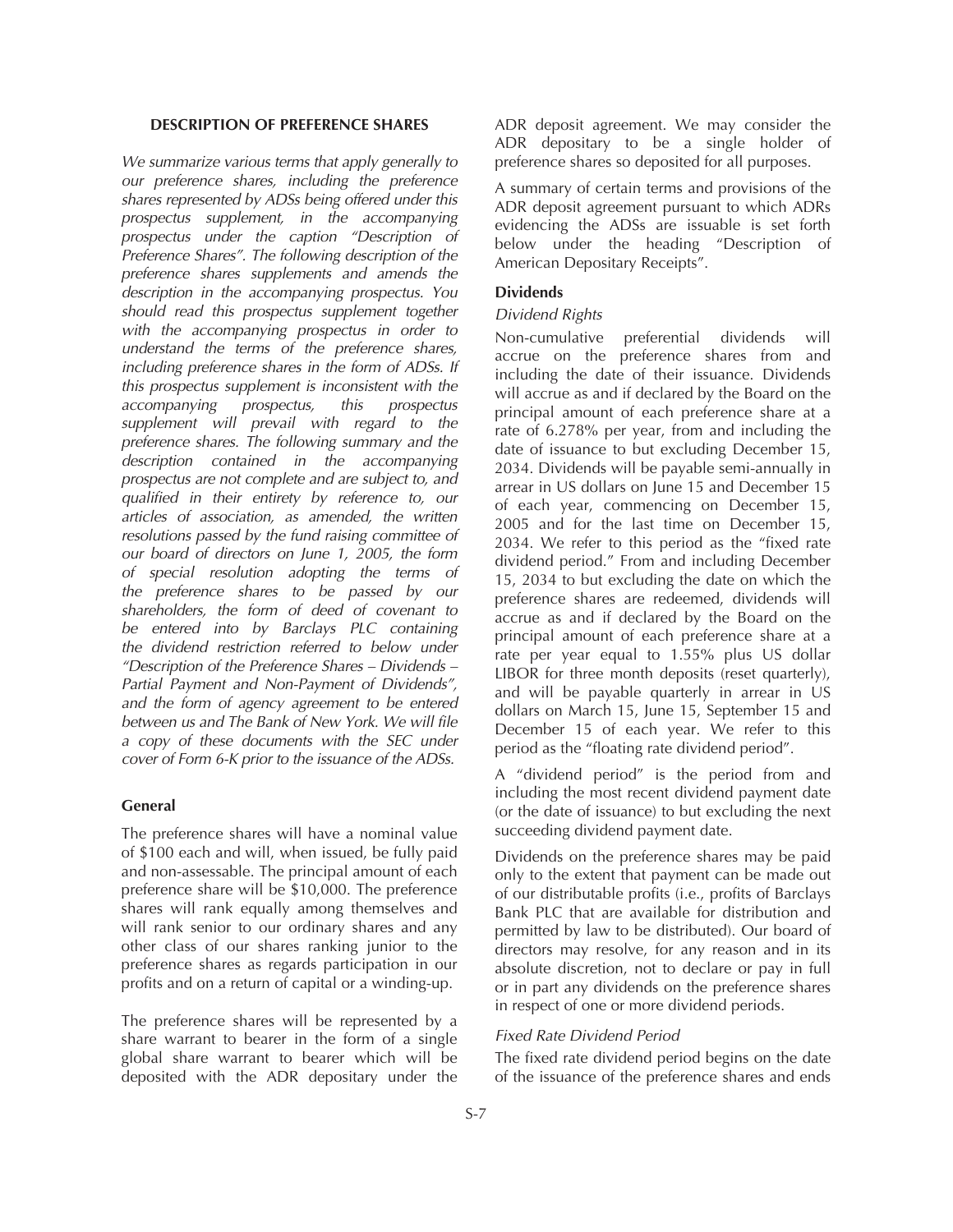## DESCRIPTION OF PREFERENCE SHARES

*We summarize various terms that apply generally to our preference shares, including the preference shares represented by ADSs being offered under this prospectus supplement, in the accompanying prospectus under the caption "Description of Preference Shares". The following description of the preference shares supplements and amends the description in the accompanying prospectus. You should read this prospectus supplement together with the accompanying prospectus in order to understand the terms of the preference shares, including preference shares in the form of ADSs. If this prospectus supplement is inconsistent with the accompanying prospectus, this prospectus supplement will prevail with regard to the preference shares. The following summary and the description contained in the accompanying prospectus are not complete and are subject to, and qualified in their entirety by reference to, our articles of association, as amended, the written resolutions passed by the fund raising committee of our board of directors on June 1, 2005, the form of special resolution adopting the terms of the preference shares to be passed by our shareholders, the form of deed of covenant to be entered into by Barclays PLC containing the dividend restriction referred to below under "Description of the Preference Shares – Dividends – Partial Payment and Non-Payment of Dividends", and the form of agency agreement to be entered between us and The Bank of New York. We will file a copy of these documents with the SEC under cover of Form 6-K prior to the issuance of the ADSs.*

### General

The preference shares will have a nominal value of $100 each and will, when issued, be fully paid and non-assessable. The principal amount of each preference share will be $10,000. The preference shares will rank equally among themselves and will rank senior to our ordinary shares and any other class of our shares ranking junior to the preference shares as regards participation in our profits and on a return of capital or a winding-up.

The preference shares will be represented by a share warrant to bearer in the form of a single global share warrant to bearer which will be deposited with the ADR depositary under the ADR deposit agreement. We may consider the ADR depositary to be a single holder of preference shares so deposited for all purposes.

A summary of certain terms and provisions of the ADR deposit agreement pursuant to which ADRs evidencing the ADSs are issuable is set forth below under the heading "Description of American Depositary Receipts".

### Dividends

*Dividend Rights*

Non-cumulative preferential dividends will accrue on the preference shares from and including the date of their issuance. Dividends will accrue as and if declared by the Board on the principal amount of each preference share at a rate of 6.278% per year, from and including the date of issuance to but excluding December 15, 2034. Dividends will be payable semi-annually in arrear in US dollars on June 15 and December 15 of each year, commencing on December 15, 2005 and for the last time on December 15, 2034. We refer to this period as the "fixed rate dividend period." From and including December 15, 2034 to but excluding the date on which the preference shares are redeemed, dividends will accrue as and if declared by the Board on the principal amount of each preference share at a rate per year equal to 1.55% plus US dollar LIBOR for three month deposits (reset quarterly), and will be payable quarterly in arrear in US dollars on March 15, June 15, September 15 and December 15 of each year. We refer to this period as the "floating rate dividend period".

A "dividend period" is the period from and including the most recent dividend payment date (or the date of issuance) to but excluding the next succeeding dividend payment date.

Dividends on the preference shares may be paid only to the extent that payment can be made out of our distributable profits (i.e., profits of Barclays Bank PLC that are available for distribution and permitted by law to be distributed). Our board of directors may resolve, for any reason and in its absolute discretion, not to declare or pay in full or in part any dividends on the preference shares in respect of one or more dividend periods.

*Fixed Rate Dividend Period*

The fixed rate dividend period begins on the date of the issuance of the preference shares and ends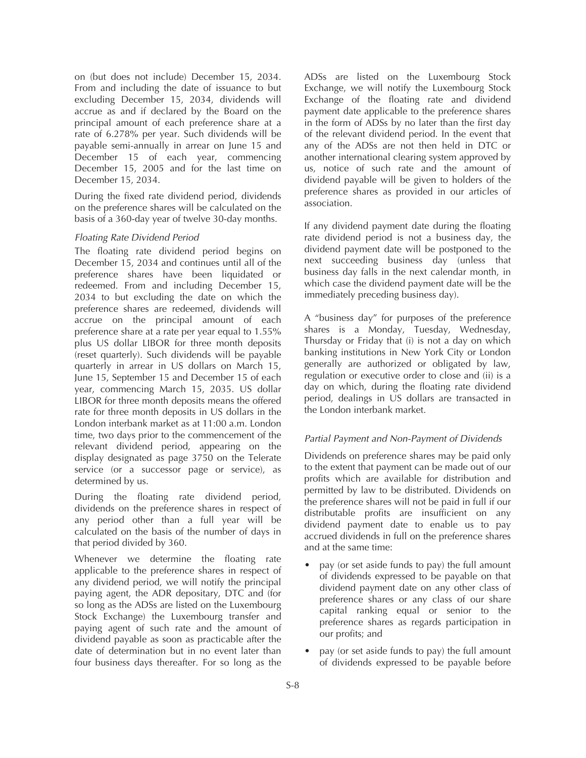on (but does not include) December 15, 2034. From and including the date of issuance to but excluding December 15, 2034, dividends will accrue as and if declared by the Board on the principal amount of each preference share at a rate of 6.278% per year. Such dividends will be payable semi-annually in arrear on June 15 and December 15 of each year, commencing December 15, 2005 and for the last time on December 15, 2034.

During the fixed rate dividend period, dividends on the preference shares will be calculated on the basis of a 360-day year of twelve 30-day months.

*Floating Rate Dividend Period*

The floating rate dividend period begins on December 15, 2034 and continues until all of the preference shares have been liquidated or redeemed. From and including December 15, 2034 to but excluding the date on which the preference shares are redeemed, dividends will accrue on the principal amount of each preference share at a rate per year equal to 1.55% plus US dollar LIBOR for three month deposits (reset quarterly). Such dividends will be payable quarterly in arrear in US dollars on March 15, June 15, September 15 and December 15 of each year, commencing March 15, 2035. US dollar LIBOR for three month deposits means the offered rate for three month deposits in US dollars in the London interbank market as at 11:00 a.m. London time, two days prior to the commencement of the relevant dividend period, appearing on the display designated as page 3750 on the Telerate service (or a successor page or service), as determined by us.

During the floating rate dividend period, dividends on the preference shares in respect of any period other than a full year will be calculated on the basis of the number of days in that period divided by 360.

Whenever we determine the floating rate applicable to the preference shares in respect of any dividend period, we will notify the principal paying agent, the ADR depositary, DTC and (for so long as the ADSs are listed on the Luxembourg Stock Exchange) the Luxembourg transfer and paying agent of such rate and the amount of dividend payable as soon as practicable after the date of determination but in no event later than four business days thereafter. For so long as the ADSs are listed on the Luxembourg Stock Exchange, we will notify the Luxembourg Stock Exchange of the floating rate and dividend payment date applicable to the preference shares in the form of ADSs by no later than the first day of the relevant dividend period. In the event that any of the ADSs are not then held in DTC or another international clearing system approved by us, notice of such rate and the amount of dividend payable will be given to holders of the preference shares as provided in our articles of association.

If any dividend payment date during the floating rate dividend period is not a business day, the dividend payment date will be postponed to the next succeeding business day (unless that business day falls in the next calendar month, in which case the dividend payment date will be the immediately preceding business day).

A "business day" for purposes of the preference shares is a Monday, Tuesday, Wednesday, Thursday or Friday that (i) is not a day on which banking institutions in New York City or London generally are authorized or obligated by law, regulation or executive order to close and (ii) is a day on which, during the floating rate dividend period, dealings in US dollars are transacted in the London interbank market.

*Partial Payment and Non-Payment of Dividends*

Dividends on preference shares may be paid only to the extent that payment can be made out of our profits which are available for distribution and permitted by law to be distributed. Dividends on the preference shares will not be paid in full if our distributable profits are insufficient on any dividend payment date to enable us to pay accrued dividends in full on the preference shares and at the same time:

- pay (or set aside funds to pay) the full amount of dividends expressed to be payable on that dividend payment date on any other class of preference shares or any class of our share capital ranking equal or senior to the preference shares as regards participation in our profits; and
- pay (or set aside funds to pay) the full amount of dividends expressed to be payable before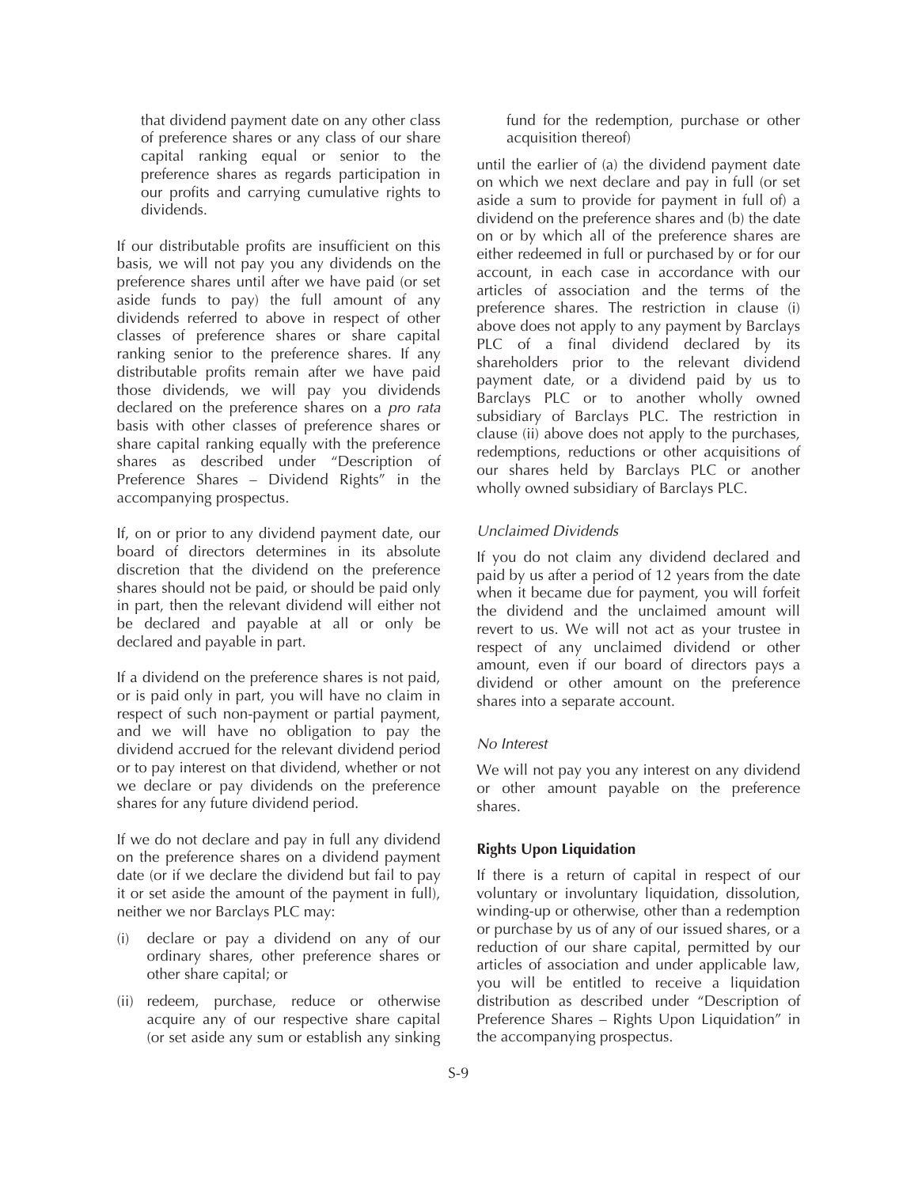that dividend payment date on any other class of preference shares or any class of our share capital ranking equal or senior to the preference shares as regards participation in our profits and carrying cumulative rights to dividends.

If our distributable profits are insufficient on this basis, we will not pay you any dividends on the preference shares until after we have paid (or set aside funds to pay) the full amount of any dividends referred to above in respect of other classes of preference shares or share capital ranking senior to the preference shares. If any distributable profits remain after we have paid those dividends, we will pay you dividends declared on the preference shares on a *pro rata* basis with other classes of preference shares or share capital ranking equally with the preference shares as described under "Description of Preference Shares – Dividend Rights" in the accompanying prospectus.

If, on or prior to any dividend payment date, our board of directors determines in its absolute discretion that the dividend on the preference shares should not be paid, or should be paid only in part, then the relevant dividend will either not be declared and payable at all or only be declared and payable in part.

If a dividend on the preference shares is not paid, or is paid only in part, you will have no claim in respect of such non-payment or partial payment, and we will have no obligation to pay the dividend accrued for the relevant dividend period or to pay interest on that dividend, whether or not we declare or pay dividends on the preference shares for any future dividend period.

If we do not declare and pay in full any dividend on the preference shares on a dividend payment date (or if we declare the dividend but fail to pay it or set aside the amount of the payment in full), neither we nor Barclays PLC may:

(i) declare or pay a dividend on any of our ordinary shares, other preference shares or other share capital; or

(ii) redeem, purchase, reduce or otherwise acquire any of our respective share capital (or set aside any sum or establish any sinking fund for the redemption, purchase or other acquisition thereof)

until the earlier of (a) the dividend payment date on which we next declare and pay in full (or set aside a sum to provide for payment in full of) a dividend on the preference shares and (b) the date on or by which all of the preference shares are either redeemed in full or purchased by or for our account, in each case in accordance with our articles of association and the terms of the preference shares. The restriction in clause (i) above does not apply to any payment by Barclays PLC of a final dividend declared by its shareholders prior to the relevant dividend payment date, or a dividend paid by us to Barclays PLC or to another wholly owned subsidiary of Barclays PLC. The restriction in clause (ii) above does not apply to the purchases, redemptions, reductions or other acquisitions of our shares held by Barclays PLC or another wholly owned subsidiary of Barclays PLC.

*Unclaimed Dividends*

If you do not claim any dividend declared and paid by us after a period of 12 years from the date when it became due for payment, you will forfeit the dividend and the unclaimed amount will revert to us. We will not act as your trustee in respect of any unclaimed dividend or other amount, even if our board of directors pays a dividend or other amount on the preference shares into a separate account.

*No Interest*

We will not pay you any interest on any dividend or other amount payable on the preference shares.

**Rights Upon Liquidation**

If there is a return of capital in respect of our voluntary or involuntary liquidation, dissolution, winding-up or otherwise, other than a redemption or purchase by us of any of our issued shares, or a reduction of our share capital, permitted by our articles of association and under applicable law, you will be entitled to receive a liquidation distribution as described under "Description of Preference Shares – Rights Upon Liquidation" in the accompanying prospectus.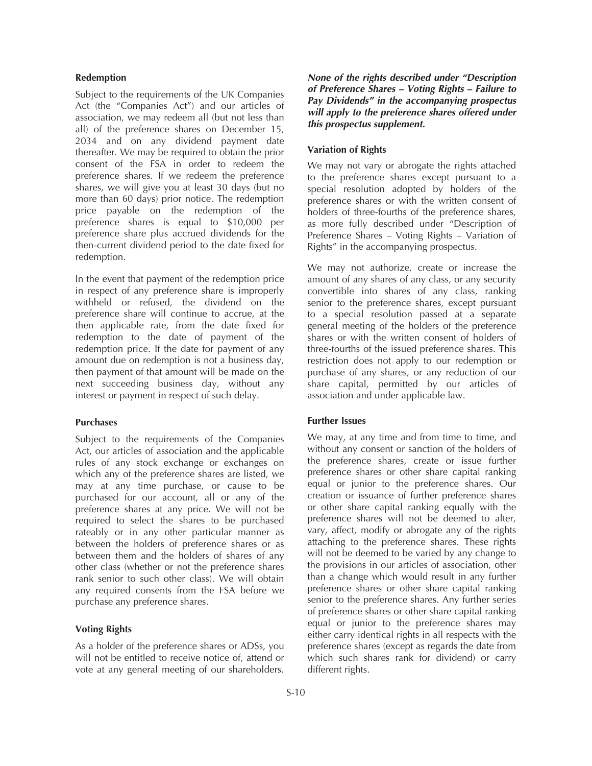### Redemption

Subject to the requirements of the UK Companies Act (the "Companies Act") and our articles of association, we may redeem all (but not less than all) of the preference shares on December 15, 2034 and on any dividend payment date thereafter. We may be required to obtain the prior consent of the FSA in order to redeem the preference shares. If we redeem the preference shares, we will give you at least 30 days (but no more than 60 days) prior notice. The redemption price payable on the redemption of the preference shares is equal to $10,000 per preference share plus accrued dividends for the then-current dividend period to the date fixed for redemption.

In the event that payment of the redemption price in respect of any preference share is improperly withheld or refused, the dividend on the preference share will continue to accrue, at the then applicable rate, from the date fixed for redemption to the date of payment of the redemption price. If the date for payment of any amount due on redemption is not a business day, then payment of that amount will be made on the next succeeding business day, without any interest or payment in respect of such delay.

### Purchases

Subject to the requirements of the Companies Act, our articles of association and the applicable rules of any stock exchange or exchanges on which any of the preference shares are listed, we may at any time purchase, or cause to be purchased for our account, all or any of the preference shares at any price. We will not be required to select the shares to be purchased rateably or in any other particular manner as between the holders of preference shares or as between them and the holders of shares of any other class (whether or not the preference shares rank senior to such other class). We will obtain any required consents from the FSA before we purchase any preference shares.

### Voting Rights

As a holder of the preference shares or ADSs, you will not be entitled to receive notice of, attend or vote at any general meeting of our shareholders.

***None of the rights described under "Description of Preference Shares – Voting Rights – Failure to Pay Dividends" in the accompanying prospectus will apply to the preference shares offered under this prospectus supplement.***

### Variation of Rights

We may not vary or abrogate the rights attached to the preference shares except pursuant to a special resolution adopted by holders of the preference shares or with the written consent of holders of three-fourths of the preference shares, as more fully described under "Description of Preference Shares – Voting Rights – Variation of Rights" in the accompanying prospectus.

We may not authorize, create or increase the amount of any shares of any class, or any security convertible into shares of any class, ranking senior to the preference shares, except pursuant to a special resolution passed at a separate general meeting of the holders of the preference shares or with the written consent of holders of three-fourths of the issued preference shares. This restriction does not apply to our redemption or purchase of any shares, or any reduction of our share capital, permitted by our articles of association and under applicable law.

### Further Issues

We may, at any time and from time to time, and without any consent or sanction of the holders of the preference shares, create or issue further preference shares or other share capital ranking equal or junior to the preference shares. Our creation or issuance of further preference shares or other share capital ranking equally with the preference shares will not be deemed to alter, vary, affect, modify or abrogate any of the rights attaching to the preference shares. These rights will not be deemed to be varied by any change to the provisions in our articles of association, other than a change which would result in any further preference shares or other share capital ranking senior to the preference shares. Any further series of preference shares or other share capital ranking equal or junior to the preference shares may either carry identical rights in all respects with the preference shares (except as regards the date from which such shares rank for dividend) or carry different rights.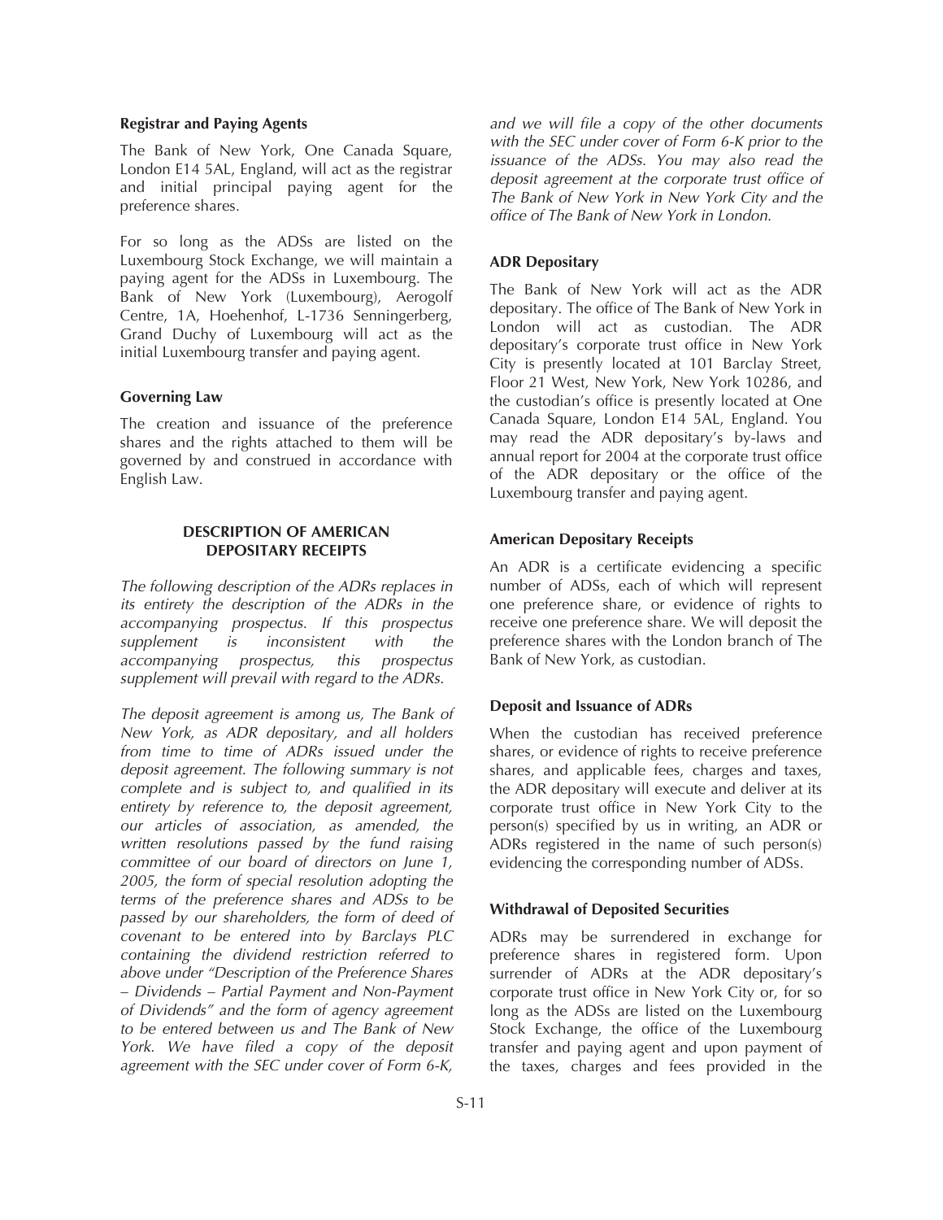**Registrar and Paying Agents**

The Bank of New York, One Canada Square, London E14 5AL, England, will act as the registrar and initial principal paying agent for the preference shares.

For so long as the ADSs are listed on the Luxembourg Stock Exchange, we will maintain a paying agent for the ADSs in Luxembourg. The Bank of New York (Luxembourg), Aerogolf Centre, 1A, Hoehenhof, L-1736 Senningerberg, Grand Duchy of Luxembourg will act as the initial Luxembourg transfer and paying agent.

**Governing Law**

The creation and issuance of the preference shares and the rights attached to them will be governed by and construed in accordance with English Law.

## DESCRIPTION OF AMERICAN DEPOSITARY RECEIPTS

*The following description of the ADRs replaces in its entirety the description of the ADRs in the accompanying prospectus. If this prospectus supplement is inconsistent with the accompanying prospectus, this prospectus supplement will prevail with regard to the ADRs.*

*The deposit agreement is among us, The Bank of New York, as ADR depositary, and all holders from time to time of ADRs issued under the deposit agreement. The following summary is not complete and is subject to, and qualified in its entirety by reference to, the deposit agreement, our articles of association, as amended, the written resolutions passed by the fund raising committee of our board of directors on June 1, 2005, the form of special resolution adopting the terms of the preference shares and ADSs to be passed by our shareholders, the form of deed of covenant to be entered into by Barclays PLC containing the dividend restriction referred to above under "Description of the Preference Shares – Dividends – Partial Payment and Non-Payment of Dividends" and the form of agency agreement to be entered between us and The Bank of New York. We have filed a copy of the deposit agreement with the SEC under cover of Form 6-K, and we will file a copy of the other documents with the SEC under cover of Form 6-K prior to the issuance of the ADSs. You may also read the deposit agreement at the corporate trust office of The Bank of New York in New York City and the office of The Bank of New York in London.*

**ADR Depositary**

The Bank of New York will act as the ADR depositary. The office of The Bank of New York in London will act as custodian. The ADR depositary's corporate trust office in New York City is presently located at 101 Barclay Street, Floor 21 West, New York, New York 10286, and the custodian's office is presently located at One Canada Square, London E14 5AL, England. You may read the ADR depositary's by-laws and annual report for 2004 at the corporate trust office of the ADR depositary or the office of the Luxembourg transfer and paying agent.

**American Depositary Receipts**

An ADR is a certificate evidencing a specific number of ADSs, each of which will represent one preference share, or evidence of rights to receive one preference share. We will deposit the preference shares with the London branch of The Bank of New York, as custodian.

**Deposit and Issuance of ADRs**

When the custodian has received preference shares, or evidence of rights to receive preference shares, and applicable fees, charges and taxes, the ADR depositary will execute and deliver at its corporate trust office in New York City to the person(s) specified by us in writing, an ADR or ADRs registered in the name of such person(s) evidencing the corresponding number of ADSs.

**Withdrawal of Deposited Securities**

ADRs may be surrendered in exchange for preference shares in registered form. Upon surrender of ADRs at the ADR depositary's corporate trust office in New York City or, for so long as the ADSs are listed on the Luxembourg Stock Exchange, the office of the Luxembourg transfer and paying agent and upon payment of the taxes, charges and fees provided in the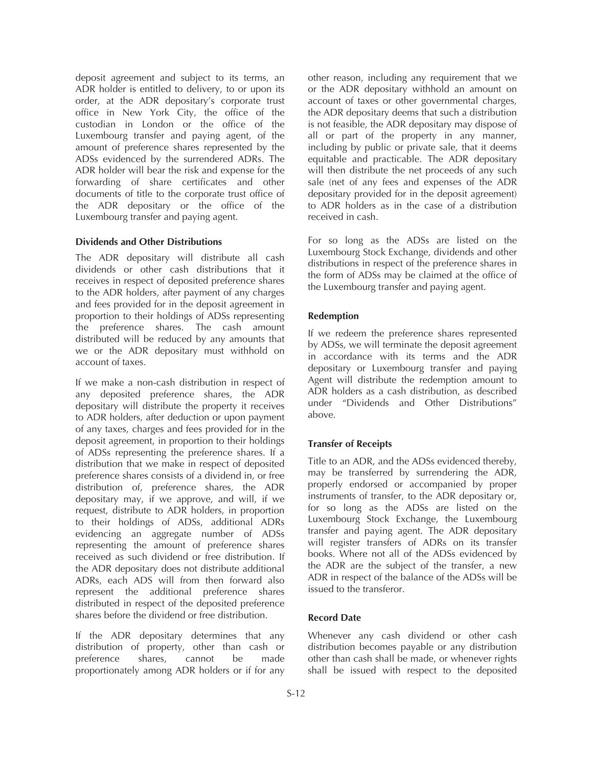deposit agreement and subject to its terms, an ADR holder is entitled to delivery, to or upon its order, at the ADR depositary's corporate trust office in New York City, the office of the custodian in London or the office of the Luxembourg transfer and paying agent, of the amount of preference shares represented by the ADSs evidenced by the surrendered ADRs. The ADR holder will bear the risk and expense for the forwarding of share certificates and other documents of title to the corporate trust office of the ADR depositary or the office of the Luxembourg transfer and paying agent.

### Dividends and Other Distributions

The ADR depositary will distribute all cash dividends or other cash distributions that it receives in respect of deposited preference shares to the ADR holders, after payment of any charges and fees provided for in the deposit agreement in proportion to their holdings of ADSs representing the preference shares. The cash amount distributed will be reduced by any amounts that we or the ADR depositary must withhold on account of taxes.

If we make a non-cash distribution in respect of any deposited preference shares, the ADR depositary will distribute the property it receives to ADR holders, after deduction or upon payment of any taxes, charges and fees provided for in the deposit agreement, in proportion to their holdings of ADSs representing the preference shares. If a distribution that we make in respect of deposited preference shares consists of a dividend in, or free distribution of, preference shares, the ADR depositary may, if we approve, and will, if we request, distribute to ADR holders, in proportion to their holdings of ADSs, additional ADRs evidencing an aggregate number of ADSs representing the amount of preference shares received as such dividend or free distribution. If the ADR depositary does not distribute additional ADRs, each ADS will from then forward also represent the additional preference shares distributed in respect of the deposited preference shares before the dividend or free distribution.

If the ADR depositary determines that any distribution of property, other than cash or preference shares, cannot be made proportionately among ADR holders or if for any other reason, including any requirement that we or the ADR depositary withhold an amount on account of taxes or other governmental charges, the ADR depositary deems that such a distribution is not feasible, the ADR depositary may dispose of all or part of the property in any manner, including by public or private sale, that it deems equitable and practicable. The ADR depositary will then distribute the net proceeds of any such sale (net of any fees and expenses of the ADR depositary provided for in the deposit agreement) to ADR holders as in the case of a distribution received in cash.

For so long as the ADSs are listed on the Luxembourg Stock Exchange, dividends and other distributions in respect of the preference shares in the form of ADSs may be claimed at the office of the Luxembourg transfer and paying agent.

### Redemption

If we redeem the preference shares represented by ADSs, we will terminate the deposit agreement in accordance with its terms and the ADR depositary or Luxembourg transfer and paying Agent will distribute the redemption amount to ADR holders as a cash distribution, as described under "Dividends and Other Distributions" above.

### Transfer of Receipts

Title to an ADR, and the ADSs evidenced thereby, may be transferred by surrendering the ADR, properly endorsed or accompanied by proper instruments of transfer, to the ADR depositary or, for so long as the ADSs are listed on the Luxembourg Stock Exchange, the Luxembourg transfer and paying agent. The ADR depositary will register transfers of ADRs on its transfer books. Where not all of the ADSs evidenced by the ADR are the subject of the transfer, a new ADR in respect of the balance of the ADSs will be issued to the transferor.

### Record Date

Whenever any cash dividend or other cash distribution becomes payable or any distribution other than cash shall be made, or whenever rights shall be issued with respect to the deposited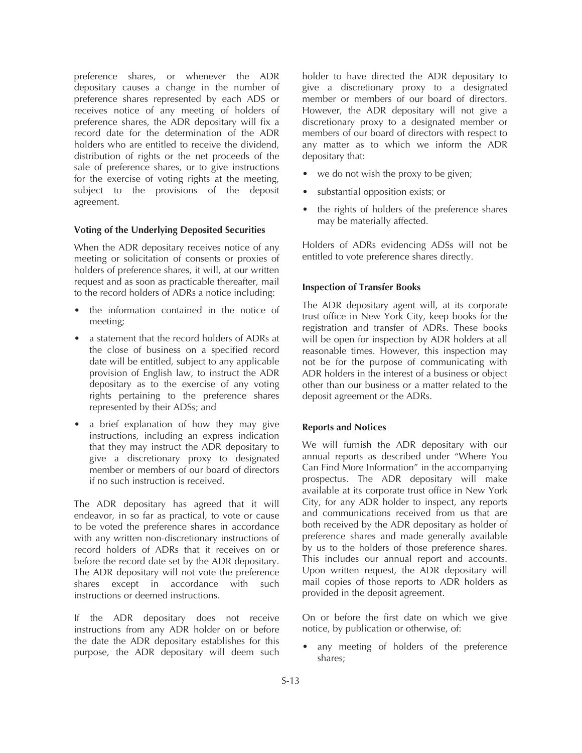preference shares, or whenever the ADR depositary causes a change in the number of preference shares represented by each ADS or receives notice of any meeting of holders of preference shares, the ADR depositary will fix a record date for the determination of the ADR holders who are entitled to receive the dividend, distribution of rights or the net proceeds of the sale of preference shares, or to give instructions for the exercise of voting rights at the meeting, subject to the provisions of the deposit agreement.

**Voting of the Underlying Deposited Securities**

When the ADR depositary receives notice of any meeting or solicitation of consents or proxies of holders of preference shares, it will, at our written request and as soon as practicable thereafter, mail to the record holders of ADRs a notice including:

- the information contained in the notice of meeting;
- a statement that the record holders of ADRs at the close of business on a specified record date will be entitled, subject to any applicable provision of English law, to instruct the ADR depositary as to the exercise of any voting rights pertaining to the preference shares represented by their ADSs; and
- a brief explanation of how they may give instructions, including an express indication that they may instruct the ADR depositary to give a discretionary proxy to designated member or members of our board of directors if no such instruction is received.

The ADR depositary has agreed that it will endeavor, in so far as practical, to vote or cause to be voted the preference shares in accordance with any written non-discretionary instructions of record holders of ADRs that it receives on or before the record date set by the ADR depositary. The ADR depositary will not vote the preference shares except in accordance with such instructions or deemed instructions.

If the ADR depositary does not receive instructions from any ADR holder on or before the date the ADR depositary establishes for this purpose, the ADR depositary will deem such holder to have directed the ADR depositary to give a discretionary proxy to a designated member or members of our board of directors. However, the ADR depositary will not give a discretionary proxy to a designated member or members of our board of directors with respect to any matter as to which we inform the ADR depositary that:

- we do not wish the proxy to be given;
- substantial opposition exists; or
- the rights of holders of the preference shares may be materially affected.

Holders of ADRs evidencing ADSs will not be entitled to vote preference shares directly.

**Inspection of Transfer Books**

The ADR depositary agent will, at its corporate trust office in New York City, keep books for the registration and transfer of ADRs. These books will be open for inspection by ADR holders at all reasonable times. However, this inspection may not be for the purpose of communicating with ADR holders in the interest of a business or object other than our business or a matter related to the deposit agreement or the ADRs.

**Reports and Notices**

We will furnish the ADR depositary with our annual reports as described under "Where You Can Find More Information" in the accompanying prospectus. The ADR depositary will make available at its corporate trust office in New York City, for any ADR holder to inspect, any reports and communications received from us that are both received by the ADR depositary as holder of preference shares and made generally available by us to the holders of those preference shares. This includes our annual report and accounts. Upon written request, the ADR depositary will mail copies of those reports to ADR holders as provided in the deposit agreement.

On or before the first date on which we give notice, by publication or otherwise, of:

- any meeting of holders of the preference shares;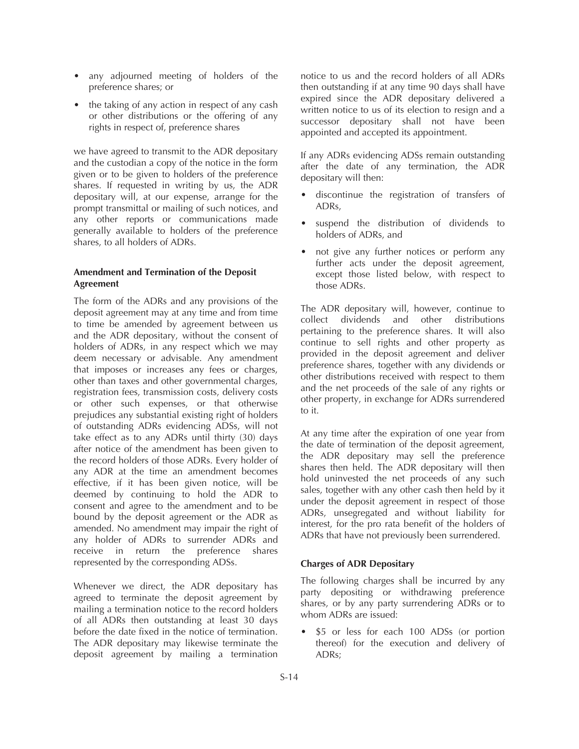- any adjourned meeting of holders of the preference shares; or
- the taking of any action in respect of any cash or other distributions or the offering of any rights in respect of, preference shares

we have agreed to transmit to the ADR depositary and the custodian a copy of the notice in the form given or to be given to holders of the preference shares. If requested in writing by us, the ADR depositary will, at our expense, arrange for the prompt transmittal or mailing of such notices, and any other reports or communications made generally available to holders of the preference shares, to all holders of ADRs.

#### Amendment and Termination of the Deposit Agreement

The form of the ADRs and any provisions of the deposit agreement may at any time and from time to time be amended by agreement between us and the ADR depositary, without the consent of holders of ADRs, in any respect which we may deem necessary or advisable. Any amendment that imposes or increases any fees or charges, other than taxes and other governmental charges, registration fees, transmission costs, delivery costs or other such expenses, or that otherwise prejudices any substantial existing right of holders of outstanding ADRs evidencing ADSs, will not take effect as to any ADRs until thirty (30) days after notice of the amendment has been given to the record holders of those ADRs. Every holder of any ADR at the time an amendment becomes effective, if it has been given notice, will be deemed by continuing to hold the ADR to consent and agree to the amendment and to be bound by the deposit agreement or the ADR as amended. No amendment may impair the right of any holder of ADRs to surrender ADRs and receive in return the preference shares represented by the corresponding ADSs.

Whenever we direct, the ADR depositary has agreed to terminate the deposit agreement by mailing a termination notice to the record holders of all ADRs then outstanding at least 30 days before the date fixed in the notice of termination. The ADR depositary may likewise terminate the deposit agreement by mailing a termination notice to us and the record holders of all ADRs then outstanding if at any time 90 days shall have expired since the ADR depositary delivered a written notice to us of its election to resign and a successor depositary shall not have been appointed and accepted its appointment.

If any ADRs evidencing ADSs remain outstanding after the date of any termination, the ADR depositary will then:

- discontinue the registration of transfers of ADRs,
- suspend the distribution of dividends to holders of ADRs, and
- not give any further notices or perform any further acts under the deposit agreement, except those listed below, with respect to those ADRs.

The ADR depositary will, however, continue to collect dividends and other distributions pertaining to the preference shares. It will also continue to sell rights and other property as provided in the deposit agreement and deliver preference shares, together with any dividends or other distributions received with respect to them and the net proceeds of the sale of any rights or other property, in exchange for ADRs surrendered to it.

At any time after the expiration of one year from the date of termination of the deposit agreement, the ADR depositary may sell the preference shares then held. The ADR depositary will then hold uninvested the net proceeds of any such sales, together with any other cash then held by it under the deposit agreement in respect of those ADRs, unsegregated and without liability for interest, for the pro rata benefit of the holders of ADRs that have not previously been surrendered.

#### Charges of ADR Depositary

The following charges shall be incurred by any party depositing or withdrawing preference shares, or by any party surrendering ADRs or to whom ADRs are issued:

- $5 or less for each 100 ADSs (or portion thereof) for the execution and delivery of ADRs;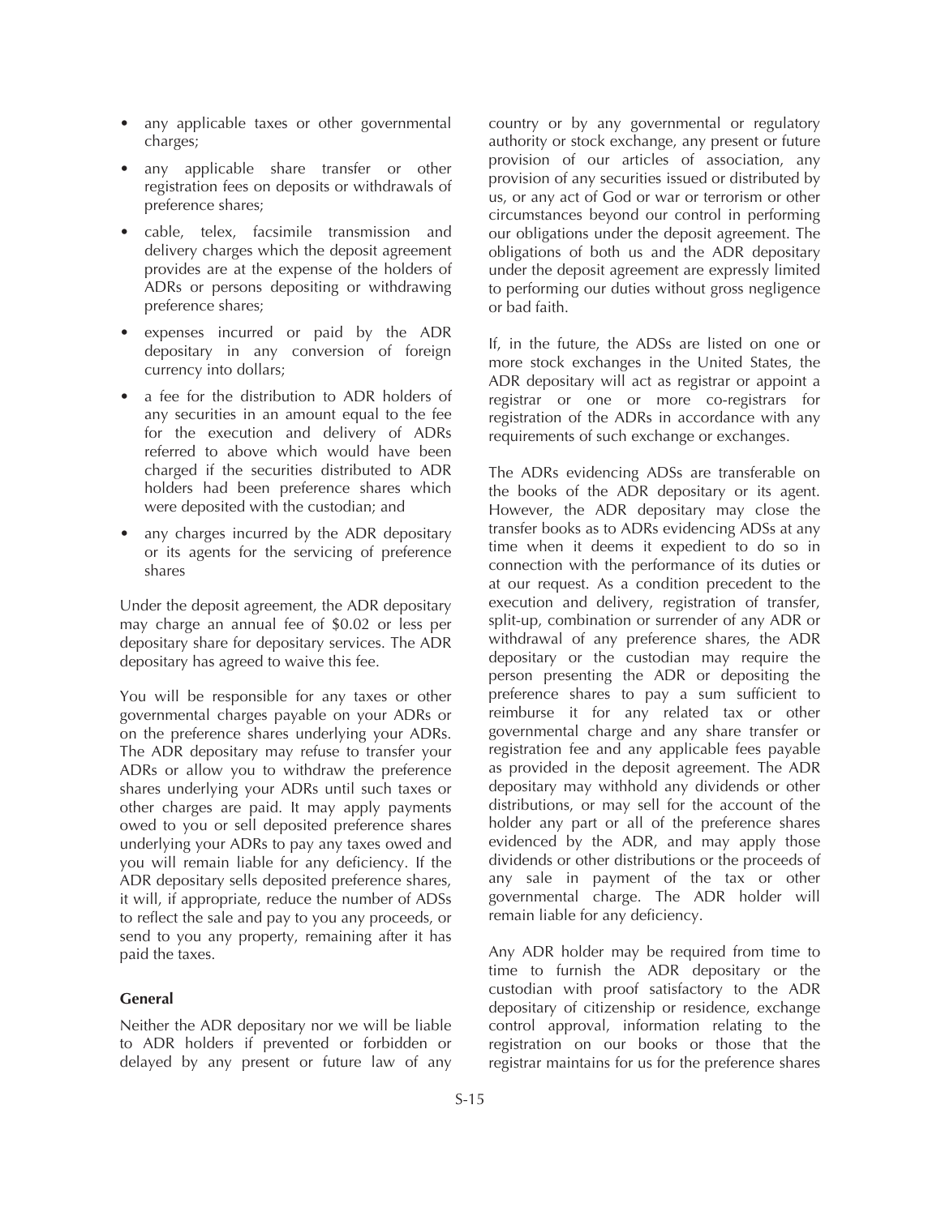- any applicable taxes or other governmental charges;
- any applicable share transfer or other registration fees on deposits or withdrawals of preference shares;
- cable, telex, facsimile transmission and delivery charges which the deposit agreement provides are at the expense of the holders of ADRs or persons depositing or withdrawing preference shares;
- expenses incurred or paid by the ADR depositary in any conversion of foreign currency into dollars;
- a fee for the distribution to ADR holders of any securities in an amount equal to the fee for the execution and delivery of ADRs referred to above which would have been charged if the securities distributed to ADR holders had been preference shares which were deposited with the custodian; and
- any charges incurred by the ADR depositary or its agents for the servicing of preference shares

Under the deposit agreement, the ADR depositary may charge an annual fee of $0.02 or less per depositary share for depositary services. The ADR depositary has agreed to waive this fee.

You will be responsible for any taxes or other governmental charges payable on your ADRs or on the preference shares underlying your ADRs. The ADR depositary may refuse to transfer your ADRs or allow you to withdraw the preference shares underlying your ADRs until such taxes or other charges are paid. It may apply payments owed to you or sell deposited preference shares underlying your ADRs to pay any taxes owed and you will remain liable for any deficiency. If the ADR depositary sells deposited preference shares, it will, if appropriate, reduce the number of ADSs to reflect the sale and pay to you any proceeds, or send to you any property, remaining after it has paid the taxes.

**General**

Neither the ADR depositary nor we will be liable to ADR holders if prevented or forbidden or delayed by any present or future law of any country or by any governmental or regulatory authority or stock exchange, any present or future provision of our articles of association, any provision of any securities issued or distributed by us, or any act of God or war or terrorism or other circumstances beyond our control in performing our obligations under the deposit agreement. The obligations of both us and the ADR depositary under the deposit agreement are expressly limited to performing our duties without gross negligence or bad faith.

If, in the future, the ADSs are listed on one or more stock exchanges in the United States, the ADR depositary will act as registrar or appoint a registrar or one or more co-registrars for registration of the ADRs in accordance with any requirements of such exchange or exchanges.

The ADRs evidencing ADSs are transferable on the books of the ADR depositary or its agent. However, the ADR depositary may close the transfer books as to ADRs evidencing ADSs at any time when it deems it expedient to do so in connection with the performance of its duties or at our request. As a condition precedent to the execution and delivery, registration of transfer, split-up, combination or surrender of any ADR or withdrawal of any preference shares, the ADR depositary or the custodian may require the person presenting the ADR or depositing the preference shares to pay a sum sufficient to reimburse it for any related tax or other governmental charge and any share transfer or registration fee and any applicable fees payable as provided in the deposit agreement. The ADR depositary may withhold any dividends or other distributions, or may sell for the account of the holder any part or all of the preference shares evidenced by the ADR, and may apply those dividends or other distributions or the proceeds of any sale in payment of the tax or other governmental charge. The ADR holder will remain liable for any deficiency.

Any ADR holder may be required from time to time to furnish the ADR depositary or the custodian with proof satisfactory to the ADR depositary of citizenship or residence, exchange control approval, information relating to the registration on our books or those that the registrar maintains for us for the preference shares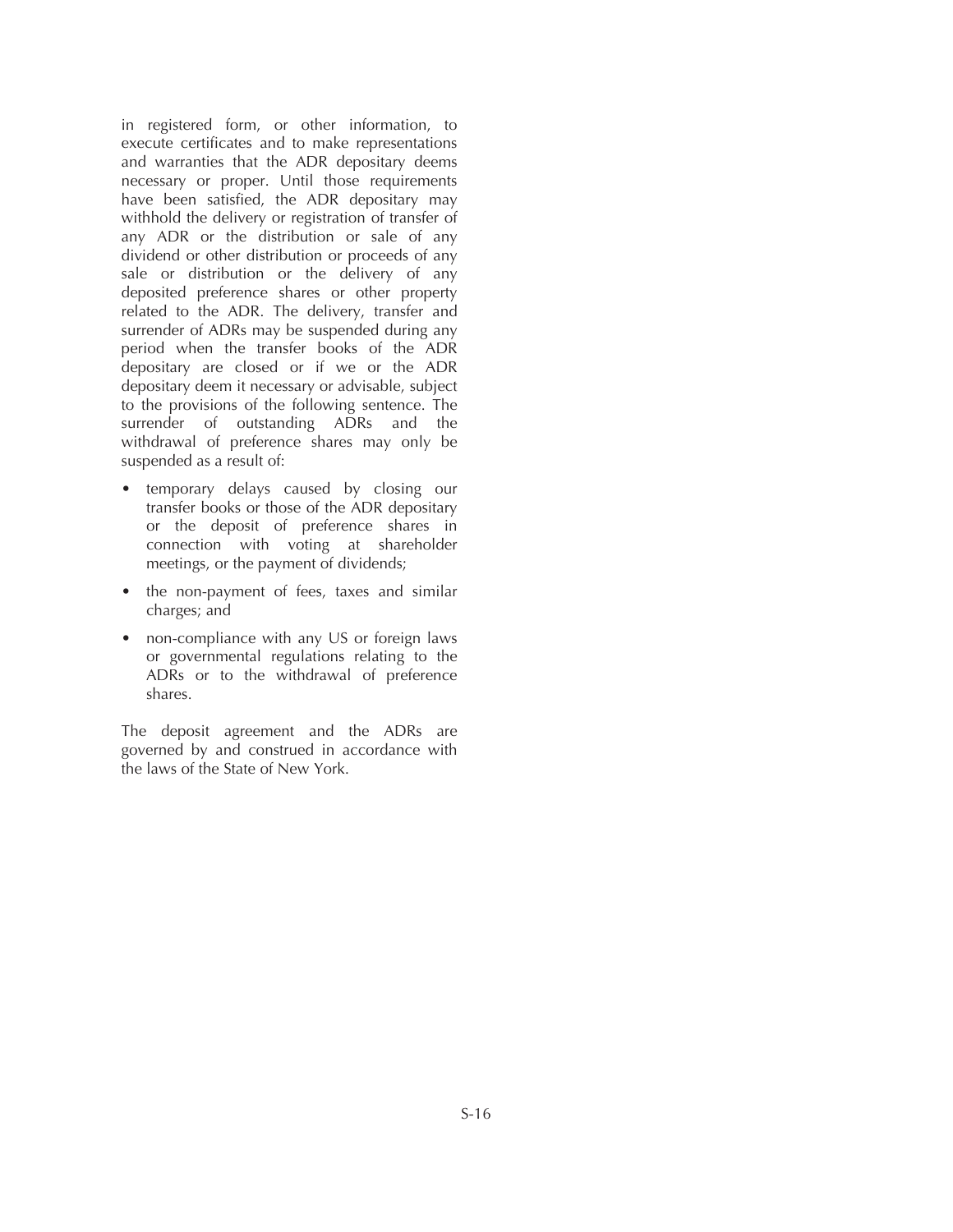in registered form, or other information, to execute certificates and to make representations and warranties that the ADR depositary deems necessary or proper. Until those requirements have been satisfied, the ADR depositary may withhold the delivery or registration of transfer of any ADR or the distribution or sale of any dividend or other distribution or proceeds of any sale or distribution or the delivery of any deposited preference shares or other property related to the ADR. The delivery, transfer and surrender of ADRs may be suspended during any period when the transfer books of the ADR depositary are closed or if we or the ADR depositary deem it necessary or advisable, subject to the provisions of the following sentence. The surrender of outstanding ADRs and the withdrawal of preference shares may only be suspended as a result of:

- temporary delays caused by closing our transfer books or those of the ADR depositary or the deposit of preference shares in connection with voting at shareholder meetings, or the payment of dividends;
- the non-payment of fees, taxes and similar charges; and
- non-compliance with any US or foreign laws or governmental regulations relating to the ADRs or to the withdrawal of preference shares.

The deposit agreement and the ADRs are governed by and construed in accordance with the laws of the State of New York.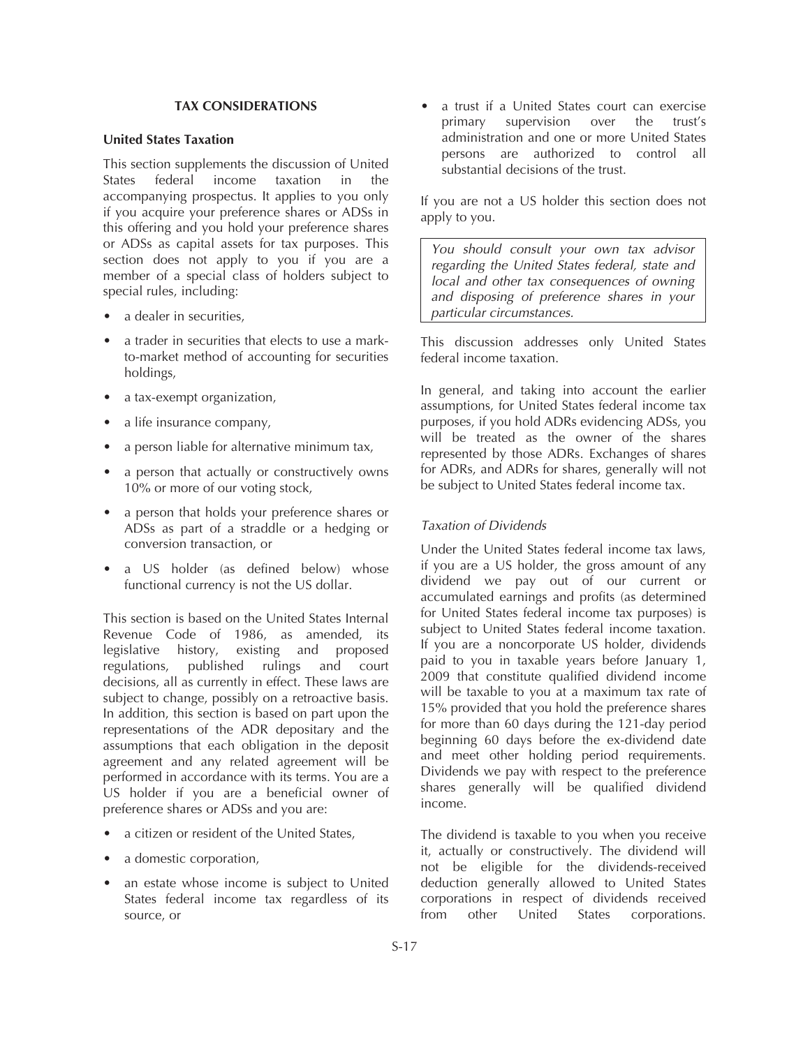## TAX CONSIDERATIONS

### United States Taxation

This section supplements the discussion of United States federal income taxation in the accompanying prospectus. It applies to you only if you acquire your preference shares or ADSs in this offering and you hold your preference shares or ADSs as capital assets for tax purposes. This section does not apply to you if you are a member of a special class of holders subject to special rules, including:

- a dealer in securities,
- a trader in securities that elects to use a mark-to-market method of accounting for securities holdings,
- a tax-exempt organization,
- a life insurance company,
- a person liable for alternative minimum tax,
- a person that actually or constructively owns 10% or more of our voting stock,
- a person that holds your preference shares or ADSs as part of a straddle or a hedging or conversion transaction, or
- a US holder (as defined below) whose functional currency is not the US dollar.

This section is based on the United States Internal Revenue Code of 1986, as amended, its legislative history, existing and proposed regulations, published rulings and court decisions, all as currently in effect. These laws are subject to change, possibly on a retroactive basis. In addition, this section is based on part upon the representations of the ADR depositary and the assumptions that each obligation in the deposit agreement and any related agreement will be performed in accordance with its terms. You are a US holder if you are a beneficial owner of preference shares or ADSs and you are:

- a citizen or resident of the United States,
- a domestic corporation,
- an estate whose income is subject to United States federal income tax regardless of its source, or
- a trust if a United States court can exercise primary supervision over the trust's administration and one or more United States persons are authorized to control all substantial decisions of the trust.

If you are not a US holder this section does not apply to you.

*You should consult your own tax advisor regarding the United States federal, state and local and other tax consequences of owning and disposing of preference shares in your particular circumstances.*

This discussion addresses only United States federal income taxation.

In general, and taking into account the earlier assumptions, for United States federal income tax purposes, if you hold ADRs evidencing ADSs, you will be treated as the owner of the shares represented by those ADRs. Exchanges of shares for ADRs, and ADRs for shares, generally will not be subject to United States federal income tax.

#### *Taxation of Dividends*

Under the United States federal income tax laws, if you are a US holder, the gross amount of any dividend we pay out of our current or accumulated earnings and profits (as determined for United States federal income tax purposes) is subject to United States federal income taxation. If you are a noncorporate US holder, dividends paid to you in taxable years before January 1, 2009 that constitute qualified dividend income will be taxable to you at a maximum tax rate of 15% provided that you hold the preference shares for more than 60 days during the 121-day period beginning 60 days before the ex-dividend date and meet other holding period requirements. Dividends we pay with respect to the preference shares generally will be qualified dividend income.

The dividend is taxable to you when you receive it, actually or constructively. The dividend will not be eligible for the dividends-received deduction generally allowed to United States corporations in respect of dividends received from other United States corporations.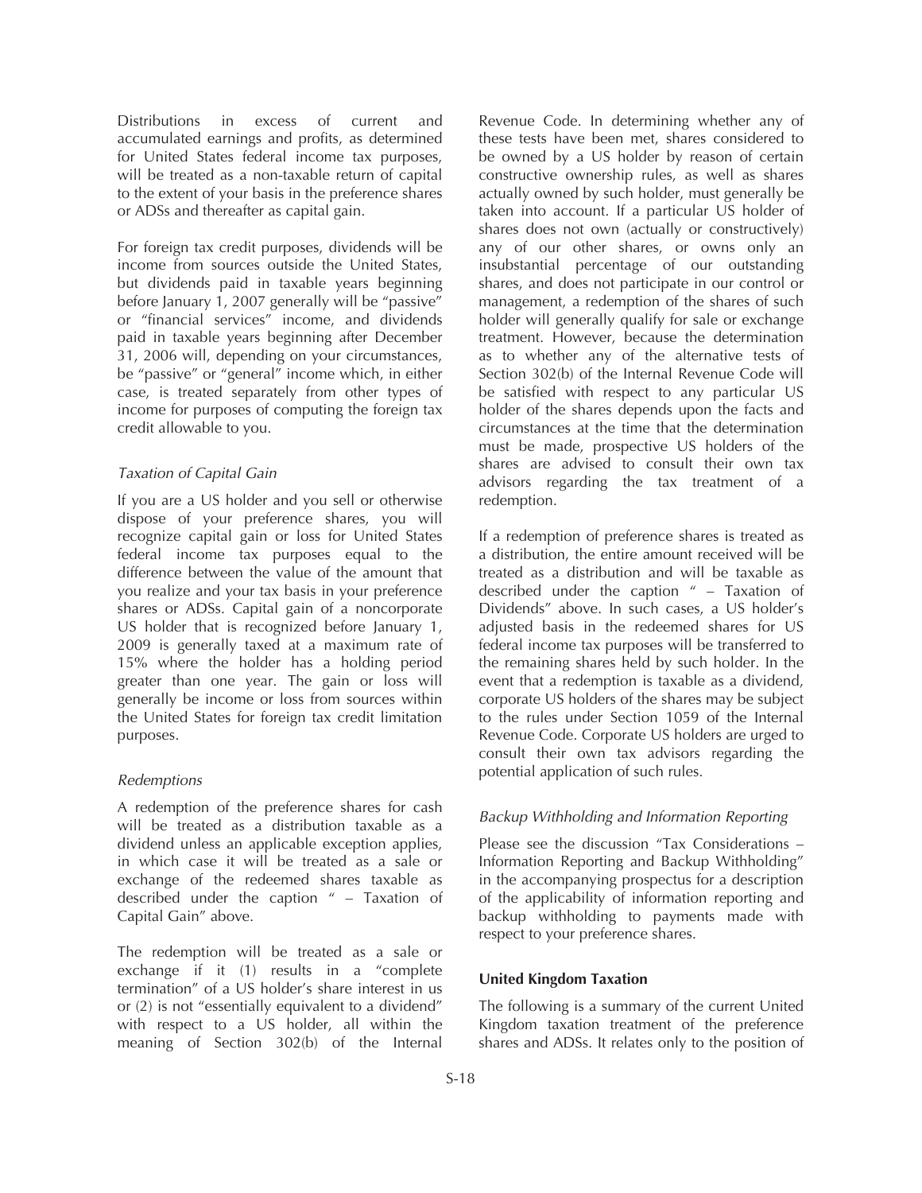Distributions in excess of current and accumulated earnings and profits, as determined for United States federal income tax purposes, will be treated as a non-taxable return of capital to the extent of your basis in the preference shares or ADSs and thereafter as capital gain.

For foreign tax credit purposes, dividends will be income from sources outside the United States, but dividends paid in taxable years beginning before January 1, 2007 generally will be "passive" or "financial services" income, and dividends paid in taxable years beginning after December 31, 2006 will, depending on your circumstances, be "passive" or "general" income which, in either case, is treated separately from other types of income for purposes of computing the foreign tax credit allowable to you.

*Taxation of Capital Gain*

If you are a US holder and you sell or otherwise dispose of your preference shares, you will recognize capital gain or loss for United States federal income tax purposes equal to the difference between the value of the amount that you realize and your tax basis in your preference shares or ADSs. Capital gain of a noncorporate US holder that is recognized before January 1, 2009 is generally taxed at a maximum rate of 15% where the holder has a holding period greater than one year. The gain or loss will generally be income or loss from sources within the United States for foreign tax credit limitation purposes.

*Redemptions*

A redemption of the preference shares for cash will be treated as a distribution taxable as a dividend unless an applicable exception applies, in which case it will be treated as a sale or exchange of the redeemed shares taxable as described under the caption " – Taxation of Capital Gain" above.

The redemption will be treated as a sale or exchange if it (1) results in a "complete termination" of a US holder's share interest in us or (2) is not "essentially equivalent to a dividend" with respect to a US holder, all within the meaning of Section 302(b) of the Internal Revenue Code. In determining whether any of these tests have been met, shares considered to be owned by a US holder by reason of certain constructive ownership rules, as well as shares actually owned by such holder, must generally be taken into account. If a particular US holder of shares does not own (actually or constructively) any of our other shares, or owns only an insubstantial percentage of our outstanding shares, and does not participate in our control or management, a redemption of the shares of such holder will generally qualify for sale or exchange treatment. However, because the determination as to whether any of the alternative tests of Section 302(b) of the Internal Revenue Code will be satisfied with respect to any particular US holder of the shares depends upon the facts and circumstances at the time that the determination must be made, prospective US holders of the shares are advised to consult their own tax advisors regarding the tax treatment of a redemption.

If a redemption of preference shares is treated as a distribution, the entire amount received will be treated as a distribution and will be taxable as described under the caption " – Taxation of Dividends" above. In such cases, a US holder's adjusted basis in the redeemed shares for US federal income tax purposes will be transferred to the remaining shares held by such holder. In the event that a redemption is taxable as a dividend, corporate US holders of the shares may be subject to the rules under Section 1059 of the Internal Revenue Code. Corporate US holders are urged to consult their own tax advisors regarding the potential application of such rules.

*Backup Withholding and Information Reporting*

Please see the discussion "Tax Considerations – Information Reporting and Backup Withholding" in the accompanying prospectus for a description of the applicability of information reporting and backup withholding to payments made with respect to your preference shares.

**United Kingdom Taxation**

The following is a summary of the current United Kingdom taxation treatment of the preference shares and ADSs. It relates only to the position of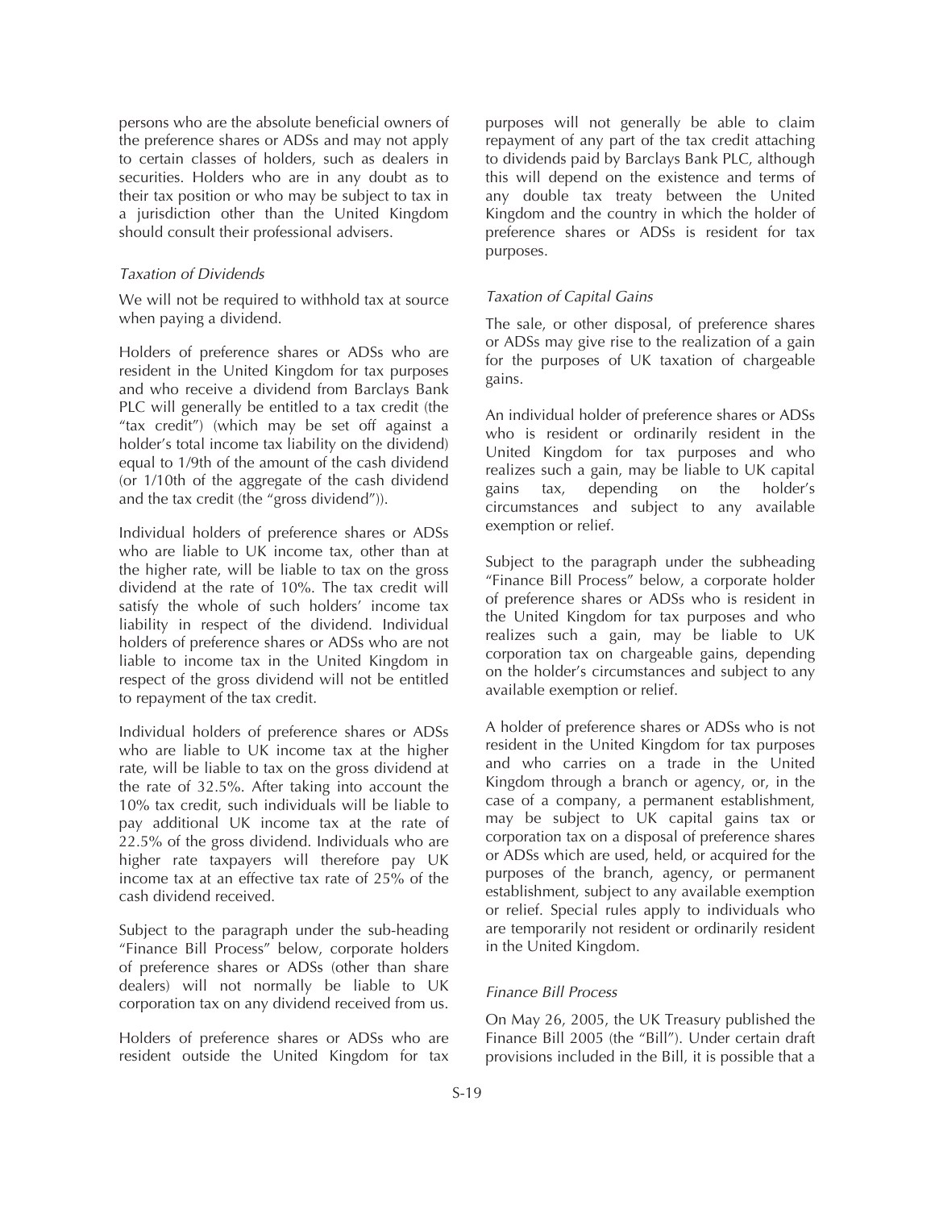persons who are the absolute beneficial owners of the preference shares or ADSs and may not apply to certain classes of holders, such as dealers in securities. Holders who are in any doubt as to their tax position or who may be subject to tax in a jurisdiction other than the United Kingdom should consult their professional advisers.

*Taxation of Dividends*

We will not be required to withhold tax at source when paying a dividend.

Holders of preference shares or ADSs who are resident in the United Kingdom for tax purposes and who receive a dividend from Barclays Bank PLC will generally be entitled to a tax credit (the "tax credit") (which may be set off against a holder's total income tax liability on the dividend) equal to 1/9th of the amount of the cash dividend (or 1/10th of the aggregate of the cash dividend and the tax credit (the "gross dividend")).

Individual holders of preference shares or ADSs who are liable to UK income tax, other than at the higher rate, will be liable to tax on the gross dividend at the rate of 10%. The tax credit will satisfy the whole of such holders' income tax liability in respect of the dividend. Individual holders of preference shares or ADSs who are not liable to income tax in the United Kingdom in respect of the gross dividend will not be entitled to repayment of the tax credit.

Individual holders of preference shares or ADSs who are liable to UK income tax at the higher rate, will be liable to tax on the gross dividend at the rate of 32.5%. After taking into account the 10% tax credit, such individuals will be liable to pay additional UK income tax at the rate of 22.5% of the gross dividend. Individuals who are higher rate taxpayers will therefore pay UK income tax at an effective tax rate of 25% of the cash dividend received.

Subject to the paragraph under the sub-heading "Finance Bill Process" below, corporate holders of preference shares or ADSs (other than share dealers) will not normally be liable to UK corporation tax on any dividend received from us.

Holders of preference shares or ADSs who are resident outside the United Kingdom for tax purposes will not generally be able to claim repayment of any part of the tax credit attaching to dividends paid by Barclays Bank PLC, although this will depend on the existence and terms of any double tax treaty between the United Kingdom and the country in which the holder of preference shares or ADSs is resident for tax purposes.

*Taxation of Capital Gains*

The sale, or other disposal, of preference shares or ADSs may give rise to the realization of a gain for the purposes of UK taxation of chargeable gains.

An individual holder of preference shares or ADSs who is resident or ordinarily resident in the United Kingdom for tax purposes and who realizes such a gain, may be liable to UK capital gains tax, depending on the holder's circumstances and subject to any available exemption or relief.

Subject to the paragraph under the subheading "Finance Bill Process" below, a corporate holder of preference shares or ADSs who is resident in the United Kingdom for tax purposes and who realizes such a gain, may be liable to UK corporation tax on chargeable gains, depending on the holder's circumstances and subject to any available exemption or relief.

A holder of preference shares or ADSs who is not resident in the United Kingdom for tax purposes and who carries on a trade in the United Kingdom through a branch or agency, or, in the case of a company, a permanent establishment, may be subject to UK capital gains tax or corporation tax on a disposal of preference shares or ADSs which are used, held, or acquired for the purposes of the branch, agency, or permanent establishment, subject to any available exemption or relief. Special rules apply to individuals who are temporarily not resident or ordinarily resident in the United Kingdom.

*Finance Bill Process*

On May 26, 2005, the UK Treasury published the Finance Bill 2005 (the "Bill"). Under certain draft provisions included in the Bill, it is possible that a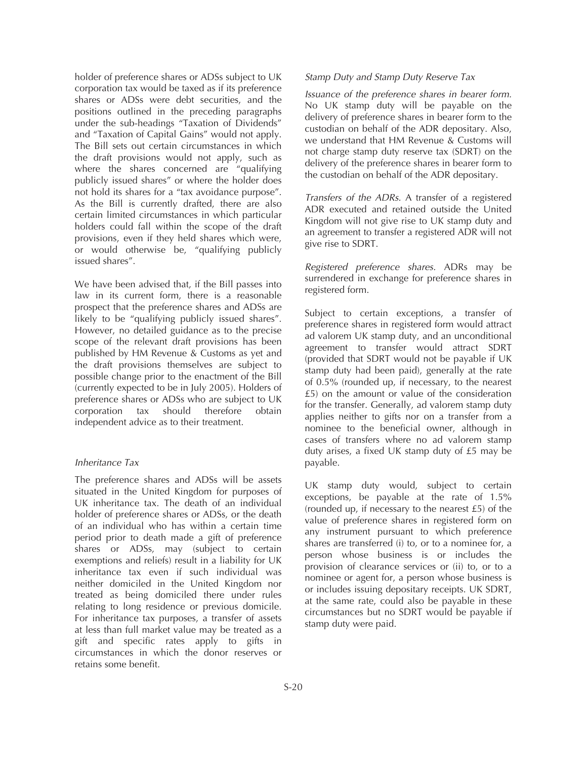holder of preference shares or ADSs subject to UK corporation tax would be taxed as if its preference shares or ADSs were debt securities, and the positions outlined in the preceding paragraphs under the sub-headings "Taxation of Dividends" and "Taxation of Capital Gains" would not apply. The Bill sets out certain circumstances in which the draft provisions would not apply, such as where the shares concerned are "qualifying publicly issued shares" or where the holder does not hold its shares for a "tax avoidance purpose". As the Bill is currently drafted, there are also certain limited circumstances in which particular holders could fall within the scope of the draft provisions, even if they held shares which were, or would otherwise be, "qualifying publicly issued shares".

We have been advised that, if the Bill passes into law in its current form, there is a reasonable prospect that the preference shares and ADSs are likely to be "qualifying publicly issued shares". However, no detailed guidance as to the precise scope of the relevant draft provisions has been published by HM Revenue & Customs as yet and the draft provisions themselves are subject to possible change prior to the enactment of the Bill (currently expected to be in July 2005). Holders of preference shares or ADSs who are subject to UK corporation tax should therefore obtain independent advice as to their treatment.

*Inheritance Tax*

The preference shares and ADSs will be assets situated in the United Kingdom for purposes of UK inheritance tax. The death of an individual holder of preference shares or ADSs, or the death of an individual who has within a certain time period prior to death made a gift of preference shares or ADSs, may (subject to certain exemptions and reliefs) result in a liability for UK inheritance tax even if such individual was neither domiciled in the United Kingdom nor treated as being domiciled there under rules relating to long residence or previous domicile. For inheritance tax purposes, a transfer of assets at less than full market value may be treated as a gift and specific rates apply to gifts in circumstances in which the donor reserves or retains some benefit.

*Stamp Duty and Stamp Duty Reserve Tax*

*Issuance of the preference shares in bearer form.* No UK stamp duty will be payable on the delivery of preference shares in bearer form to the custodian on behalf of the ADR depositary. Also, we understand that HM Revenue & Customs will not charge stamp duty reserve tax (SDRT) on the delivery of the preference shares in bearer form to the custodian on behalf of the ADR depositary.

*Transfers of the ADRs.* A transfer of a registered ADR executed and retained outside the United Kingdom will not give rise to UK stamp duty and an agreement to transfer a registered ADR will not give rise to SDRT.

*Registered preference shares.* ADRs may be surrendered in exchange for preference shares in registered form.

Subject to certain exceptions, a transfer of preference shares in registered form would attract ad valorem UK stamp duty, and an unconditional agreement to transfer would attract SDRT (provided that SDRT would not be payable if UK stamp duty had been paid), generally at the rate of 0.5% (rounded up, if necessary, to the nearest £5) on the amount or value of the consideration for the transfer. Generally, ad valorem stamp duty applies neither to gifts nor on a transfer from a nominee to the beneficial owner, although in cases of transfers where no ad valorem stamp duty arises, a fixed UK stamp duty of £5 may be payable.

UK stamp duty would, subject to certain exceptions, be payable at the rate of 1.5% (rounded up, if necessary to the nearest £5) of the value of preference shares in registered form on any instrument pursuant to which preference shares are transferred (i) to, or to a nominee for, a person whose business is or includes the provision of clearance services or (ii) to, or to a nominee or agent for, a person whose business is or includes issuing depositary receipts. UK SDRT, at the same rate, could also be payable in these circumstances but no SDRT would be payable if stamp duty were paid.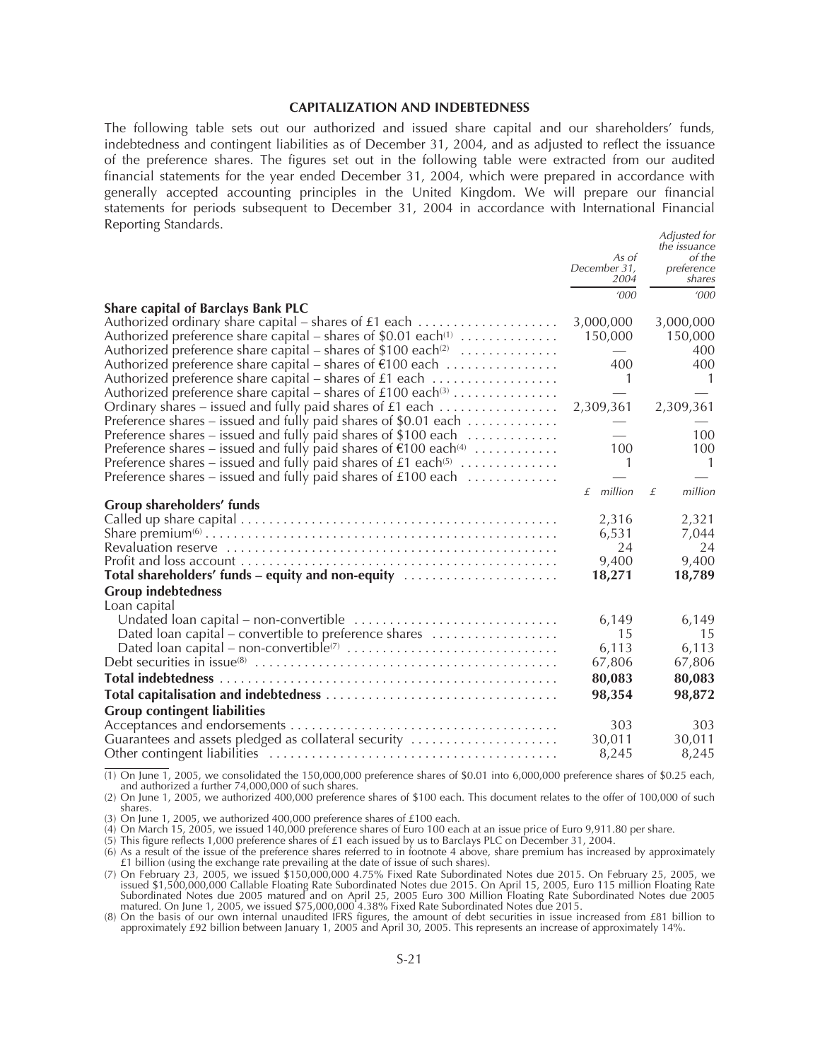## CAPITALIZATION AND INDEBTEDNESS

The following table sets out our authorized and issued share capital and our shareholders' funds, indebtedness and contingent liabilities as of December 31, 2004, and as adjusted to reflect the issuance of the preference shares. The figures set out in the following table were extracted from our audited financial statements for the year ended December 31, 2004, which were prepared in accordance with generally accepted accounting principles in the United Kingdom. We will prepare our financial statements for periods subsequent to December 31, 2004 in accordance with International Financial Reporting Standards.

| | *As of December 31, 2004* | *Adjusted for the issuance of the preference shares* |
|---|---|---|
| | *'000* | *'000* |
| **Share capital of Barclays Bank PLC** | | |
| Authorized ordinary share capital – shares of £1 each | 3,000,000 | 3,000,000 |
| Authorized preference share capital – shares of \$0.01 each[(1)] | 150,000 | 150,000 |
| Authorized preference share capital – shares of \$100 each[(2)] | — | 400 |
| Authorized preference share capital – shares of €100 each | 400 | 400 |
| Authorized preference share capital – shares of £1 each | 1 | 1 |
| Authorized preference share capital – shares of £100 each[(3)] | — | — |
| Ordinary shares – issued and fully paid shares of £1 each | 2,309,361 | 2,309,361 |
| Preference shares – issued and fully paid shares of \$0.01 each | — | — |
| Preference shares – issued and fully paid shares of \$100 each | — | 100 |
| Preference shares – issued and fully paid shares of €100 each[(4)] | 100 | 100 |
| Preference shares – issued and fully paid shares of £1 each[(5)] | 1 | 1 |
| Preference shares – issued and fully paid shares of £100 each | — | — |
| | *£ million* | *£ million* |
| **Group shareholders' funds** | | |
| Called up share capital | 2,316 | 2,321 |
| Share premium[(6)] | 6,531 | 7,044 |
| Revaluation reserve | 24 | 24 |
| Profit and loss account | 9,400 | 9,400 |
| **Total shareholders' funds – equity and non-equity** | **18,271** | **18,789** |
| **Group indebtedness** | | |
| Loan capital | | |
| Undated loan capital – non-convertible | 6,149 | 6,149 |
| Dated loan capital – convertible to preference shares | 15 | 15 |
| Dated loan capital – non-convertible[(7)] | 6,113 | 6,113 |
| Debt securities in issue[(8)] | 67,806 | 67,806 |
| **Total indebtedness** | **80,083** | **80,083** |
| **Total capitalisation and indebtedness** | **98,354** | **98,872** |
| **Group contingent liabilities** | | |
| Acceptances and endorsements | 303 | 303 |
| Guarantees and assets pledged as collateral security | 30,011 | 30,011 |
| Other contingent liabilities | 8,245 | 8,245 |

(1) On June 1, 2005, we consolidated the 150,000,000 preference shares of \$0.01 into 6,000,000 preference shares of \$0.25 each, and authorized a further 74,000,000 of such shares.

(2) On June 1, 2005, we authorized 400,000 preference shares of \$100 each. This document relates to the offer of 100,000 of such shares.

(3) On June 1, 2005, we authorized 400,000 preference shares of £100 each.

(4) On March 15, 2005, we issued 140,000 preference shares of Euro 100 each at an issue price of Euro 9,911.80 per share.

(5) This figure reflects 1,000 preference shares of £1 each issued by us to Barclays PLC on December 31, 2004.

(6) As a result of the issue of the preference shares referred to in footnote 4 above, share premium has increased by approximately £1 billion (using the exchange rate prevailing at the date of issue of such shares).

(7) On February 23, 2005, we issued \$150,000,000 4.75% Fixed Rate Subordinated Notes due 2015. On February 25, 2005, we issued \$1,500,000,000 Callable Floating Rate Subordinated Notes due 2015. On April 15, 2005, Euro 115 million Floating Rate Subordinated Notes due 2005 matured and on April 25, 2005 Euro 300 Million Floating Rate Subordinated Notes due 2005 matured. On June 1, 2005, we issued \$75,000,000 4.38% Fixed Rate Subordinated Notes due 2015.

(8) On the basis of our own internal unaudited IFRS figures, the amount of debt securities in issue increased from £81 billion to approximately £92 billion between January 1, 2005 and April 30, 2005. This represents an increase of approximately 14%.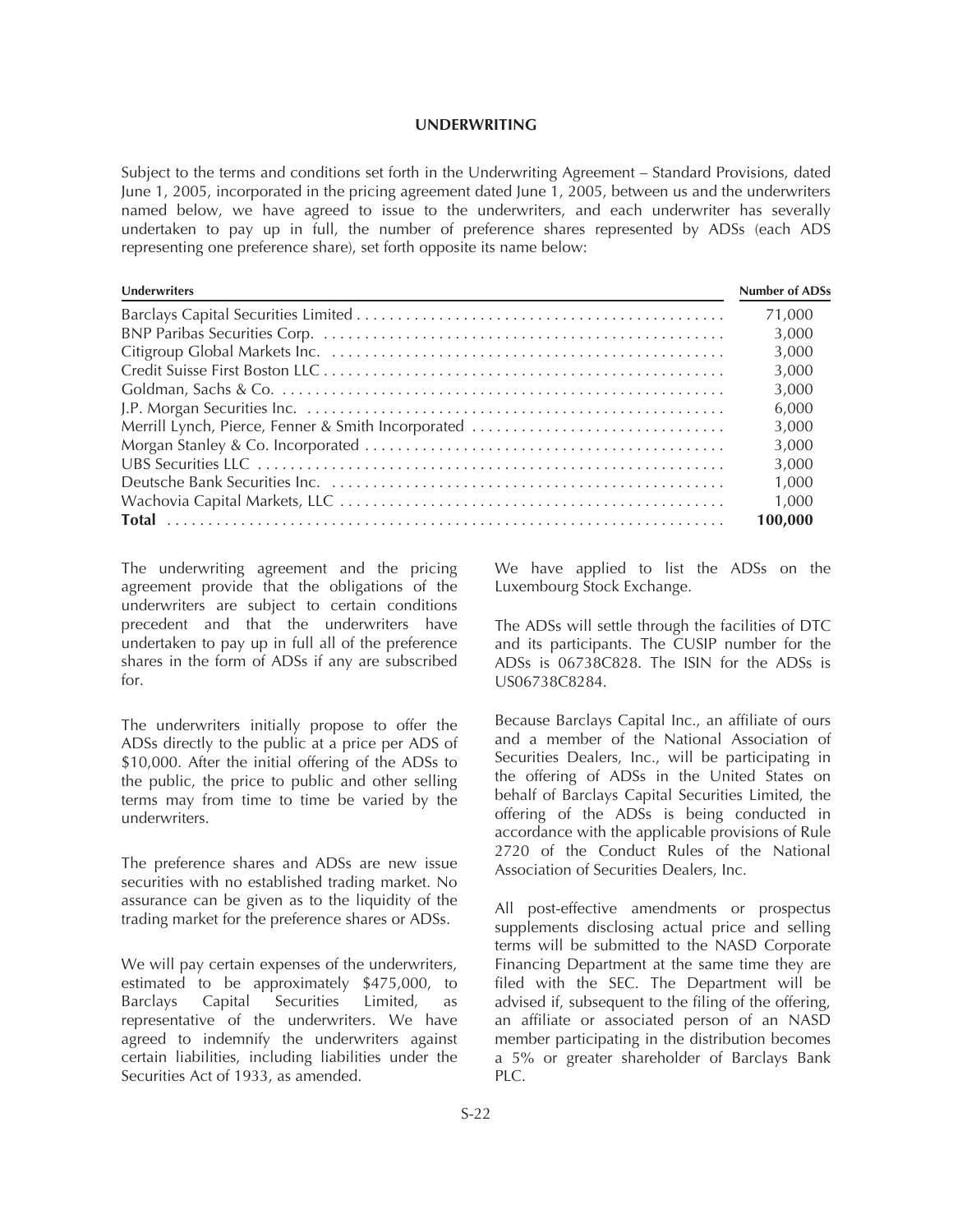## UNDERWRITING

Subject to the terms and conditions set forth in the Underwriting Agreement – Standard Provisions, dated June 1, 2005, incorporated in the pricing agreement dated June 1, 2005, between us and the underwriters named below, we have agreed to issue to the underwriters, and each underwriter has severally undertaken to pay up in full, the number of preference shares represented by ADSs (each ADS representing one preference share), set forth opposite its name below:

| Underwriters | Number of ADSs |
|---|---|
| Barclays Capital Securities Limited | 71,000 |
| BNP Paribas Securities Corp. | 3,000 |
| Citigroup Global Markets Inc. | 3,000 |
| Credit Suisse First Boston LLC | 3,000 |
| Goldman, Sachs & Co. | 3,000 |
| J.P. Morgan Securities Inc. | 6,000 |
| Merrill Lynch, Pierce, Fenner & Smith Incorporated | 3,000 |
| Morgan Stanley & Co. Incorporated | 3,000 |
| UBS Securities LLC | 3,000 |
| Deutsche Bank Securities Inc. | 1,000 |
| Wachovia Capital Markets, LLC | 1,000 |
| **Total** | **100,000** |

The underwriting agreement and the pricing agreement provide that the obligations of the underwriters are subject to certain conditions precedent and that the underwriters have undertaken to pay up in full all of the preference shares in the form of ADSs if any are subscribed for.

The underwriters initially propose to offer the ADSs directly to the public at a price per ADS of \$10,000. After the initial offering of the ADSs to the public, the price to public and other selling terms may from time to time be varied by the underwriters.

The preference shares and ADSs are new issue securities with no established trading market. No assurance can be given as to the liquidity of the trading market for the preference shares or ADSs.

We will pay certain expenses of the underwriters, estimated to be approximately \$475,000, to Barclays Capital Securities Limited, as representative of the underwriters. We have agreed to indemnify the underwriters against certain liabilities, including liabilities under the Securities Act of 1933, as amended.

We have applied to list the ADSs on the Luxembourg Stock Exchange.

The ADSs will settle through the facilities of DTC and its participants. The CUSIP number for the ADSs is 06738C828. The ISIN for the ADSs is US06738C8284.

Because Barclays Capital Inc., an affiliate of ours and a member of the National Association of Securities Dealers, Inc., will be participating in the offering of ADSs in the United States on behalf of Barclays Capital Securities Limited, the offering of the ADSs is being conducted in accordance with the applicable provisions of Rule 2720 of the Conduct Rules of the National Association of Securities Dealers, Inc.

All post-effective amendments or prospectus supplements disclosing actual price and selling terms will be submitted to the NASD Corporate Financing Department at the same time they are filed with the SEC. The Department will be advised if, subsequent to the filing of the offering, an affiliate or associated person of an NASD member participating in the distribution becomes a 5% or greater shareholder of Barclays Bank PLC.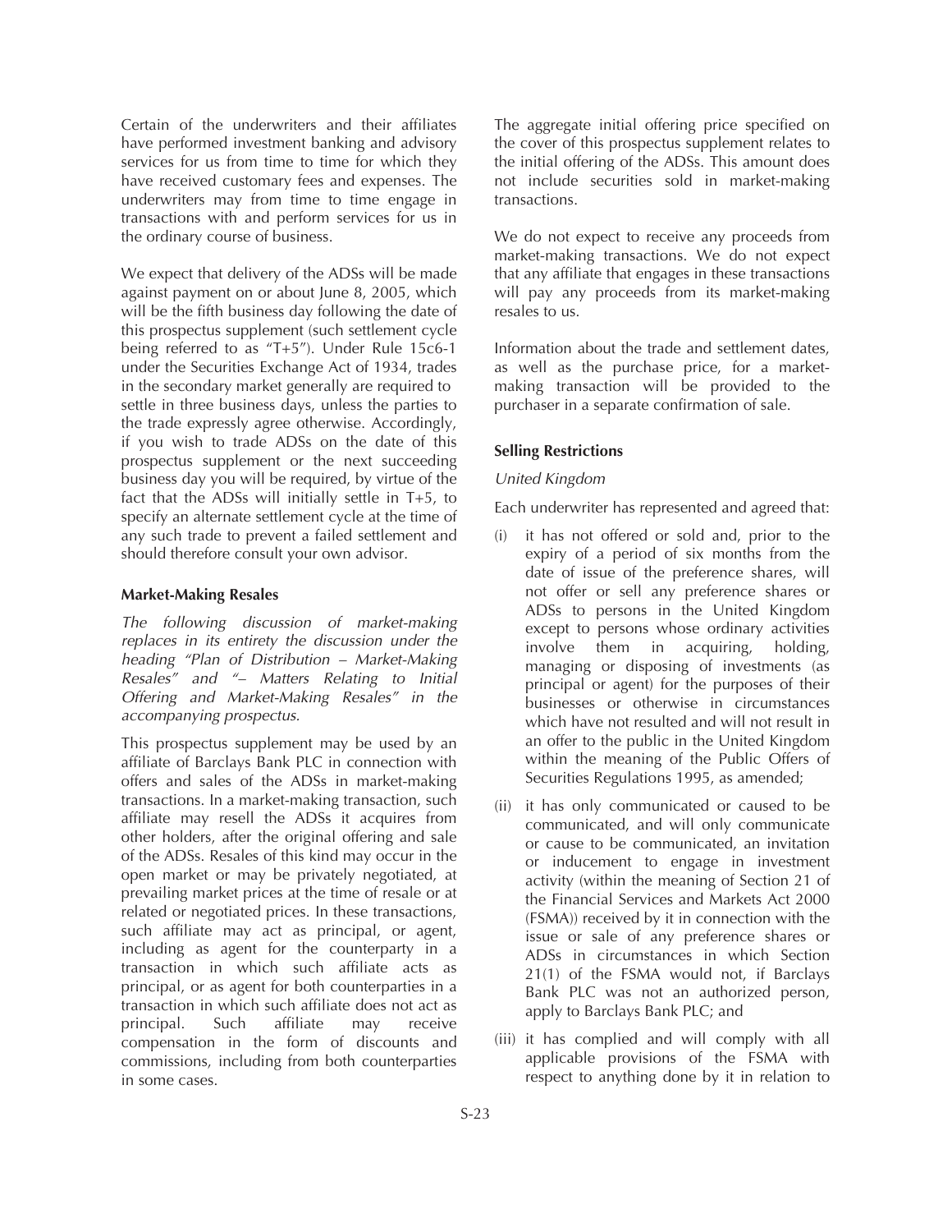Certain of the underwriters and their affiliates have performed investment banking and advisory services for us from time to time for which they have received customary fees and expenses. The underwriters may from time to time engage in transactions with and perform services for us in the ordinary course of business.

We expect that delivery of the ADSs will be made against payment on or about June 8, 2005, which will be the fifth business day following the date of this prospectus supplement (such settlement cycle being referred to as "T+5"). Under Rule 15c6-1 under the Securities Exchange Act of 1934, trades in the secondary market generally are required to settle in three business days, unless the parties to the trade expressly agree otherwise. Accordingly, if you wish to trade ADSs on the date of this prospectus supplement or the next succeeding business day you will be required, by virtue of the fact that the ADSs will initially settle in T+5, to specify an alternate settlement cycle at the time of any such trade to prevent a failed settlement and should therefore consult your own advisor.

**Market-Making Resales**

*The following discussion of market-making replaces in its entirety the discussion under the heading "Plan of Distribution – Market-Making Resales" and "– Matters Relating to Initial Offering and Market-Making Resales" in the accompanying prospectus.*

This prospectus supplement may be used by an affiliate of Barclays Bank PLC in connection with offers and sales of the ADSs in market-making transactions. In a market-making transaction, such affiliate may resell the ADSs it acquires from other holders, after the original offering and sale of the ADSs. Resales of this kind may occur in the open market or may be privately negotiated, at prevailing market prices at the time of resale or at related or negotiated prices. In these transactions, such affiliate may act as principal, or agent, including as agent for the counterparty in a transaction in which such affiliate acts as principal, or as agent for both counterparties in a transaction in which such affiliate does not act as principal. Such affiliate may receive compensation in the form of discounts and commissions, including from both counterparties in some cases.

The aggregate initial offering price specified on the cover of this prospectus supplement relates to the initial offering of the ADSs. This amount does not include securities sold in market-making transactions.

We do not expect to receive any proceeds from market-making transactions. We do not expect that any affiliate that engages in these transactions will pay any proceeds from its market-making resales to us.

Information about the trade and settlement dates, as well as the purchase price, for a market-making transaction will be provided to the purchaser in a separate confirmation of sale.

**Selling Restrictions**

*United Kingdom*

Each underwriter has represented and agreed that:

(i) it has not offered or sold and, prior to the expiry of a period of six months from the date of issue of the preference shares, will not offer or sell any preference shares or ADSs to persons in the United Kingdom except to persons whose ordinary activities involve them in acquiring, holding, managing or disposing of investments (as principal or agent) for the purposes of their businesses or otherwise in circumstances which have not resulted and will not result in an offer to the public in the United Kingdom within the meaning of the Public Offers of Securities Regulations 1995, as amended;

(ii) it has only communicated or caused to be communicated, and will only communicate or cause to be communicated, an invitation or inducement to engage in investment activity (within the meaning of Section 21 of the Financial Services and Markets Act 2000 (FSMA)) received by it in connection with the issue or sale of any preference shares or ADSs in circumstances in which Section 21(1) of the FSMA would not, if Barclays Bank PLC was not an authorized person, apply to Barclays Bank PLC; and

(iii) it has complied and will comply with all applicable provisions of the FSMA with respect to anything done by it in relation to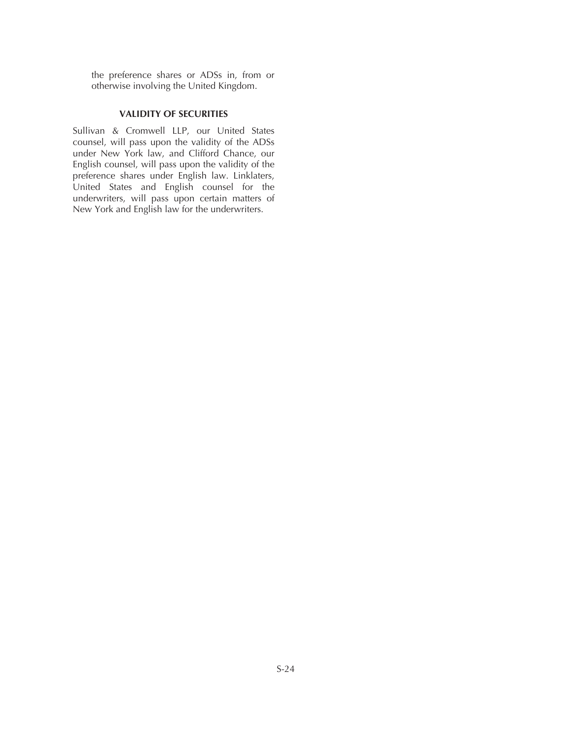the preference shares or ADSs in, from or otherwise involving the United Kingdom.

## VALIDITY OF SECURITIES

Sullivan & Cromwell LLP, our United States counsel, will pass upon the validity of the ADSs under New York law, and Clifford Chance, our English counsel, will pass upon the validity of the preference shares under English law. Linklaters, United States and English counsel for the underwriters, will pass upon certain matters of New York and English law for the underwriters.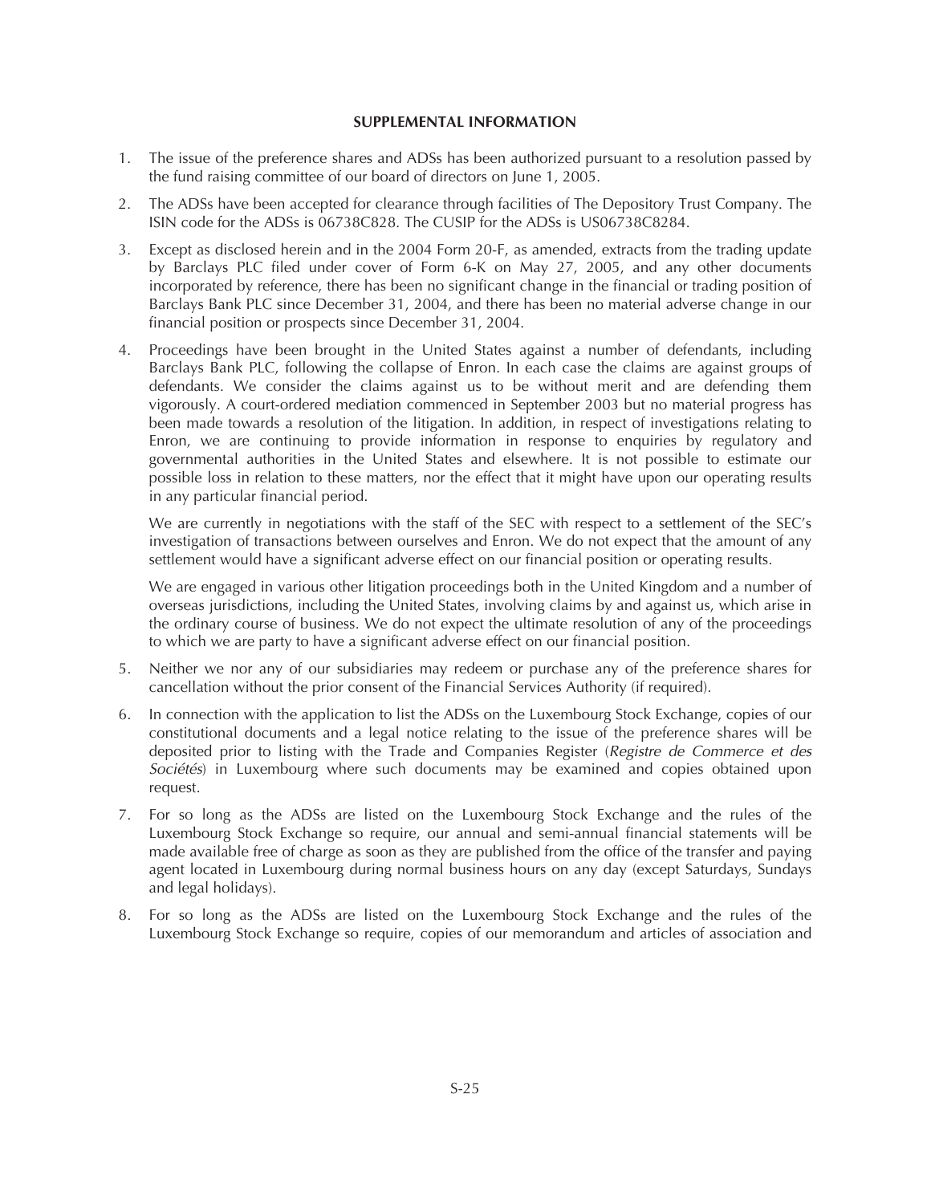## SUPPLEMENTAL INFORMATION

1. The issue of the preference shares and ADSs has been authorized pursuant to a resolution passed by the fund raising committee of our board of directors on June 1, 2005.

2. The ADSs have been accepted for clearance through facilities of The Depository Trust Company. The ISIN code for the ADSs is 06738C828. The CUSIP for the ADSs is US06738C8284.

3. Except as disclosed herein and in the 2004 Form 20-F, as amended, extracts from the trading update by Barclays PLC filed under cover of Form 6-K on May 27, 2005, and any other documents incorporated by reference, there has been no significant change in the financial or trading position of Barclays Bank PLC since December 31, 2004, and there has been no material adverse change in our financial position or prospects since December 31, 2004.

4. Proceedings have been brought in the United States against a number of defendants, including Barclays Bank PLC, following the collapse of Enron. In each case the claims are against groups of defendants. We consider the claims against us to be without merit and are defending them vigorously. A court-ordered mediation commenced in September 2003 but no material progress has been made towards a resolution of the litigation. In addition, in respect of investigations relating to Enron, we are continuing to provide information in response to enquiries by regulatory and governmental authorities in the United States and elsewhere. It is not possible to estimate our possible loss in relation to these matters, nor the effect that it might have upon our operating results in any particular financial period.

   We are currently in negotiations with the staff of the SEC with respect to a settlement of the SEC's investigation of transactions between ourselves and Enron. We do not expect that the amount of any settlement would have a significant adverse effect on our financial position or operating results.

   We are engaged in various other litigation proceedings both in the United Kingdom and a number of overseas jurisdictions, including the United States, involving claims by and against us, which arise in the ordinary course of business. We do not expect the ultimate resolution of any of the proceedings to which we are party to have a significant adverse effect on our financial position.

5. Neither we nor any of our subsidiaries may redeem or purchase any of the preference shares for cancellation without the prior consent of the Financial Services Authority (if required).

6. In connection with the application to list the ADSs on the Luxembourg Stock Exchange, copies of our constitutional documents and a legal notice relating to the issue of the preference shares will be deposited prior to listing with the Trade and Companies Register (*Registre de Commerce et des Sociétés*) in Luxembourg where such documents may be examined and copies obtained upon request.

7. For so long as the ADSs are listed on the Luxembourg Stock Exchange and the rules of the Luxembourg Stock Exchange so require, our annual and semi-annual financial statements will be made available free of charge as soon as they are published from the office of the transfer and paying agent located in Luxembourg during normal business hours on any day (except Saturdays, Sundays and legal holidays).

8. For so long as the ADSs are listed on the Luxembourg Stock Exchange and the rules of the Luxembourg Stock Exchange so require, copies of our memorandum and articles of association and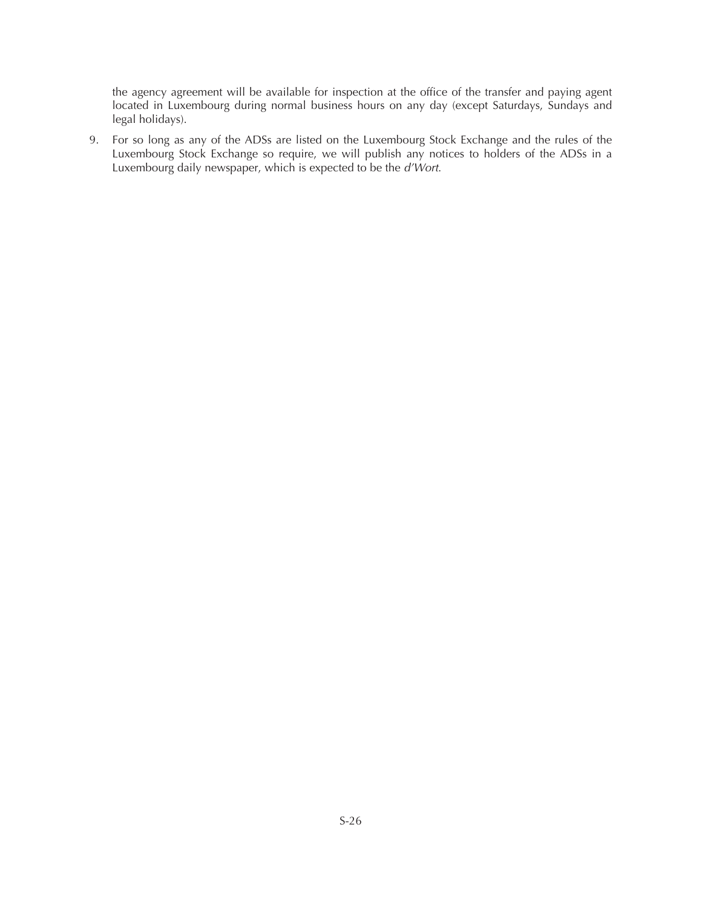the agency agreement will be available for inspection at the office of the transfer and paying agent located in Luxembourg during normal business hours on any day (except Saturdays, Sundays and legal holidays).

9. For so long as any of the ADSs are listed on the Luxembourg Stock Exchange and the rules of the Luxembourg Stock Exchange so require, we will publish any notices to holders of the ADSs in a Luxembourg daily newspaper, which is expected to be the *d'Wort*.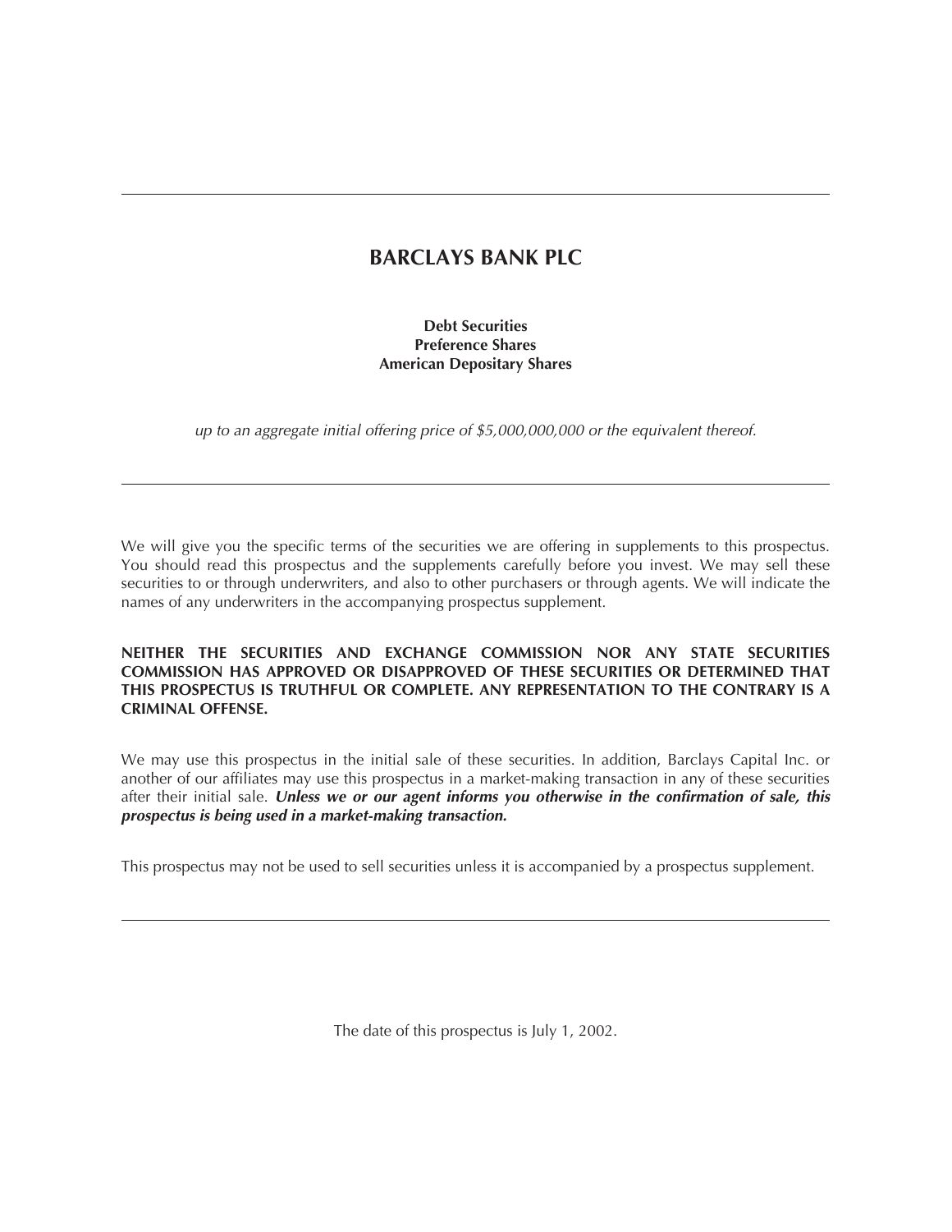# BARCLAYS BANK PLC

**Debt Securities**
**Preference Shares**
**American Depositary Shares**

*up to an aggregate initial offering price of $5,000,000,000 or the equivalent thereof.*

---

We will give you the specific terms of the securities we are offering in supplements to this prospectus. You should read this prospectus and the supplements carefully before you invest. We may sell these securities to or through underwriters, and also to other purchasers or through agents. We will indicate the names of any underwriters in the accompanying prospectus supplement.

**NEITHER THE SECURITIES AND EXCHANGE COMMISSION NOR ANY STATE SECURITIES COMMISSION HAS APPROVED OR DISAPPROVED OF THESE SECURITIES OR DETERMINED THAT THIS PROSPECTUS IS TRUTHFUL OR COMPLETE. ANY REPRESENTATION TO THE CONTRARY IS A CRIMINAL OFFENSE.**

We may use this prospectus in the initial sale of these securities. In addition, Barclays Capital Inc. or another of our affiliates may use this prospectus in a market-making transaction in any of these securities after their initial sale. ***Unless we or our agent informs you otherwise in the confirmation of sale, this prospectus is being used in a market-making transaction.***

This prospectus may not be used to sell securities unless it is accompanied by a prospectus supplement.

---

The date of this prospectus is July 1, 2002.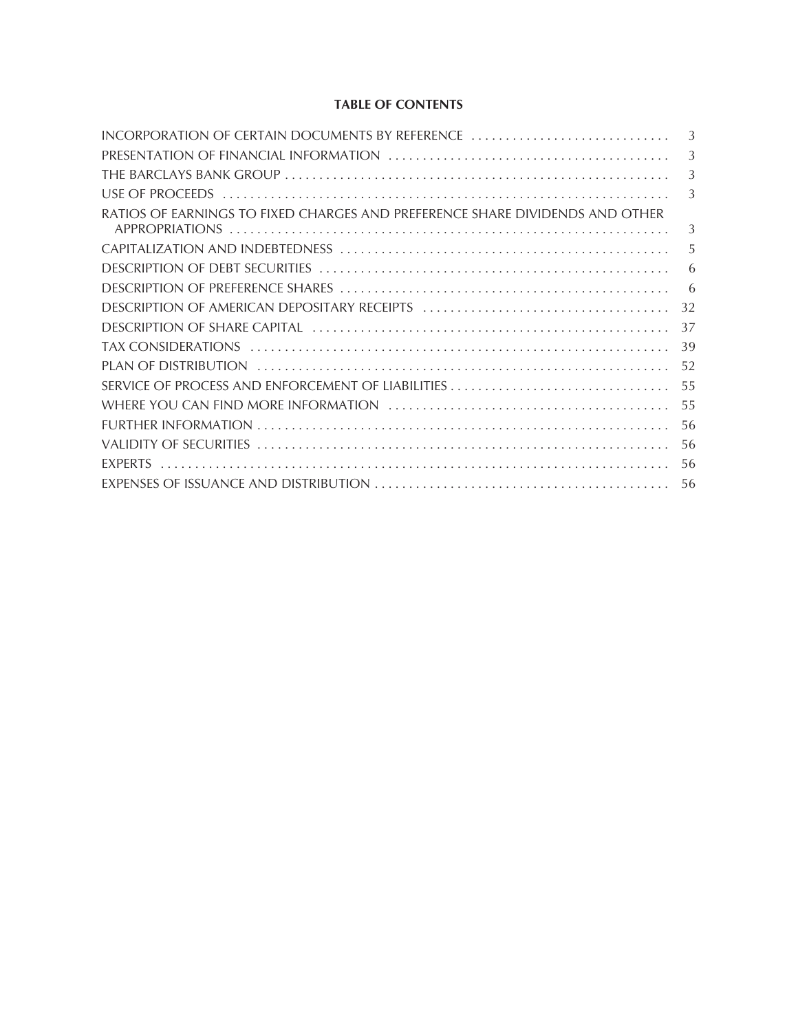## TABLE OF CONTENTS

| | |
|---|---|
| INCORPORATION OF CERTAIN DOCUMENTS BY REFERENCE | 3 |
| PRESENTATION OF FINANCIAL INFORMATION | 3 |
| THE BARCLAYS BANK GROUP | 3 |
| USE OF PROCEEDS | 3 |
| RATIOS OF EARNINGS TO FIXED CHARGES AND PREFERENCE SHARE DIVIDENDS AND OTHER APPROPRIATIONS | 3 |
| CAPITALIZATION AND INDEBTEDNESS | 5 |
| DESCRIPTION OF DEBT SECURITIES | 6 |
| DESCRIPTION OF PREFERENCE SHARES | 6 |
| DESCRIPTION OF AMERICAN DEPOSITARY RECEIPTS | 32 |
| DESCRIPTION OF SHARE CAPITAL | 37 |
| TAX CONSIDERATIONS | 39 |
| PLAN OF DISTRIBUTION | 52 |
| SERVICE OF PROCESS AND ENFORCEMENT OF LIABILITIES | 55 |
| WHERE YOU CAN FIND MORE INFORMATION | 55 |
| FURTHER INFORMATION | 56 |
| VALIDITY OF SECURITIES | 56 |
| EXPERTS | 56 |
| EXPENSES OF ISSUANCE AND DISTRIBUTION | 56 |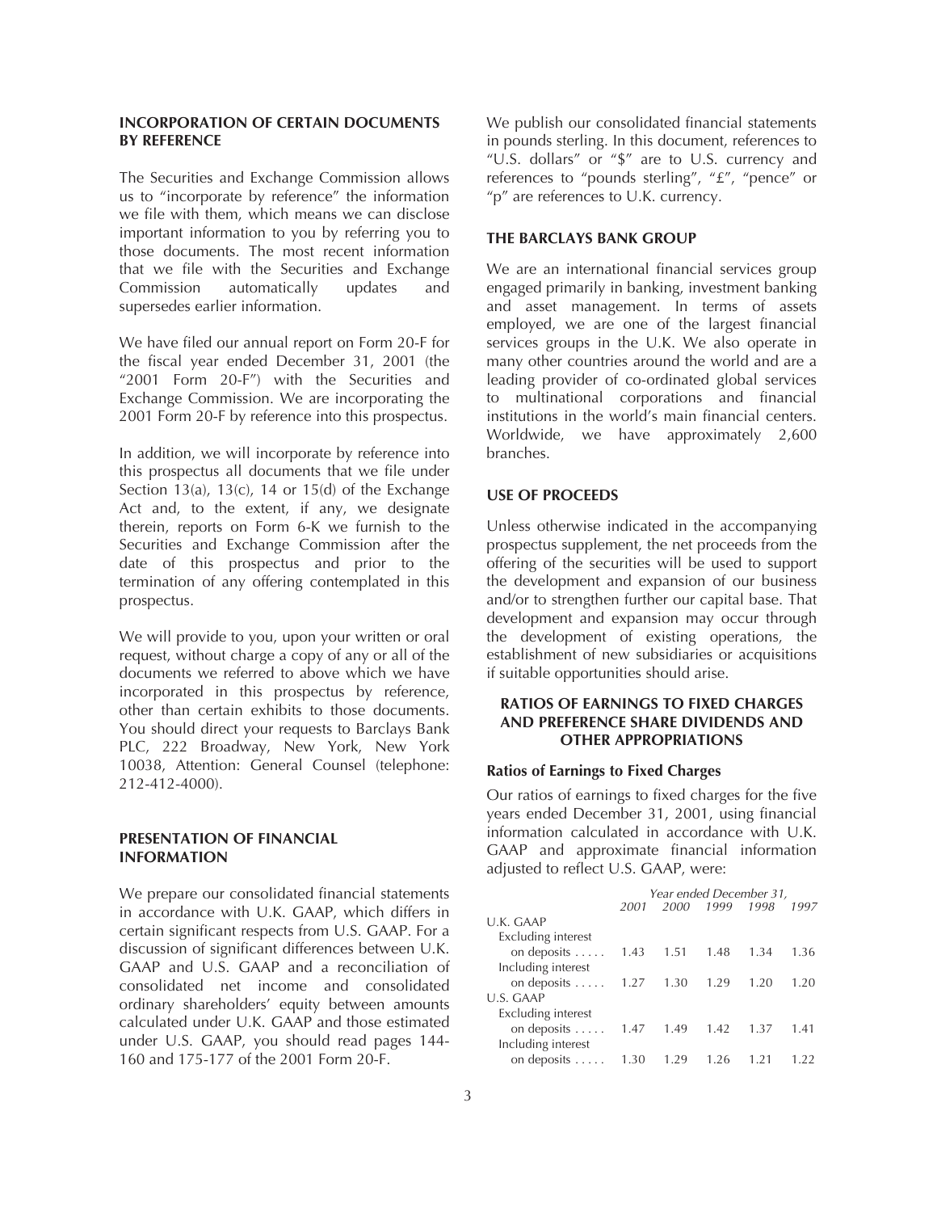## INCORPORATION OF CERTAIN DOCUMENTS BY REFERENCE

The Securities and Exchange Commission allows us to "incorporate by reference" the information we file with them, which means we can disclose important information to you by referring you to those documents. The most recent information that we file with the Securities and Exchange Commission automatically updates and supersedes earlier information.

We have filed our annual report on Form 20-F for the fiscal year ended December 31, 2001 (the "2001 Form 20-F") with the Securities and Exchange Commission. We are incorporating the 2001 Form 20-F by reference into this prospectus.

In addition, we will incorporate by reference into this prospectus all documents that we file under Section 13(a), 13(c), 14 or 15(d) of the Exchange Act and, to the extent, if any, we designate therein, reports on Form 6-K we furnish to the Securities and Exchange Commission after the date of this prospectus and prior to the termination of any offering contemplated in this prospectus.

We will provide to you, upon your written or oral request, without charge a copy of any or all of the documents we referred to above which we have incorporated in this prospectus by reference, other than certain exhibits to those documents. You should direct your requests to Barclays Bank PLC, 222 Broadway, New York, New York 10038, Attention: General Counsel (telephone: 212-412-4000).

## PRESENTATION OF FINANCIAL INFORMATION

We prepare our consolidated financial statements in accordance with U.K. GAAP, which differs in certain significant respects from U.S. GAAP. For a discussion of significant differences between U.K. GAAP and U.S. GAAP and a reconciliation of consolidated net income and consolidated ordinary shareholders' equity between amounts calculated under U.K. GAAP and those estimated under U.S. GAAP, you should read pages 144-160 and 175-177 of the 2001 Form 20-F.

We publish our consolidated financial statements in pounds sterling. In this document, references to "U.S. dollars" or "$" are to U.S. currency and references to "pounds sterling", "£", "pence" or "p" are references to U.K. currency.

## THE BARCLAYS BANK GROUP

We are an international financial services group engaged primarily in banking, investment banking and asset management. In terms of assets employed, we are one of the largest financial services groups in the U.K. We also operate in many other countries around the world and are a leading provider of co-ordinated global services to multinational corporations and financial institutions in the world's main financial centers. Worldwide, we have approximately 2,600 branches.

## USE OF PROCEEDS

Unless otherwise indicated in the accompanying prospectus supplement, the net proceeds from the offering of the securities will be used to support the development and expansion of our business and/or to strengthen further our capital base. That development and expansion may occur through the development of existing operations, the establishment of new subsidiaries or acquisitions if suitable opportunities should arise.

## RATIOS OF EARNINGS TO FIXED CHARGES AND PREFERENCE SHARE DIVIDENDS AND OTHER APPROPRIATIONS

### Ratios of Earnings to Fixed Charges

Our ratios of earnings to fixed charges for the five years ended December 31, 2001, using financial information calculated in accordance with U.K. GAAP and approximate financial information adjusted to reflect U.S. GAAP, were:

| | *Year ended December 31,* | | | | |
|---|---|---|---|---|---|
| | *2001* | *2000* | *1999* | *1998* | *1997* |
| U.K. GAAP | | | | | |
| Excluding interest on deposits | 1.43 | 1.51 | 1.48 | 1.34 | 1.36 |
| Including interest on deposits | 1.27 | 1.30 | 1.29 | 1.20 | 1.20 |
| U.S. GAAP | | | | | |
| Excluding interest on deposits | 1.47 | 1.49 | 1.42 | 1.37 | 1.41 |
| Including interest on deposits | 1.30 | 1.29 | 1.26 | 1.21 | 1.22 |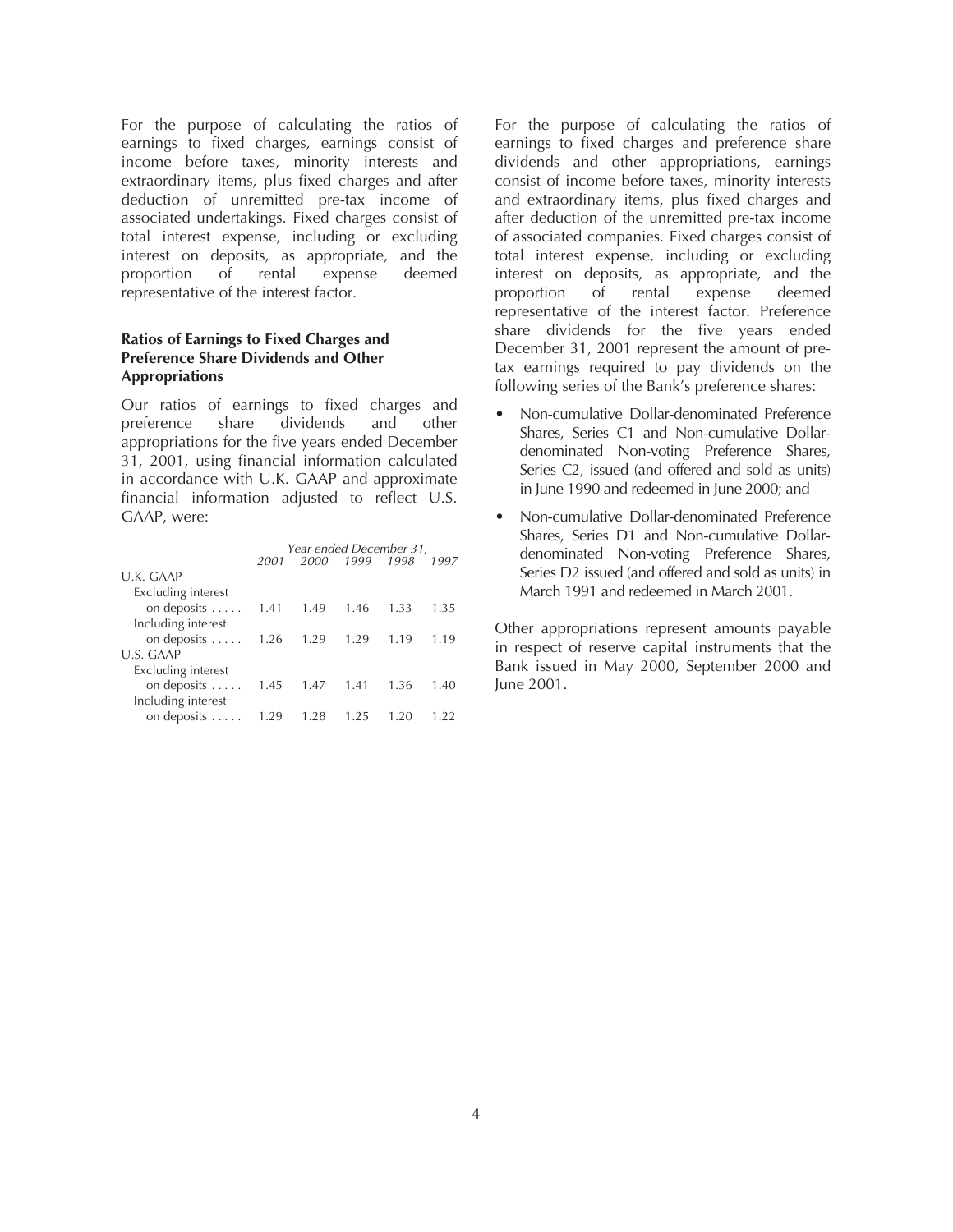For the purpose of calculating the ratios of earnings to fixed charges, earnings consist of income before taxes, minority interests and extraordinary items, plus fixed charges and after deduction of unremitted pre-tax income of associated undertakings. Fixed charges consist of total interest expense, including or excluding interest on deposits, as appropriate, and the proportion of rental expense deemed representative of the interest factor.

### Ratios of Earnings to Fixed Charges and Preference Share Dividends and Other Appropriations

Our ratios of earnings to fixed charges and preference share dividends and other appropriations for the five years ended December 31, 2001, using financial information calculated in accordance with U.K. GAAP and approximate financial information adjusted to reflect U.S. GAAP, were:

| | *Year ended December 31,* | | | | |
|---|---|---|---|---|---|
| | *2001* | *2000* | *1999* | *1998* | *1997* |
| U.K. GAAP | | | | | |
| Excluding interest on deposits . . . . . | 1.41 | 1.49 | 1.46 | 1.33 | 1.35 |
| Including interest on deposits . . . . . | 1.26 | 1.29 | 1.29 | 1.19 | 1.19 |
| U.S. GAAP | | | | | |
| Excluding interest on deposits . . . . . | 1.45 | 1.47 | 1.41 | 1.36 | 1.40 |
| Including interest on deposits . . . . . | 1.29 | 1.28 | 1.25 | 1.20 | 1.22 |

For the purpose of calculating the ratios of earnings to fixed charges and preference share dividends and other appropriations, earnings consist of income before taxes, minority interests and extraordinary items, plus fixed charges and after deduction of the unremitted pre-tax income of associated companies. Fixed charges consist of total interest expense, including or excluding interest on deposits, as appropriate, and the proportion of rental expense deemed representative of the interest factor. Preference share dividends for the five years ended December 31, 2001 represent the amount of pre-tax earnings required to pay dividends on the following series of the Bank's preference shares:

- Non-cumulative Dollar-denominated Preference Shares, Series C1 and Non-cumulative Dollar-denominated Non-voting Preference Shares, Series C2, issued (and offered and sold as units) in June 1990 and redeemed in June 2000; and
- Non-cumulative Dollar-denominated Preference Shares, Series D1 and Non-cumulative Dollar-denominated Non-voting Preference Shares, Series D2 issued (and offered and sold as units) in March 1991 and redeemed in March 2001.

Other appropriations represent amounts payable in respect of reserve capital instruments that the Bank issued in May 2000, September 2000 and June 2001.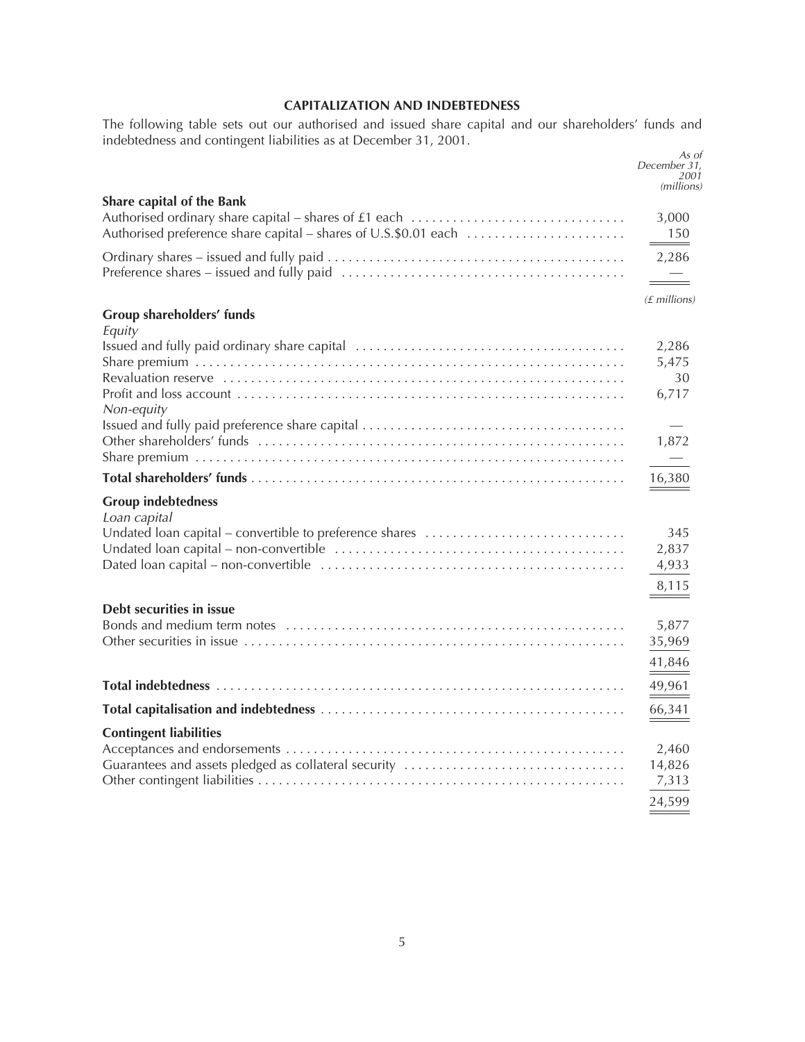## CAPITALIZATION AND INDEBTEDNESS

The following table sets out our authorised and issued share capital and our shareholders' funds and indebtedness and contingent liabilities as at December 31, 2001.

| | *As of December 31, 2001* |
|---|---|
| | *(millions)* |
| **Share capital of the Bank** | |
| Authorised ordinary share capital – shares of £1 each | 3,000 |
| Authorised preference share capital – shares of U.S.$0.01 each | 150 |
| Ordinary shares – issued and fully paid | 2,286 |
| Preference shares – issued and fully paid | — |
| | *(£ millions)* |
| **Group shareholders' funds** | |
| *Equity* | |
| Issued and fully paid ordinary share capital | 2,286 |
| Share premium | 5,475 |
| Revaluation reserve | 30 |
| Profit and loss account | 6,717 |
| *Non-equity* | |
| Issued and fully paid preference share capital | — |
| Other shareholders' funds | 1,872 |
| Share premium | — |
| **Total shareholders' funds** | 16,380 |
| **Group indebtedness** | |
| *Loan capital* | |
| Undated loan capital – convertible to preference shares | 345 |
| Undated loan capital – non-convertible | 2,837 |
| Dated loan capital – non-convertible | 4,933 |
| | 8,115 |
| **Debt securities in issue** | |
| Bonds and medium term notes | 5,877 |
| Other securities in issue | 35,969 |
| | 41,846 |
| **Total indebtedness** | 49,961 |
| **Total capitalisation and indebtedness** | 66,341 |
| **Contingent liabilities** | |
| Acceptances and endorsements | 2,460 |
| Guarantees and assets pledged as collateral security | 14,826 |
| Other contingent liabilities | 7,313 |
| | 24,599 |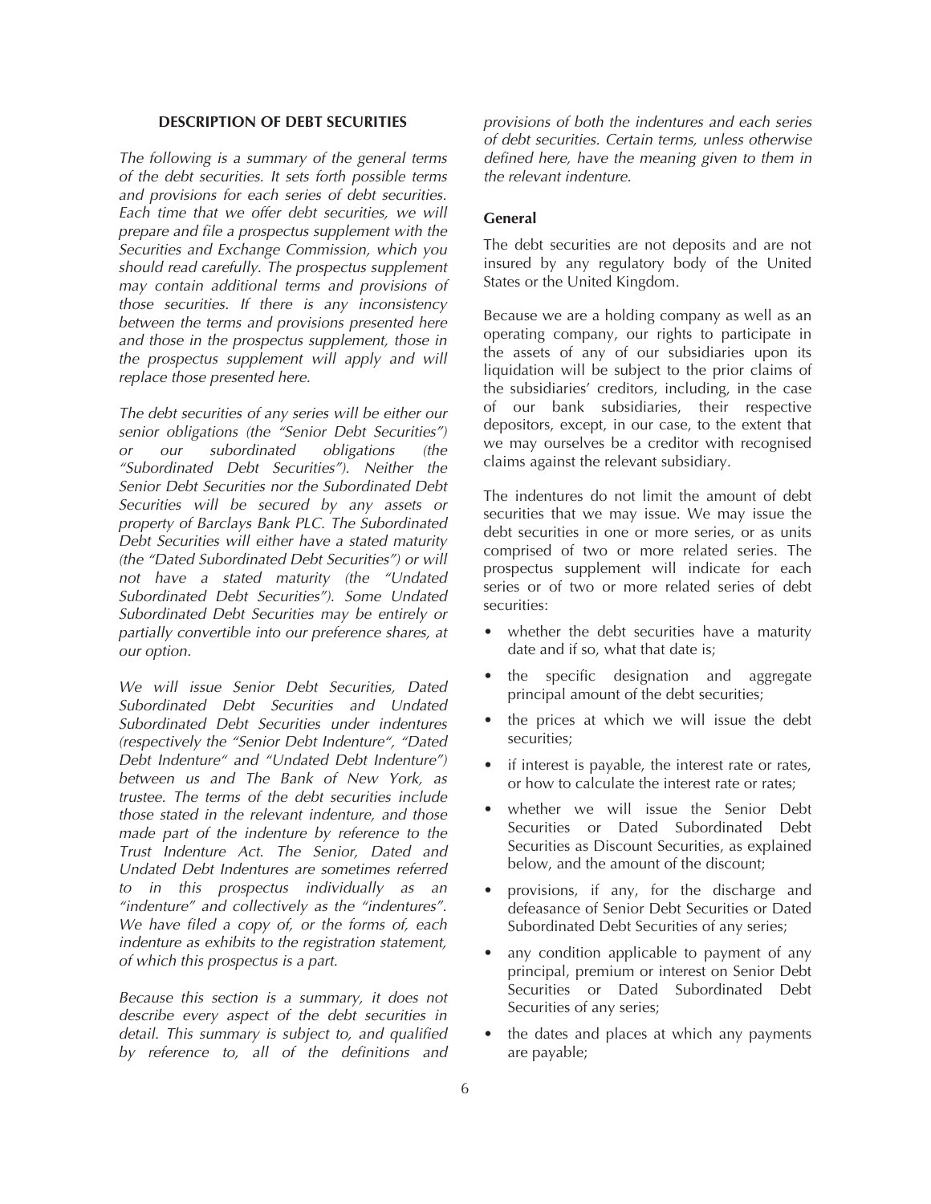## DESCRIPTION OF DEBT SECURITIES

*The following is a summary of the general terms of the debt securities. It sets forth possible terms and provisions for each series of debt securities. Each time that we offer debt securities, we will prepare and file a prospectus supplement with the Securities and Exchange Commission, which you should read carefully. The prospectus supplement may contain additional terms and provisions of those securities. If there is any inconsistency between the terms and provisions presented here and those in the prospectus supplement, those in the prospectus supplement will apply and will replace those presented here.*

*The debt securities of any series will be either our senior obligations (the "Senior Debt Securities") or our subordinated obligations (the "Subordinated Debt Securities"). Neither the Senior Debt Securities nor the Subordinated Debt Securities will be secured by any assets or property of Barclays Bank PLC. The Subordinated Debt Securities will either have a stated maturity (the "Dated Subordinated Debt Securities") or will not have a stated maturity (the "Undated Subordinated Debt Securities"). Some Undated Subordinated Debt Securities may be entirely or partially convertible into our preference shares, at our option.*

*We will issue Senior Debt Securities, Dated Subordinated Debt Securities and Undated Subordinated Debt Securities under indentures (respectively the "Senior Debt Indenture", "Dated Debt Indenture" and "Undated Debt Indenture") between us and The Bank of New York, as trustee. The terms of the debt securities include those stated in the relevant indenture, and those made part of the indenture by reference to the Trust Indenture Act. The Senior, Dated and Undated Debt Indentures are sometimes referred to in this prospectus individually as an "indenture" and collectively as the "indentures". We have filed a copy of, or the forms of, each indenture as exhibits to the registration statement, of which this prospectus is a part.*

*Because this section is a summary, it does not describe every aspect of the debt securities in detail. This summary is subject to, and qualified by reference to, all of the definitions and provisions of both the indentures and each series of debt securities. Certain terms, unless otherwise defined here, have the meaning given to them in the relevant indenture.*

### General

The debt securities are not deposits and are not insured by any regulatory body of the United States or the United Kingdom.

Because we are a holding company as well as an operating company, our rights to participate in the assets of any of our subsidiaries upon its liquidation will be subject to the prior claims of the subsidiaries' creditors, including, in the case of our bank subsidiaries, their respective depositors, except, in our case, to the extent that we may ourselves be a creditor with recognised claims against the relevant subsidiary.

The indentures do not limit the amount of debt securities that we may issue. We may issue the debt securities in one or more series, or as units comprised of two or more related series. The prospectus supplement will indicate for each series or of two or more related series of debt securities:

- whether the debt securities have a maturity date and if so, what that date is;
- the specific designation and aggregate principal amount of the debt securities;
- the prices at which we will issue the debt securities;
- if interest is payable, the interest rate or rates, or how to calculate the interest rate or rates;
- whether we will issue the Senior Debt Securities or Dated Subordinated Debt Securities as Discount Securities, as explained below, and the amount of the discount;
- provisions, if any, for the discharge and defeasance of Senior Debt Securities or Dated Subordinated Debt Securities of any series;
- any condition applicable to payment of any principal, premium or interest on Senior Debt Securities or Dated Subordinated Debt Securities of any series;
- the dates and places at which any payments are payable;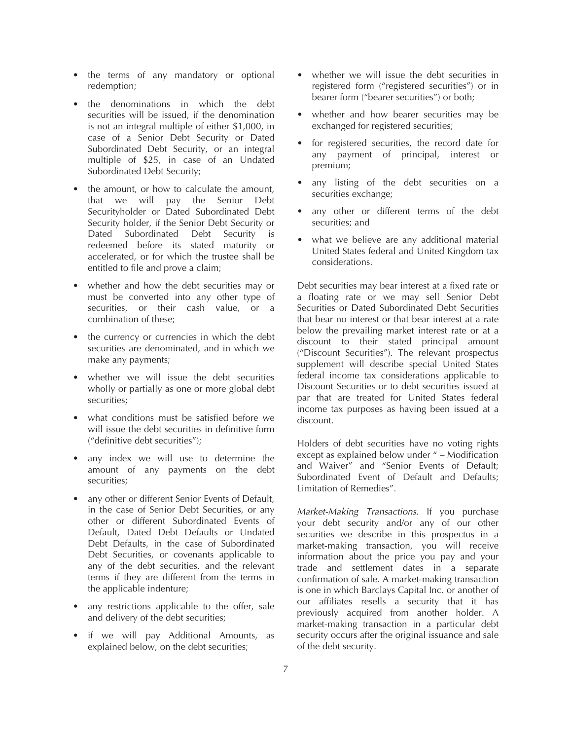- the terms of any mandatory or optional redemption;
- the denominations in which the debt securities will be issued, if the denomination is not an integral multiple of either $1,000, in case of a Senior Debt Security or Dated Subordinated Debt Security, or an integral multiple of $25, in case of an Undated Subordinated Debt Security;
- the amount, or how to calculate the amount, that we will pay the Senior Debt Securityholder or Dated Subordinated Debt Security holder, if the Senior Debt Security or Dated Subordinated Debt Security is redeemed before its stated maturity or accelerated, or for which the trustee shall be entitled to file and prove a claim;
- whether and how the debt securities may or must be converted into any other type of securities, or their cash value, or a combination of these;
- the currency or currencies in which the debt securities are denominated, and in which we make any payments;
- whether we will issue the debt securities wholly or partially as one or more global debt securities;
- what conditions must be satisfied before we will issue the debt securities in definitive form ("definitive debt securities");
- any index we will use to determine the amount of any payments on the debt securities;
- any other or different Senior Events of Default, in the case of Senior Debt Securities, or any other or different Subordinated Events of Default, Dated Debt Defaults or Undated Debt Defaults, in the case of Subordinated Debt Securities, or covenants applicable to any of the debt securities, and the relevant terms if they are different from the terms in the applicable indenture;
- any restrictions applicable to the offer, sale and delivery of the debt securities;
- if we will pay Additional Amounts, as explained below, on the debt securities;
- whether we will issue the debt securities in registered form ("registered securities") or in bearer form ("bearer securities") or both;
- whether and how bearer securities may be exchanged for registered securities;
- for registered securities, the record date for any payment of principal, interest or premium;
- any listing of the debt securities on a securities exchange;
- any other or different terms of the debt securities; and
- what we believe are any additional material United States federal and United Kingdom tax considerations.

Debt securities may bear interest at a fixed rate or a floating rate or we may sell Senior Debt Securities or Dated Subordinated Debt Securities that bear no interest or that bear interest at a rate below the prevailing market interest rate or at a discount to their stated principal amount ("Discount Securities"). The relevant prospectus supplement will describe special United States federal income tax considerations applicable to Discount Securities or to debt securities issued at par that are treated for United States federal income tax purposes as having been issued at a discount.

Holders of debt securities have no voting rights except as explained below under " – Modification and Waiver" and "Senior Events of Default; Subordinated Event of Default and Defaults; Limitation of Remedies".

*Market-Making Transactions*. If you purchase your debt security and/or any of our other securities we describe in this prospectus in a market-making transaction, you will receive information about the price you pay and your trade and settlement dates in a separate confirmation of sale. A market-making transaction is one in which Barclays Capital Inc. or another of our affiliates resells a security that it has previously acquired from another holder. A market-making transaction in a particular debt security occurs after the original issuance and sale of the debt security.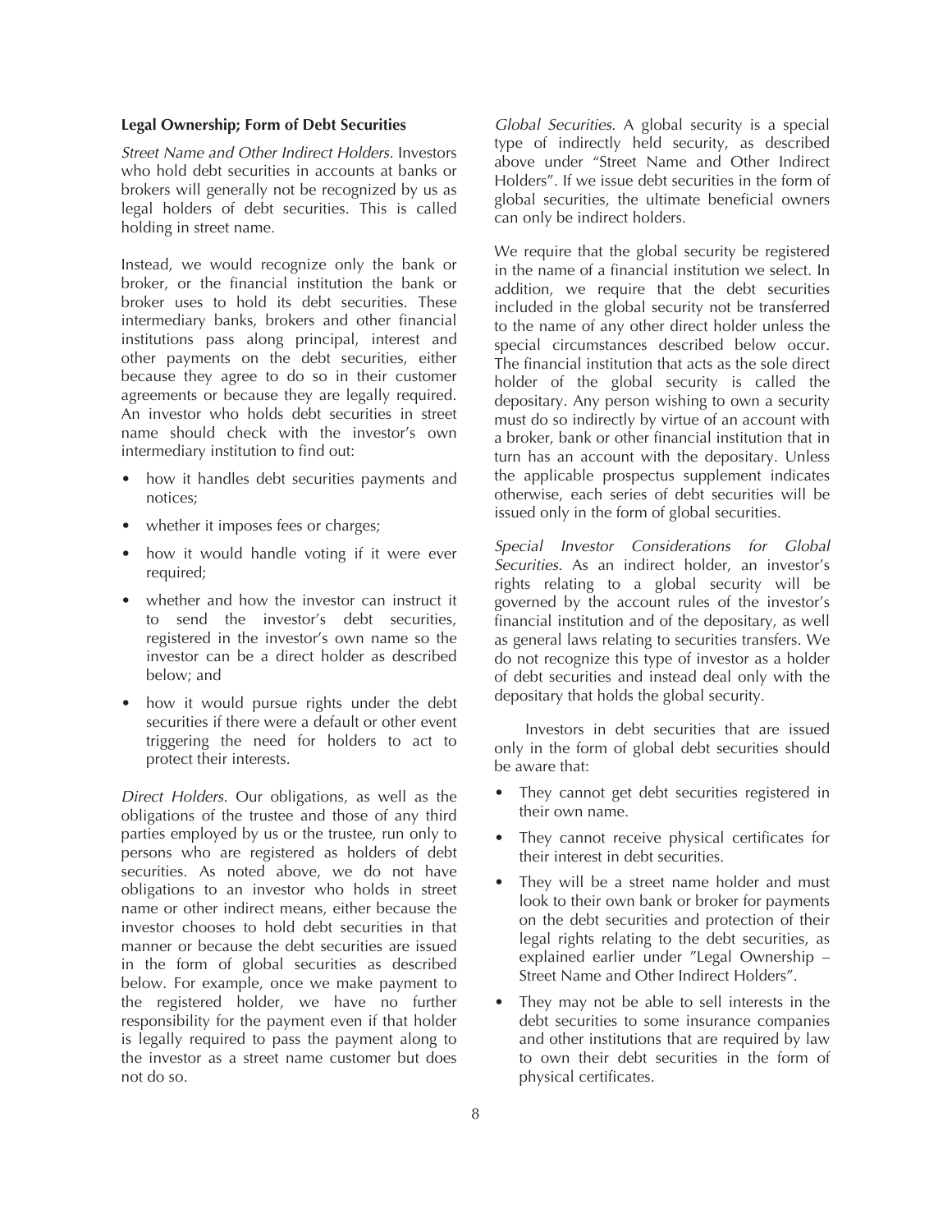**Legal Ownership; Form of Debt Securities**

*Street Name and Other Indirect Holders.* Investors who hold debt securities in accounts at banks or brokers will generally not be recognized by us as legal holders of debt securities. This is called holding in street name.

Instead, we would recognize only the bank or broker, or the financial institution the bank or broker uses to hold its debt securities. These intermediary banks, brokers and other financial institutions pass along principal, interest and other payments on the debt securities, either because they agree to do so in their customer agreements or because they are legally required. An investor who holds debt securities in street name should check with the investor's own intermediary institution to find out:

- how it handles debt securities payments and notices;
- whether it imposes fees or charges;
- how it would handle voting if it were ever required;
- whether and how the investor can instruct it to send the investor's debt securities, registered in the investor's own name so the investor can be a direct holder as described below; and
- how it would pursue rights under the debt securities if there were a default or other event triggering the need for holders to act to protect their interests.

*Direct Holders.* Our obligations, as well as the obligations of the trustee and those of any third parties employed by us or the trustee, run only to persons who are registered as holders of debt securities. As noted above, we do not have obligations to an investor who holds in street name or other indirect means, either because the investor chooses to hold debt securities in that manner or because the debt securities are issued in the form of global securities as described below. For example, once we make payment to the registered holder, we have no further responsibility for the payment even if that holder is legally required to pass the payment along to the investor as a street name customer but does not do so.

*Global Securities.* A global security is a special type of indirectly held security, as described above under "Street Name and Other Indirect Holders". If we issue debt securities in the form of global securities, the ultimate beneficial owners can only be indirect holders.

We require that the global security be registered in the name of a financial institution we select. In addition, we require that the debt securities included in the global security not be transferred to the name of any other direct holder unless the special circumstances described below occur. The financial institution that acts as the sole direct holder of the global security is called the depositary. Any person wishing to own a security must do so indirectly by virtue of an account with a broker, bank or other financial institution that in turn has an account with the depositary. Unless the applicable prospectus supplement indicates otherwise, each series of debt securities will be issued only in the form of global securities.

*Special Investor Considerations for Global Securities.* As an indirect holder, an investor's rights relating to a global security will be governed by the account rules of the investor's financial institution and of the depositary, as well as general laws relating to securities transfers. We do not recognize this type of investor as a holder of debt securities and instead deal only with the depositary that holds the global security.

Investors in debt securities that are issued only in the form of global debt securities should be aware that:

- They cannot get debt securities registered in their own name.
- They cannot receive physical certificates for their interest in debt securities.
- They will be a street name holder and must look to their own bank or broker for payments on the debt securities and protection of their legal rights relating to the debt securities, as explained earlier under "Legal Ownership – Street Name and Other Indirect Holders".
- They may not be able to sell interests in the debt securities to some insurance companies and other institutions that are required by law to own their debt securities in the form of physical certificates.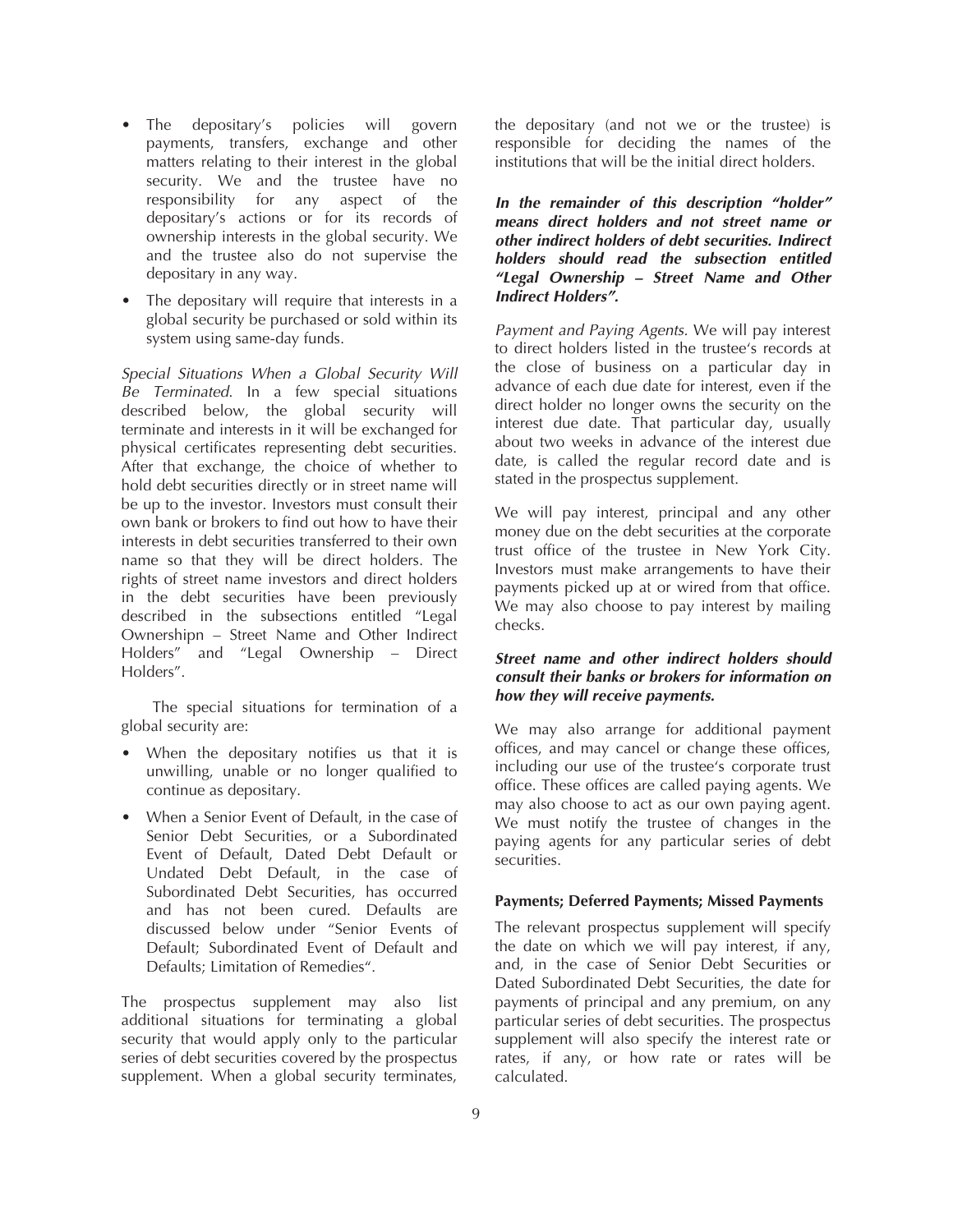- The depositary's policies will govern payments, transfers, exchange and other matters relating to their interest in the global security. We and the trustee have no responsibility for any aspect of the depositary's actions or for its records of ownership interests in the global security. We and the trustee also do not supervise the depositary in any way.
- The depositary will require that interests in a global security be purchased or sold within its system using same-day funds.

*Special Situations When a Global Security Will Be Terminated*. In a few special situations described below, the global security will terminate and interests in it will be exchanged for physical certificates representing debt securities. After that exchange, the choice of whether to hold debt securities directly or in street name will be up to the investor. Investors must consult their own bank or brokers to find out how to have their interests in debt securities transferred to their own name so that they will be direct holders. The rights of street name investors and direct holders in the debt securities have been previously described in the subsections entitled "Legal Ownershipn – Street Name and Other Indirect Holders" and "Legal Ownership – Direct Holders".

The special situations for termination of a global security are:

- When the depositary notifies us that it is unwilling, unable or no longer qualified to continue as depositary.
- When a Senior Event of Default, in the case of Senior Debt Securities, or a Subordinated Event of Default, Dated Debt Default or Undated Debt Default, in the case of Subordinated Debt Securities, has occurred and has not been cured. Defaults are discussed below under "Senior Events of Default; Subordinated Event of Default and Defaults; Limitation of Remedies".

The prospectus supplement may also list additional situations for terminating a global security that would apply only to the particular series of debt securities covered by the prospectus supplement. When a global security terminates, the depositary (and not we or the trustee) is responsible for deciding the names of the institutions that will be the initial direct holders.

***In the remainder of this description "holder" means direct holders and not street name or other indirect holders of debt securities. Indirect holders should read the subsection entitled "Legal Ownership – Street Name and Other Indirect Holders".***

*Payment and Paying Agents.* We will pay interest to direct holders listed in the trustee's records at the close of business on a particular day in advance of each due date for interest, even if the direct holder no longer owns the security on the interest due date. That particular day, usually about two weeks in advance of the interest due date, is called the regular record date and is stated in the prospectus supplement.

We will pay interest, principal and any other money due on the debt securities at the corporate trust office of the trustee in New York City. Investors must make arrangements to have their payments picked up at or wired from that office. We may also choose to pay interest by mailing checks.

***Street name and other indirect holders should consult their banks or brokers for information on how they will receive payments.***

We may also arrange for additional payment offices, and may cancel or change these offices, including our use of the trustee's corporate trust office. These offices are called paying agents. We may also choose to act as our own paying agent. We must notify the trustee of changes in the paying agents for any particular series of debt securities.

**Payments; Deferred Payments; Missed Payments**

The relevant prospectus supplement will specify the date on which we will pay interest, if any, and, in the case of Senior Debt Securities or Dated Subordinated Debt Securities, the date for payments of principal and any premium, on any particular series of debt securities. The prospectus supplement will also specify the interest rate or rates, if any, or how rate or rates will be calculated.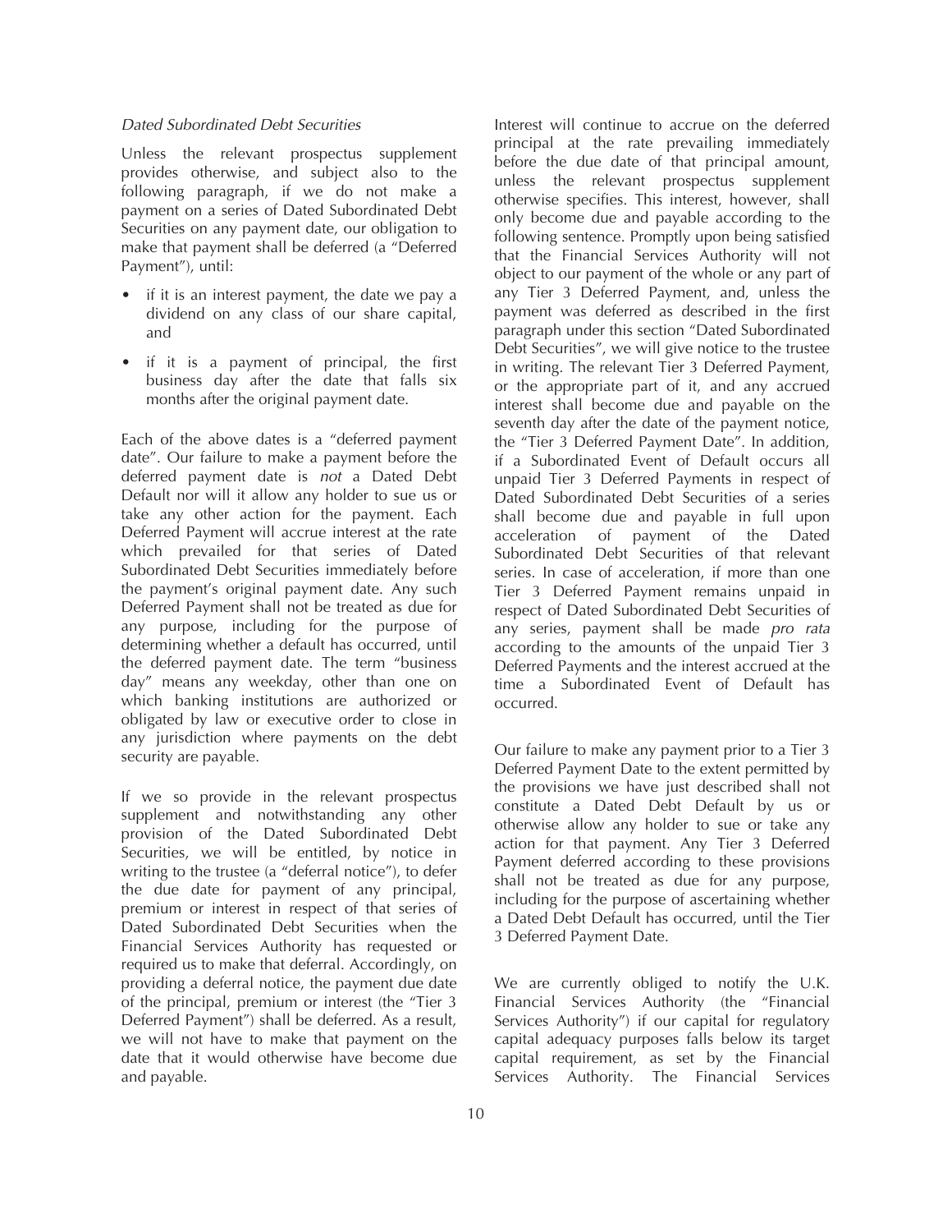*Dated Subordinated Debt Securities*

Unless the relevant prospectus supplement provides otherwise, and subject also to the following paragraph, if we do not make a payment on a series of Dated Subordinated Debt Securities on any payment date, our obligation to make that payment shall be deferred (a "Deferred Payment"), until:

- if it is an interest payment, the date we pay a dividend on any class of our share capital, and
- if it is a payment of principal, the first business day after the date that falls six months after the original payment date.

Each of the above dates is a "deferred payment date". Our failure to make a payment before the deferred payment date is *not* a Dated Debt Default nor will it allow any holder to sue us or take any other action for the payment. Each Deferred Payment will accrue interest at the rate which prevailed for that series of Dated Subordinated Debt Securities immediately before the payment's original payment date. Any such Deferred Payment shall not be treated as due for any purpose, including for the purpose of determining whether a default has occurred, until the deferred payment date. The term "business day" means any weekday, other than one on which banking institutions are authorized or obligated by law or executive order to close in any jurisdiction where payments on the debt security are payable.

If we so provide in the relevant prospectus supplement and notwithstanding any other provision of the Dated Subordinated Debt Securities, we will be entitled, by notice in writing to the trustee (a "deferral notice"), to defer the due date for payment of any principal, premium or interest in respect of that series of Dated Subordinated Debt Securities when the Financial Services Authority has requested or required us to make that deferral. Accordingly, on providing a deferral notice, the payment due date of the principal, premium or interest (the "Tier 3 Deferred Payment") shall be deferred. As a result, we will not have to make that payment on the date that it would otherwise have become due and payable.

Interest will continue to accrue on the deferred principal at the rate prevailing immediately before the due date of that principal amount, unless the relevant prospectus supplement otherwise specifies. This interest, however, shall only become due and payable according to the following sentence. Promptly upon being satisfied that the Financial Services Authority will not object to our payment of the whole or any part of any Tier 3 Deferred Payment, and, unless the payment was deferred as described in the first paragraph under this section "Dated Subordinated Debt Securities", we will give notice to the trustee in writing. The relevant Tier 3 Deferred Payment, or the appropriate part of it, and any accrued interest shall become due and payable on the seventh day after the date of the payment notice, the "Tier 3 Deferred Payment Date". In addition, if a Subordinated Event of Default occurs all unpaid Tier 3 Deferred Payments in respect of Dated Subordinated Debt Securities of a series shall become due and payable in full upon acceleration of payment of the Dated Subordinated Debt Securities of that relevant series. In case of acceleration, if more than one Tier 3 Deferred Payment remains unpaid in respect of Dated Subordinated Debt Securities of any series, payment shall be made *pro rata* according to the amounts of the unpaid Tier 3 Deferred Payments and the interest accrued at the time a Subordinated Event of Default has occurred.

Our failure to make any payment prior to a Tier 3 Deferred Payment Date to the extent permitted by the provisions we have just described shall not constitute a Dated Debt Default by us or otherwise allow any holder to sue or take any action for that payment. Any Tier 3 Deferred Payment deferred according to these provisions shall not be treated as due for any purpose, including for the purpose of ascertaining whether a Dated Debt Default has occurred, until the Tier 3 Deferred Payment Date.

We are currently obliged to notify the U.K. Financial Services Authority (the "Financial Services Authority") if our capital for regulatory capital adequacy purposes falls below its target capital requirement, as set by the Financial Services Authority. The Financial Services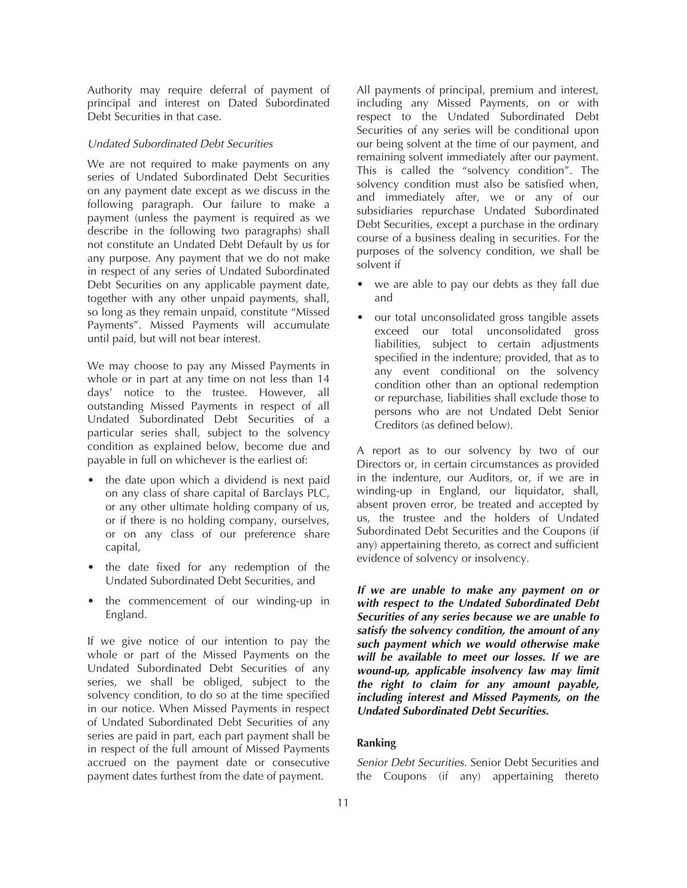Authority may require deferral of payment of principal and interest on Dated Subordinated Debt Securities in that case.

*Undated Subordinated Debt Securities*

We are not required to make payments on any series of Undated Subordinated Debt Securities on any payment date except as we discuss in the following paragraph. Our failure to make a payment (unless the payment is required as we describe in the following two paragraphs) shall not constitute an Undated Debt Default by us for any purpose. Any payment that we do not make in respect of any series of Undated Subordinated Debt Securities on any applicable payment date, together with any other unpaid payments, shall, so long as they remain unpaid, constitute "Missed Payments". Missed Payments will accumulate until paid, but will not bear interest.

We may choose to pay any Missed Payments in whole or in part at any time on not less than 14 days' notice to the trustee. However, all outstanding Missed Payments in respect of all Undated Subordinated Debt Securities of a particular series shall, subject to the solvency condition as explained below, become due and payable in full on whichever is the earliest of:

- the date upon which a dividend is next paid on any class of share capital of Barclays PLC, or any other ultimate holding company of us, or if there is no holding company, ourselves, or on any class of our preference share capital,
- the date fixed for any redemption of the Undated Subordinated Debt Securities, and
- the commencement of our winding-up in England.

If we give notice of our intention to pay the whole or part of the Missed Payments on the Undated Subordinated Debt Securities of any series, we shall be obliged, subject to the solvency condition, to do so at the time specified in our notice. When Missed Payments in respect of Undated Subordinated Debt Securities of any series are paid in part, each part payment shall be in respect of the full amount of Missed Payments accrued on the payment date or consecutive payment dates furthest from the date of payment.

All payments of principal, premium and interest, including any Missed Payments, on or with respect to the Undated Subordinated Debt Securities of any series will be conditional upon our being solvent at the time of our payment, and remaining solvent immediately after our payment. This is called the "solvency condition". The solvency condition must also be satisfied when, and immediately after, we or any of our subsidiaries repurchase Undated Subordinated Debt Securities, except a purchase in the ordinary course of a business dealing in securities. For the purposes of the solvency condition, we shall be solvent if

- we are able to pay our debts as they fall due and
- our total unconsolidated gross tangible assets exceed our total unconsolidated gross liabilities, subject to certain adjustments specified in the indenture; provided, that as to any event conditional on the solvency condition other than an optional redemption or repurchase, liabilities shall exclude those to persons who are not Undated Debt Senior Creditors (as defined below).

A report as to our solvency by two of our Directors or, in certain circumstances as provided in the indenture, our Auditors, or, if we are in winding-up in England, our liquidator, shall, absent proven error, be treated and accepted by us, the trustee and the holders of Undated Subordinated Debt Securities and the Coupons (if any) appertaining thereto, as correct and sufficient evidence of solvency or insolvency.

***If we are unable to make any payment on or with respect to the Undated Subordinated Debt Securities of any series because we are unable to satisfy the solvency condition, the amount of any such payment which we would otherwise make will be available to meet our losses. If we are wound-up, applicable insolvency law may limit the right to claim for any amount payable, including interest and Missed Payments, on the Undated Subordinated Debt Securities.***

**Ranking**

*Senior Debt Securities.* Senior Debt Securities and the Coupons (if any) appertaining thereto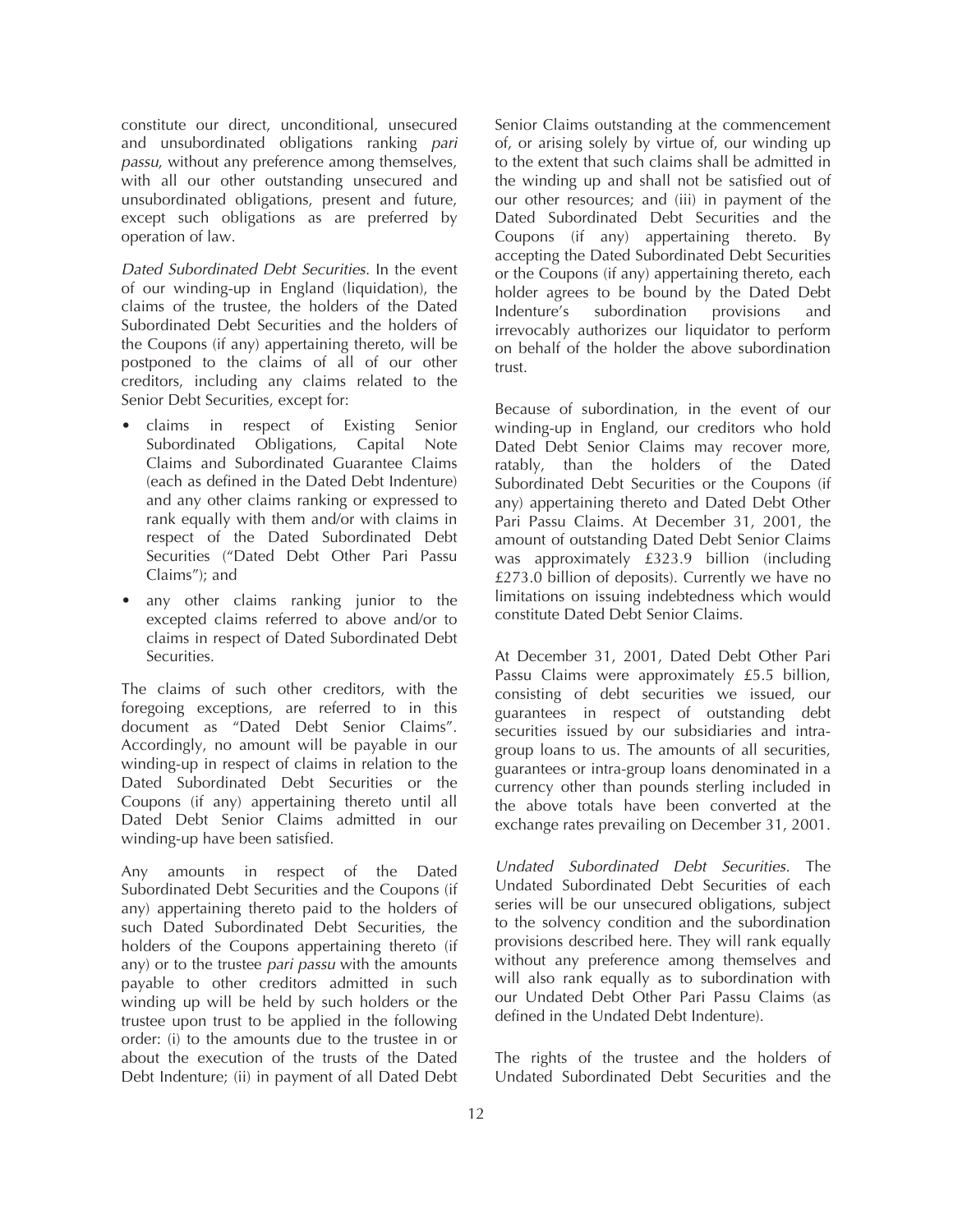constitute our direct, unconditional, unsecured and unsubordinated obligations ranking *pari passu*, without any preference among themselves, with all our other outstanding unsecured and unsubordinated obligations, present and future, except such obligations as are preferred by operation of law.

*Dated Subordinated Debt Securities.* In the event of our winding-up in England (liquidation), the claims of the trustee, the holders of the Dated Subordinated Debt Securities and the holders of the Coupons (if any) appertaining thereto, will be postponed to the claims of all of our other creditors, including any claims related to the Senior Debt Securities, except for:

- claims in respect of Existing Senior Subordinated Obligations, Capital Note Claims and Subordinated Guarantee Claims (each as defined in the Dated Debt Indenture) and any other claims ranking or expressed to rank equally with them and/or with claims in respect of the Dated Subordinated Debt Securities ("Dated Debt Other Pari Passu Claims"); and
- any other claims ranking junior to the excepted claims referred to above and/or to claims in respect of Dated Subordinated Debt Securities.

The claims of such other creditors, with the foregoing exceptions, are referred to in this document as "Dated Debt Senior Claims". Accordingly, no amount will be payable in our winding-up in respect of claims in relation to the Dated Subordinated Debt Securities or the Coupons (if any) appertaining thereto until all Dated Debt Senior Claims admitted in our winding-up have been satisfied.

Any amounts in respect of the Dated Subordinated Debt Securities and the Coupons (if any) appertaining thereto paid to the holders of such Dated Subordinated Debt Securities, the holders of the Coupons appertaining thereto (if any) or to the trustee *pari passu* with the amounts payable to other creditors admitted in such winding up will be held by such holders or the trustee upon trust to be applied in the following order: (i) to the amounts due to the trustee in or about the execution of the trusts of the Dated Debt Indenture; (ii) in payment of all Dated Debt Senior Claims outstanding at the commencement of, or arising solely by virtue of, our winding up to the extent that such claims shall be admitted in the winding up and shall not be satisfied out of our other resources; and (iii) in payment of the Dated Subordinated Debt Securities and the Coupons (if any) appertaining thereto. By accepting the Dated Subordinated Debt Securities or the Coupons (if any) appertaining thereto, each holder agrees to be bound by the Dated Debt Indenture's subordination provisions and irrevocably authorizes our liquidator to perform on behalf of the holder the above subordination trust.

Because of subordination, in the event of our winding-up in England, our creditors who hold Dated Debt Senior Claims may recover more, ratably, than the holders of the Dated Subordinated Debt Securities or the Coupons (if any) appertaining thereto and Dated Debt Other Pari Passu Claims. At December 31, 2001, the amount of outstanding Dated Debt Senior Claims was approximately £323.9 billion (including £273.0 billion of deposits). Currently we have no limitations on issuing indebtedness which would constitute Dated Debt Senior Claims.

At December 31, 2001, Dated Debt Other Pari Passu Claims were approximately £5.5 billion, consisting of debt securities we issued, our guarantees in respect of outstanding debt securities issued by our subsidiaries and intra-group loans to us. The amounts of all securities, guarantees or intra-group loans denominated in a currency other than pounds sterling included in the above totals have been converted at the exchange rates prevailing on December 31, 2001.

*Undated Subordinated Debt Securities.* The Undated Subordinated Debt Securities of each series will be our unsecured obligations, subject to the solvency condition and the subordination provisions described here. They will rank equally without any preference among themselves and will also rank equally as to subordination with our Undated Debt Other Pari Passu Claims (as defined in the Undated Debt Indenture).

The rights of the trustee and the holders of Undated Subordinated Debt Securities and the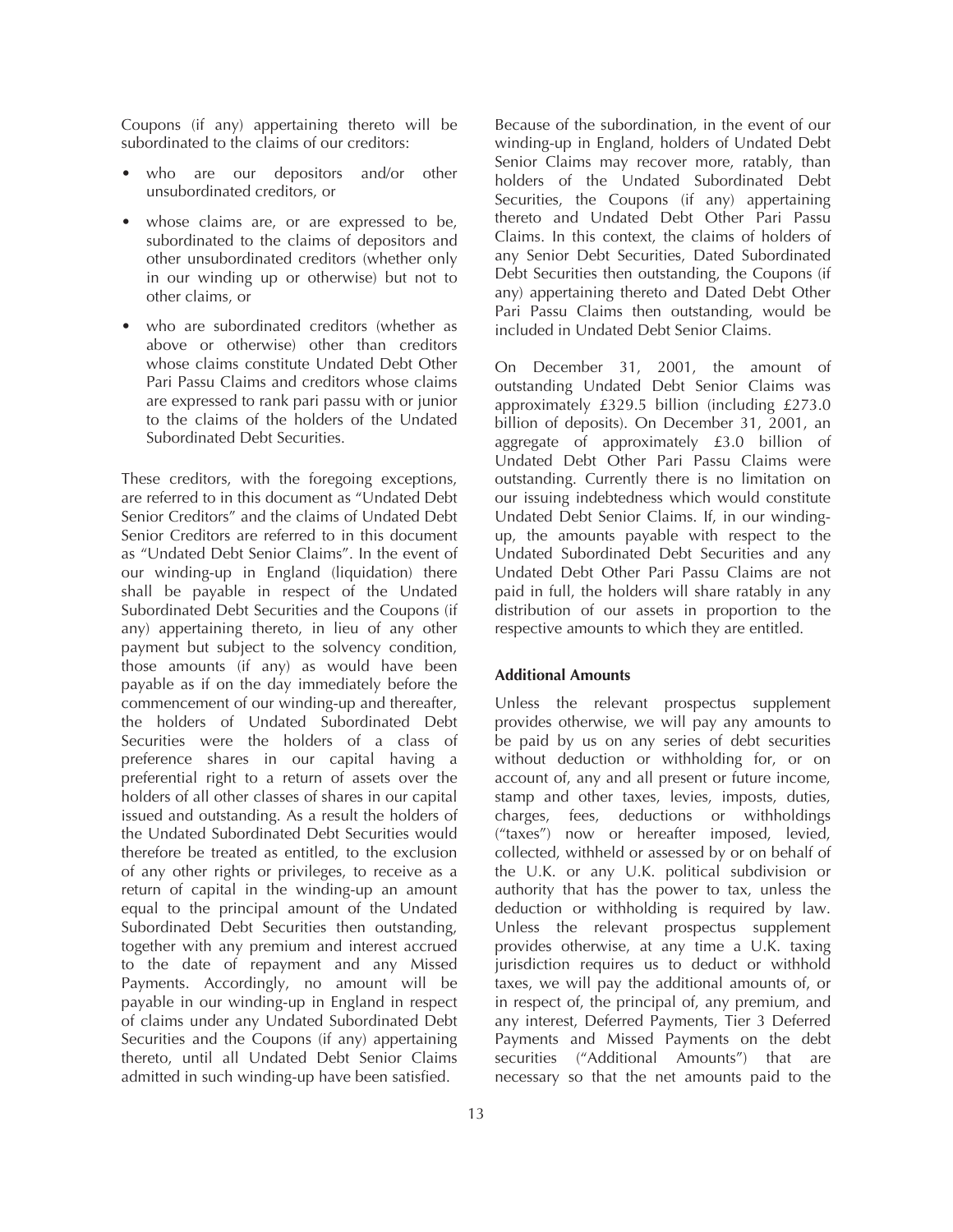Coupons (if any) appertaining thereto will be subordinated to the claims of our creditors:

- who are our depositors and/or other unsubordinated creditors, or
- whose claims are, or are expressed to be, subordinated to the claims of depositors and other unsubordinated creditors (whether only in our winding up or otherwise) but not to other claims, or
- who are subordinated creditors (whether as above or otherwise) other than creditors whose claims constitute Undated Debt Other Pari Passu Claims and creditors whose claims are expressed to rank pari passu with or junior to the claims of the holders of the Undated Subordinated Debt Securities.

These creditors, with the foregoing exceptions, are referred to in this document as "Undated Debt Senior Creditors" and the claims of Undated Debt Senior Creditors are referred to in this document as "Undated Debt Senior Claims". In the event of our winding-up in England (liquidation) there shall be payable in respect of the Undated Subordinated Debt Securities and the Coupons (if any) appertaining thereto, in lieu of any other payment but subject to the solvency condition, those amounts (if any) as would have been payable as if on the day immediately before the commencement of our winding-up and thereafter, the holders of Undated Subordinated Debt Securities were the holders of a class of preference shares in our capital having a preferential right to a return of assets over the holders of all other classes of shares in our capital issued and outstanding. As a result the holders of the Undated Subordinated Debt Securities would therefore be treated as entitled, to the exclusion of any other rights or privileges, to receive as a return of capital in the winding-up an amount equal to the principal amount of the Undated Subordinated Debt Securities then outstanding, together with any premium and interest accrued to the date of repayment and any Missed Payments. Accordingly, no amount will be payable in our winding-up in England in respect of claims under any Undated Subordinated Debt Securities and the Coupons (if any) appertaining thereto, until all Undated Debt Senior Claims admitted in such winding-up have been satisfied.

Because of the subordination, in the event of our winding-up in England, holders of Undated Debt Senior Claims may recover more, ratably, than holders of the Undated Subordinated Debt Securities, the Coupons (if any) appertaining thereto and Undated Debt Other Pari Passu Claims. In this context, the claims of holders of any Senior Debt Securities, Dated Subordinated Debt Securities then outstanding, the Coupons (if any) appertaining thereto and Dated Debt Other Pari Passu Claims then outstanding, would be included in Undated Debt Senior Claims.

On December 31, 2001, the amount of outstanding Undated Debt Senior Claims was approximately £329.5 billion (including £273.0 billion of deposits). On December 31, 2001, an aggregate of approximately £3.0 billion of Undated Debt Other Pari Passu Claims were outstanding. Currently there is no limitation on our issuing indebtedness which would constitute Undated Debt Senior Claims. If, in our winding-up, the amounts payable with respect to the Undated Subordinated Debt Securities and any Undated Debt Other Pari Passu Claims are not paid in full, the holders will share ratably in any distribution of our assets in proportion to the respective amounts to which they are entitled.

**Additional Amounts**

Unless the relevant prospectus supplement provides otherwise, we will pay any amounts to be paid by us on any series of debt securities without deduction or withholding for, or on account of, any and all present or future income, stamp and other taxes, levies, imposts, duties, charges, fees, deductions or withholdings ("taxes") now or hereafter imposed, levied, collected, withheld or assessed by or on behalf of the U.K. or any U.K. political subdivision or authority that has the power to tax, unless the deduction or withholding is required by law. Unless the relevant prospectus supplement provides otherwise, at any time a U.K. taxing jurisdiction requires us to deduct or withhold taxes, we will pay the additional amounts of, or in respect of, the principal of, any premium, and any interest, Deferred Payments, Tier 3 Deferred Payments and Missed Payments on the debt securities ("Additional Amounts") that are necessary so that the net amounts paid to the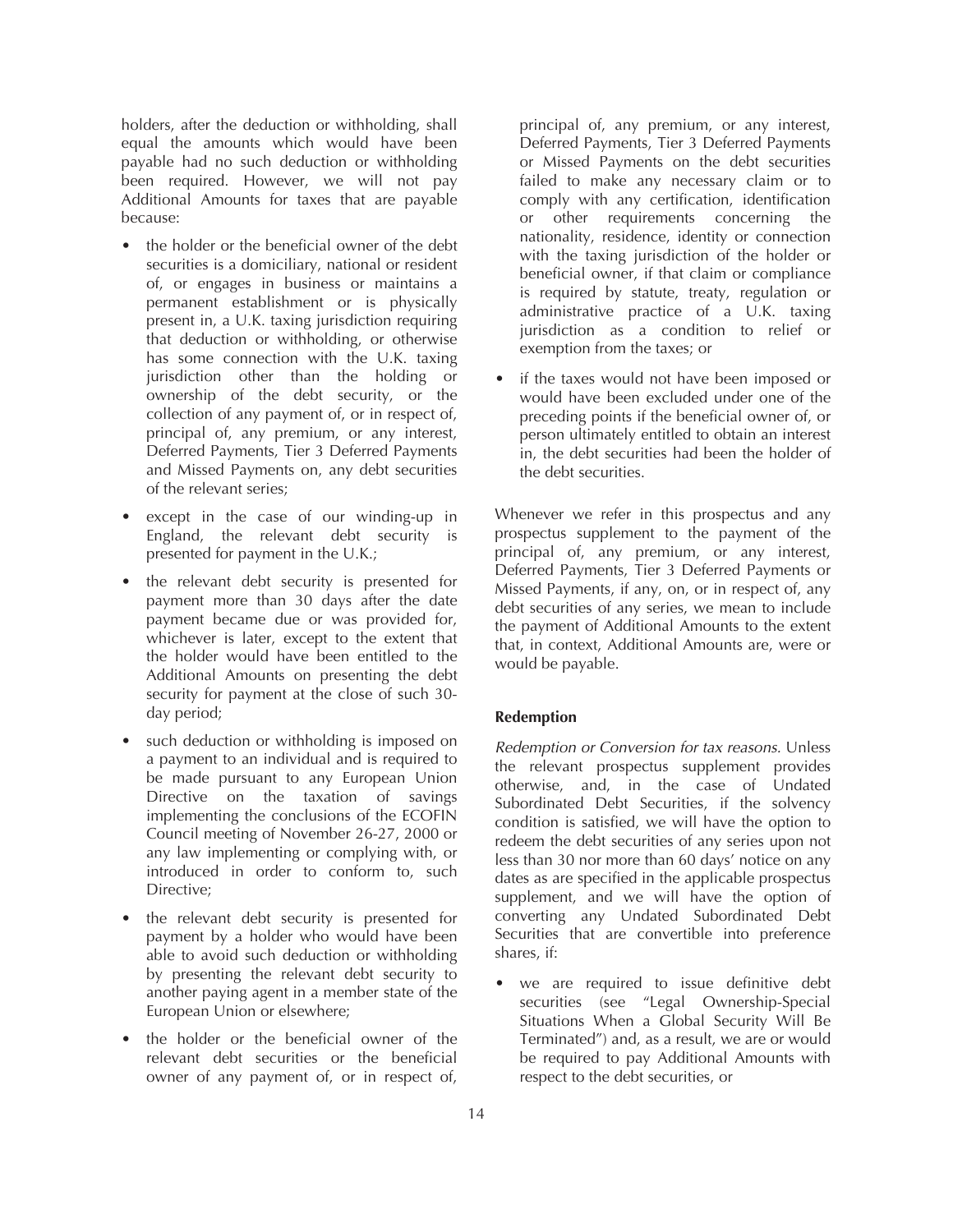holders, after the deduction or withholding, shall equal the amounts which would have been payable had no such deduction or withholding been required. However, we will not pay Additional Amounts for taxes that are payable because:

- the holder or the beneficial owner of the debt securities is a domiciliary, national or resident of, or engages in business or maintains a permanent establishment or is physically present in, a U.K. taxing jurisdiction requiring that deduction or withholding, or otherwise has some connection with the U.K. taxing jurisdiction other than the holding or ownership of the debt security, or the collection of any payment of, or in respect of, principal of, any premium, or any interest, Deferred Payments, Tier 3 Deferred Payments and Missed Payments on, any debt securities of the relevant series;
- except in the case of our winding-up in England, the relevant debt security is presented for payment in the U.K.;
- the relevant debt security is presented for payment more than 30 days after the date payment became due or was provided for, whichever is later, except to the extent that the holder would have been entitled to the Additional Amounts on presenting the debt security for payment at the close of such 30-day period;
- such deduction or withholding is imposed on a payment to an individual and is required to be made pursuant to any European Union Directive on the taxation of savings implementing the conclusions of the ECOFIN Council meeting of November 26-27, 2000 or any law implementing or complying with, or introduced in order to conform to, such Directive;
- the relevant debt security is presented for payment by a holder who would have been able to avoid such deduction or withholding by presenting the relevant debt security to another paying agent in a member state of the European Union or elsewhere;
- the holder or the beneficial owner of the relevant debt securities or the beneficial owner of any payment of, or in respect of, principal of, any premium, or any interest, Deferred Payments, Tier 3 Deferred Payments or Missed Payments on the debt securities failed to make any necessary claim or to comply with any certification, identification or other requirements concerning the nationality, residence, identity or connection with the taxing jurisdiction of the holder or beneficial owner, if that claim or compliance is required by statute, treaty, regulation or administrative practice of a U.K. taxing jurisdiction as a condition to relief or exemption from the taxes; or
- if the taxes would not have been imposed or would have been excluded under one of the preceding points if the beneficial owner of, or person ultimately entitled to obtain an interest in, the debt securities had been the holder of the debt securities.

Whenever we refer in this prospectus and any prospectus supplement to the payment of the principal of, any premium, or any interest, Deferred Payments, Tier 3 Deferred Payments or Missed Payments, if any, on, or in respect of, any debt securities of any series, we mean to include the payment of Additional Amounts to the extent that, in context, Additional Amounts are, were or would be payable.

#### Redemption

*Redemption or Conversion for tax reasons.* Unless the relevant prospectus supplement provides otherwise, and, in the case of Undated Subordinated Debt Securities, if the solvency condition is satisfied, we will have the option to redeem the debt securities of any series upon not less than 30 nor more than 60 days' notice on any dates as are specified in the applicable prospectus supplement, and we will have the option of converting any Undated Subordinated Debt Securities that are convertible into preference shares, if:

- we are required to issue definitive debt securities (see "Legal Ownership-Special Situations When a Global Security Will Be Terminated") and, as a result, we are or would be required to pay Additional Amounts with respect to the debt securities, or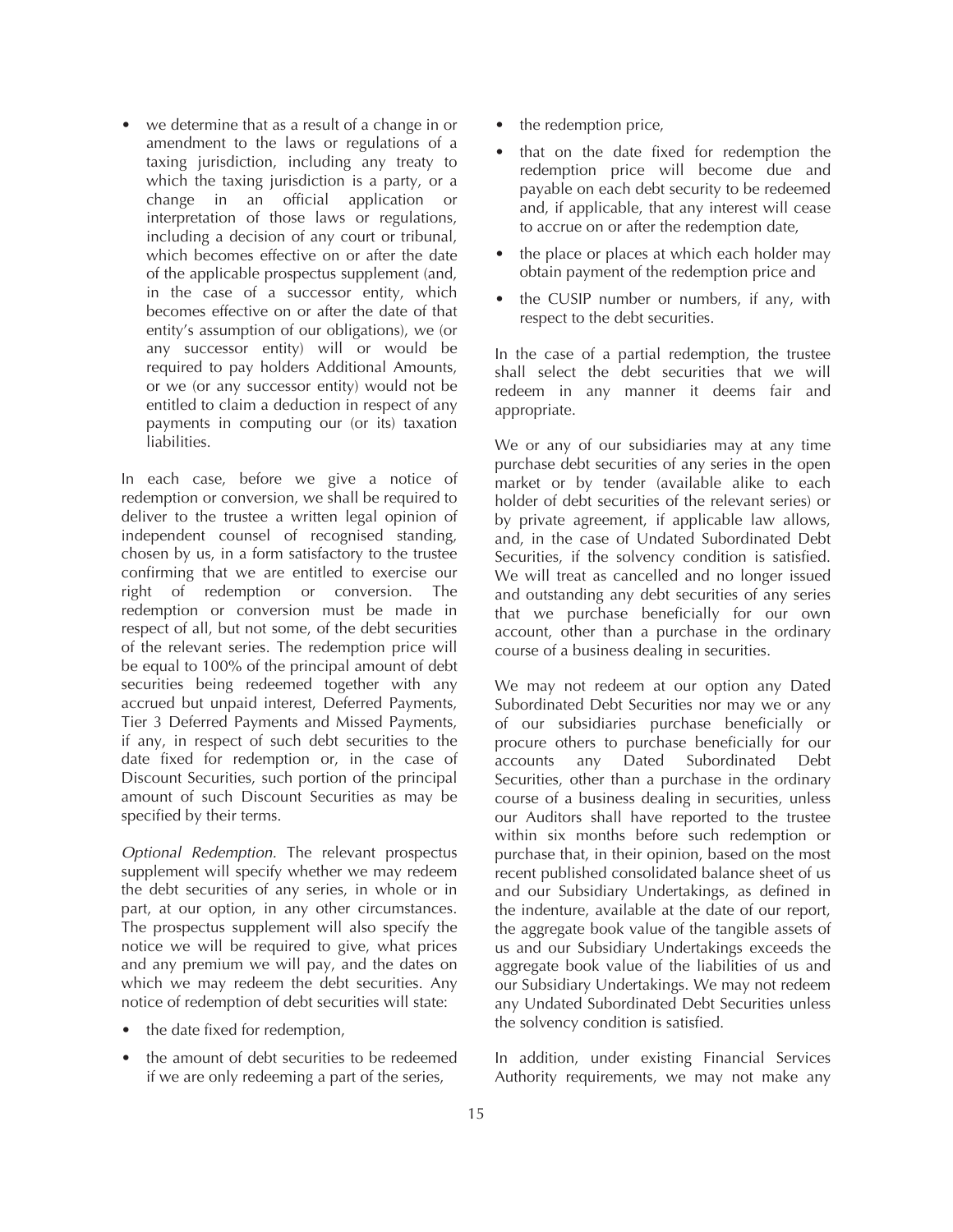- we determine that as a result of a change in or amendment to the laws or regulations of a taxing jurisdiction, including any treaty to which the taxing jurisdiction is a party, or a change in an official application or interpretation of those laws or regulations, including a decision of any court or tribunal, which becomes effective on or after the date of the applicable prospectus supplement (and, in the case of a successor entity, which becomes effective on or after the date of that entity's assumption of our obligations), we (or any successor entity) will or would be required to pay holders Additional Amounts, or we (or any successor entity) would not be entitled to claim a deduction in respect of any payments in computing our (or its) taxation liabilities.

In each case, before we give a notice of redemption or conversion, we shall be required to deliver to the trustee a written legal opinion of independent counsel of recognised standing, chosen by us, in a form satisfactory to the trustee confirming that we are entitled to exercise our right of redemption or conversion. The redemption or conversion must be made in respect of all, but not some, of the debt securities of the relevant series. The redemption price will be equal to 100% of the principal amount of debt securities being redeemed together with any accrued but unpaid interest, Deferred Payments, Tier 3 Deferred Payments and Missed Payments, if any, in respect of such debt securities to the date fixed for redemption or, in the case of Discount Securities, such portion of the principal amount of such Discount Securities as may be specified by their terms.

*Optional Redemption.* The relevant prospectus supplement will specify whether we may redeem the debt securities of any series, in whole or in part, at our option, in any other circumstances. The prospectus supplement will also specify the notice we will be required to give, what prices and any premium we will pay, and the dates on which we may redeem the debt securities. Any notice of redemption of debt securities will state:

- the date fixed for redemption,
- the amount of debt securities to be redeemed if we are only redeeming a part of the series,
- the redemption price,
- that on the date fixed for redemption the redemption price will become due and payable on each debt security to be redeemed and, if applicable, that any interest will cease to accrue on or after the redemption date,
- the place or places at which each holder may obtain payment of the redemption price and
- the CUSIP number or numbers, if any, with respect to the debt securities.

In the case of a partial redemption, the trustee shall select the debt securities that we will redeem in any manner it deems fair and appropriate.

We or any of our subsidiaries may at any time purchase debt securities of any series in the open market or by tender (available alike to each holder of debt securities of the relevant series) or by private agreement, if applicable law allows, and, in the case of Undated Subordinated Debt Securities, if the solvency condition is satisfied. We will treat as cancelled and no longer issued and outstanding any debt securities of any series that we purchase beneficially for our own account, other than a purchase in the ordinary course of a business dealing in securities.

We may not redeem at our option any Dated Subordinated Debt Securities nor may we or any of our subsidiaries purchase beneficially or procure others to purchase beneficially for our accounts any Dated Subordinated Debt Securities, other than a purchase in the ordinary course of a business dealing in securities, unless our Auditors shall have reported to the trustee within six months before such redemption or purchase that, in their opinion, based on the most recent published consolidated balance sheet of us and our Subsidiary Undertakings, as defined in the indenture, available at the date of our report, the aggregate book value of the tangible assets of us and our Subsidiary Undertakings exceeds the aggregate book value of the liabilities of us and our Subsidiary Undertakings. We may not redeem any Undated Subordinated Debt Securities unless the solvency condition is satisfied.

In addition, under existing Financial Services Authority requirements, we may not make any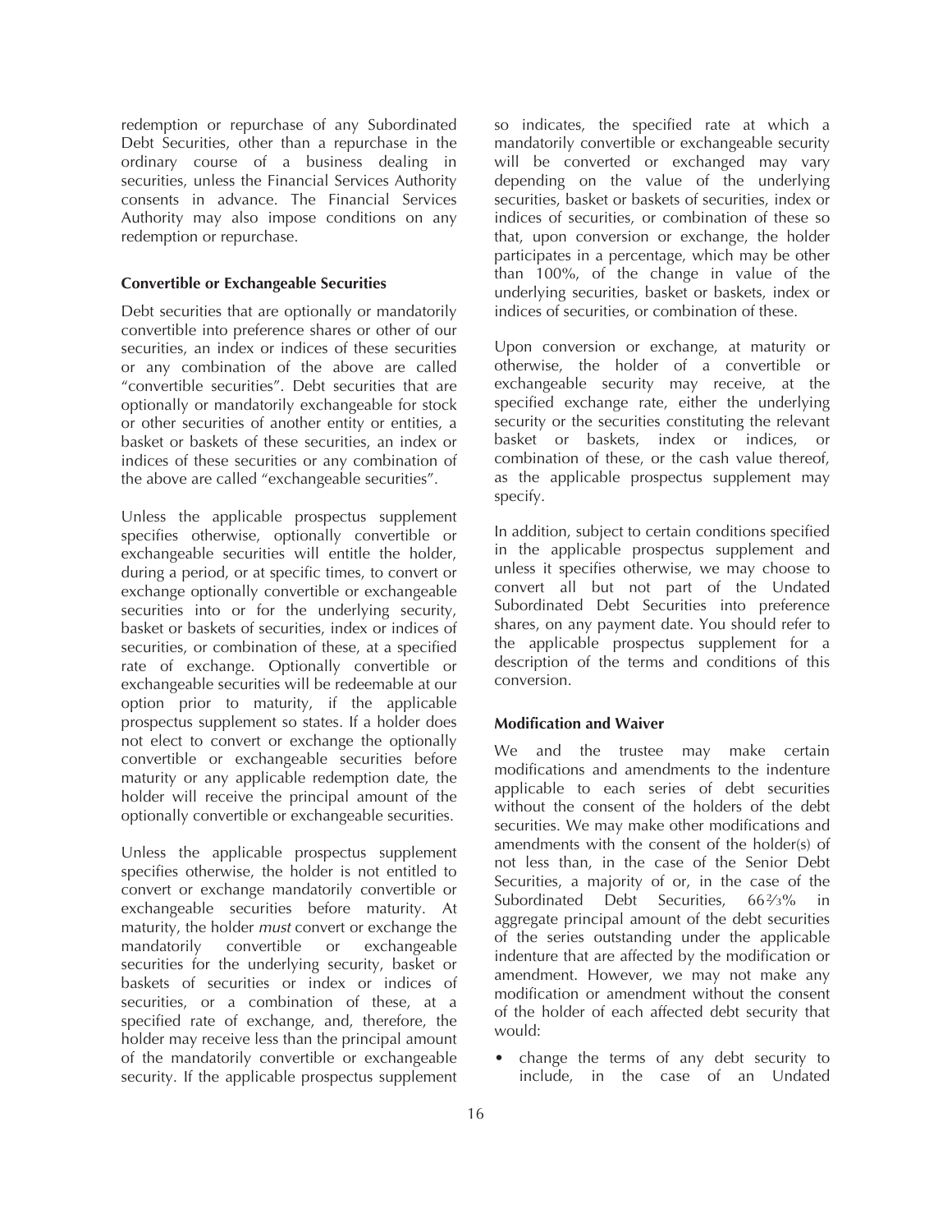redemption or repurchase of any Subordinated Debt Securities, other than a repurchase in the ordinary course of a business dealing in securities, unless the Financial Services Authority consents in advance. The Financial Services Authority may also impose conditions on any redemption or repurchase.

**Convertible or Exchangeable Securities**

Debt securities that are optionally or mandatorily convertible into preference shares or other of our securities, an index or indices of these securities or any combination of the above are called "convertible securities". Debt securities that are optionally or mandatorily exchangeable for stock or other securities of another entity or entities, a basket or baskets of these securities, an index or indices of these securities or any combination of the above are called "exchangeable securities".

Unless the applicable prospectus supplement specifies otherwise, optionally convertible or exchangeable securities will entitle the holder, during a period, or at specific times, to convert or exchange optionally convertible or exchangeable securities into or for the underlying security, basket or baskets of securities, index or indices of securities, or combination of these, at a specified rate of exchange. Optionally convertible or exchangeable securities will be redeemable at our option prior to maturity, if the applicable prospectus supplement so states. If a holder does not elect to convert or exchange the optionally convertible or exchangeable securities before maturity or any applicable redemption date, the holder will receive the principal amount of the optionally convertible or exchangeable securities.

Unless the applicable prospectus supplement specifies otherwise, the holder is not entitled to convert or exchange mandatorily convertible or exchangeable securities before maturity. At maturity, the holder *must* convert or exchange the mandatorily convertible or exchangeable securities for the underlying security, basket or baskets of securities or index or indices of securities, or a combination of these, at a specified rate of exchange, and, therefore, the holder may receive less than the principal amount of the mandatorily convertible or exchangeable security. If the applicable prospectus supplement so indicates, the specified rate at which a mandatorily convertible or exchangeable security will be converted or exchanged may vary depending on the value of the underlying securities, basket or baskets of securities, index or indices of securities, or combination of these so that, upon conversion or exchange, the holder participates in a percentage, which may be other than 100%, of the change in value of the underlying securities, basket or baskets, index or indices of securities, or combination of these.

Upon conversion or exchange, at maturity or otherwise, the holder of a convertible or exchangeable security may receive, at the specified exchange rate, either the underlying security or the securities constituting the relevant basket or baskets, index or indices, or combination of these, or the cash value thereof, as the applicable prospectus supplement may specify.

In addition, subject to certain conditions specified in the applicable prospectus supplement and unless it specifies otherwise, we may choose to convert all but not part of the Undated Subordinated Debt Securities into preference shares, on any payment date. You should refer to the applicable prospectus supplement for a description of the terms and conditions of this conversion.

**Modification and Waiver**

We and the trustee may make certain modifications and amendments to the indenture applicable to each series of debt securities without the consent of the holders of the debt securities. We may make other modifications and amendments with the consent of the holder(s) of not less than, in the case of the Senior Debt Securities, a majority of or, in the case of the Subordinated Debt Securities, 66⅔% in aggregate principal amount of the debt securities of the series outstanding under the applicable indenture that are affected by the modification or amendment. However, we may not make any modification or amendment without the consent of the holder of each affected debt security that would:

- change the terms of any debt security to include, in the case of an Undated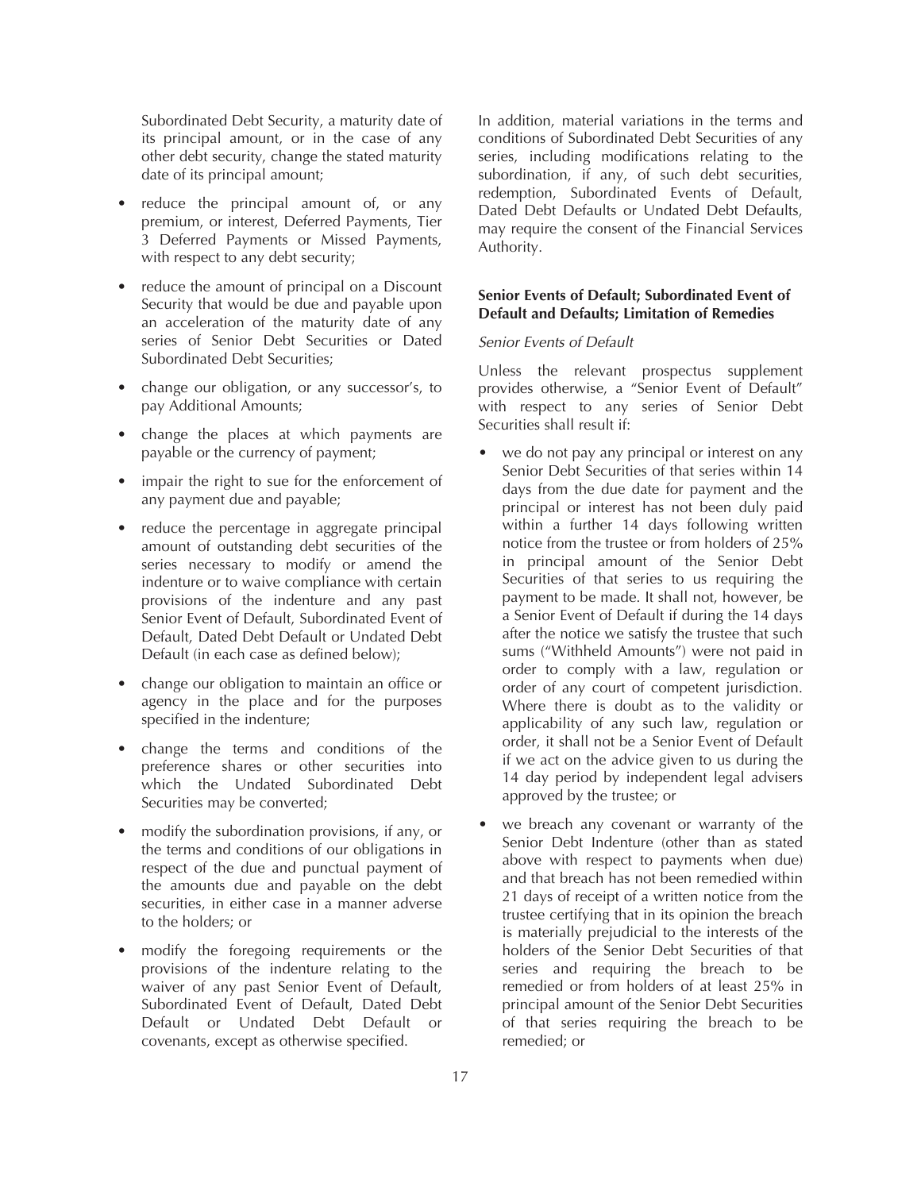Subordinated Debt Security, a maturity date of its principal amount, or in the case of any other debt security, change the stated maturity date of its principal amount;

- reduce the principal amount of, or any premium, or interest, Deferred Payments, Tier 3 Deferred Payments or Missed Payments, with respect to any debt security;
- reduce the amount of principal on a Discount Security that would be due and payable upon an acceleration of the maturity date of any series of Senior Debt Securities or Dated Subordinated Debt Securities;
- change our obligation, or any successor's, to pay Additional Amounts;
- change the places at which payments are payable or the currency of payment;
- impair the right to sue for the enforcement of any payment due and payable;
- reduce the percentage in aggregate principal amount of outstanding debt securities of the series necessary to modify or amend the indenture or to waive compliance with certain provisions of the indenture and any past Senior Event of Default, Subordinated Event of Default, Dated Debt Default or Undated Debt Default (in each case as defined below);
- change our obligation to maintain an office or agency in the place and for the purposes specified in the indenture;
- change the terms and conditions of the preference shares or other securities into which the Undated Subordinated Debt Securities may be converted;
- modify the subordination provisions, if any, or the terms and conditions of our obligations in respect of the due and punctual payment of the amounts due and payable on the debt securities, in either case in a manner adverse to the holders; or
- modify the foregoing requirements or the provisions of the indenture relating to the waiver of any past Senior Event of Default, Subordinated Event of Default, Dated Debt Default or Undated Debt Default or covenants, except as otherwise specified.

In addition, material variations in the terms and conditions of Subordinated Debt Securities of any series, including modifications relating to the subordination, if any, of such debt securities, redemption, Subordinated Events of Default, Dated Debt Defaults or Undated Debt Defaults, may require the consent of the Financial Services Authority.

### Senior Events of Default; Subordinated Event of Default and Defaults; Limitation of Remedies

*Senior Events of Default*

Unless the relevant prospectus supplement provides otherwise, a "Senior Event of Default" with respect to any series of Senior Debt Securities shall result if:

- we do not pay any principal or interest on any Senior Debt Securities of that series within 14 days from the due date for payment and the principal or interest has not been duly paid within a further 14 days following written notice from the trustee or from holders of 25% in principal amount of the Senior Debt Securities of that series to us requiring the payment to be made. It shall not, however, be a Senior Event of Default if during the 14 days after the notice we satisfy the trustee that such sums ("Withheld Amounts") were not paid in order to comply with a law, regulation or order of any court of competent jurisdiction. Where there is doubt as to the validity or applicability of any such law, regulation or order, it shall not be a Senior Event of Default if we act on the advice given to us during the 14 day period by independent legal advisers approved by the trustee; or
- we breach any covenant or warranty of the Senior Debt Indenture (other than as stated above with respect to payments when due) and that breach has not been remedied within 21 days of receipt of a written notice from the trustee certifying that in its opinion the breach is materially prejudicial to the interests of the holders of the Senior Debt Securities of that series and requiring the breach to be remedied or from holders of at least 25% in principal amount of the Senior Debt Securities of that series requiring the breach to be remedied; or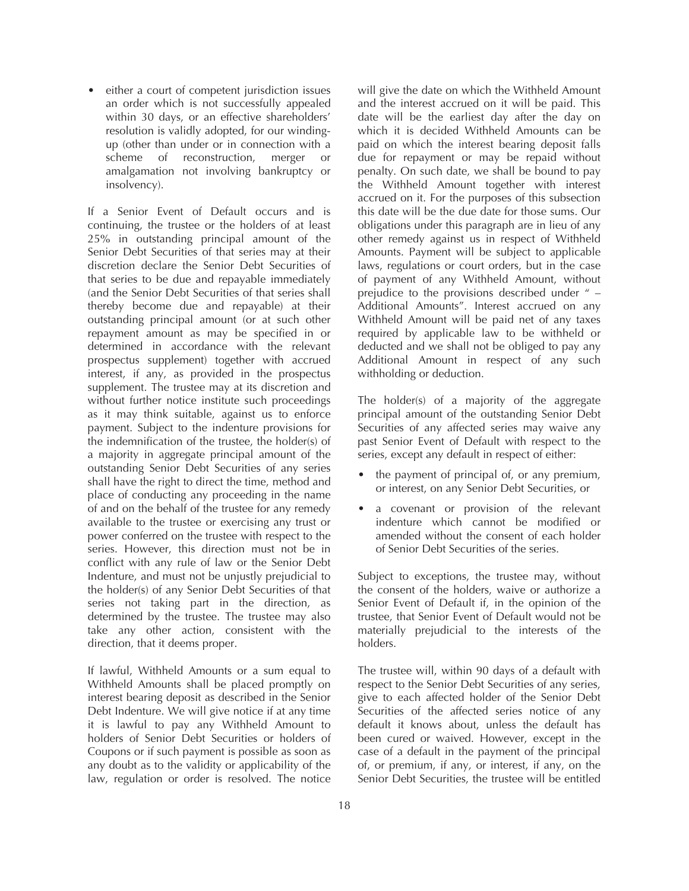- either a court of competent jurisdiction issues an order which is not successfully appealed within 30 days, or an effective shareholders' resolution is validly adopted, for our winding-up (other than under or in connection with a scheme of reconstruction, merger or amalgamation not involving bankruptcy or insolvency).

If a Senior Event of Default occurs and is continuing, the trustee or the holders of at least 25% in outstanding principal amount of the Senior Debt Securities of that series may at their discretion declare the Senior Debt Securities of that series to be due and repayable immediately (and the Senior Debt Securities of that series shall thereby become due and repayable) at their outstanding principal amount (or at such other repayment amount as may be specified in or determined in accordance with the relevant prospectus supplement) together with accrued interest, if any, as provided in the prospectus supplement. The trustee may at its discretion and without further notice institute such proceedings as it may think suitable, against us to enforce payment. Subject to the indenture provisions for the indemnification of the trustee, the holder(s) of a majority in aggregate principal amount of the outstanding Senior Debt Securities of any series shall have the right to direct the time, method and place of conducting any proceeding in the name of and on the behalf of the trustee for any remedy available to the trustee or exercising any trust or power conferred on the trustee with respect to the series. However, this direction must not be in conflict with any rule of law or the Senior Debt Indenture, and must not be unjustly prejudicial to the holder(s) of any Senior Debt Securities of that series not taking part in the direction, as determined by the trustee. The trustee may also take any other action, consistent with the direction, that it deems proper.

If lawful, Withheld Amounts or a sum equal to Withheld Amounts shall be placed promptly on interest bearing deposit as described in the Senior Debt Indenture. We will give notice if at any time it is lawful to pay any Withheld Amount to holders of Senior Debt Securities or holders of Coupons or if such payment is possible as soon as any doubt as to the validity or applicability of the law, regulation or order is resolved. The notice will give the date on which the Withheld Amount and the interest accrued on it will be paid. This date will be the earliest day after the day on which it is decided Withheld Amounts can be paid on which the interest bearing deposit falls due for repayment or may be repaid without penalty. On such date, we shall be bound to pay the Withheld Amount together with interest accrued on it. For the purposes of this subsection this date will be the due date for those sums. Our obligations under this paragraph are in lieu of any other remedy against us in respect of Withheld Amounts. Payment will be subject to applicable laws, regulations or court orders, but in the case of payment of any Withheld Amount, without prejudice to the provisions described under " – Additional Amounts". Interest accrued on any Withheld Amount will be paid net of any taxes required by applicable law to be withheld or deducted and we shall not be obliged to pay any Additional Amount in respect of any such withholding or deduction.

The holder(s) of a majority of the aggregate principal amount of the outstanding Senior Debt Securities of any affected series may waive any past Senior Event of Default with respect to the series, except any default in respect of either:

- the payment of principal of, or any premium, or interest, on any Senior Debt Securities, or
- a covenant or provision of the relevant indenture which cannot be modified or amended without the consent of each holder of Senior Debt Securities of the series.

Subject to exceptions, the trustee may, without the consent of the holders, waive or authorize a Senior Event of Default if, in the opinion of the trustee, that Senior Event of Default would not be materially prejudicial to the interests of the holders.

The trustee will, within 90 days of a default with respect to the Senior Debt Securities of any series, give to each affected holder of the Senior Debt Securities of the affected series notice of any default it knows about, unless the default has been cured or waived. However, except in the case of a default in the payment of the principal of, or premium, if any, or interest, if any, on the Senior Debt Securities, the trustee will be entitled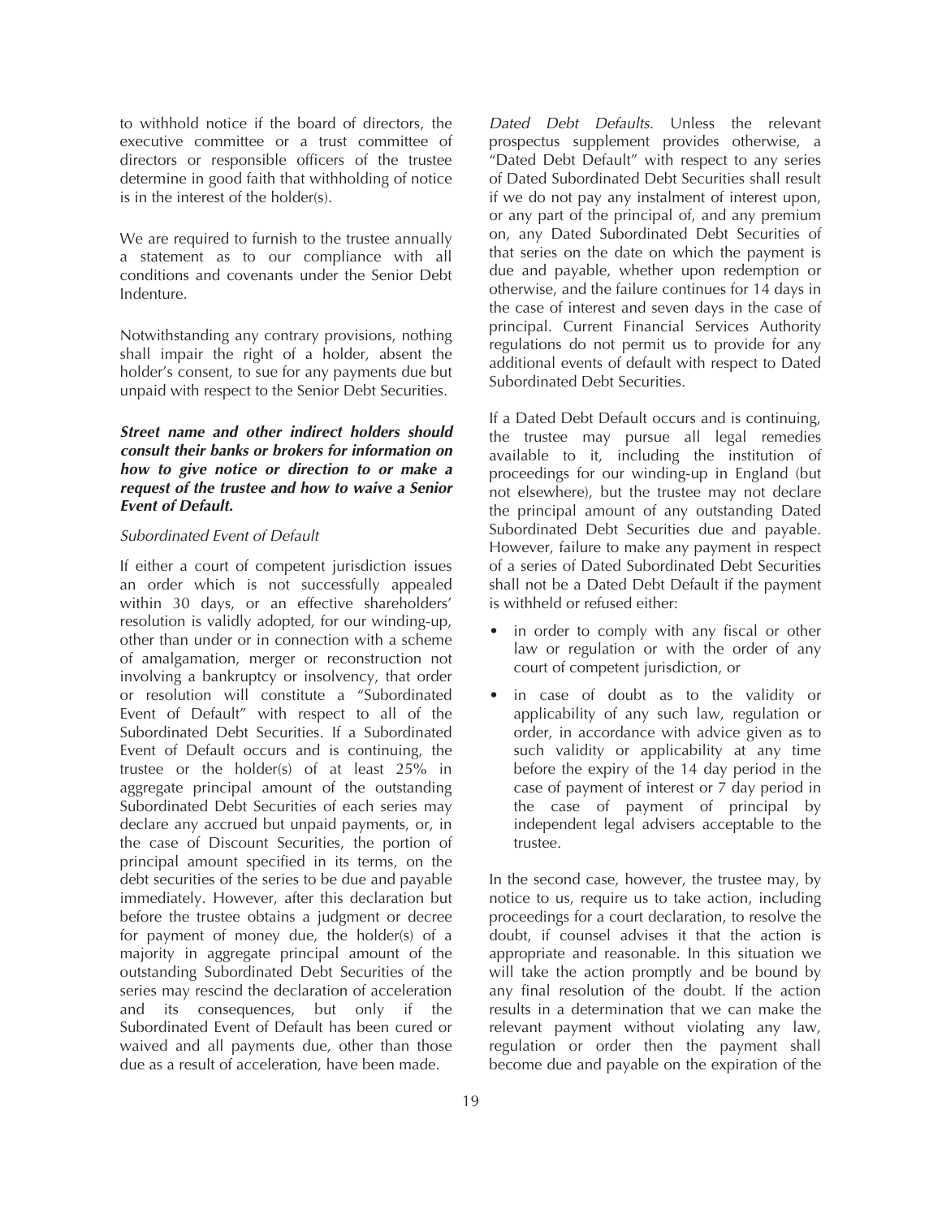to withhold notice if the board of directors, the executive committee or a trust committee of directors or responsible officers of the trustee determine in good faith that withholding of notice is in the interest of the holder(s).

We are required to furnish to the trustee annually a statement as to our compliance with all conditions and covenants under the Senior Debt Indenture.

Notwithstanding any contrary provisions, nothing shall impair the right of a holder, absent the holder's consent, to sue for any payments due but unpaid with respect to the Senior Debt Securities.

***Street name and other indirect holders should consult their banks or brokers for information on how to give notice or direction to or make a request of the trustee and how to waive a Senior Event of Default.***

*Subordinated Event of Default*

If either a court of competent jurisdiction issues an order which is not successfully appealed within 30 days, or an effective shareholders' resolution is validly adopted, for our winding-up, other than under or in connection with a scheme of amalgamation, merger or reconstruction not involving a bankruptcy or insolvency, that order or resolution will constitute a "Subordinated Event of Default" with respect to all of the Subordinated Debt Securities. If a Subordinated Event of Default occurs and is continuing, the trustee or the holder(s) of at least 25% in aggregate principal amount of the outstanding Subordinated Debt Securities of each series may declare any accrued but unpaid payments, or, in the case of Discount Securities, the portion of principal amount specified in its terms, on the debt securities of the series to be due and payable immediately. However, after this declaration but before the trustee obtains a judgment or decree for payment of money due, the holder(s) of a majority in aggregate principal amount of the outstanding Subordinated Debt Securities of the series may rescind the declaration of acceleration and its consequences, but only if the Subordinated Event of Default has been cured or waived and all payments due, other than those due as a result of acceleration, have been made.

*Dated Debt Defaults*. Unless the relevant prospectus supplement provides otherwise, a "Dated Debt Default" with respect to any series of Dated Subordinated Debt Securities shall result if we do not pay any instalment of interest upon, or any part of the principal of, and any premium on, any Dated Subordinated Debt Securities of that series on the date on which the payment is due and payable, whether upon redemption or otherwise, and the failure continues for 14 days in the case of interest and seven days in the case of principal. Current Financial Services Authority regulations do not permit us to provide for any additional events of default with respect to Dated Subordinated Debt Securities.

If a Dated Debt Default occurs and is continuing, the trustee may pursue all legal remedies available to it, including the institution of proceedings for our winding-up in England (but not elsewhere), but the trustee may not declare the principal amount of any outstanding Dated Subordinated Debt Securities due and payable. However, failure to make any payment in respect of a series of Dated Subordinated Debt Securities shall not be a Dated Debt Default if the payment is withheld or refused either:

- in order to comply with any fiscal or other law or regulation or with the order of any court of competent jurisdiction, or
- in case of doubt as to the validity or applicability of any such law, regulation or order, in accordance with advice given as to such validity or applicability at any time before the expiry of the 14 day period in the case of payment of interest or 7 day period in the case of payment of principal by independent legal advisers acceptable to the trustee.

In the second case, however, the trustee may, by notice to us, require us to take action, including proceedings for a court declaration, to resolve the doubt, if counsel advises it that the action is appropriate and reasonable. In this situation we will take the action promptly and be bound by any final resolution of the doubt. If the action results in a determination that we can make the relevant payment without violating any law, regulation or order then the payment shall become due and payable on the expiration of the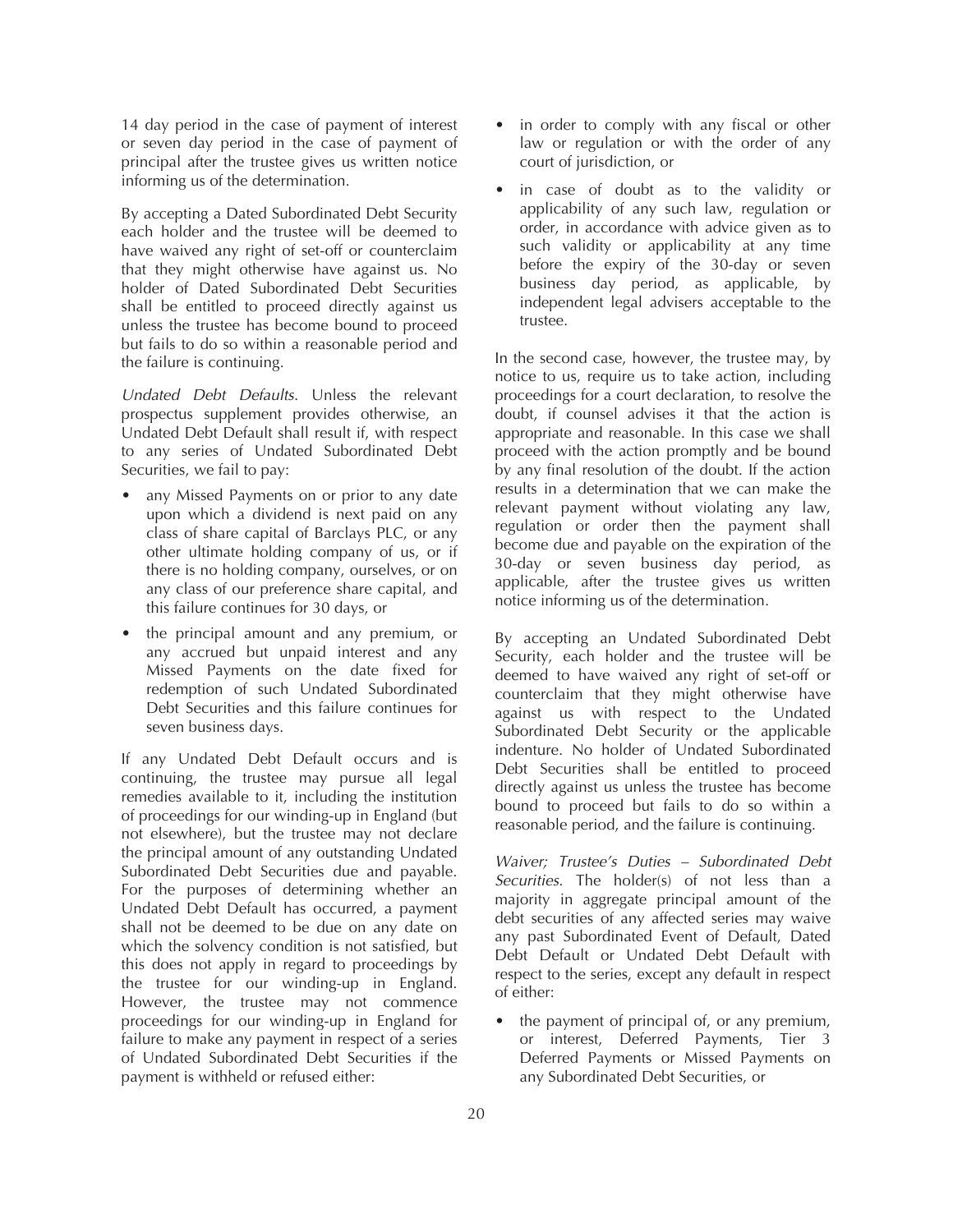14 day period in the case of payment of interest or seven day period in the case of payment of principal after the trustee gives us written notice informing us of the determination.

By accepting a Dated Subordinated Debt Security each holder and the trustee will be deemed to have waived any right of set-off or counterclaim that they might otherwise have against us. No holder of Dated Subordinated Debt Securities shall be entitled to proceed directly against us unless the trustee has become bound to proceed but fails to do so within a reasonable period and the failure is continuing.

*Undated Debt Defaults.* Unless the relevant prospectus supplement provides otherwise, an Undated Debt Default shall result if, with respect to any series of Undated Subordinated Debt Securities, we fail to pay:

- any Missed Payments on or prior to any date upon which a dividend is next paid on any class of share capital of Barclays PLC, or any other ultimate holding company of us, or if there is no holding company, ourselves, or on any class of our preference share capital, and this failure continues for 30 days, or
- the principal amount and any premium, or any accrued but unpaid interest and any Missed Payments on the date fixed for redemption of such Undated Subordinated Debt Securities and this failure continues for seven business days.

If any Undated Debt Default occurs and is continuing, the trustee may pursue all legal remedies available to it, including the institution of proceedings for our winding-up in England (but not elsewhere), but the trustee may not declare the principal amount of any outstanding Undated Subordinated Debt Securities due and payable. For the purposes of determining whether an Undated Debt Default has occurred, a payment shall not be deemed to be due on any date on which the solvency condition is not satisfied, but this does not apply in regard to proceedings by the trustee for our winding-up in England. However, the trustee may not commence proceedings for our winding-up in England for failure to make any payment in respect of a series of Undated Subordinated Debt Securities if the payment is withheld or refused either:

- in order to comply with any fiscal or other law or regulation or with the order of any court of jurisdiction, or
- in case of doubt as to the validity or applicability of any such law, regulation or order, in accordance with advice given as to such validity or applicability at any time before the expiry of the 30-day or seven business day period, as applicable, by independent legal advisers acceptable to the trustee.

In the second case, however, the trustee may, by notice to us, require us to take action, including proceedings for a court declaration, to resolve the doubt, if counsel advises it that the action is appropriate and reasonable. In this case we shall proceed with the action promptly and be bound by any final resolution of the doubt. If the action results in a determination that we can make the relevant payment without violating any law, regulation or order then the payment shall become due and payable on the expiration of the 30-day or seven business day period, as applicable, after the trustee gives us written notice informing us of the determination.

By accepting an Undated Subordinated Debt Security, each holder and the trustee will be deemed to have waived any right of set-off or counterclaim that they might otherwise have against us with respect to the Undated Subordinated Debt Security or the applicable indenture. No holder of Undated Subordinated Debt Securities shall be entitled to proceed directly against us unless the trustee has become bound to proceed but fails to do so within a reasonable period, and the failure is continuing.

*Waiver; Trustee's Duties – Subordinated Debt Securities.* The holder(s) of not less than a majority in aggregate principal amount of the debt securities of any affected series may waive any past Subordinated Event of Default, Dated Debt Default or Undated Debt Default with respect to the series, except any default in respect of either:

- the payment of principal of, or any premium, or interest, Deferred Payments, Tier 3 Deferred Payments or Missed Payments on any Subordinated Debt Securities, or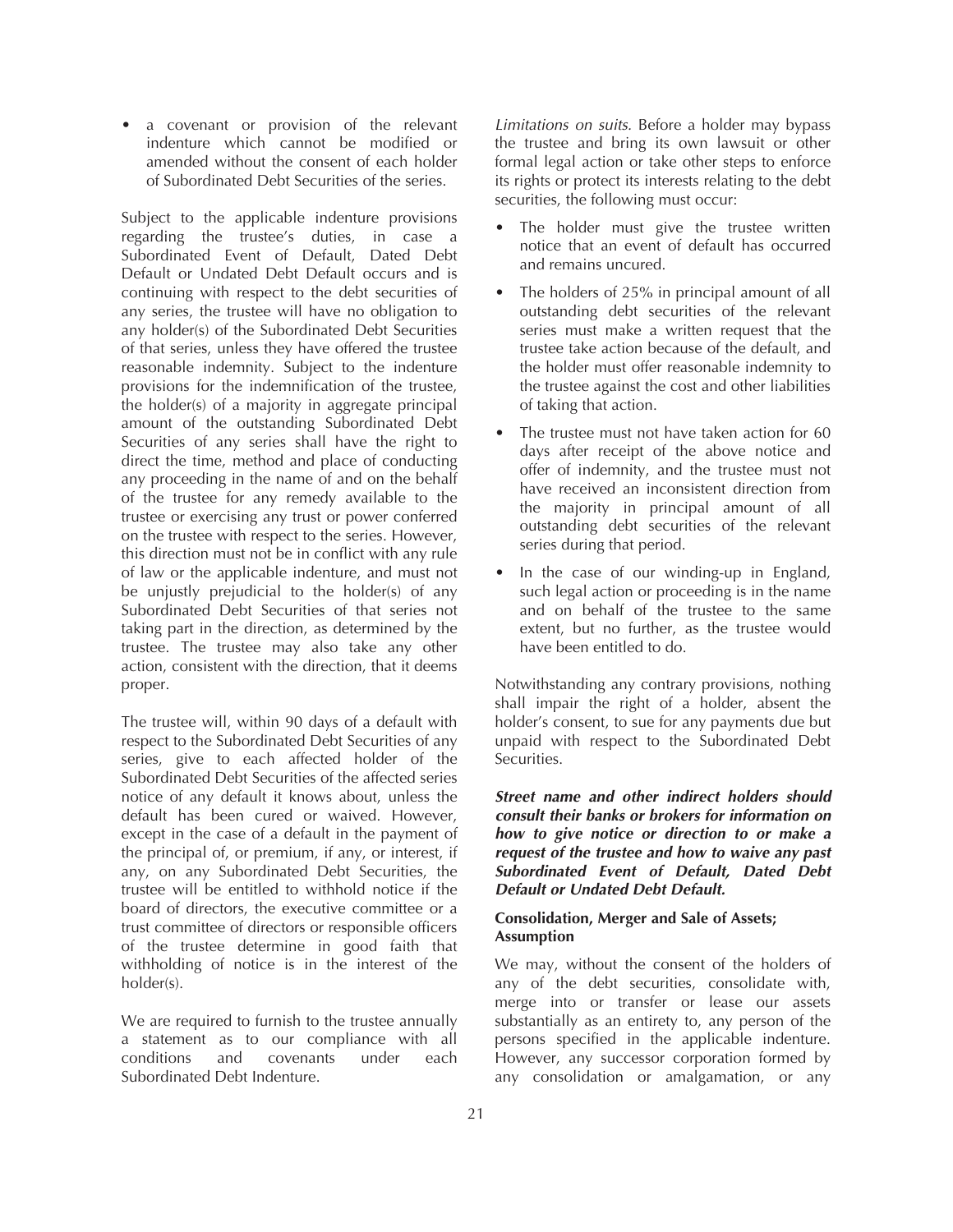- a covenant or provision of the relevant indenture which cannot be modified or amended without the consent of each holder of Subordinated Debt Securities of the series.

Subject to the applicable indenture provisions regarding the trustee's duties, in case a Subordinated Event of Default, Dated Debt Default or Undated Debt Default occurs and is continuing with respect to the debt securities of any series, the trustee will have no obligation to any holder(s) of the Subordinated Debt Securities of that series, unless they have offered the trustee reasonable indemnity. Subject to the indenture provisions for the indemnification of the trustee, the holder(s) of a majority in aggregate principal amount of the outstanding Subordinated Debt Securities of any series shall have the right to direct the time, method and place of conducting any proceeding in the name of and on the behalf of the trustee for any remedy available to the trustee or exercising any trust or power conferred on the trustee with respect to the series. However, this direction must not be in conflict with any rule of law or the applicable indenture, and must not be unjustly prejudicial to the holder(s) of any Subordinated Debt Securities of that series not taking part in the direction, as determined by the trustee. The trustee may also take any other action, consistent with the direction, that it deems proper.

The trustee will, within 90 days of a default with respect to the Subordinated Debt Securities of any series, give to each affected holder of the Subordinated Debt Securities of the affected series notice of any default it knows about, unless the default has been cured or waived. However, except in the case of a default in the payment of the principal of, or premium, if any, or interest, if any, on any Subordinated Debt Securities, the trustee will be entitled to withhold notice if the board of directors, the executive committee or a trust committee of directors or responsible officers of the trustee determine in good faith that withholding of notice is in the interest of the holder(s).

We are required to furnish to the trustee annually a statement as to our compliance with all conditions and covenants under each Subordinated Debt Indenture.

*Limitations on suits.* Before a holder may bypass the trustee and bring its own lawsuit or other formal legal action or take other steps to enforce its rights or protect its interests relating to the debt securities, the following must occur:

- The holder must give the trustee written notice that an event of default has occurred and remains uncured.
- The holders of 25% in principal amount of all outstanding debt securities of the relevant series must make a written request that the trustee take action because of the default, and the holder must offer reasonable indemnity to the trustee against the cost and other liabilities of taking that action.
- The trustee must not have taken action for 60 days after receipt of the above notice and offer of indemnity, and the trustee must not have received an inconsistent direction from the majority in principal amount of all outstanding debt securities of the relevant series during that period.
- In the case of our winding-up in England, such legal action or proceeding is in the name and on behalf of the trustee to the same extent, but no further, as the trustee would have been entitled to do.

Notwithstanding any contrary provisions, nothing shall impair the right of a holder, absent the holder's consent, to sue for any payments due but unpaid with respect to the Subordinated Debt Securities.

***Street name and other indirect holders should consult their banks or brokers for information on how to give notice or direction to or make a request of the trustee and how to waive any past Subordinated Event of Default, Dated Debt Default or Undated Debt Default.***

**Consolidation, Merger and Sale of Assets; Assumption**

We may, without the consent of the holders of any of the debt securities, consolidate with, merge into or transfer or lease our assets substantially as an entirety to, any person of the persons specified in the applicable indenture. However, any successor corporation formed by any consolidation or amalgamation, or any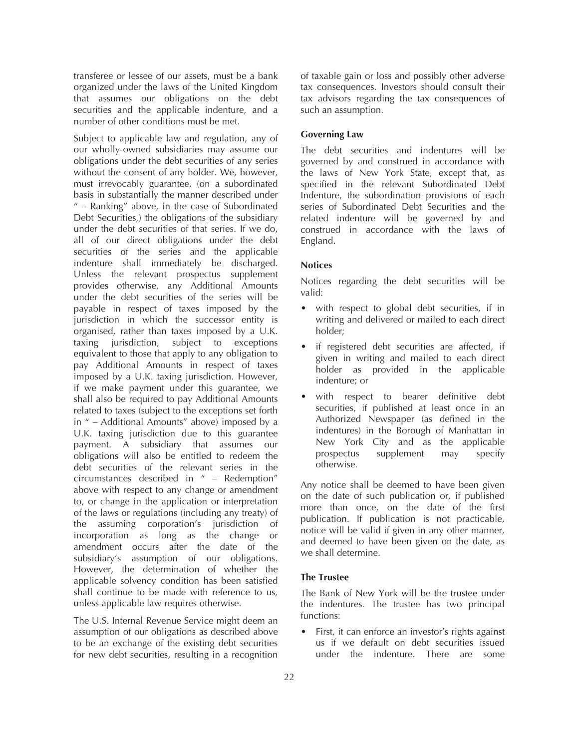transferee or lessee of our assets, must be a bank organized under the laws of the United Kingdom that assumes our obligations on the debt securities and the applicable indenture, and a number of other conditions must be met.

Subject to applicable law and regulation, any of our wholly-owned subsidiaries may assume our obligations under the debt securities of any series without the consent of any holder. We, however, must irrevocably guarantee, (on a subordinated basis in substantially the manner described under " – Ranking" above, in the case of Subordinated Debt Securities,) the obligations of the subsidiary under the debt securities of that series. If we do, all of our direct obligations under the debt securities of the series and the applicable indenture shall immediately be discharged. Unless the relevant prospectus supplement provides otherwise, any Additional Amounts under the debt securities of the series will be payable in respect of taxes imposed by the jurisdiction in which the successor entity is organised, rather than taxes imposed by a U.K. taxing jurisdiction, subject to exceptions equivalent to those that apply to any obligation to pay Additional Amounts in respect of taxes imposed by a U.K. taxing jurisdiction. However, if we make payment under this guarantee, we shall also be required to pay Additional Amounts related to taxes (subject to the exceptions set forth in " – Additional Amounts" above) imposed by a U.K. taxing jurisdiction due to this guarantee payment. A subsidiary that assumes our obligations will also be entitled to redeem the debt securities of the relevant series in the circumstances described in " – Redemption" above with respect to any change or amendment to, or change in the application or interpretation of the laws or regulations (including any treaty) of the assuming corporation's jurisdiction of incorporation as long as the change or amendment occurs after the date of the subsidiary's assumption of our obligations. However, the determination of whether the applicable solvency condition has been satisfied shall continue to be made with reference to us, unless applicable law requires otherwise.

The U.S. Internal Revenue Service might deem an assumption of our obligations as described above to be an exchange of the existing debt securities for new debt securities, resulting in a recognition of taxable gain or loss and possibly other adverse tax consequences. Investors should consult their tax advisors regarding the tax consequences of such an assumption.

**Governing Law**

The debt securities and indentures will be governed by and construed in accordance with the laws of New York State, except that, as specified in the relevant Subordinated Debt Indenture, the subordination provisions of each series of Subordinated Debt Securities and the related indenture will be governed by and construed in accordance with the laws of England.

**Notices**

Notices regarding the debt securities will be valid:

- with respect to global debt securities, if in writing and delivered or mailed to each direct holder;
- if registered debt securities are affected, if given in writing and mailed to each direct holder as provided in the applicable indenture; or
- with respect to bearer definitive debt securities, if published at least once in an Authorized Newspaper (as defined in the indentures) in the Borough of Manhattan in New York City and as the applicable prospectus supplement may specify otherwise.

Any notice shall be deemed to have been given on the date of such publication or, if published more than once, on the date of the first publication. If publication is not practicable, notice will be valid if given in any other manner, and deemed to have been given on the date, as we shall determine.

**The Trustee**

The Bank of New York will be the trustee under the indentures. The trustee has two principal functions:

- First, it can enforce an investor's rights against us if we default on debt securities issued under the indenture. There are some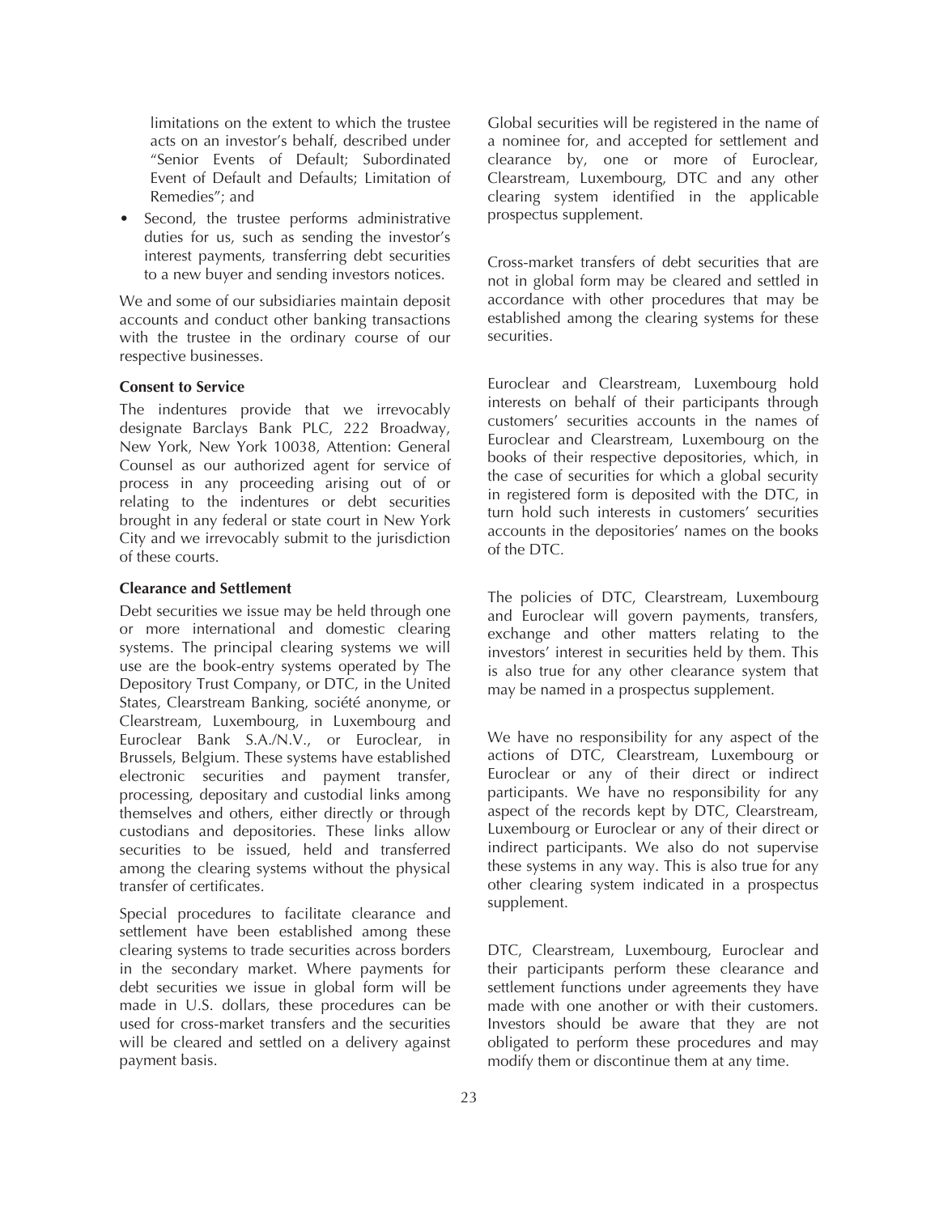limitations on the extent to which the trustee acts on an investor's behalf, described under "Senior Events of Default; Subordinated Event of Default and Defaults; Limitation of Remedies"; and

- Second, the trustee performs administrative duties for us, such as sending the investor's interest payments, transferring debt securities to a new buyer and sending investors notices.

We and some of our subsidiaries maintain deposit accounts and conduct other banking transactions with the trustee in the ordinary course of our respective businesses.

**Consent to Service**

The indentures provide that we irrevocably designate Barclays Bank PLC, 222 Broadway, New York, New York 10038, Attention: General Counsel as our authorized agent for service of process in any proceeding arising out of or relating to the indentures or debt securities brought in any federal or state court in New York City and we irrevocably submit to the jurisdiction of these courts.

**Clearance and Settlement**

Debt securities we issue may be held through one or more international and domestic clearing systems. The principal clearing systems we will use are the book-entry systems operated by The Depository Trust Company, or DTC, in the United States, Clearstream Banking, société anonyme, or Clearstream, Luxembourg, in Luxembourg and Euroclear Bank S.A./N.V., or Euroclear, in Brussels, Belgium. These systems have established electronic securities and payment transfer, processing, depositary and custodial links among themselves and others, either directly or through custodians and depositories. These links allow securities to be issued, held and transferred among the clearing systems without the physical transfer of certificates.

Special procedures to facilitate clearance and settlement have been established among these clearing systems to trade securities across borders in the secondary market. Where payments for debt securities we issue in global form will be made in U.S. dollars, these procedures can be used for cross-market transfers and the securities will be cleared and settled on a delivery against payment basis.

Global securities will be registered in the name of a nominee for, and accepted for settlement and clearance by, one or more of Euroclear, Clearstream, Luxembourg, DTC and any other clearing system identified in the applicable prospectus supplement.

Cross-market transfers of debt securities that are not in global form may be cleared and settled in accordance with other procedures that may be established among the clearing systems for these securities.

Euroclear and Clearstream, Luxembourg hold interests on behalf of their participants through customers' securities accounts in the names of Euroclear and Clearstream, Luxembourg on the books of their respective depositories, which, in the case of securities for which a global security in registered form is deposited with the DTC, in turn hold such interests in customers' securities accounts in the depositories' names on the books of the DTC.

The policies of DTC, Clearstream, Luxembourg and Euroclear will govern payments, transfers, exchange and other matters relating to the investors' interest in securities held by them. This is also true for any other clearance system that may be named in a prospectus supplement.

We have no responsibility for any aspect of the actions of DTC, Clearstream, Luxembourg or Euroclear or any of their direct or indirect participants. We have no responsibility for any aspect of the records kept by DTC, Clearstream, Luxembourg or Euroclear or any of their direct or indirect participants. We also do not supervise these systems in any way. This is also true for any other clearing system indicated in a prospectus supplement.

DTC, Clearstream, Luxembourg, Euroclear and their participants perform these clearance and settlement functions under agreements they have made with one another or with their customers. Investors should be aware that they are not obligated to perform these procedures and may modify them or discontinue them at any time.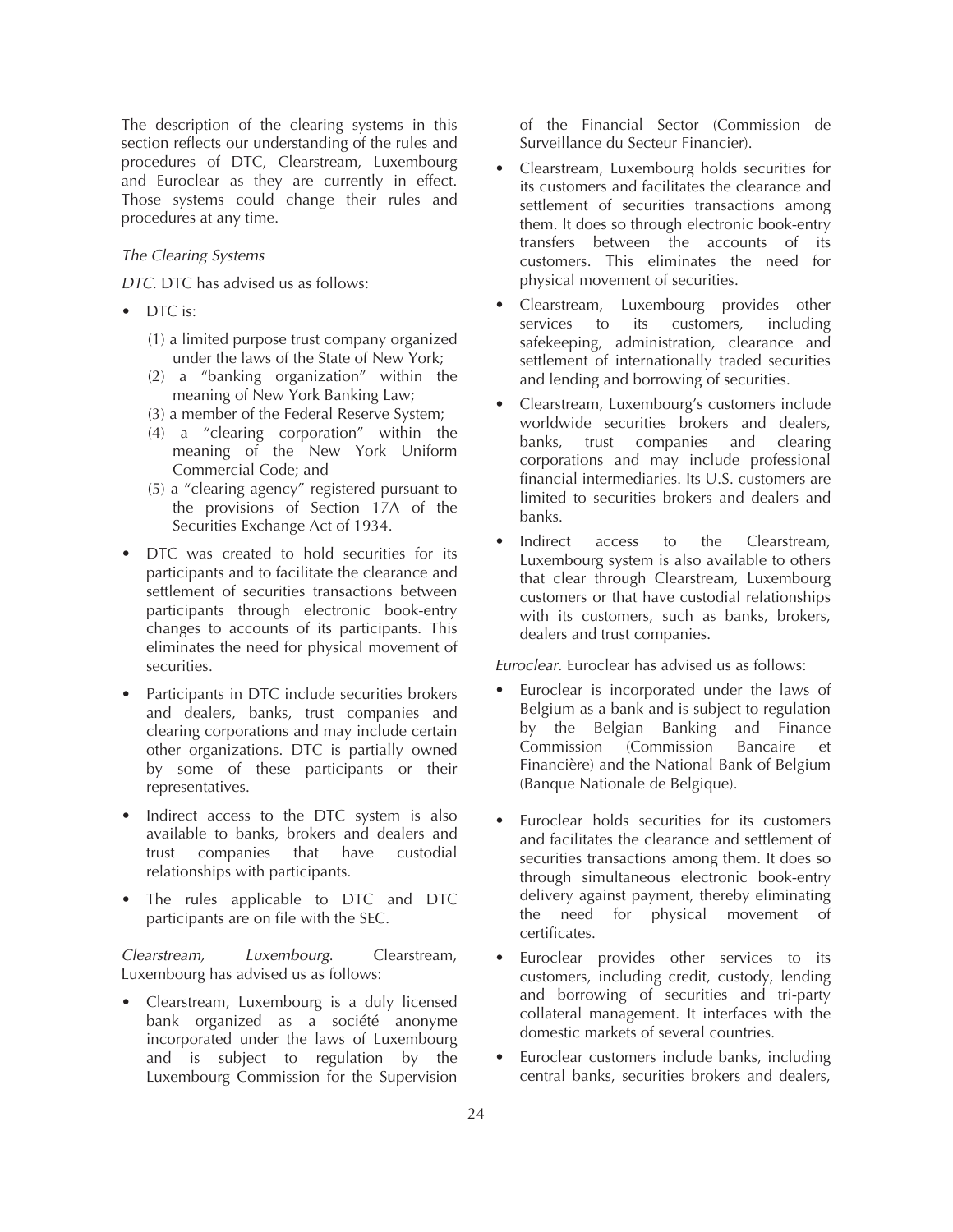The description of the clearing systems in this section reflects our understanding of the rules and procedures of DTC, Clearstream, Luxembourg and Euroclear as they are currently in effect. Those systems could change their rules and procedures at any time.

*The Clearing Systems*

*DTC.* DTC has advised us as follows:

- DTC is:
  - (1) a limited purpose trust company organized under the laws of the State of New York;
  - (2) a "banking organization" within the meaning of New York Banking Law;
  - (3) a member of the Federal Reserve System;
  - (4) a "clearing corporation" within the meaning of the New York Uniform Commercial Code; and
  - (5) a "clearing agency" registered pursuant to the provisions of Section 17A of the Securities Exchange Act of 1934.
- DTC was created to hold securities for its participants and to facilitate the clearance and settlement of securities transactions between participants through electronic book-entry changes to accounts of its participants. This eliminates the need for physical movement of securities.
- Participants in DTC include securities brokers and dealers, banks, trust companies and clearing corporations and may include certain other organizations. DTC is partially owned by some of these participants or their representatives.
- Indirect access to the DTC system is also available to banks, brokers and dealers and trust companies that have custodial relationships with participants.
- The rules applicable to DTC and DTC participants are on file with the SEC.

*Clearstream, Luxembourg.* Clearstream, Luxembourg has advised us as follows:

- Clearstream, Luxembourg is a duly licensed bank organized as a société anonyme incorporated under the laws of Luxembourg and is subject to regulation by the Luxembourg Commission for the Supervision of the Financial Sector (Commission de Surveillance du Secteur Financier).
- Clearstream, Luxembourg holds securities for its customers and facilitates the clearance and settlement of securities transactions among them. It does so through electronic book-entry transfers between the accounts of its customers. This eliminates the need for physical movement of securities.
- Clearstream, Luxembourg provides other services to its customers, including safekeeping, administration, clearance and settlement of internationally traded securities and lending and borrowing of securities.
- Clearstream, Luxembourg's customers include worldwide securities brokers and dealers, banks, trust companies and clearing corporations and may include professional financial intermediaries. Its U.S. customers are limited to securities brokers and dealers and banks.
- Indirect access to the Clearstream, Luxembourg system is also available to others that clear through Clearstream, Luxembourg customers or that have custodial relationships with its customers, such as banks, brokers, dealers and trust companies.

*Euroclear.* Euroclear has advised us as follows:

- Euroclear is incorporated under the laws of Belgium as a bank and is subject to regulation by the Belgian Banking and Finance Commission (Commission Bancaire et Financière) and the National Bank of Belgium (Banque Nationale de Belgique).
- Euroclear holds securities for its customers and facilitates the clearance and settlement of securities transactions among them. It does so through simultaneous electronic book-entry delivery against payment, thereby eliminating the need for physical movement of certificates.
- Euroclear provides other services to its customers, including credit, custody, lending and borrowing of securities and tri-party collateral management. It interfaces with the domestic markets of several countries.
- Euroclear customers include banks, including central banks, securities brokers and dealers,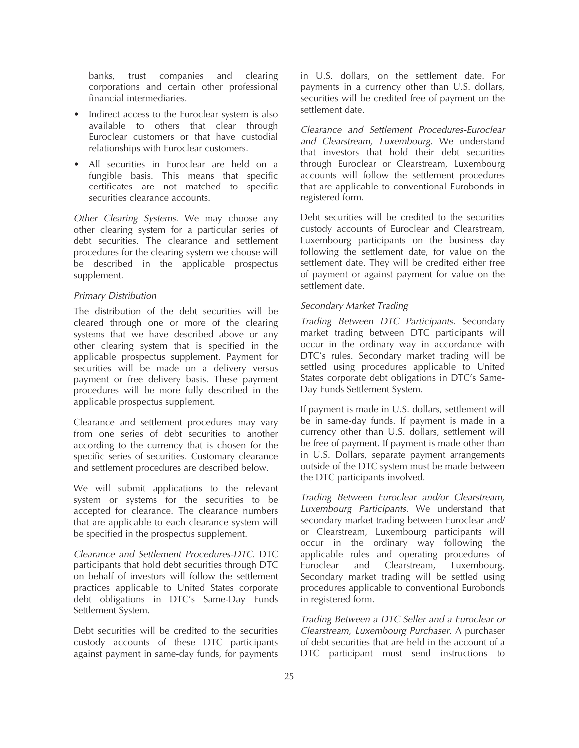banks, trust companies and clearing corporations and certain other professional financial intermediaries.

- Indirect access to the Euroclear system is also available to others that clear through Euroclear customers or that have custodial relationships with Euroclear customers.
- All securities in Euroclear are held on a fungible basis. This means that specific certificates are not matched to specific securities clearance accounts.

*Other Clearing Systems*. We may choose any other clearing system for a particular series of debt securities. The clearance and settlement procedures for the clearing system we choose will be described in the applicable prospectus supplement.

*Primary Distribution*

The distribution of the debt securities will be cleared through one or more of the clearing systems that we have described above or any other clearing system that is specified in the applicable prospectus supplement. Payment for securities will be made on a delivery versus payment or free delivery basis. These payment procedures will be more fully described in the applicable prospectus supplement.

Clearance and settlement procedures may vary from one series of debt securities to another according to the currency that is chosen for the specific series of securities. Customary clearance and settlement procedures are described below.

We will submit applications to the relevant system or systems for the securities to be accepted for clearance. The clearance numbers that are applicable to each clearance system will be specified in the prospectus supplement.

*Clearance and Settlement Procedures-DTC*. DTC participants that hold debt securities through DTC on behalf of investors will follow the settlement practices applicable to United States corporate debt obligations in DTC's Same-Day Funds Settlement System.

Debt securities will be credited to the securities custody accounts of these DTC participants against payment in same-day funds, for payments in U.S. dollars, on the settlement date. For payments in a currency other than U.S. dollars, securities will be credited free of payment on the settlement date.

*Clearance and Settlement Procedures-Euroclear and Clearstream, Luxembourg*. We understand that investors that hold their debt securities through Euroclear or Clearstream, Luxembourg accounts will follow the settlement procedures that are applicable to conventional Eurobonds in registered form.

Debt securities will be credited to the securities custody accounts of Euroclear and Clearstream, Luxembourg participants on the business day following the settlement date, for value on the settlement date. They will be credited either free of payment or against payment for value on the settlement date.

*Secondary Market Trading*

*Trading Between DTC Participants.* Secondary market trading between DTC participants will occur in the ordinary way in accordance with DTC's rules. Secondary market trading will be settled using procedures applicable to United States corporate debt obligations in DTC's Same-Day Funds Settlement System.

If payment is made in U.S. dollars, settlement will be in same-day funds. If payment is made in a currency other than U.S. dollars, settlement will be free of payment. If payment is made other than in U.S. Dollars, separate payment arrangements outside of the DTC system must be made between the DTC participants involved.

*Trading Between Euroclear and/or Clearstream, Luxembourg Participants.* We understand that secondary market trading between Euroclear and/or Clearstream, Luxembourg participants will occur in the ordinary way following the applicable rules and operating procedures of Euroclear and Clearstream, Luxembourg. Secondary market trading will be settled using procedures applicable to conventional Eurobonds in registered form.

*Trading Between a DTC Seller and a Euroclear or Clearstream, Luxembourg Purchaser.* A purchaser of debt securities that are held in the account of a DTC participant must send instructions to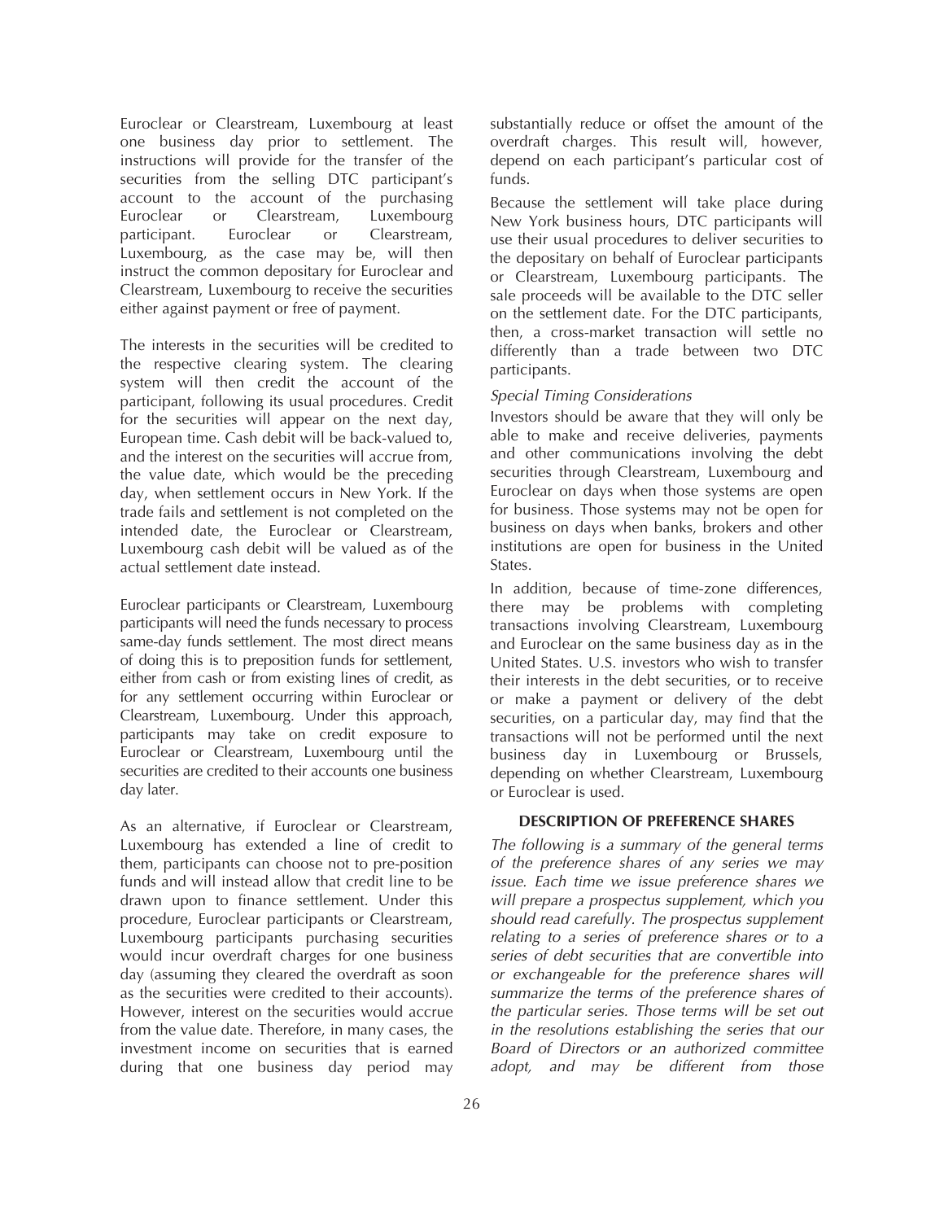Euroclear or Clearstream, Luxembourg at least one business day prior to settlement. The instructions will provide for the transfer of the securities from the selling DTC participant's account to the account of the purchasing Euroclear or Clearstream, Luxembourg participant. Euroclear or Clearstream, Luxembourg, as the case may be, will then instruct the common depositary for Euroclear and Clearstream, Luxembourg to receive the securities either against payment or free of payment.

The interests in the securities will be credited to the respective clearing system. The clearing system will then credit the account of the participant, following its usual procedures. Credit for the securities will appear on the next day, European time. Cash debit will be back-valued to, and the interest on the securities will accrue from, the value date, which would be the preceding day, when settlement occurs in New York. If the trade fails and settlement is not completed on the intended date, the Euroclear or Clearstream, Luxembourg cash debit will be valued as of the actual settlement date instead.

Euroclear participants or Clearstream, Luxembourg participants will need the funds necessary to process same-day funds settlement. The most direct means of doing this is to preposition funds for settlement, either from cash or from existing lines of credit, as for any settlement occurring within Euroclear or Clearstream, Luxembourg. Under this approach, participants may take on credit exposure to Euroclear or Clearstream, Luxembourg until the securities are credited to their accounts one business day later.

As an alternative, if Euroclear or Clearstream, Luxembourg has extended a line of credit to them, participants can choose not to pre-position funds and will instead allow that credit line to be drawn upon to finance settlement. Under this procedure, Euroclear participants or Clearstream, Luxembourg participants purchasing securities would incur overdraft charges for one business day (assuming they cleared the overdraft as soon as the securities were credited to their accounts). However, interest on the securities would accrue from the value date. Therefore, in many cases, the investment income on securities that is earned during that one business day period may substantially reduce or offset the amount of the overdraft charges. This result will, however, depend on each participant's particular cost of funds.

Because the settlement will take place during New York business hours, DTC participants will use their usual procedures to deliver securities to the depositary on behalf of Euroclear participants or Clearstream, Luxembourg participants. The sale proceeds will be available to the DTC seller on the settlement date. For the DTC participants, then, a cross-market transaction will settle no differently than a trade between two DTC participants.

*Special Timing Considerations*

Investors should be aware that they will only be able to make and receive deliveries, payments and other communications involving the debt securities through Clearstream, Luxembourg and Euroclear on days when those systems are open for business. Those systems may not be open for business on days when banks, brokers and other institutions are open for business in the United States.

In addition, because of time-zone differences, there may be problems with completing transactions involving Clearstream, Luxembourg and Euroclear on the same business day as in the United States. U.S. investors who wish to transfer their interests in the debt securities, or to receive or make a payment or delivery of the debt securities, on a particular day, may find that the transactions will not be performed until the next business day in Luxembourg or Brussels, depending on whether Clearstream, Luxembourg or Euroclear is used.

## DESCRIPTION OF PREFERENCE SHARES

*The following is a summary of the general terms of the preference shares of any series we may issue. Each time we issue preference shares we will prepare a prospectus supplement, which you should read carefully. The prospectus supplement relating to a series of preference shares or to a series of debt securities that are convertible into or exchangeable for the preference shares will summarize the terms of the preference shares of the particular series. Those terms will be set out in the resolutions establishing the series that our Board of Directors or an authorized committee adopt, and may be different from those*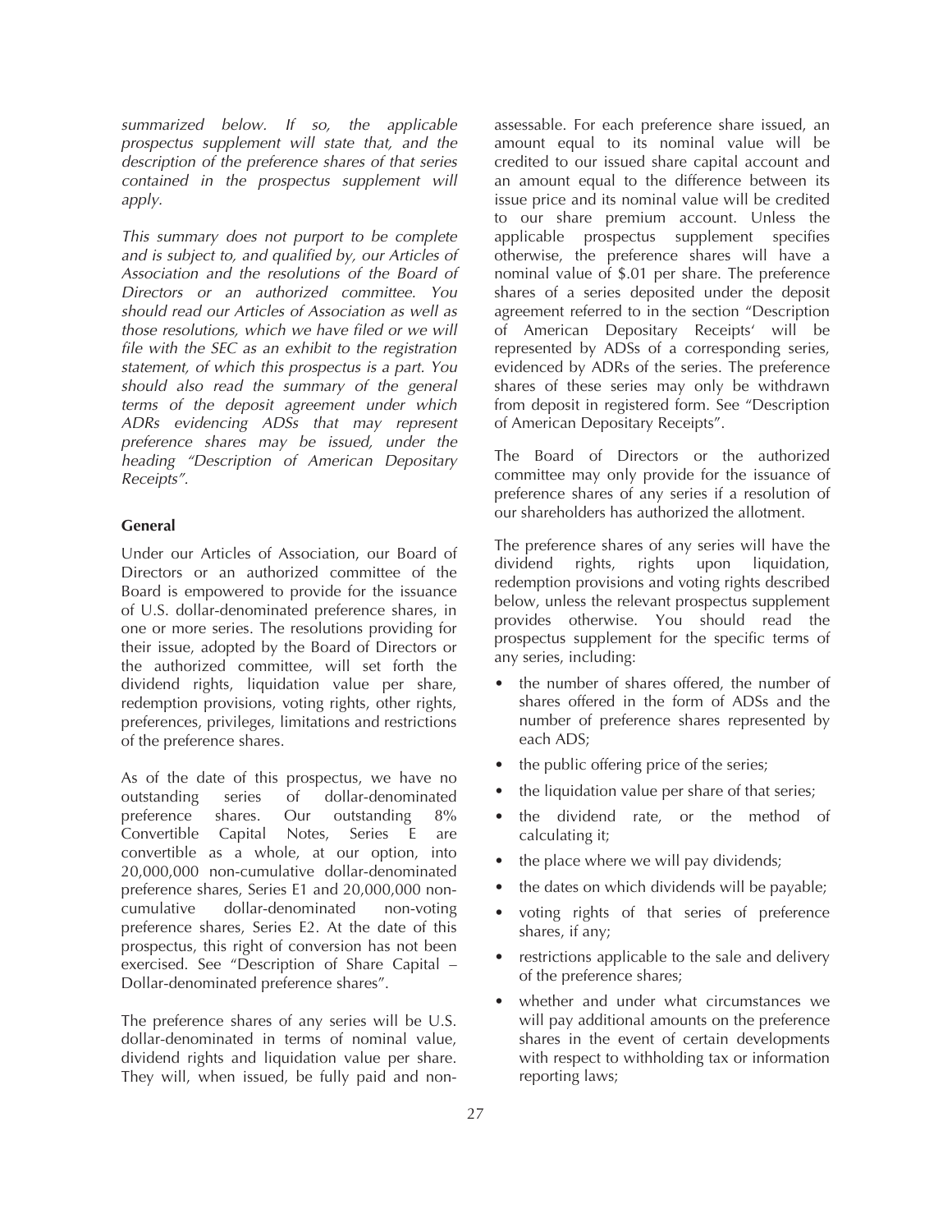*summarized below. If so, the applicable prospectus supplement will state that, and the description of the preference shares of that series contained in the prospectus supplement will apply.*

*This summary does not purport to be complete and is subject to, and qualified by, our Articles of Association and the resolutions of the Board of Directors or an authorized committee. You should read our Articles of Association as well as those resolutions, which we have filed or we will file with the SEC as an exhibit to the registration statement, of which this prospectus is a part. You should also read the summary of the general terms of the deposit agreement under which ADRs evidencing ADSs that may represent preference shares may be issued, under the heading "Description of American Depositary Receipts".*

**General**

Under our Articles of Association, our Board of Directors or an authorized committee of the Board is empowered to provide for the issuance of U.S. dollar-denominated preference shares, in one or more series. The resolutions providing for their issue, adopted by the Board of Directors or the authorized committee, will set forth the dividend rights, liquidation value per share, redemption provisions, voting rights, other rights, preferences, privileges, limitations and restrictions of the preference shares.

As of the date of this prospectus, we have no outstanding series of dollar-denominated preference shares. Our outstanding 8% Convertible Capital Notes, Series E are convertible as a whole, at our option, into 20,000,000 non-cumulative dollar-denominated preference shares, Series E1 and 20,000,000 non-cumulative dollar-denominated non-voting preference shares, Series E2. At the date of this prospectus, this right of conversion has not been exercised. See "Description of Share Capital – Dollar-denominated preference shares".

The preference shares of any series will be U.S. dollar-denominated in terms of nominal value, dividend rights and liquidation value per share. They will, when issued, be fully paid and non-assessable. For each preference share issued, an amount equal to its nominal value will be credited to our issued share capital account and an amount equal to the difference between its issue price and its nominal value will be credited to our share premium account. Unless the applicable prospectus supplement specifies otherwise, the preference shares will have a nominal value of $.01 per share. The preference shares of a series deposited under the deposit agreement referred to in the section "Description of American Depositary Receipts' will be represented by ADSs of a corresponding series, evidenced by ADRs of the series. The preference shares of these series may only be withdrawn from deposit in registered form. See "Description of American Depositary Receipts".

The Board of Directors or the authorized committee may only provide for the issuance of preference shares of any series if a resolution of our shareholders has authorized the allotment.

The preference shares of any series will have the dividend rights, rights upon liquidation, redemption provisions and voting rights described below, unless the relevant prospectus supplement provides otherwise. You should read the prospectus supplement for the specific terms of any series, including:

- the number of shares offered, the number of shares offered in the form of ADSs and the number of preference shares represented by each ADS;
- the public offering price of the series;
- the liquidation value per share of that series;
- the dividend rate, or the method of calculating it;
- the place where we will pay dividends;
- the dates on which dividends will be payable;
- voting rights of that series of preference shares, if any;
- restrictions applicable to the sale and delivery of the preference shares;
- whether and under what circumstances we will pay additional amounts on the preference shares in the event of certain developments with respect to withholding tax or information reporting laws;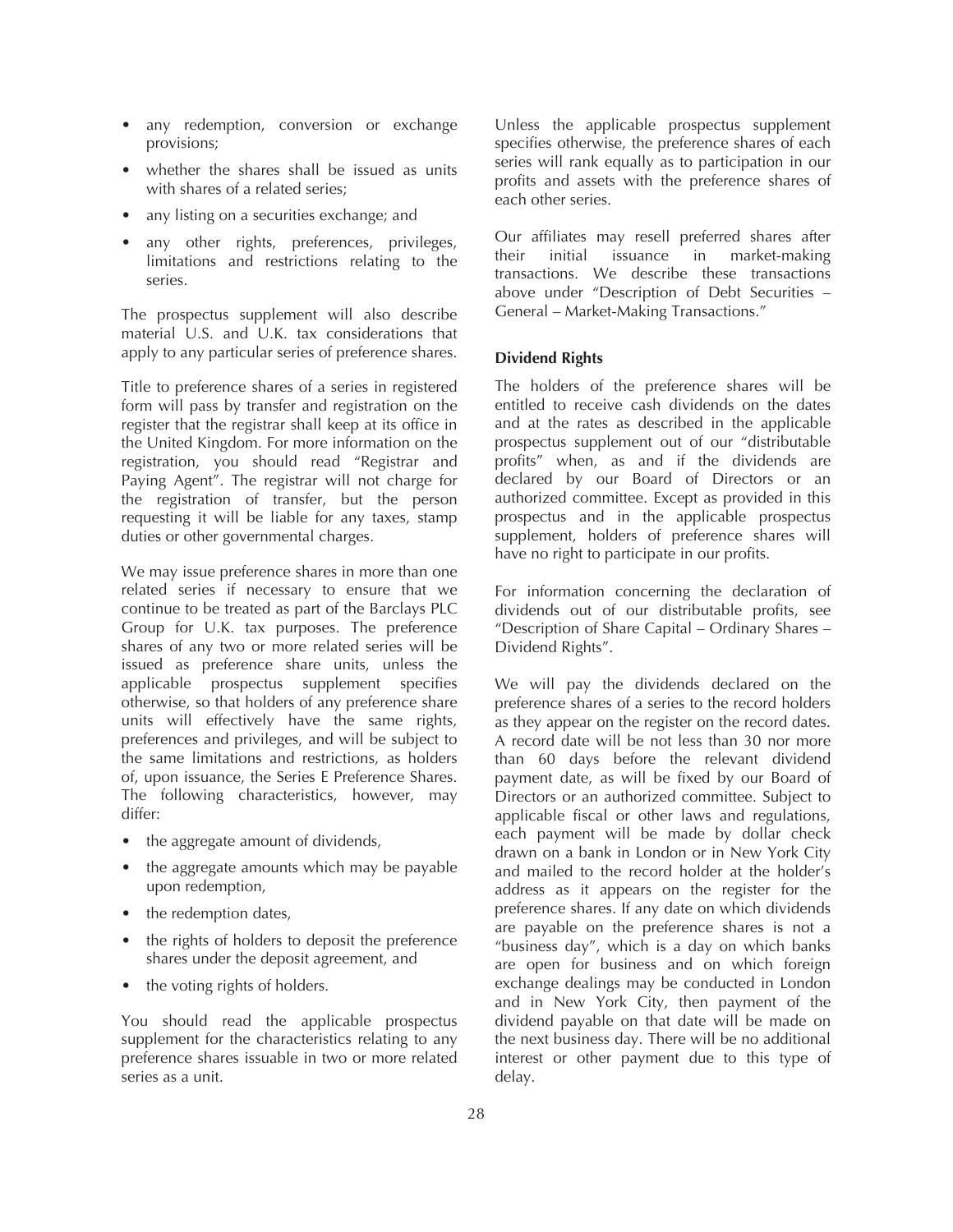- any redemption, conversion or exchange provisions;
- whether the shares shall be issued as units with shares of a related series;
- any listing on a securities exchange; and
- any other rights, preferences, privileges, limitations and restrictions relating to the series.

The prospectus supplement will also describe material U.S. and U.K. tax considerations that apply to any particular series of preference shares.

Title to preference shares of a series in registered form will pass by transfer and registration on the register that the registrar shall keep at its office in the United Kingdom. For more information on the registration, you should read "Registrar and Paying Agent". The registrar will not charge for the registration of transfer, but the person requesting it will be liable for any taxes, stamp duties or other governmental charges.

We may issue preference shares in more than one related series if necessary to ensure that we continue to be treated as part of the Barclays PLC Group for U.K. tax purposes. The preference shares of any two or more related series will be issued as preference share units, unless the applicable prospectus supplement specifies otherwise, so that holders of any preference share units will effectively have the same rights, preferences and privileges, and will be subject to the same limitations and restrictions, as holders of, upon issuance, the Series E Preference Shares. The following characteristics, however, may differ:

- the aggregate amount of dividends,
- the aggregate amounts which may be payable upon redemption,
- the redemption dates,
- the rights of holders to deposit the preference shares under the deposit agreement, and
- the voting rights of holders.

You should read the applicable prospectus supplement for the characteristics relating to any preference shares issuable in two or more related series as a unit.

Unless the applicable prospectus supplement specifies otherwise, the preference shares of each series will rank equally as to participation in our profits and assets with the preference shares of each other series.

Our affiliates may resell preferred shares after their initial issuance in market-making transactions. We describe these transactions above under "Description of Debt Securities – General – Market-Making Transactions."

**Dividend Rights**

The holders of the preference shares will be entitled to receive cash dividends on the dates and at the rates as described in the applicable prospectus supplement out of our "distributable profits" when, as and if the dividends are declared by our Board of Directors or an authorized committee. Except as provided in this prospectus and in the applicable prospectus supplement, holders of preference shares will have no right to participate in our profits.

For information concerning the declaration of dividends out of our distributable profits, see "Description of Share Capital – Ordinary Shares – Dividend Rights".

We will pay the dividends declared on the preference shares of a series to the record holders as they appear on the register on the record dates. A record date will be not less than 30 nor more than 60 days before the relevant dividend payment date, as will be fixed by our Board of Directors or an authorized committee. Subject to applicable fiscal or other laws and regulations, each payment will be made by dollar check drawn on a bank in London or in New York City and mailed to the record holder at the holder's address as it appears on the register for the preference shares. If any date on which dividends are payable on the preference shares is not a "business day", which is a day on which banks are open for business and on which foreign exchange dealings may be conducted in London and in New York City, then payment of the dividend payable on that date will be made on the next business day. There will be no additional interest or other payment due to this type of delay.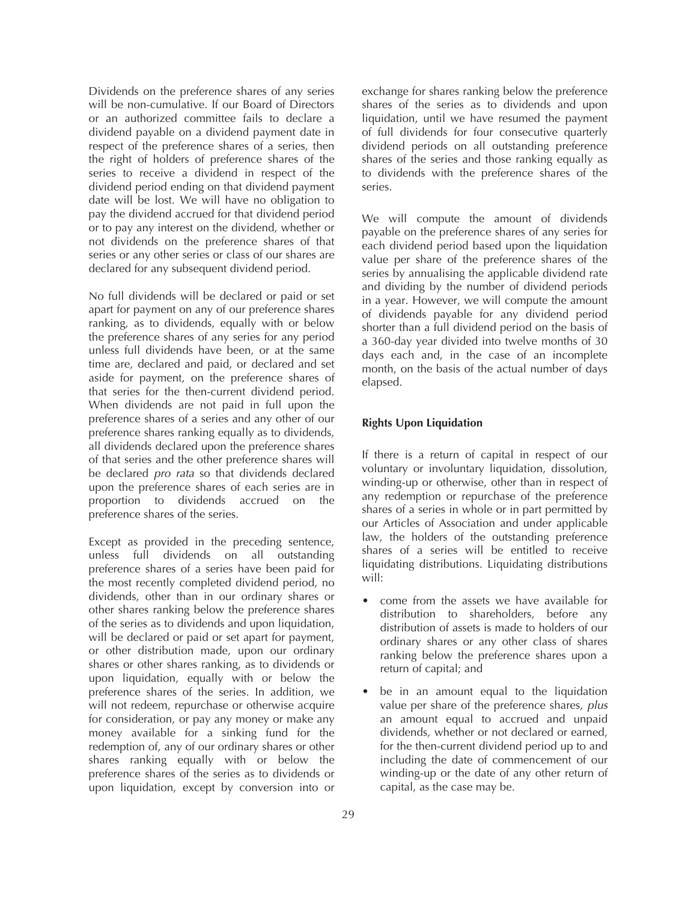Dividends on the preference shares of any series will be non-cumulative. If our Board of Directors or an authorized committee fails to declare a dividend payable on a dividend payment date in respect of the preference shares of a series, then the right of holders of preference shares of the series to receive a dividend in respect of the dividend period ending on that dividend payment date will be lost. We will have no obligation to pay the dividend accrued for that dividend period or to pay any interest on the dividend, whether or not dividends on the preference shares of that series or any other series or class of our shares are declared for any subsequent dividend period.

No full dividends will be declared or paid or set apart for payment on any of our preference shares ranking, as to dividends, equally with or below the preference shares of any series for any period unless full dividends have been, or at the same time are, declared and paid, or declared and set aside for payment, on the preference shares of that series for the then-current dividend period. When dividends are not paid in full upon the preference shares of a series and any other of our preference shares ranking equally as to dividends, all dividends declared upon the preference shares of that series and the other preference shares will be declared *pro rata* so that dividends declared upon the preference shares of each series are in proportion to dividends accrued on the preference shares of the series.

Except as provided in the preceding sentence, unless full dividends on all outstanding preference shares of a series have been paid for the most recently completed dividend period, no dividends, other than in our ordinary shares or other shares ranking below the preference shares of the series as to dividends and upon liquidation, will be declared or paid or set apart for payment, or other distribution made, upon our ordinary shares or other shares ranking, as to dividends or upon liquidation, equally with or below the preference shares of the series. In addition, we will not redeem, repurchase or otherwise acquire for consideration, or pay any money or make any money available for a sinking fund for the redemption of, any of our ordinary shares or other shares ranking equally with or below the preference shares of the series as to dividends or upon liquidation, except by conversion into or exchange for shares ranking below the preference shares of the series as to dividends and upon liquidation, until we have resumed the payment of full dividends for four consecutive quarterly dividend periods on all outstanding preference shares of the series and those ranking equally as to dividends with the preference shares of the series.

We will compute the amount of dividends payable on the preference shares of any series for each dividend period based upon the liquidation value per share of the preference shares of the series by annualising the applicable dividend rate and dividing by the number of dividend periods in a year. However, we will compute the amount of dividends payable for any dividend period shorter than a full dividend period on the basis of a 360-day year divided into twelve months of 30 days each and, in the case of an incomplete month, on the basis of the actual number of days elapsed.

**Rights Upon Liquidation**

If there is a return of capital in respect of our voluntary or involuntary liquidation, dissolution, winding-up or otherwise, other than in respect of any redemption or repurchase of the preference shares of a series in whole or in part permitted by our Articles of Association and under applicable law, the holders of the outstanding preference shares of a series will be entitled to receive liquidating distributions. Liquidating distributions will:

- come from the assets we have available for distribution to shareholders, before any distribution of assets is made to holders of our ordinary shares or any other class of shares ranking below the preference shares upon a return of capital; and
- be in an amount equal to the liquidation value per share of the preference shares, *plus* an amount equal to accrued and unpaid dividends, whether or not declared or earned, for the then-current dividend period up to and including the date of commencement of our winding-up or the date of any other return of capital, as the case may be.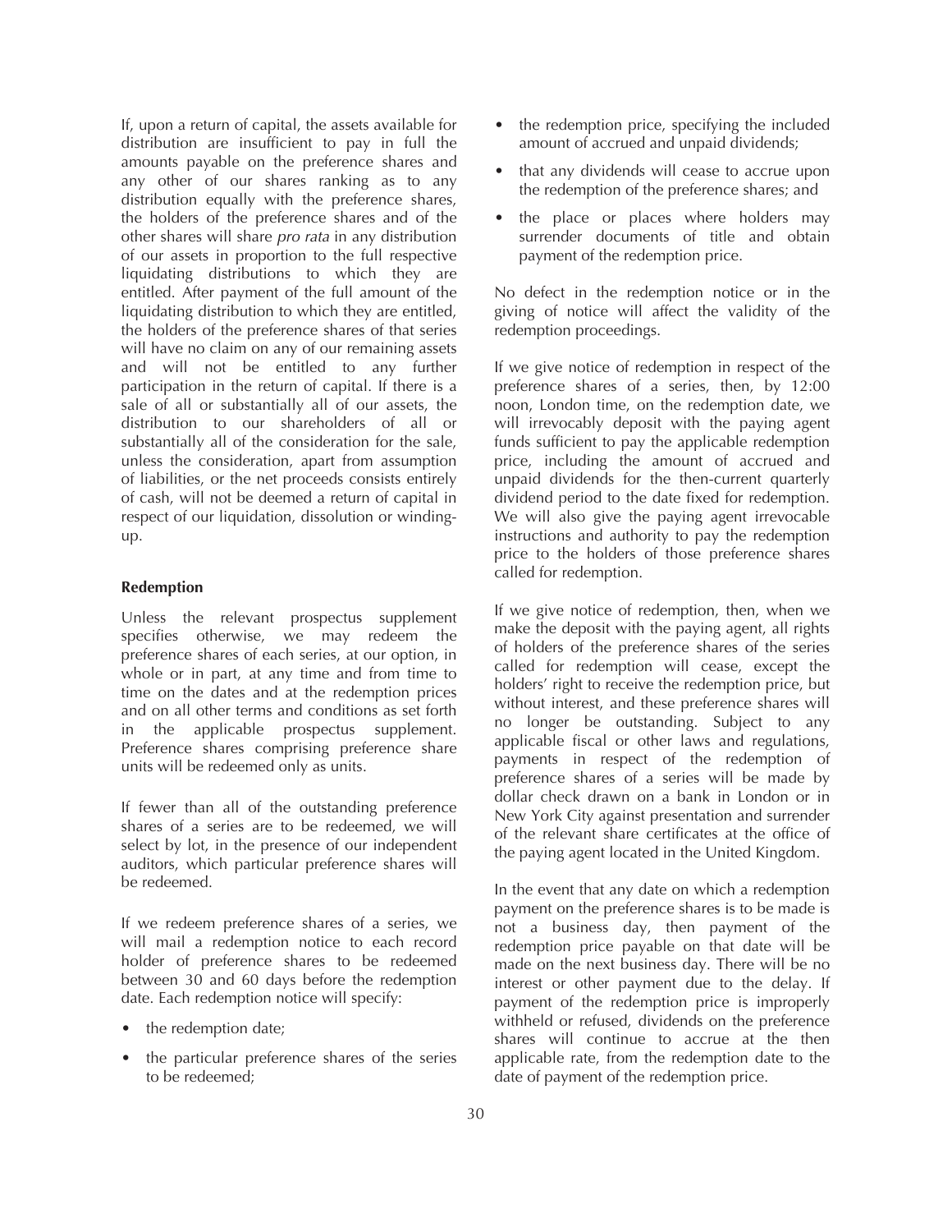If, upon a return of capital, the assets available for distribution are insufficient to pay in full the amounts payable on the preference shares and any other of our shares ranking as to any distribution equally with the preference shares, the holders of the preference shares and of the other shares will share *pro rata* in any distribution of our assets in proportion to the full respective liquidating distributions to which they are entitled. After payment of the full amount of the liquidating distribution to which they are entitled, the holders of the preference shares of that series will have no claim on any of our remaining assets and will not be entitled to any further participation in the return of capital. If there is a sale of all or substantially all of our assets, the distribution to our shareholders of all or substantially all of the consideration for the sale, unless the consideration, apart from assumption of liabilities, or the net proceeds consists entirely of cash, will not be deemed a return of capital in respect of our liquidation, dissolution or winding-up.

**Redemption**

Unless the relevant prospectus supplement specifies otherwise, we may redeem the preference shares of each series, at our option, in whole or in part, at any time and from time to time on the dates and at the redemption prices and on all other terms and conditions as set forth in the applicable prospectus supplement. Preference shares comprising preference share units will be redeemed only as units.

If fewer than all of the outstanding preference shares of a series are to be redeemed, we will select by lot, in the presence of our independent auditors, which particular preference shares will be redeemed.

If we redeem preference shares of a series, we will mail a redemption notice to each record holder of preference shares to be redeemed between 30 and 60 days before the redemption date. Each redemption notice will specify:

- the redemption date;
- the particular preference shares of the series to be redeemed;
- the redemption price, specifying the included amount of accrued and unpaid dividends;
- that any dividends will cease to accrue upon the redemption of the preference shares; and
- the place or places where holders may surrender documents of title and obtain payment of the redemption price.

No defect in the redemption notice or in the giving of notice will affect the validity of the redemption proceedings.

If we give notice of redemption in respect of the preference shares of a series, then, by 12:00 noon, London time, on the redemption date, we will irrevocably deposit with the paying agent funds sufficient to pay the applicable redemption price, including the amount of accrued and unpaid dividends for the then-current quarterly dividend period to the date fixed for redemption. We will also give the paying agent irrevocable instructions and authority to pay the redemption price to the holders of those preference shares called for redemption.

If we give notice of redemption, then, when we make the deposit with the paying agent, all rights of holders of the preference shares of the series called for redemption will cease, except the holders' right to receive the redemption price, but without interest, and these preference shares will no longer be outstanding. Subject to any applicable fiscal or other laws and regulations, payments in respect of the redemption of preference shares of a series will be made by dollar check drawn on a bank in London or in New York City against presentation and surrender of the relevant share certificates at the office of the paying agent located in the United Kingdom.

In the event that any date on which a redemption payment on the preference shares is to be made is not a business day, then payment of the redemption price payable on that date will be made on the next business day. There will be no interest or other payment due to the delay. If payment of the redemption price is improperly withheld or refused, dividends on the preference shares will continue to accrue at the then applicable rate, from the redemption date to the date of payment of the redemption price.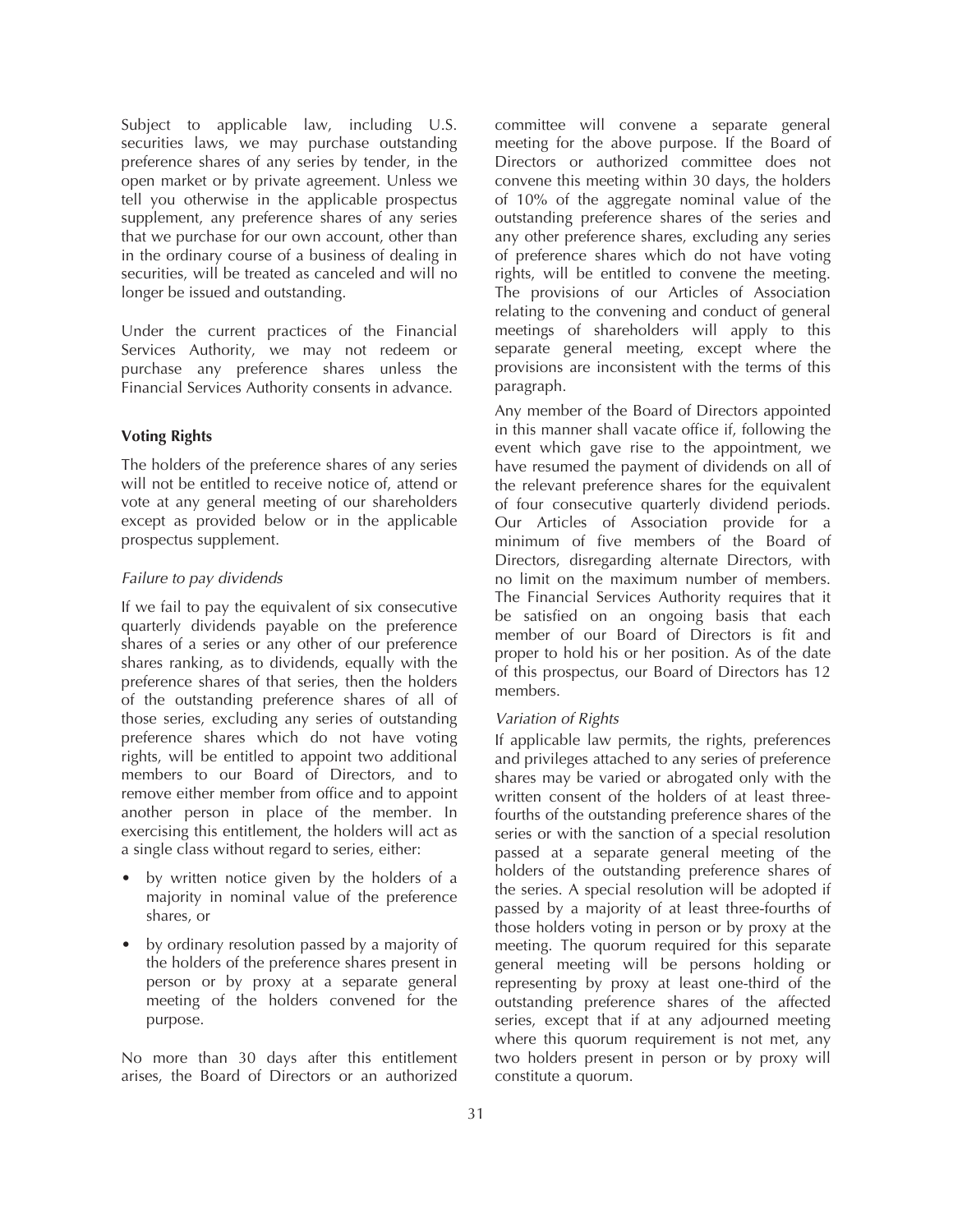Subject to applicable law, including U.S. securities laws, we may purchase outstanding preference shares of any series by tender, in the open market or by private agreement. Unless we tell you otherwise in the applicable prospectus supplement, any preference shares of any series that we purchase for our own account, other than in the ordinary course of a business of dealing in securities, will be treated as canceled and will no longer be issued and outstanding.

Under the current practices of the Financial Services Authority, we may not redeem or purchase any preference shares unless the Financial Services Authority consents in advance.

### Voting Rights

The holders of the preference shares of any series will not be entitled to receive notice of, attend or vote at any general meeting of our shareholders except as provided below or in the applicable prospectus supplement.

*Failure to pay dividends*

If we fail to pay the equivalent of six consecutive quarterly dividends payable on the preference shares of a series or any other of our preference shares ranking, as to dividends, equally with the preference shares of that series, then the holders of the outstanding preference shares of all of those series, excluding any series of outstanding preference shares which do not have voting rights, will be entitled to appoint two additional members to our Board of Directors, and to remove either member from office and to appoint another person in place of the member. In exercising this entitlement, the holders will act as a single class without regard to series, either:

- by written notice given by the holders of a majority in nominal value of the preference shares, or
- by ordinary resolution passed by a majority of the holders of the preference shares present in person or by proxy at a separate general meeting of the holders convened for the purpose.

No more than 30 days after this entitlement arises, the Board of Directors or an authorized committee will convene a separate general meeting for the above purpose. If the Board of Directors or authorized committee does not convene this meeting within 30 days, the holders of 10% of the aggregate nominal value of the outstanding preference shares of the series and any other preference shares, excluding any series of preference shares which do not have voting rights, will be entitled to convene the meeting. The provisions of our Articles of Association relating to the convening and conduct of general meetings of shareholders will apply to this separate general meeting, except where the provisions are inconsistent with the terms of this paragraph.

Any member of the Board of Directors appointed in this manner shall vacate office if, following the event which gave rise to the appointment, we have resumed the payment of dividends on all of the relevant preference shares for the equivalent of four consecutive quarterly dividend periods. Our Articles of Association provide for a minimum of five members of the Board of Directors, disregarding alternate Directors, with no limit on the maximum number of members. The Financial Services Authority requires that it be satisfied on an ongoing basis that each member of our Board of Directors is fit and proper to hold his or her position. As of the date of this prospectus, our Board of Directors has 12 members.

*Variation of Rights*

If applicable law permits, the rights, preferences and privileges attached to any series of preference shares may be varied or abrogated only with the written consent of the holders of at least three-fourths of the outstanding preference shares of the series or with the sanction of a special resolution passed at a separate general meeting of the holders of the outstanding preference shares of the series. A special resolution will be adopted if passed by a majority of at least three-fourths of those holders voting in person or by proxy at the meeting. The quorum required for this separate general meeting will be persons holding or representing by proxy at least one-third of the outstanding preference shares of the affected series, except that if at any adjourned meeting where this quorum requirement is not met, any two holders present in person or by proxy will constitute a quorum.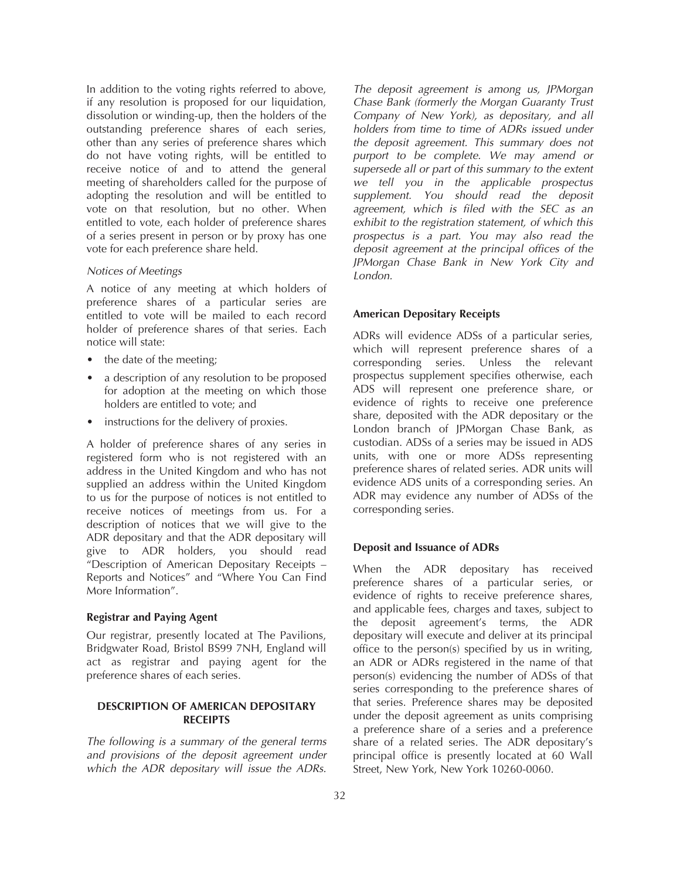In addition to the voting rights referred to above, if any resolution is proposed for our liquidation, dissolution or winding-up, then the holders of the outstanding preference shares of each series, other than any series of preference shares which do not have voting rights, will be entitled to receive notice of and to attend the general meeting of shareholders called for the purpose of adopting the resolution and will be entitled to vote on that resolution, but no other. When entitled to vote, each holder of preference shares of a series present in person or by proxy has one vote for each preference share held.

*Notices of Meetings*

A notice of any meeting at which holders of preference shares of a particular series are entitled to vote will be mailed to each record holder of preference shares of that series. Each notice will state:

- the date of the meeting;
- a description of any resolution to be proposed for adoption at the meeting on which those holders are entitled to vote; and
- instructions for the delivery of proxies.

A holder of preference shares of any series in registered form who is not registered with an address in the United Kingdom and who has not supplied an address within the United Kingdom to us for the purpose of notices is not entitled to receive notices of meetings from us. For a description of notices that we will give to the ADR depositary and that the ADR depositary will give to ADR holders, you should read "Description of American Depositary Receipts – Reports and Notices" and "Where You Can Find More Information".

**Registrar and Paying Agent**

Our registrar, presently located at The Pavilions, Bridgwater Road, Bristol BS99 7NH, England will act as registrar and paying agent for the preference shares of each series.

## DESCRIPTION OF AMERICAN DEPOSITARY RECEIPTS

*The following is a summary of the general terms and provisions of the deposit agreement under which the ADR depositary will issue the ADRs. The deposit agreement is among us, JPMorgan Chase Bank (formerly the Morgan Guaranty Trust Company of New York), as depositary, and all holders from time to time of ADRs issued under the deposit agreement. This summary does not purport to be complete. We may amend or supersede all or part of this summary to the extent we tell you in the applicable prospectus supplement. You should read the deposit agreement, which is filed with the SEC as an exhibit to the registration statement, of which this prospectus is a part. You may also read the deposit agreement at the principal offices of the JPMorgan Chase Bank in New York City and London.*

**American Depositary Receipts**

ADRs will evidence ADSs of a particular series, which will represent preference shares of a corresponding series. Unless the relevant prospectus supplement specifies otherwise, each ADS will represent one preference share, or evidence of rights to receive one preference share, deposited with the ADR depositary or the London branch of JPMorgan Chase Bank, as custodian. ADSs of a series may be issued in ADS units, with one or more ADSs representing preference shares of related series. ADR units will evidence ADS units of a corresponding series. An ADR may evidence any number of ADSs of the corresponding series.

**Deposit and Issuance of ADRs**

When the ADR depositary has received preference shares of a particular series, or evidence of rights to receive preference shares, and applicable fees, charges and taxes, subject to the deposit agreement's terms, the ADR depositary will execute and deliver at its principal office to the person(s) specified by us in writing, an ADR or ADRs registered in the name of that person(s) evidencing the number of ADSs of that series corresponding to the preference shares of that series. Preference shares may be deposited under the deposit agreement as units comprising a preference share of a series and a preference share of a related series. The ADR depositary's principal office is presently located at 60 Wall Street, New York, New York 10260-0060.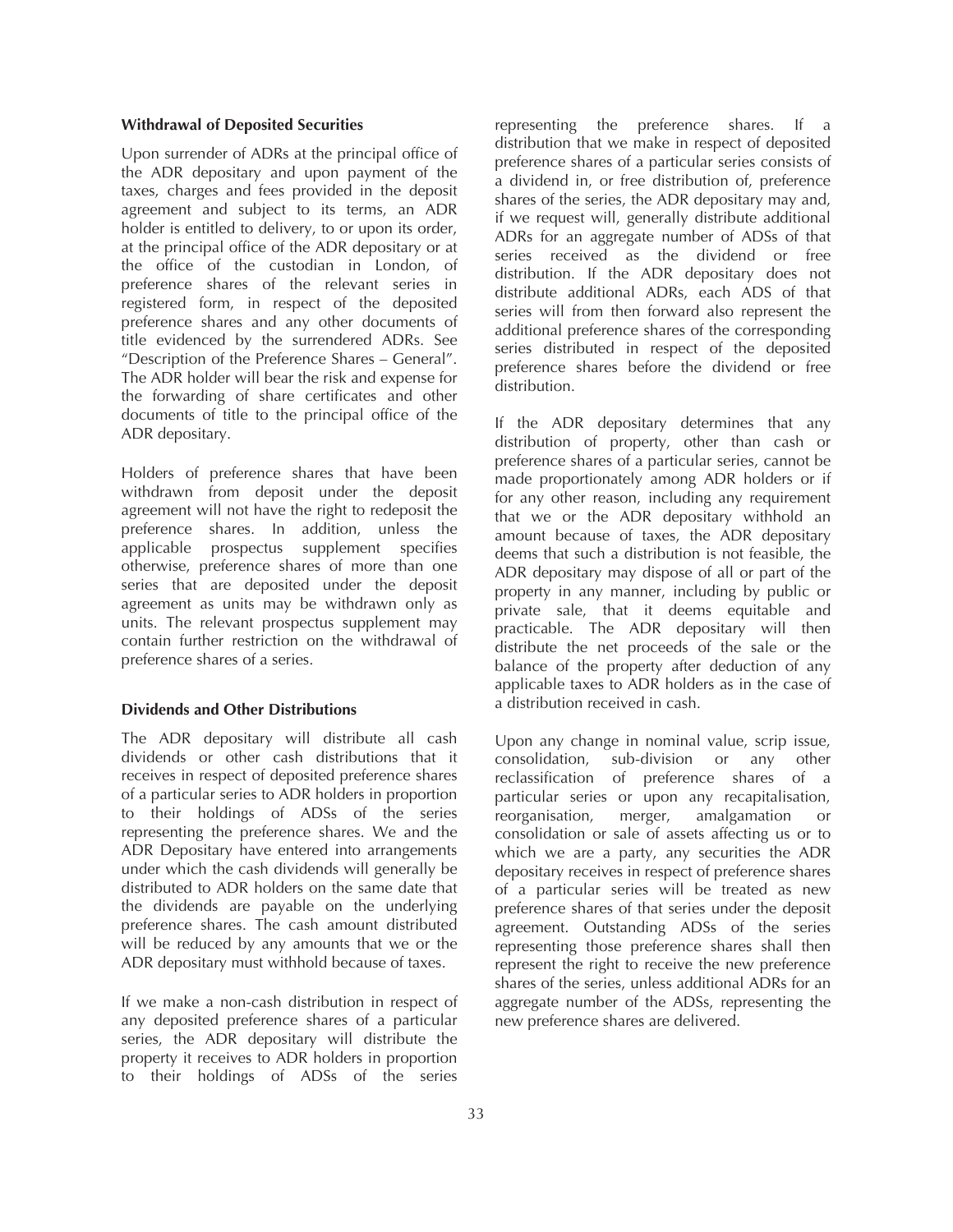**Withdrawal of Deposited Securities**

Upon surrender of ADRs at the principal office of the ADR depositary and upon payment of the taxes, charges and fees provided in the deposit agreement and subject to its terms, an ADR holder is entitled to delivery, to or upon its order, at the principal office of the ADR depositary or at the office of the custodian in London, of preference shares of the relevant series in registered form, in respect of the deposited preference shares and any other documents of title evidenced by the surrendered ADRs. See "Description of the Preference Shares – General". The ADR holder will bear the risk and expense for the forwarding of share certificates and other documents of title to the principal office of the ADR depositary.

Holders of preference shares that have been withdrawn from deposit under the deposit agreement will not have the right to redeposit the preference shares. In addition, unless the applicable prospectus supplement specifies otherwise, preference shares of more than one series that are deposited under the deposit agreement as units may be withdrawn only as units. The relevant prospectus supplement may contain further restriction on the withdrawal of preference shares of a series.

**Dividends and Other Distributions**

The ADR depositary will distribute all cash dividends or other cash distributions that it receives in respect of deposited preference shares of a particular series to ADR holders in proportion to their holdings of ADSs of the series representing the preference shares. We and the ADR Depositary have entered into arrangements under which the cash dividends will generally be distributed to ADR holders on the same date that the dividends are payable on the underlying preference shares. The cash amount distributed will be reduced by any amounts that we or the ADR depositary must withhold because of taxes.

If we make a non-cash distribution in respect of any deposited preference shares of a particular series, the ADR depositary will distribute the property it receives to ADR holders in proportion to their holdings of ADSs of the series representing the preference shares. If a distribution that we make in respect of deposited preference shares of a particular series consists of a dividend in, or free distribution of, preference shares of the series, the ADR depositary may and, if we request will, generally distribute additional ADRs for an aggregate number of ADSs of that series received as the dividend or free distribution. If the ADR depositary does not distribute additional ADRs, each ADS of that series will from then forward also represent the additional preference shares of the corresponding series distributed in respect of the deposited preference shares before the dividend or free distribution.

If the ADR depositary determines that any distribution of property, other than cash or preference shares of a particular series, cannot be made proportionately among ADR holders or if for any other reason, including any requirement that we or the ADR depositary withhold an amount because of taxes, the ADR depositary deems that such a distribution is not feasible, the ADR depositary may dispose of all or part of the property in any manner, including by public or private sale, that it deems equitable and practicable. The ADR depositary will then distribute the net proceeds of the sale or the balance of the property after deduction of any applicable taxes to ADR holders as in the case of a distribution received in cash.

Upon any change in nominal value, scrip issue, consolidation, sub-division or any other reclassification of preference shares of a particular series or upon any recapitalisation, reorganisation, merger, amalgamation or consolidation or sale of assets affecting us or to which we are a party, any securities the ADR depositary receives in respect of preference shares of a particular series will be treated as new preference shares of that series under the deposit agreement. Outstanding ADSs of the series representing those preference shares shall then represent the right to receive the new preference shares of the series, unless additional ADRs for an aggregate number of the ADSs, representing the new preference shares are delivered.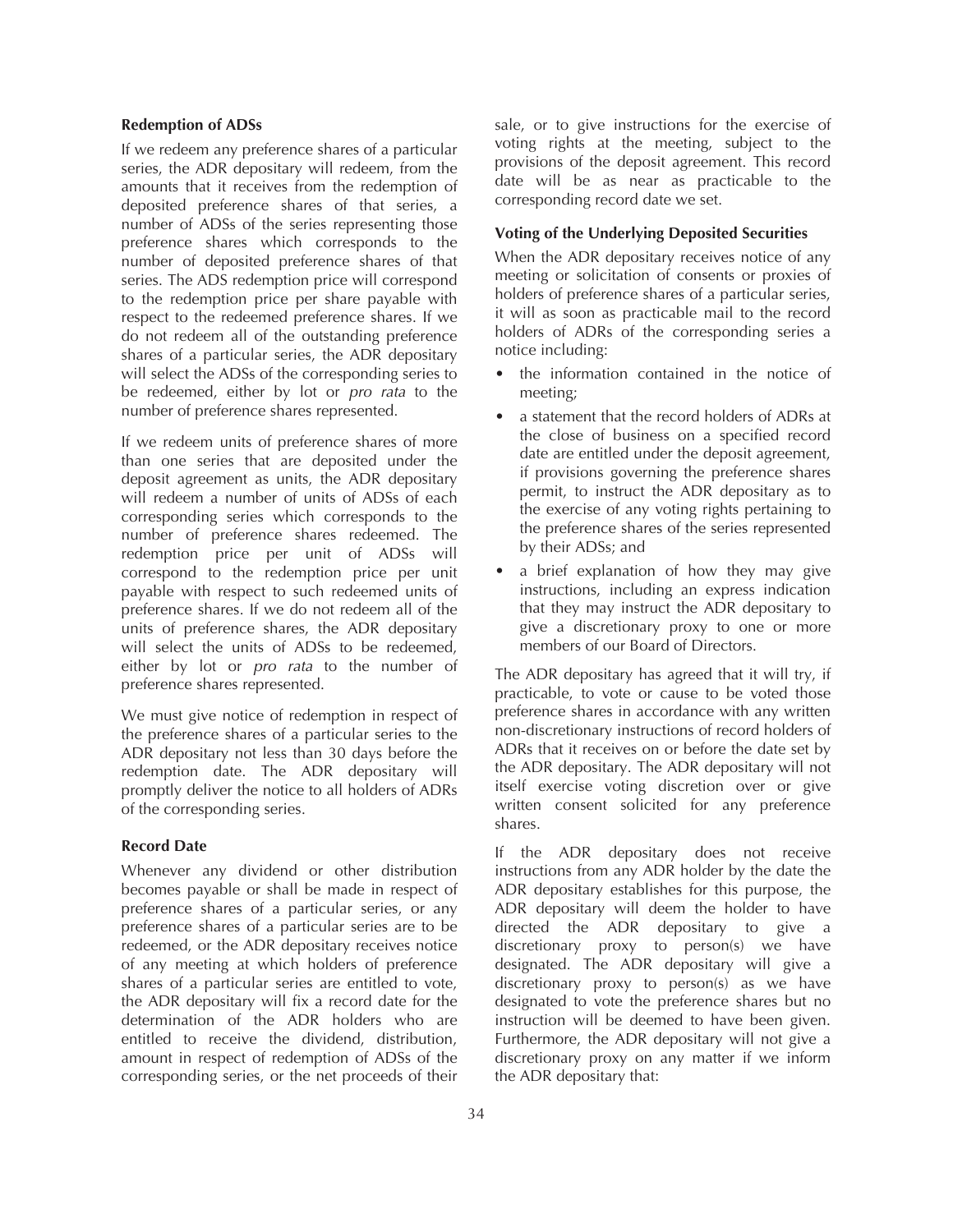### Redemption of ADSs

If we redeem any preference shares of a particular series, the ADR depositary will redeem, from the amounts that it receives from the redemption of deposited preference shares of that series, a number of ADSs of the series representing those preference shares which corresponds to the number of deposited preference shares of that series. The ADS redemption price will correspond to the redemption price per share payable with respect to the redeemed preference shares. If we do not redeem all of the outstanding preference shares of a particular series, the ADR depositary will select the ADSs of the corresponding series to be redeemed, either by lot or *pro rata* to the number of preference shares represented.

If we redeem units of preference shares of more than one series that are deposited under the deposit agreement as units, the ADR depositary will redeem a number of units of ADSs of each corresponding series which corresponds to the number of preference shares redeemed. The redemption price per unit of ADSs will correspond to the redemption price per unit payable with respect to such redeemed units of preference shares. If we do not redeem all of the units of preference shares, the ADR depositary will select the units of ADSs to be redeemed, either by lot or *pro rata* to the number of preference shares represented.

We must give notice of redemption in respect of the preference shares of a particular series to the ADR depositary not less than 30 days before the redemption date. The ADR depositary will promptly deliver the notice to all holders of ADRs of the corresponding series.

### Record Date

Whenever any dividend or other distribution becomes payable or shall be made in respect of preference shares of a particular series, or any preference shares of a particular series are to be redeemed, or the ADR depositary receives notice of any meeting at which holders of preference shares of a particular series are entitled to vote, the ADR depositary will fix a record date for the determination of the ADR holders who are entitled to receive the dividend, distribution, amount in respect of redemption of ADSs of the corresponding series, or the net proceeds of their sale, or to give instructions for the exercise of voting rights at the meeting, subject to the provisions of the deposit agreement. This record date will be as near as practicable to the corresponding record date we set.

### Voting of the Underlying Deposited Securities

When the ADR depositary receives notice of any meeting or solicitation of consents or proxies of holders of preference shares of a particular series, it will as soon as practicable mail to the record holders of ADRs of the corresponding series a notice including:

- the information contained in the notice of meeting;
- a statement that the record holders of ADRs at the close of business on a specified record date are entitled under the deposit agreement, if provisions governing the preference shares permit, to instruct the ADR depositary as to the exercise of any voting rights pertaining to the preference shares of the series represented by their ADSs; and
- a brief explanation of how they may give instructions, including an express indication that they may instruct the ADR depositary to give a discretionary proxy to one or more members of our Board of Directors.

The ADR depositary has agreed that it will try, if practicable, to vote or cause to be voted those preference shares in accordance with any written non-discretionary instructions of record holders of ADRs that it receives on or before the date set by the ADR depositary. The ADR depositary will not itself exercise voting discretion over or give written consent solicited for any preference shares.

If the ADR depositary does not receive instructions from any ADR holder by the date the ADR depositary establishes for this purpose, the ADR depositary will deem the holder to have directed the ADR depositary to give a discretionary proxy to person(s) we have designated. The ADR depositary will give a discretionary proxy to person(s) as we have designated to vote the preference shares but no instruction will be deemed to have been given. Furthermore, the ADR depositary will not give a discretionary proxy on any matter if we inform the ADR depositary that: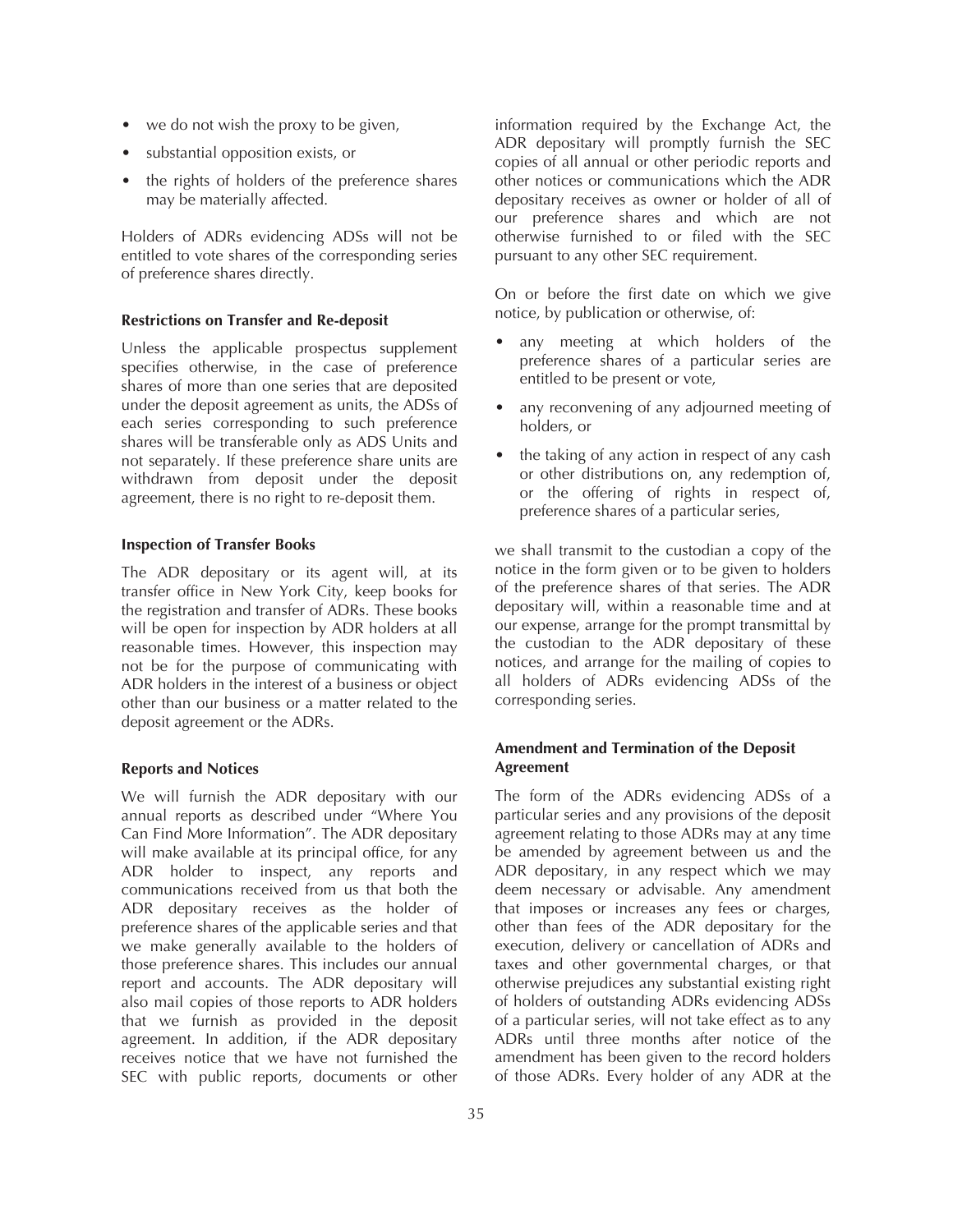- we do not wish the proxy to be given,
- substantial opposition exists, or
- the rights of holders of the preference shares may be materially affected.

Holders of ADRs evidencing ADSs will not be entitled to vote shares of the corresponding series of preference shares directly.

**Restrictions on Transfer and Re-deposit**

Unless the applicable prospectus supplement specifies otherwise, in the case of preference shares of more than one series that are deposited under the deposit agreement as units, the ADSs of each series corresponding to such preference shares will be transferable only as ADS Units and not separately. If these preference share units are withdrawn from deposit under the deposit agreement, there is no right to re-deposit them.

**Inspection of Transfer Books**

The ADR depositary or its agent will, at its transfer office in New York City, keep books for the registration and transfer of ADRs. These books will be open for inspection by ADR holders at all reasonable times. However, this inspection may not be for the purpose of communicating with ADR holders in the interest of a business or object other than our business or a matter related to the deposit agreement or the ADRs.

**Reports and Notices**

We will furnish the ADR depositary with our annual reports as described under "Where You Can Find More Information". The ADR depositary will make available at its principal office, for any ADR holder to inspect, any reports and communications received from us that both the ADR depositary receives as the holder of preference shares of the applicable series and that we make generally available to the holders of those preference shares. This includes our annual report and accounts. The ADR depositary will also mail copies of those reports to ADR holders that we furnish as provided in the deposit agreement. In addition, if the ADR depositary receives notice that we have not furnished the SEC with public reports, documents or other information required by the Exchange Act, the ADR depositary will promptly furnish the SEC copies of all annual or other periodic reports and other notices or communications which the ADR depositary receives as owner or holder of all of our preference shares and which are not otherwise furnished to or filed with the SEC pursuant to any other SEC requirement.

On or before the first date on which we give notice, by publication or otherwise, of:

- any meeting at which holders of the preference shares of a particular series are entitled to be present or vote,
- any reconvening of any adjourned meeting of holders, or
- the taking of any action in respect of any cash or other distributions on, any redemption of, or the offering of rights in respect of, preference shares of a particular series,

we shall transmit to the custodian a copy of the notice in the form given or to be given to holders of the preference shares of that series. The ADR depositary will, within a reasonable time and at our expense, arrange for the prompt transmittal by the custodian to the ADR depositary of these notices, and arrange for the mailing of copies to all holders of ADRs evidencing ADSs of the corresponding series.

**Amendment and Termination of the Deposit Agreement**

The form of the ADRs evidencing ADSs of a particular series and any provisions of the deposit agreement relating to those ADRs may at any time be amended by agreement between us and the ADR depositary, in any respect which we may deem necessary or advisable. Any amendment that imposes or increases any fees or charges, other than fees of the ADR depositary for the execution, delivery or cancellation of ADRs and taxes and other governmental charges, or that otherwise prejudices any substantial existing right of holders of outstanding ADRs evidencing ADSs of a particular series, will not take effect as to any ADRs until three months after notice of the amendment has been given to the record holders of those ADRs. Every holder of any ADR at the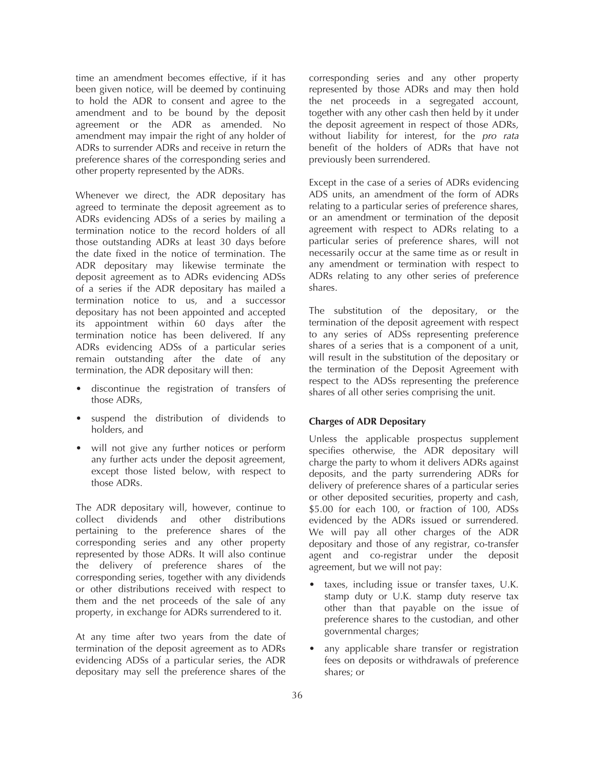time an amendment becomes effective, if it has been given notice, will be deemed by continuing to hold the ADR to consent and agree to the amendment and to be bound by the deposit agreement or the ADR as amended. No amendment may impair the right of any holder of ADRs to surrender ADRs and receive in return the preference shares of the corresponding series and other property represented by the ADRs.

Whenever we direct, the ADR depositary has agreed to terminate the deposit agreement as to ADRs evidencing ADSs of a series by mailing a termination notice to the record holders of all those outstanding ADRs at least 30 days before the date fixed in the notice of termination. The ADR depositary may likewise terminate the deposit agreement as to ADRs evidencing ADSs of a series if the ADR depositary has mailed a termination notice to us, and a successor depositary has not been appointed and accepted its appointment within 60 days after the termination notice has been delivered. If any ADRs evidencing ADSs of a particular series remain outstanding after the date of any termination, the ADR depositary will then:

- discontinue the registration of transfers of those ADRs,
- suspend the distribution of dividends to holders, and
- will not give any further notices or perform any further acts under the deposit agreement, except those listed below, with respect to those ADRs.

The ADR depositary will, however, continue to collect dividends and other distributions pertaining to the preference shares of the corresponding series and any other property represented by those ADRs. It will also continue the delivery of preference shares of the corresponding series, together with any dividends or other distributions received with respect to them and the net proceeds of the sale of any property, in exchange for ADRs surrendered to it.

At any time after two years from the date of termination of the deposit agreement as to ADRs evidencing ADSs of a particular series, the ADR depositary may sell the preference shares of the corresponding series and any other property represented by those ADRs and may then hold the net proceeds in a segregated account, together with any other cash then held by it under the deposit agreement in respect of those ADRs, without liability for interest, for the *pro rata* benefit of the holders of ADRs that have not previously been surrendered.

Except in the case of a series of ADRs evidencing ADS units, an amendment of the form of ADRs relating to a particular series of preference shares, or an amendment or termination of the deposit agreement with respect to ADRs relating to a particular series of preference shares, will not necessarily occur at the same time as or result in any amendment or termination with respect to ADRs relating to any other series of preference shares.

The substitution of the depositary, or the termination of the deposit agreement with respect to any series of ADSs representing preference shares of a series that is a component of a unit, will result in the substitution of the depositary or the termination of the Deposit Agreement with respect to the ADSs representing the preference shares of all other series comprising the unit.

**Charges of ADR Depositary**

Unless the applicable prospectus supplement specifies otherwise, the ADR depositary will charge the party to whom it delivers ADRs against deposits, and the party surrendering ADRs for delivery of preference shares of a particular series or other deposited securities, property and cash, $5.00 for each 100, or fraction of 100, ADSs evidenced by the ADRs issued or surrendered. We will pay all other charges of the ADR depositary and those of any registrar, co-transfer agent and co-registrar under the deposit agreement, but we will not pay:

- taxes, including issue or transfer taxes, U.K. stamp duty or U.K. stamp duty reserve tax other than that payable on the issue of preference shares to the custodian, and other governmental charges;
- any applicable share transfer or registration fees on deposits or withdrawals of preference shares; or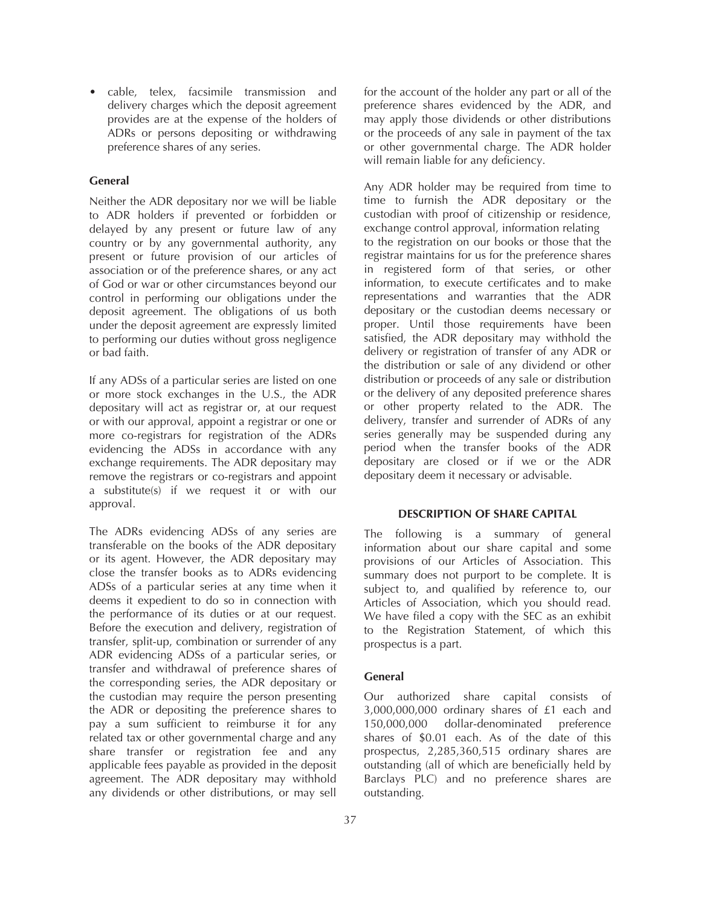- cable, telex, facsimile transmission and delivery charges which the deposit agreement provides are at the expense of the holders of ADRs or persons depositing or withdrawing preference shares of any series.

### General

Neither the ADR depositary nor we will be liable to ADR holders if prevented or forbidden or delayed by any present or future law of any country or by any governmental authority, any present or future provision of our articles of association or of the preference shares, or any act of God or war or other circumstances beyond our control in performing our obligations under the deposit agreement. The obligations of us both under the deposit agreement are expressly limited to performing our duties without gross negligence or bad faith.

If any ADSs of a particular series are listed on one or more stock exchanges in the U.S., the ADR depositary will act as registrar or, at our request or with our approval, appoint a registrar or one or more co-registrars for registration of the ADRs evidencing the ADSs in accordance with any exchange requirements. The ADR depositary may remove the registrars or co-registrars and appoint a substitute(s) if we request it or with our approval.

The ADRs evidencing ADSs of any series are transferable on the books of the ADR depositary or its agent. However, the ADR depositary may close the transfer books as to ADRs evidencing ADSs of a particular series at any time when it deems it expedient to do so in connection with the performance of its duties or at our request. Before the execution and delivery, registration of transfer, split-up, combination or surrender of any ADR evidencing ADSs of a particular series, or transfer and withdrawal of preference shares of the corresponding series, the ADR depositary or the custodian may require the person presenting the ADR or depositing the preference shares to pay a sum sufficient to reimburse it for any related tax or other governmental charge and any share transfer or registration fee and any applicable fees payable as provided in the deposit agreement. The ADR depositary may withhold any dividends or other distributions, or may sell for the account of the holder any part or all of the preference shares evidenced by the ADR, and may apply those dividends or other distributions or the proceeds of any sale in payment of the tax or other governmental charge. The ADR holder will remain liable for any deficiency.

Any ADR holder may be required from time to time to furnish the ADR depositary or the custodian with proof of citizenship or residence, exchange control approval, information relating to the registration on our books or those that the registrar maintains for us for the preference shares in registered form of that series, or other information, to execute certificates and to make representations and warranties that the ADR depositary or the custodian deems necessary or proper. Until those requirements have been satisfied, the ADR depositary may withhold the delivery or registration of transfer of any ADR or the distribution or sale of any dividend or other distribution or proceeds of any sale or distribution or the delivery of any deposited preference shares or other property related to the ADR. The delivery, transfer and surrender of ADRs of any series generally may be suspended during any period when the transfer books of the ADR depositary are closed or if we or the ADR depositary deem it necessary or advisable.

## DESCRIPTION OF SHARE CAPITAL

The following is a summary of general information about our share capital and some provisions of our Articles of Association. This summary does not purport to be complete. It is subject to, and qualified by reference to, our Articles of Association, which you should read. We have filed a copy with the SEC as an exhibit to the Registration Statement, of which this prospectus is a part.

### General

Our authorized share capital consists of 3,000,000,000 ordinary shares of £1 each and 150,000,000 dollar-denominated preference shares of $0.01 each. As of the date of this prospectus, 2,285,360,515 ordinary shares are outstanding (all of which are beneficially held by Barclays PLC) and no preference shares are outstanding.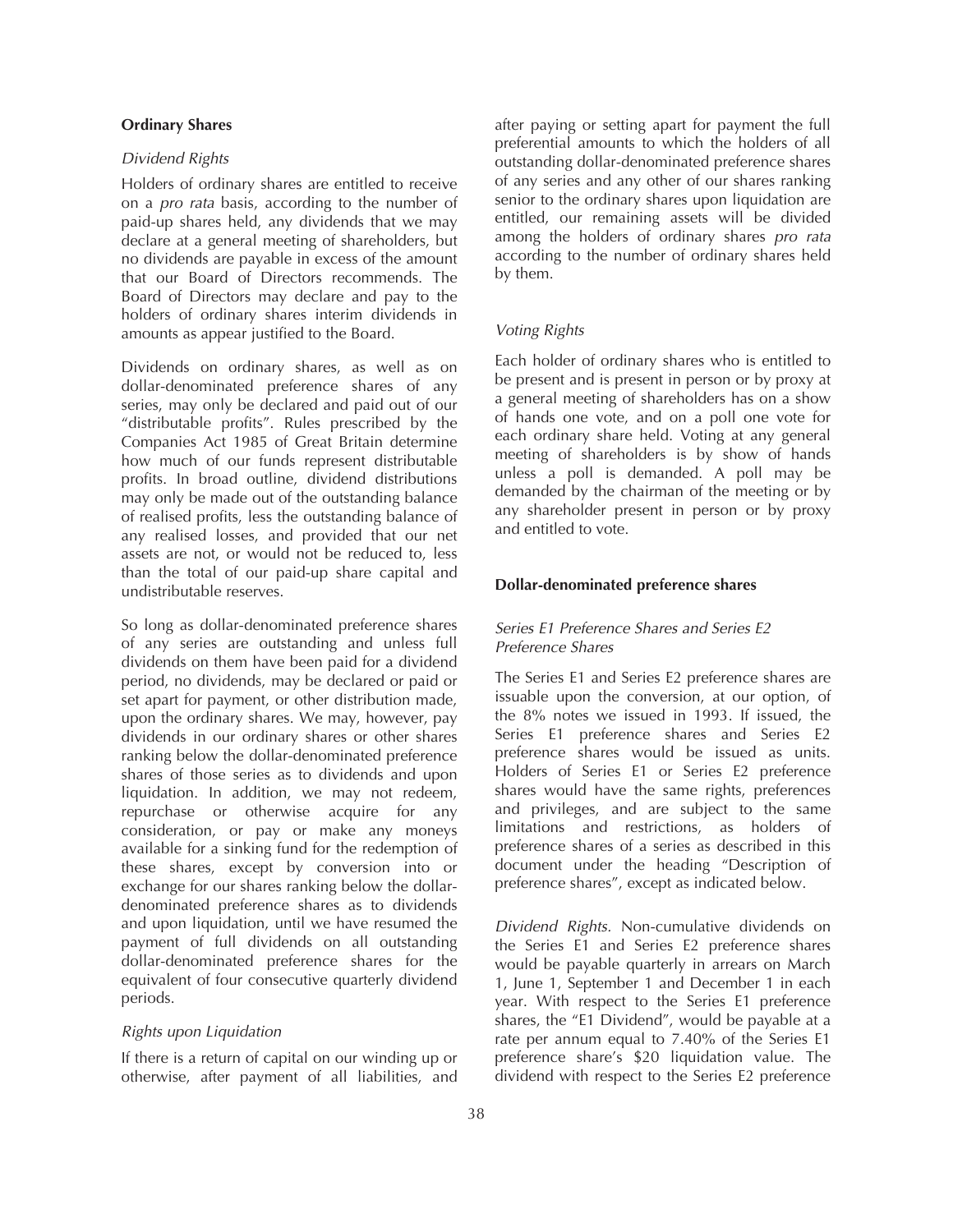## Ordinary Shares

### *Dividend Rights*

Holders of ordinary shares are entitled to receive on a *pro rata* basis, according to the number of paid-up shares held, any dividends that we may declare at a general meeting of shareholders, but no dividends are payable in excess of the amount that our Board of Directors recommends. The Board of Directors may declare and pay to the holders of ordinary shares interim dividends in amounts as appear justified to the Board.

Dividends on ordinary shares, as well as on dollar-denominated preference shares of any series, may only be declared and paid out of our "distributable profits". Rules prescribed by the Companies Act 1985 of Great Britain determine how much of our funds represent distributable profits. In broad outline, dividend distributions may only be made out of the outstanding balance of realised profits, less the outstanding balance of any realised losses, and provided that our net assets are not, or would not be reduced to, less than the total of our paid-up share capital and undistributable reserves.

So long as dollar-denominated preference shares of any series are outstanding and unless full dividends on them have been paid for a dividend period, no dividends, may be declared or paid or set apart for payment, or other distribution made, upon the ordinary shares. We may, however, pay dividends in our ordinary shares or other shares ranking below the dollar-denominated preference shares of those series as to dividends and upon liquidation. In addition, we may not redeem, repurchase or otherwise acquire for any consideration, or pay or make any moneys available for a sinking fund for the redemption of these shares, except by conversion into or exchange for our shares ranking below the dollar-denominated preference shares as to dividends and upon liquidation, until we have resumed the payment of full dividends on all outstanding dollar-denominated preference shares for the equivalent of four consecutive quarterly dividend periods.

### *Rights upon Liquidation*

If there is a return of capital on our winding up or otherwise, after payment of all liabilities, and after paying or setting apart for payment the full preferential amounts to which the holders of all outstanding dollar-denominated preference shares of any series and any other of our shares ranking senior to the ordinary shares upon liquidation are entitled, our remaining assets will be divided among the holders of ordinary shares *pro rata* according to the number of ordinary shares held by them.

### *Voting Rights*

Each holder of ordinary shares who is entitled to be present and is present in person or by proxy at a general meeting of shareholders has on a show of hands one vote, and on a poll one vote for each ordinary share held. Voting at any general meeting of shareholders is by show of hands unless a poll is demanded. A poll may be demanded by the chairman of the meeting or by any shareholder present in person or by proxy and entitled to vote.

## Dollar-denominated preference shares

### *Series E1 Preference Shares and Series E2 Preference Shares*

The Series E1 and Series E2 preference shares are issuable upon the conversion, at our option, of the 8% notes we issued in 1993. If issued, the Series E1 preference shares and Series E2 preference shares would be issued as units. Holders of Series E1 or Series E2 preference shares would have the same rights, preferences and privileges, and are subject to the same limitations and restrictions, as holders of preference shares of a series as described in this document under the heading "Description of preference shares", except as indicated below.

*Dividend Rights.* Non-cumulative dividends on the Series E1 and Series E2 preference shares would be payable quarterly in arrears on March 1, June 1, September 1 and December 1 in each year. With respect to the Series E1 preference shares, the "E1 Dividend", would be payable at a rate per annum equal to 7.40% of the Series E1 preference share's $20 liquidation value. The dividend with respect to the Series E2 preference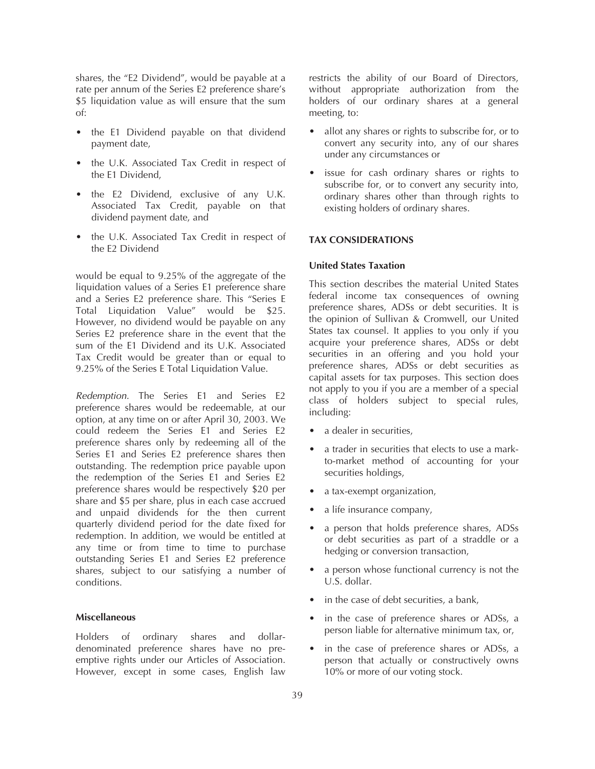shares, the "E2 Dividend", would be payable at a rate per annum of the Series E2 preference share's $5 liquidation value as will ensure that the sum of:

- the E1 Dividend payable on that dividend payment date,
- the U.K. Associated Tax Credit in respect of the E1 Dividend,
- the E2 Dividend, exclusive of any U.K. Associated Tax Credit, payable on that dividend payment date, and
- the U.K. Associated Tax Credit in respect of the E2 Dividend

would be equal to 9.25% of the aggregate of the liquidation values of a Series E1 preference share and a Series E2 preference share. This "Series E Total Liquidation Value" would be $25. However, no dividend would be payable on any Series E2 preference share in the event that the sum of the E1 Dividend and its U.K. Associated Tax Credit would be greater than or equal to 9.25% of the Series E Total Liquidation Value.

*Redemption.* The Series E1 and Series E2 preference shares would be redeemable, at our option, at any time on or after April 30, 2003. We could redeem the Series E1 and Series E2 preference shares only by redeeming all of the Series E1 and Series E2 preference shares then outstanding. The redemption price payable upon the redemption of the Series E1 and Series E2 preference shares would be respectively $20 per share and $5 per share, plus in each case accrued and unpaid dividends for the then current quarterly dividend period for the date fixed for redemption. In addition, we would be entitled at any time or from time to time to purchase outstanding Series E1 and Series E2 preference shares, subject to our satisfying a number of conditions.

### Miscellaneous

Holders of ordinary shares and dollar-denominated preference shares have no pre-emptive rights under our Articles of Association. However, except in some cases, English law restricts the ability of our Board of Directors, without appropriate authorization from the holders of our ordinary shares at a general meeting, to:

- allot any shares or rights to subscribe for, or to convert any security into, any of our shares under any circumstances or
- issue for cash ordinary shares or rights to subscribe for, or to convert any security into, ordinary shares other than through rights to existing holders of ordinary shares.

## TAX CONSIDERATIONS

### United States Taxation

This section describes the material United States federal income tax consequences of owning preference shares, ADSs or debt securities. It is the opinion of Sullivan & Cromwell, our United States tax counsel. It applies to you only if you acquire your preference shares, ADSs or debt securities in an offering and you hold your preference shares, ADSs or debt securities as capital assets for tax purposes. This section does not apply to you if you are a member of a special class of holders subject to special rules, including:

- a dealer in securities,
- a trader in securities that elects to use a mark-to-market method of accounting for your securities holdings,
- a tax-exempt organization,
- a life insurance company,
- a person that holds preference shares, ADSs or debt securities as part of a straddle or a hedging or conversion transaction,
- a person whose functional currency is not the U.S. dollar.
- in the case of debt securities, a bank,
- in the case of preference shares or ADSs, a person liable for alternative minimum tax, or,
- in the case of preference shares or ADSs, a person that actually or constructively owns 10% or more of our voting stock.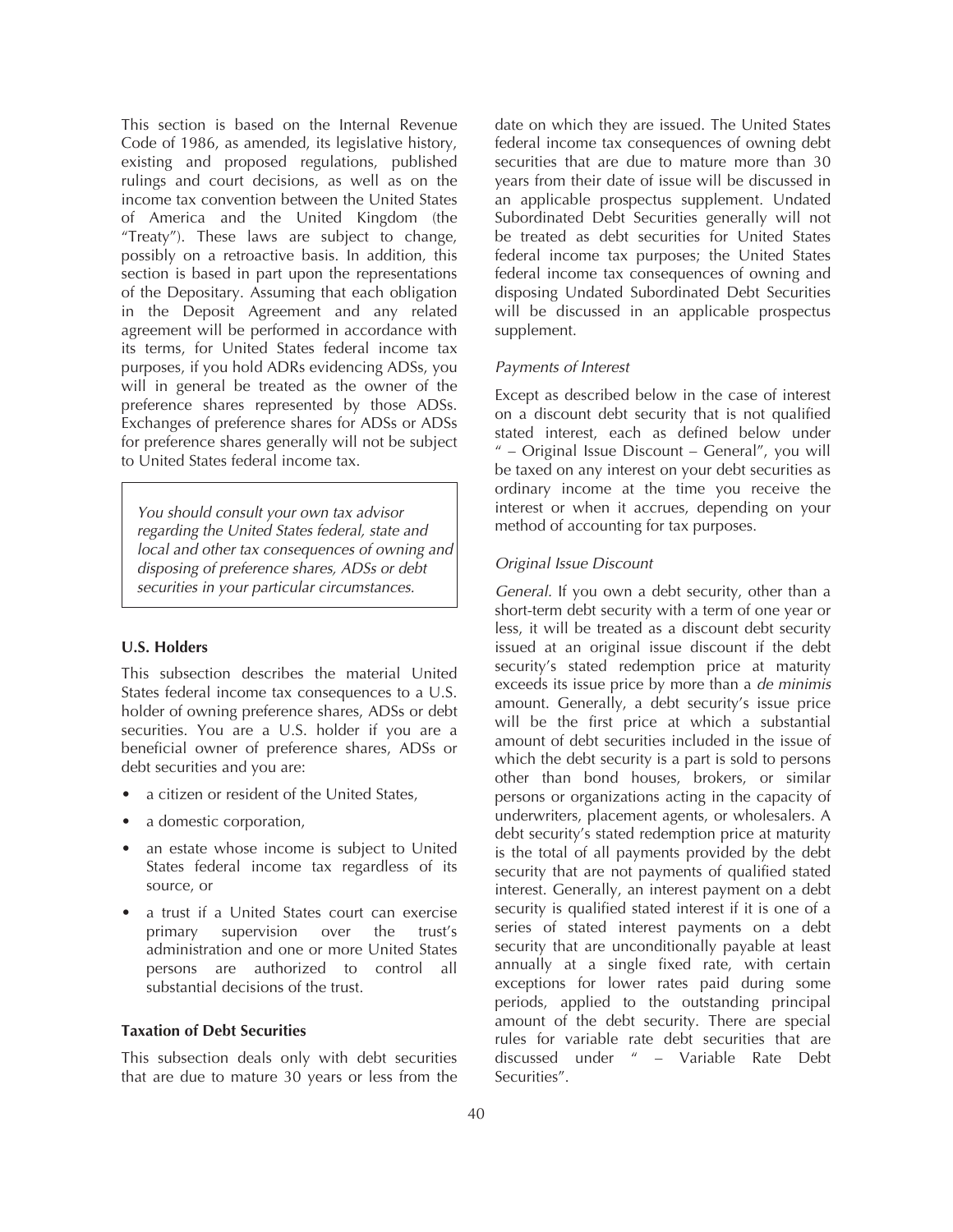This section is based on the Internal Revenue Code of 1986, as amended, its legislative history, existing and proposed regulations, published rulings and court decisions, as well as on the income tax convention between the United States of America and the United Kingdom (the "Treaty"). These laws are subject to change, possibly on a retroactive basis. In addition, this section is based in part upon the representations of the Depositary. Assuming that each obligation in the Deposit Agreement and any related agreement will be performed in accordance with its terms, for United States federal income tax purposes, if you hold ADRs evidencing ADSs, you will in general be treated as the owner of the preference shares represented by those ADSs. Exchanges of preference shares for ADSs or ADSs for preference shares generally will not be subject to United States federal income tax.

> *You should consult your own tax advisor regarding the United States federal, state and local and other tax consequences of owning and disposing of preference shares, ADSs or debt securities in your particular circumstances.*

**U.S. Holders**

This subsection describes the material United States federal income tax consequences to a U.S. holder of owning preference shares, ADSs or debt securities. You are a U.S. holder if you are a beneficial owner of preference shares, ADSs or debt securities and you are:

- a citizen or resident of the United States,
- a domestic corporation,
- an estate whose income is subject to United States federal income tax regardless of its source, or
- a trust if a United States court can exercise primary supervision over the trust's administration and one or more United States persons are authorized to control all substantial decisions of the trust.

**Taxation of Debt Securities**

This subsection deals only with debt securities that are due to mature 30 years or less from the date on which they are issued. The United States federal income tax consequences of owning debt securities that are due to mature more than 30 years from their date of issue will be discussed in an applicable prospectus supplement. Undated Subordinated Debt Securities generally will not be treated as debt securities for United States federal income tax purposes; the United States federal income tax consequences of owning and disposing Undated Subordinated Debt Securities will be discussed in an applicable prospectus supplement.

*Payments of Interest*

Except as described below in the case of interest on a discount debt security that is not qualified stated interest, each as defined below under " – Original Issue Discount – General", you will be taxed on any interest on your debt securities as ordinary income at the time you receive the interest or when it accrues, depending on your method of accounting for tax purposes.

*Original Issue Discount*

*General.* If you own a debt security, other than a short-term debt security with a term of one year or less, it will be treated as a discount debt security issued at an original issue discount if the debt security's stated redemption price at maturity exceeds its issue price by more than a *de minimis* amount. Generally, a debt security's issue price will be the first price at which a substantial amount of debt securities included in the issue of which the debt security is a part is sold to persons other than bond houses, brokers, or similar persons or organizations acting in the capacity of underwriters, placement agents, or wholesalers. A debt security's stated redemption price at maturity is the total of all payments provided by the debt security that are not payments of qualified stated interest. Generally, an interest payment on a debt security is qualified stated interest if it is one of a series of stated interest payments on a debt security that are unconditionally payable at least annually at a single fixed rate, with certain exceptions for lower rates paid during some periods, applied to the outstanding principal amount of the debt security. There are special rules for variable rate debt securities that are discussed under " – Variable Rate Debt Securities".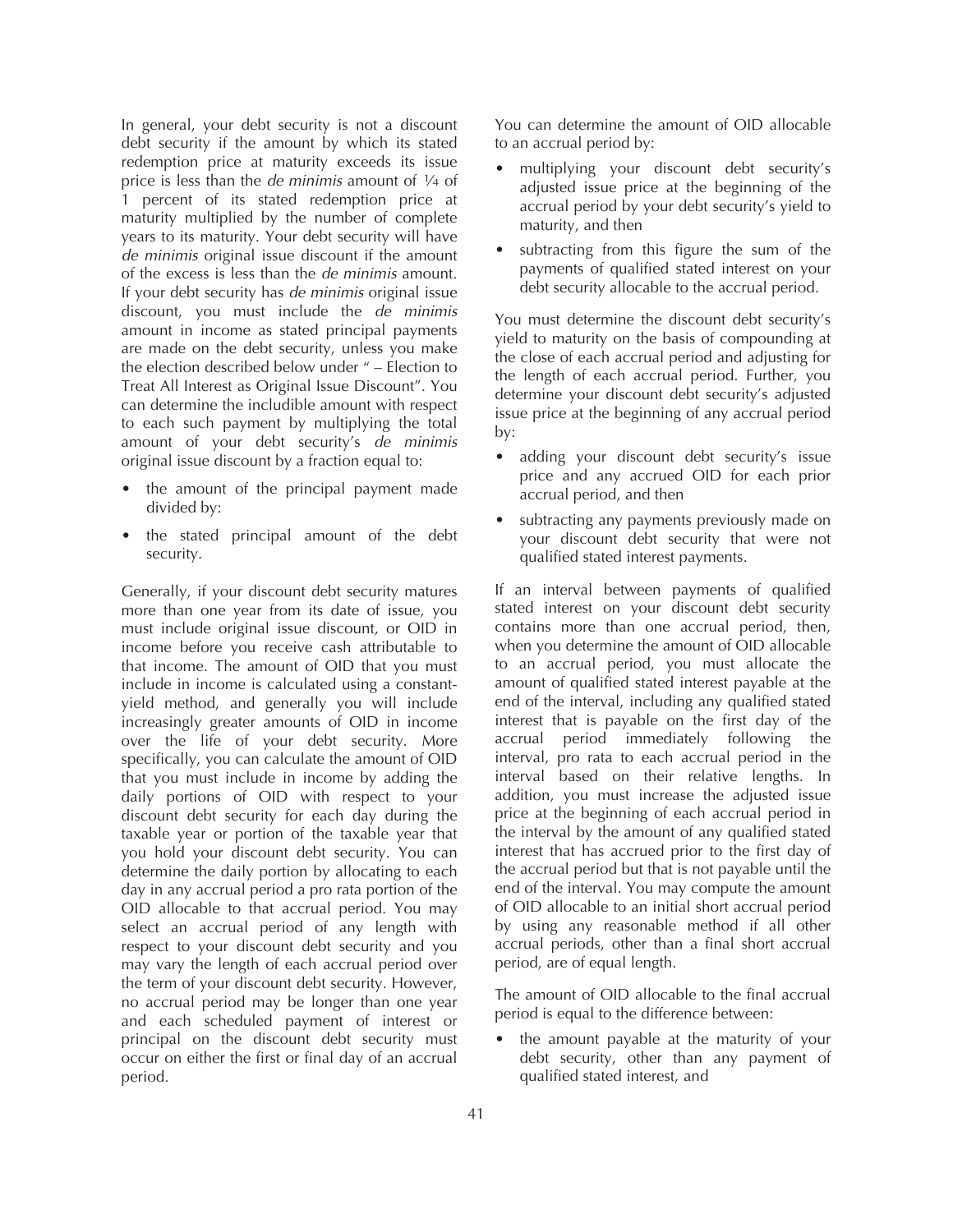In general, your debt security is not a discount debt security if the amount by which its stated redemption price at maturity exceeds its issue price is less than the *de minimis* amount of 1⁄4 of 1 percent of its stated redemption price at maturity multiplied by the number of complete years to its maturity. Your debt security will have *de minimis* original issue discount if the amount of the excess is less than the *de minimis* amount. If your debt security has *de minimis* original issue discount, you must include the *de minimis* amount in income as stated principal payments are made on the debt security, unless you make the election described below under " – Election to Treat All Interest as Original Issue Discount". You can determine the includible amount with respect to each such payment by multiplying the total amount of your debt security's *de minimis* original issue discount by a fraction equal to:

- the amount of the principal payment made divided by:
- the stated principal amount of the debt security.

Generally, if your discount debt security matures more than one year from its date of issue, you must include original issue discount, or OID in income before you receive cash attributable to that income. The amount of OID that you must include in income is calculated using a constant-yield method, and generally you will include increasingly greater amounts of OID in income over the life of your debt security. More specifically, you can calculate the amount of OID that you must include in income by adding the daily portions of OID with respect to your discount debt security for each day during the taxable year or portion of the taxable year that you hold your discount debt security. You can determine the daily portion by allocating to each day in any accrual period a pro rata portion of the OID allocable to that accrual period. You may select an accrual period of any length with respect to your discount debt security and you may vary the length of each accrual period over the term of your discount debt security. However, no accrual period may be longer than one year and each scheduled payment of interest or principal on the discount debt security must occur on either the first or final day of an accrual period.

You can determine the amount of OID allocable to an accrual period by:

- multiplying your discount debt security's adjusted issue price at the beginning of the accrual period by your debt security's yield to maturity, and then
- subtracting from this figure the sum of the payments of qualified stated interest on your debt security allocable to the accrual period.

You must determine the discount debt security's yield to maturity on the basis of compounding at the close of each accrual period and adjusting for the length of each accrual period. Further, you determine your discount debt security's adjusted issue price at the beginning of any accrual period by:

- adding your discount debt security's issue price and any accrued OID for each prior accrual period, and then
- subtracting any payments previously made on your discount debt security that were not qualified stated interest payments.

If an interval between payments of qualified stated interest on your discount debt security contains more than one accrual period, then, when you determine the amount of OID allocable to an accrual period, you must allocate the amount of qualified stated interest payable at the end of the interval, including any qualified stated interest that is payable on the first day of the accrual period immediately following the interval, pro rata to each accrual period in the interval based on their relative lengths. In addition, you must increase the adjusted issue price at the beginning of each accrual period in the interval by the amount of any qualified stated interest that has accrued prior to the first day of the accrual period but that is not payable until the end of the interval. You may compute the amount of OID allocable to an initial short accrual period by using any reasonable method if all other accrual periods, other than a final short accrual period, are of equal length.

The amount of OID allocable to the final accrual period is equal to the difference between:

- the amount payable at the maturity of your debt security, other than any payment of qualified stated interest, and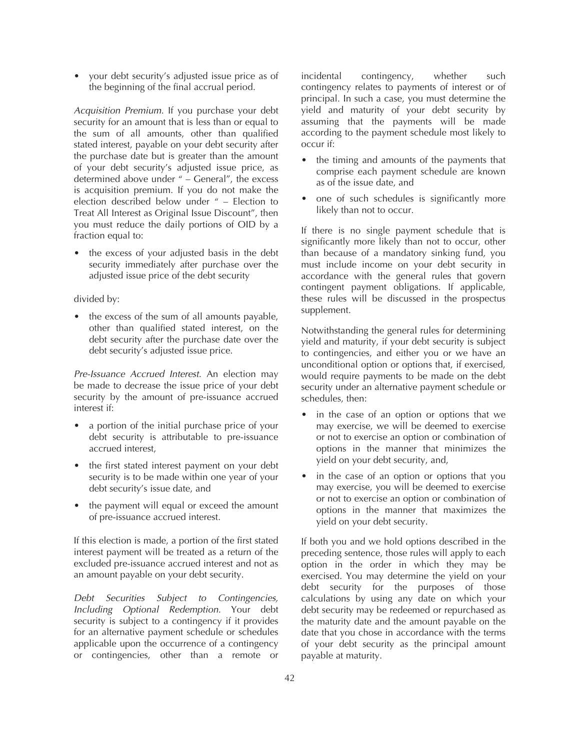- your debt security's adjusted issue price as of the beginning of the final accrual period.

*Acquisition Premium.* If you purchase your debt security for an amount that is less than or equal to the sum of all amounts, other than qualified stated interest, payable on your debt security after the purchase date but is greater than the amount of your debt security's adjusted issue price, as determined above under " – General", the excess is acquisition premium. If you do not make the election described below under " – Election to Treat All Interest as Original Issue Discount", then you must reduce the daily portions of OID by a fraction equal to:

- the excess of your adjusted basis in the debt security immediately after purchase over the adjusted issue price of the debt security

divided by:

- the excess of the sum of all amounts payable, other than qualified stated interest, on the debt security after the purchase date over the debt security's adjusted issue price.

*Pre-Issuance Accrued Interest.* An election may be made to decrease the issue price of your debt security by the amount of pre-issuance accrued interest if:

- a portion of the initial purchase price of your debt security is attributable to pre-issuance accrued interest,
- the first stated interest payment on your debt security is to be made within one year of your debt security's issue date, and
- the payment will equal or exceed the amount of pre-issuance accrued interest.

If this election is made, a portion of the first stated interest payment will be treated as a return of the excluded pre-issuance accrued interest and not as an amount payable on your debt security.

*Debt Securities Subject to Contingencies, Including Optional Redemption.* Your debt security is subject to a contingency if it provides for an alternative payment schedule or schedules applicable upon the occurrence of a contingency or contingencies, other than a remote or incidental contingency, whether such contingency relates to payments of interest or of principal. In such a case, you must determine the yield and maturity of your debt security by assuming that the payments will be made according to the payment schedule most likely to occur if:

- the timing and amounts of the payments that comprise each payment schedule are known as of the issue date, and
- one of such schedules is significantly more likely than not to occur.

If there is no single payment schedule that is significantly more likely than not to occur, other than because of a mandatory sinking fund, you must include income on your debt security in accordance with the general rules that govern contingent payment obligations. If applicable, these rules will be discussed in the prospectus supplement.

Notwithstanding the general rules for determining yield and maturity, if your debt security is subject to contingencies, and either you or we have an unconditional option or options that, if exercised, would require payments to be made on the debt security under an alternative payment schedule or schedules, then:

- in the case of an option or options that we may exercise, we will be deemed to exercise or not to exercise an option or combination of options in the manner that minimizes the yield on your debt security, and,
- in the case of an option or options that you may exercise, you will be deemed to exercise or not to exercise an option or combination of options in the manner that maximizes the yield on your debt security.

If both you and we hold options described in the preceding sentence, those rules will apply to each option in the order in which they may be exercised. You may determine the yield on your debt security for the purposes of those calculations by using any date on which your debt security may be redeemed or repurchased as the maturity date and the amount payable on the date that you chose in accordance with the terms of your debt security as the principal amount payable at maturity.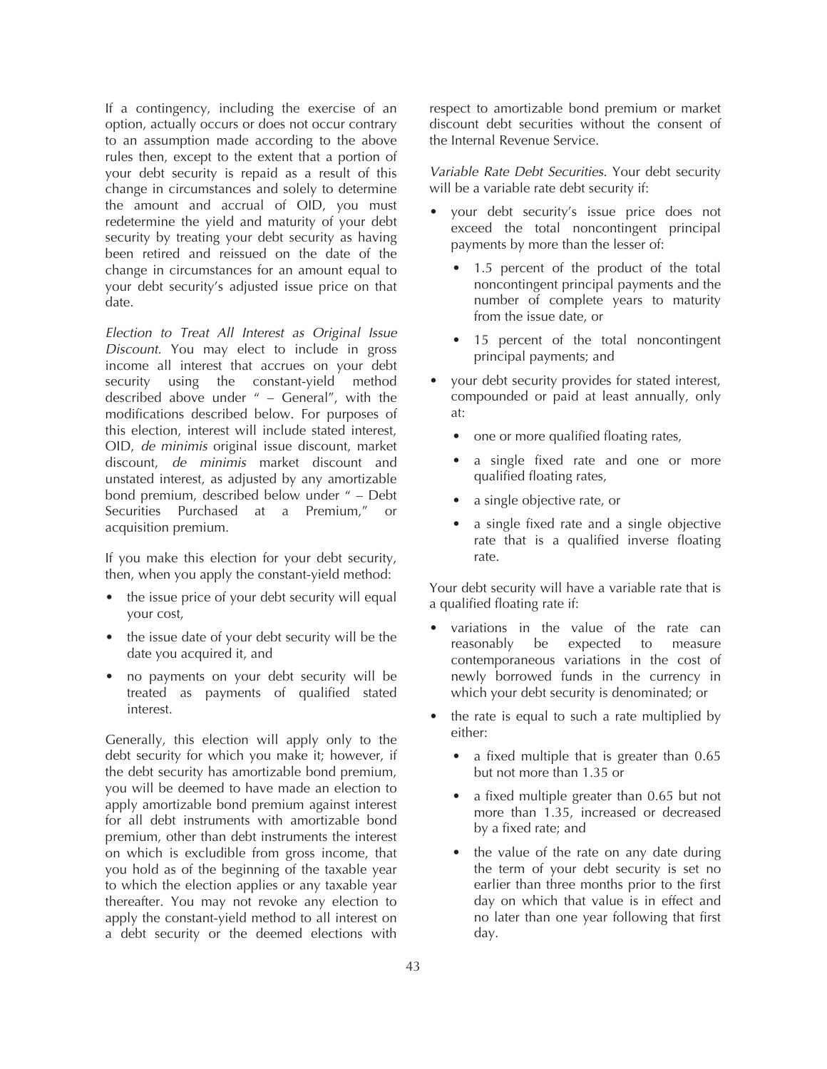If a contingency, including the exercise of an option, actually occurs or does not occur contrary to an assumption made according to the above rules then, except to the extent that a portion of your debt security is repaid as a result of this change in circumstances and solely to determine the amount and accrual of OID, you must redetermine the yield and maturity of your debt security by treating your debt security as having been retired and reissued on the date of the change in circumstances for an amount equal to your debt security's adjusted issue price on that date.

*Election to Treat All Interest as Original Issue Discount.* You may elect to include in gross income all interest that accrues on your debt security using the constant-yield method described above under " – General", with the modifications described below. For purposes of this election, interest will include stated interest, OID, *de minimis* original issue discount, market discount, *de minimis* market discount and unstated interest, as adjusted by any amortizable bond premium, described below under " – Debt Securities Purchased at a Premium," or acquisition premium.

If you make this election for your debt security, then, when you apply the constant-yield method:

- the issue price of your debt security will equal your cost,
- the issue date of your debt security will be the date you acquired it, and
- no payments on your debt security will be treated as payments of qualified stated interest.

Generally, this election will apply only to the debt security for which you make it; however, if the debt security has amortizable bond premium, you will be deemed to have made an election to apply amortizable bond premium against interest for all debt instruments with amortizable bond premium, other than debt instruments the interest on which is excludible from gross income, that you hold as of the beginning of the taxable year to which the election applies or any taxable year thereafter. You may not revoke any election to apply the constant-yield method to all interest on a debt security or the deemed elections with respect to amortizable bond premium or market discount debt securities without the consent of the Internal Revenue Service.

*Variable Rate Debt Securities.* Your debt security will be a variable rate debt security if:

- your debt security's issue price does not exceed the total noncontingent principal payments by more than the lesser of:
  - 1.5 percent of the product of the total noncontingent principal payments and the number of complete years to maturity from the issue date, or
  - 15 percent of the total noncontingent principal payments; and
- your debt security provides for stated interest, compounded or paid at least annually, only at:
  - one or more qualified floating rates,
  - a single fixed rate and one or more qualified floating rates,
  - a single objective rate, or
  - a single fixed rate and a single objective rate that is a qualified inverse floating rate.

Your debt security will have a variable rate that is a qualified floating rate if:

- variations in the value of the rate can reasonably be expected to measure contemporaneous variations in the cost of newly borrowed funds in the currency in which your debt security is denominated; or
- the rate is equal to such a rate multiplied by either:
  - a fixed multiple that is greater than 0.65 but not more than 1.35 or
  - a fixed multiple greater than 0.65 but not more than 1.35, increased or decreased by a fixed rate; and
  - the value of the rate on any date during the term of your debt security is set no earlier than three months prior to the first day on which that value is in effect and no later than one year following that first day.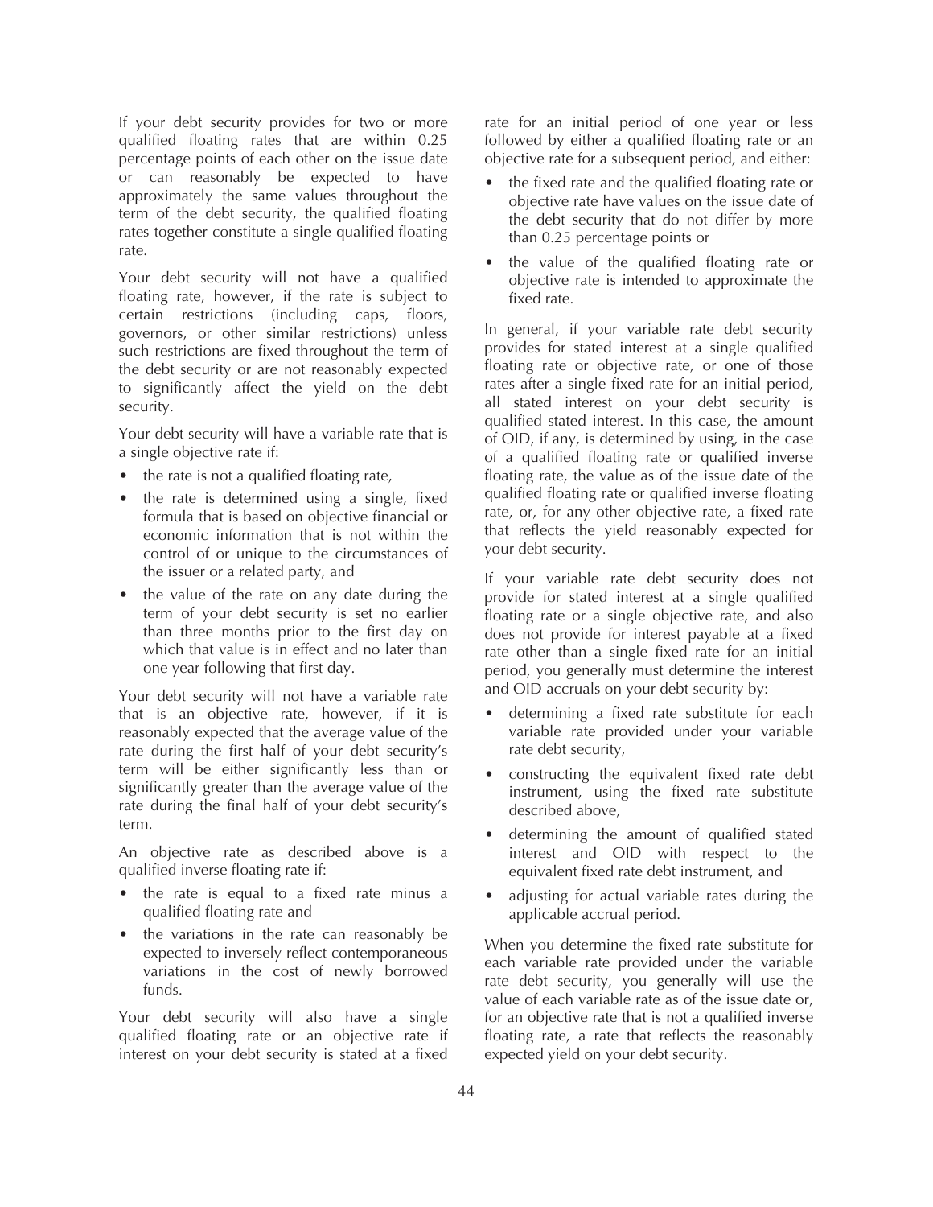If your debt security provides for two or more qualified floating rates that are within 0.25 percentage points of each other on the issue date or can reasonably be expected to have approximately the same values throughout the term of the debt security, the qualified floating rates together constitute a single qualified floating rate.

Your debt security will not have a qualified floating rate, however, if the rate is subject to certain restrictions (including caps, floors, governors, or other similar restrictions) unless such restrictions are fixed throughout the term of the debt security or are not reasonably expected to significantly affect the yield on the debt security.

Your debt security will have a variable rate that is a single objective rate if:

- the rate is not a qualified floating rate,
- the rate is determined using a single, fixed formula that is based on objective financial or economic information that is not within the control of or unique to the circumstances of the issuer or a related party, and
- the value of the rate on any date during the term of your debt security is set no earlier than three months prior to the first day on which that value is in effect and no later than one year following that first day.

Your debt security will not have a variable rate that is an objective rate, however, if it is reasonably expected that the average value of the rate during the first half of your debt security's term will be either significantly less than or significantly greater than the average value of the rate during the final half of your debt security's term.

An objective rate as described above is a qualified inverse floating rate if:

- the rate is equal to a fixed rate minus a qualified floating rate and
- the variations in the rate can reasonably be expected to inversely reflect contemporaneous variations in the cost of newly borrowed funds.

Your debt security will also have a single qualified floating rate or an objective rate if interest on your debt security is stated at a fixed rate for an initial period of one year or less followed by either a qualified floating rate or an objective rate for a subsequent period, and either:

- the fixed rate and the qualified floating rate or objective rate have values on the issue date of the debt security that do not differ by more than 0.25 percentage points or
- the value of the qualified floating rate or objective rate is intended to approximate the fixed rate.

In general, if your variable rate debt security provides for stated interest at a single qualified floating rate or objective rate, or one of those rates after a single fixed rate for an initial period, all stated interest on your debt security is qualified stated interest. In this case, the amount of OID, if any, is determined by using, in the case of a qualified floating rate or qualified inverse floating rate, the value as of the issue date of the qualified floating rate or qualified inverse floating rate, or, for any other objective rate, a fixed rate that reflects the yield reasonably expected for your debt security.

If your variable rate debt security does not provide for stated interest at a single qualified floating rate or a single objective rate, and also does not provide for interest payable at a fixed rate other than a single fixed rate for an initial period, you generally must determine the interest and OID accruals on your debt security by:

- determining a fixed rate substitute for each variable rate provided under your variable rate debt security,
- constructing the equivalent fixed rate debt instrument, using the fixed rate substitute described above,
- determining the amount of qualified stated interest and OID with respect to the equivalent fixed rate debt instrument, and
- adjusting for actual variable rates during the applicable accrual period.

When you determine the fixed rate substitute for each variable rate provided under the variable rate debt security, you generally will use the value of each variable rate as of the issue date or, for an objective rate that is not a qualified inverse floating rate, a rate that reflects the reasonably expected yield on your debt security.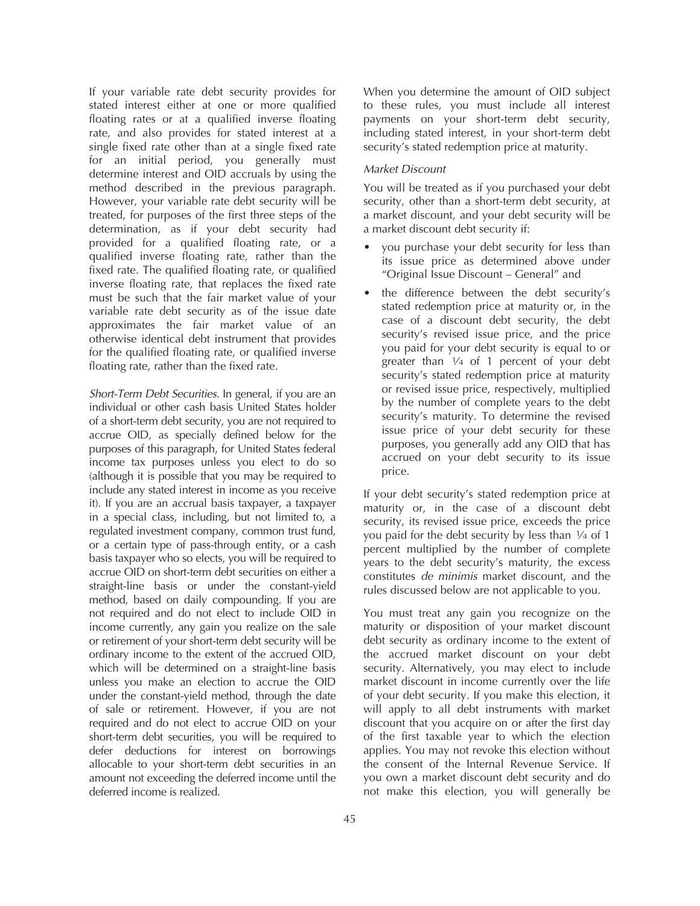If your variable rate debt security provides for stated interest either at one or more qualified floating rates or at a qualified inverse floating rate, and also provides for stated interest at a single fixed rate other than at a single fixed rate for an initial period, you generally must determine interest and OID accruals by using the method described in the previous paragraph. However, your variable rate debt security will be treated, for purposes of the first three steps of the determination, as if your debt security had provided for a qualified floating rate, or a qualified inverse floating rate, rather than the fixed rate. The qualified floating rate, or qualified inverse floating rate, that replaces the fixed rate must be such that the fair market value of your variable rate debt security as of the issue date approximates the fair market value of an otherwise identical debt instrument that provides for the qualified floating rate, or qualified inverse floating rate, rather than the fixed rate.

*Short-Term Debt Securities.* In general, if you are an individual or other cash basis United States holder of a short-term debt security, you are not required to accrue OID, as specially defined below for the purposes of this paragraph, for United States federal income tax purposes unless you elect to do so (although it is possible that you may be required to include any stated interest in income as you receive it). If you are an accrual basis taxpayer, a taxpayer in a special class, including, but not limited to, a regulated investment company, common trust fund, or a certain type of pass-through entity, or a cash basis taxpayer who so elects, you will be required to accrue OID on short-term debt securities on either a straight-line basis or under the constant-yield method, based on daily compounding. If you are not required and do not elect to include OID in income currently, any gain you realize on the sale or retirement of your short-term debt security will be ordinary income to the extent of the accrued OID, which will be determined on a straight-line basis unless you make an election to accrue the OID under the constant-yield method, through the date of sale or retirement. However, if you are not required and do not elect to accrue OID on your short-term debt securities, you will be required to defer deductions for interest on borrowings allocable to your short-term debt securities in an amount not exceeding the deferred income until the deferred income is realized.

When you determine the amount of OID subject to these rules, you must include all interest payments on your short-term debt security, including stated interest, in your short-term debt security's stated redemption price at maturity.

*Market Discount*

You will be treated as if you purchased your debt security, other than a short-term debt security, at a market discount, and your debt security will be a market discount debt security if:

- you purchase your debt security for less than its issue price as determined above under "Original Issue Discount – General" and
- the difference between the debt security's stated redemption price at maturity or, in the case of a discount debt security, the debt security's revised issue price, and the price you paid for your debt security is equal to or greater than 1/4 of 1 percent of your debt security's stated redemption price at maturity or revised issue price, respectively, multiplied by the number of complete years to the debt security's maturity. To determine the revised issue price of your debt security for these purposes, you generally add any OID that has accrued on your debt security to its issue price.

If your debt security's stated redemption price at maturity or, in the case of a discount debt security, its revised issue price, exceeds the price you paid for the debt security by less than 1/4 of 1 percent multiplied by the number of complete years to the debt security's maturity, the excess constitutes *de minimis* market discount, and the rules discussed below are not applicable to you.

You must treat any gain you recognize on the maturity or disposition of your market discount debt security as ordinary income to the extent of the accrued market discount on your debt security. Alternatively, you may elect to include market discount in income currently over the life of your debt security. If you make this election, it will apply to all debt instruments with market discount that you acquire on or after the first day of the first taxable year to which the election applies. You may not revoke this election without the consent of the Internal Revenue Service. If you own a market discount debt security and do not make this election, you will generally be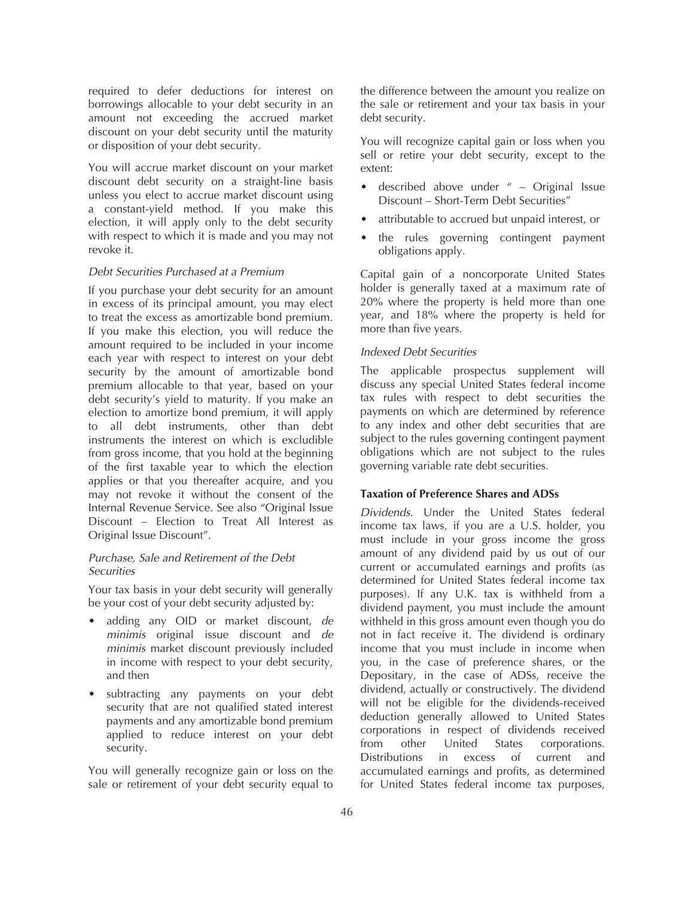required to defer deductions for interest on borrowings allocable to your debt security in an amount not exceeding the accrued market discount on your debt security until the maturity or disposition of your debt security.

You will accrue market discount on your market discount debt security on a straight-line basis unless you elect to accrue market discount using a constant-yield method. If you make this election, it will apply only to the debt security with respect to which it is made and you may not revoke it.

*Debt Securities Purchased at a Premium*

If you purchase your debt security for an amount in excess of its principal amount, you may elect to treat the excess as amortizable bond premium. If you make this election, you will reduce the amount required to be included in your income each year with respect to interest on your debt security by the amount of amortizable bond premium allocable to that year, based on your debt security's yield to maturity. If you make an election to amortize bond premium, it will apply to all debt instruments, other than debt instruments the interest on which is excludible from gross income, that you hold at the beginning of the first taxable year to which the election applies or that you thereafter acquire, and you may not revoke it without the consent of the Internal Revenue Service. See also "Original Issue Discount – Election to Treat All Interest as Original Issue Discount".

*Purchase, Sale and Retirement of the Debt Securities*

Your tax basis in your debt security will generally be your cost of your debt security adjusted by:

- adding any OID or market discount, *de minimis* original issue discount and *de minimis* market discount previously included in income with respect to your debt security, and then
- subtracting any payments on your debt security that are not qualified stated interest payments and any amortizable bond premium applied to reduce interest on your debt security.

You will generally recognize gain or loss on the sale or retirement of your debt security equal to the difference between the amount you realize on the sale or retirement and your tax basis in your debt security.

You will recognize capital gain or loss when you sell or retire your debt security, except to the extent:

- described above under " – Original Issue Discount – Short-Term Debt Securities"
- attributable to accrued but unpaid interest, or
- the rules governing contingent payment obligations apply.

Capital gain of a noncorporate United States holder is generally taxed at a maximum rate of 20% where the property is held more than one year, and 18% where the property is held for more than five years.

*Indexed Debt Securities*

The applicable prospectus supplement will discuss any special United States federal income tax rules with respect to debt securities the payments on which are determined by reference to any index and other debt securities that are subject to the rules governing contingent payment obligations which are not subject to the rules governing variable rate debt securities.

**Taxation of Preference Shares and ADSs**

*Dividends.* Under the United States federal income tax laws, if you are a U.S. holder, you must include in your gross income the gross amount of any dividend paid by us out of our current or accumulated earnings and profits (as determined for United States federal income tax purposes). If any U.K. tax is withheld from a dividend payment, you must include the amount withheld in this gross amount even though you do not in fact receive it. The dividend is ordinary income that you must include in income when you, in the case of preference shares, or the Depositary, in the case of ADSs, receive the dividend, actually or constructively. The dividend will not be eligible for the dividends-received deduction generally allowed to United States corporations in respect of dividends received from other United States corporations. Distributions in excess of current and accumulated earnings and profits, as determined for United States federal income tax purposes,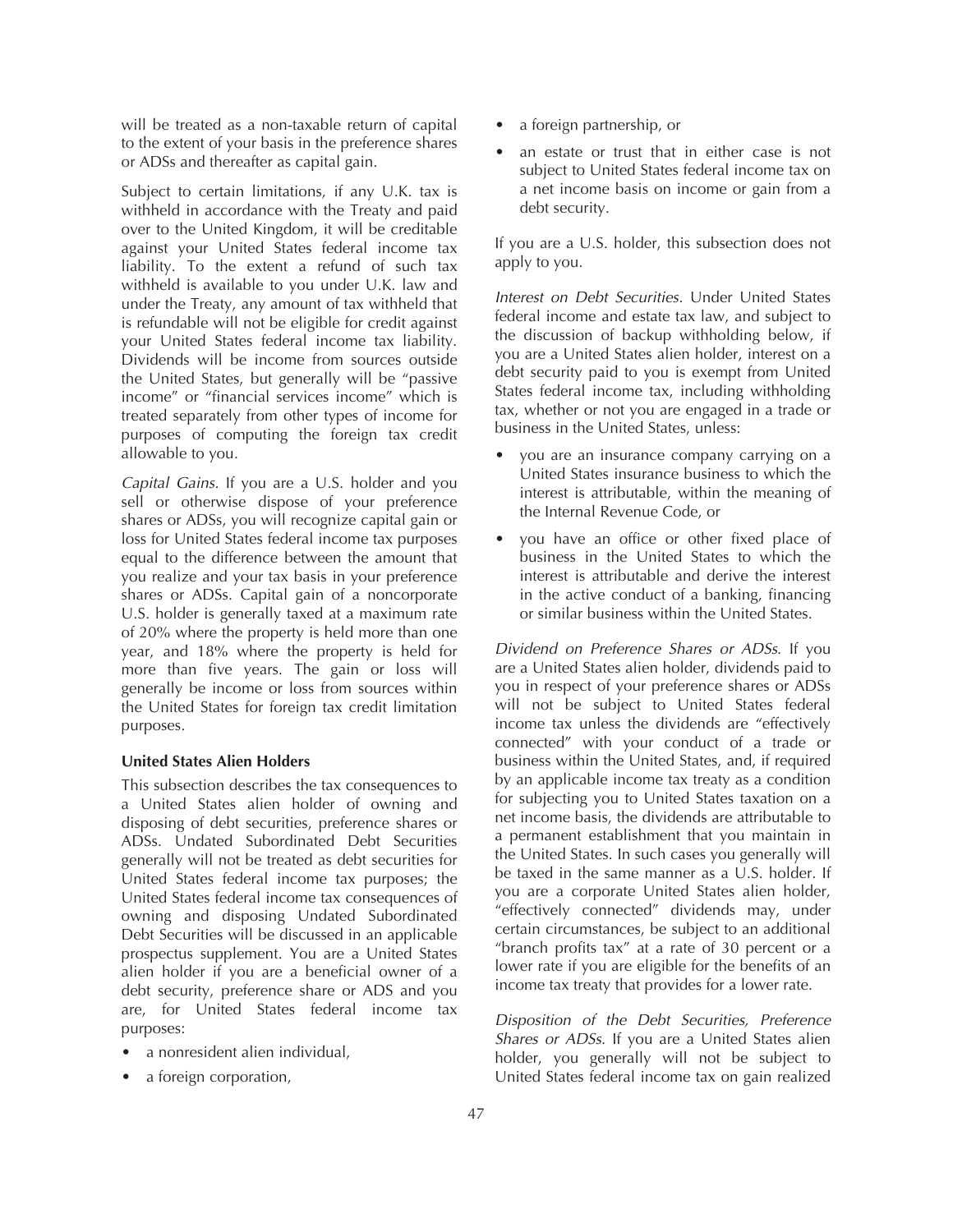will be treated as a non-taxable return of capital to the extent of your basis in the preference shares or ADSs and thereafter as capital gain.

Subject to certain limitations, if any U.K. tax is withheld in accordance with the Treaty and paid over to the United Kingdom, it will be creditable against your United States federal income tax liability. To the extent a refund of such tax withheld is available to you under U.K. law and under the Treaty, any amount of tax withheld that is refundable will not be eligible for credit against your United States federal income tax liability. Dividends will be income from sources outside the United States, but generally will be "passive income" or "financial services income" which is treated separately from other types of income for purposes of computing the foreign tax credit allowable to you.

*Capital Gains.* If you are a U.S. holder and you sell or otherwise dispose of your preference shares or ADSs, you will recognize capital gain or loss for United States federal income tax purposes equal to the difference between the amount that you realize and your tax basis in your preference shares or ADSs. Capital gain of a noncorporate U.S. holder is generally taxed at a maximum rate of 20% where the property is held more than one year, and 18% where the property is held for more than five years. The gain or loss will generally be income or loss from sources within the United States for foreign tax credit limitation purposes.

**United States Alien Holders**

This subsection describes the tax consequences to a United States alien holder of owning and disposing of debt securities, preference shares or ADSs. Undated Subordinated Debt Securities generally will not be treated as debt securities for United States federal income tax purposes; the United States federal income tax consequences of owning and disposing Undated Subordinated Debt Securities will be discussed in an applicable prospectus supplement. You are a United States alien holder if you are a beneficial owner of a debt security, preference share or ADS and you are, for United States federal income tax purposes:

- a nonresident alien individual,
- a foreign corporation,
- a foreign partnership, or
- an estate or trust that in either case is not subject to United States federal income tax on a net income basis on income or gain from a debt security.

If you are a U.S. holder, this subsection does not apply to you.

*Interest on Debt Securities.* Under United States federal income and estate tax law, and subject to the discussion of backup withholding below, if you are a United States alien holder, interest on a debt security paid to you is exempt from United States federal income tax, including withholding tax, whether or not you are engaged in a trade or business in the United States, unless:

- you are an insurance company carrying on a United States insurance business to which the interest is attributable, within the meaning of the Internal Revenue Code, or
- you have an office or other fixed place of business in the United States to which the interest is attributable and derive the interest in the active conduct of a banking, financing or similar business within the United States.

*Dividend on Preference Shares or ADSs.* If you are a United States alien holder, dividends paid to you in respect of your preference shares or ADSs will not be subject to United States federal income tax unless the dividends are "effectively connected" with your conduct of a trade or business within the United States, and, if required by an applicable income tax treaty as a condition for subjecting you to United States taxation on a net income basis, the dividends are attributable to a permanent establishment that you maintain in the United States. In such cases you generally will be taxed in the same manner as a U.S. holder. If you are a corporate United States alien holder, "effectively connected" dividends may, under certain circumstances, be subject to an additional "branch profits tax" at a rate of 30 percent or a lower rate if you are eligible for the benefits of an income tax treaty that provides for a lower rate.

*Disposition of the Debt Securities, Preference Shares or ADSs.* If you are a United States alien holder, you generally will not be subject to United States federal income tax on gain realized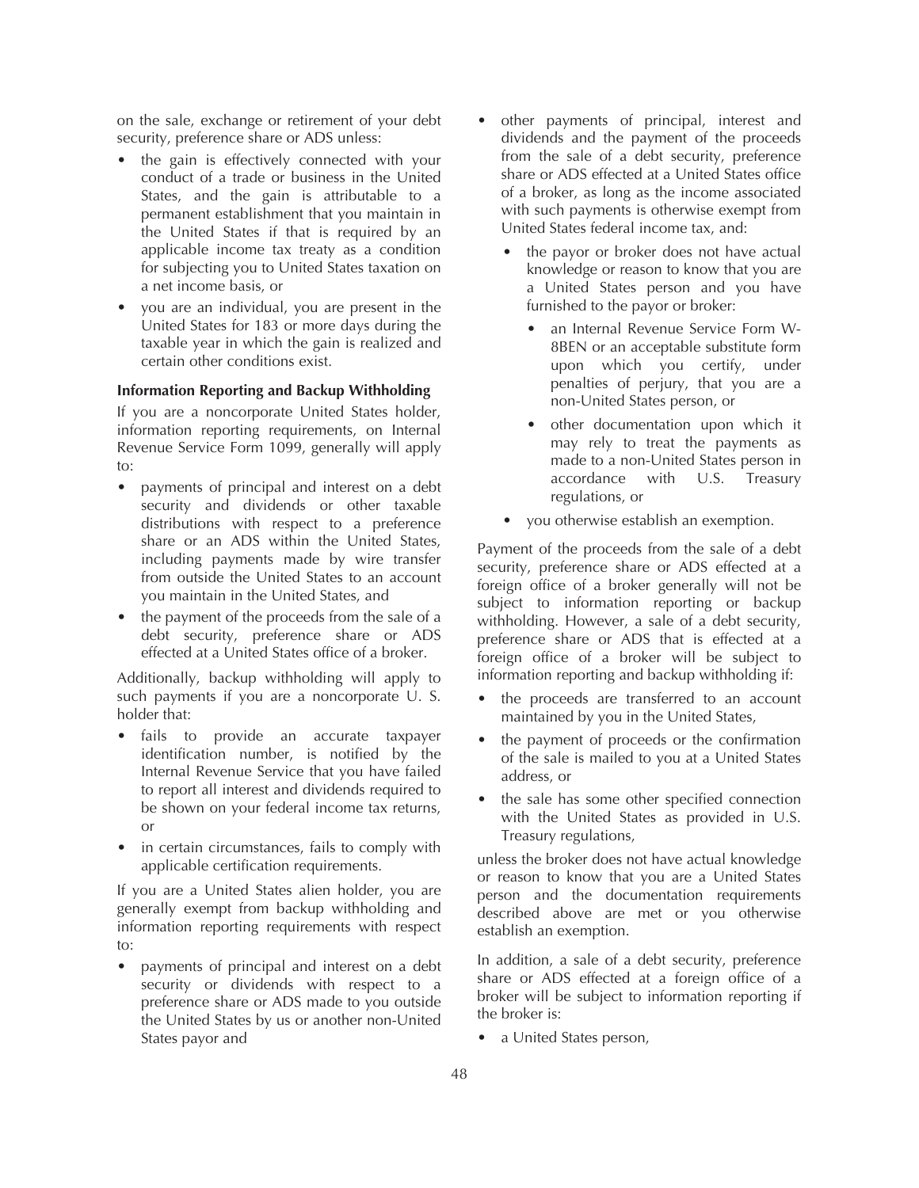on the sale, exchange or retirement of your debt security, preference share or ADS unless:

- the gain is effectively connected with your conduct of a trade or business in the United States, and the gain is attributable to a permanent establishment that you maintain in the United States if that is required by an applicable income tax treaty as a condition for subjecting you to United States taxation on a net income basis, or
- you are an individual, you are present in the United States for 183 or more days during the taxable year in which the gain is realized and certain other conditions exist.

**Information Reporting and Backup Withholding**

If you are a noncorporate United States holder, information reporting requirements, on Internal Revenue Service Form 1099, generally will apply to:

- payments of principal and interest on a debt security and dividends or other taxable distributions with respect to a preference share or an ADS within the United States, including payments made by wire transfer from outside the United States to an account you maintain in the United States, and
- the payment of the proceeds from the sale of a debt security, preference share or ADS effected at a United States office of a broker.

Additionally, backup withholding will apply to such payments if you are a noncorporate U. S. holder that:

- fails to provide an accurate taxpayer identification number, is notified by the Internal Revenue Service that you have failed to report all interest and dividends required to be shown on your federal income tax returns, or
- in certain circumstances, fails to comply with applicable certification requirements.

If you are a United States alien holder, you are generally exempt from backup withholding and information reporting requirements with respect to:

- payments of principal and interest on a debt security or dividends with respect to a preference share or ADS made to you outside the United States by us or another non-United States payor and
- other payments of principal, interest and dividends and the payment of the proceeds from the sale of a debt security, preference share or ADS effected at a United States office of a broker, as long as the income associated with such payments is otherwise exempt from United States federal income tax, and:
  - the payor or broker does not have actual knowledge or reason to know that you are a United States person and you have furnished to the payor or broker:
    - an Internal Revenue Service Form W-8BEN or an acceptable substitute form upon which you certify, under penalties of perjury, that you are a non-United States person, or
    - other documentation upon which it may rely to treat the payments as made to a non-United States person in accordance with U.S. Treasury regulations, or
  - you otherwise establish an exemption.

Payment of the proceeds from the sale of a debt security, preference share or ADS effected at a foreign office of a broker generally will not be subject to information reporting or backup withholding. However, a sale of a debt security, preference share or ADS that is effected at a foreign office of a broker will be subject to information reporting and backup withholding if:

- the proceeds are transferred to an account maintained by you in the United States,
- the payment of proceeds or the confirmation of the sale is mailed to you at a United States address, or
- the sale has some other specified connection with the United States as provided in U.S. Treasury regulations,

unless the broker does not have actual knowledge or reason to know that you are a United States person and the documentation requirements described above are met or you otherwise establish an exemption.

In addition, a sale of a debt security, preference share or ADS effected at a foreign office of a broker will be subject to information reporting if the broker is:

- a United States person,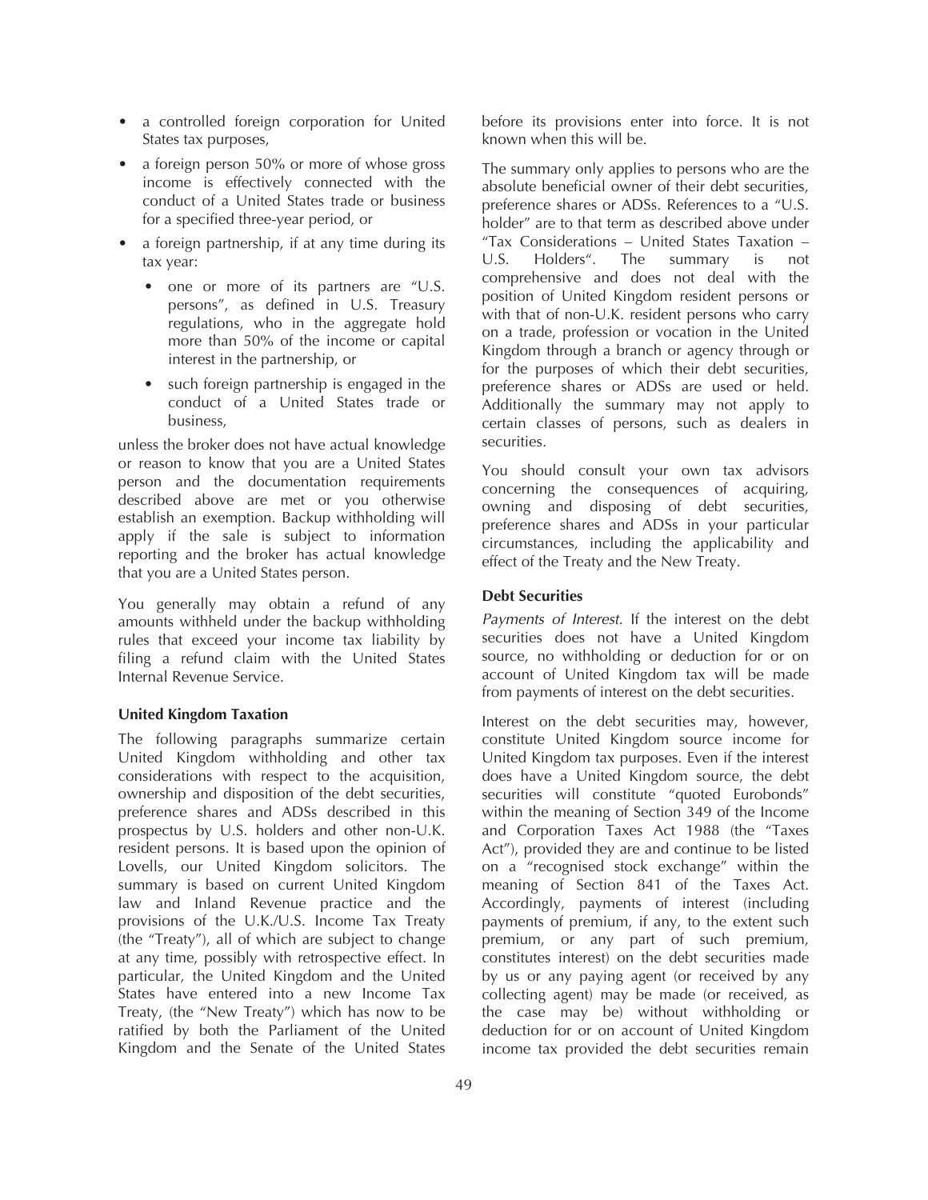- a controlled foreign corporation for United States tax purposes,
- a foreign person 50% or more of whose gross income is effectively connected with the conduct of a United States trade or business for a specified three-year period, or
- a foreign partnership, if at any time during its tax year:
  - one or more of its partners are "U.S. persons", as defined in U.S. Treasury regulations, who in the aggregate hold more than 50% of the income or capital interest in the partnership, or
  - such foreign partnership is engaged in the conduct of a United States trade or business,

unless the broker does not have actual knowledge or reason to know that you are a United States person and the documentation requirements described above are met or you otherwise establish an exemption. Backup withholding will apply if the sale is subject to information reporting and the broker has actual knowledge that you are a United States person.

You generally may obtain a refund of any amounts withheld under the backup withholding rules that exceed your income tax liability by filing a refund claim with the United States Internal Revenue Service.

**United Kingdom Taxation**

The following paragraphs summarize certain United Kingdom withholding and other tax considerations with respect to the acquisition, ownership and disposition of the debt securities, preference shares and ADSs described in this prospectus by U.S. holders and other non-U.K. resident persons. It is based upon the opinion of Lovells, our United Kingdom solicitors. The summary is based on current United Kingdom law and Inland Revenue practice and the provisions of the U.K./U.S. Income Tax Treaty (the "Treaty"), all of which are subject to change at any time, possibly with retrospective effect. In particular, the United Kingdom and the United States have entered into a new Income Tax Treaty, (the "New Treaty") which has now to be ratified by both the Parliament of the United Kingdom and the Senate of the United States before its provisions enter into force. It is not known when this will be.

The summary only applies to persons who are the absolute beneficial owner of their debt securities, preference shares or ADSs. References to a "U.S. holder" are to that term as described above under "Tax Considerations – United States Taxation – U.S. Holders". The summary is not comprehensive and does not deal with the position of United Kingdom resident persons or with that of non-U.K. resident persons who carry on a trade, profession or vocation in the United Kingdom through a branch or agency through or for the purposes of which their debt securities, preference shares or ADSs are used or held. Additionally the summary may not apply to certain classes of persons, such as dealers in securities.

You should consult your own tax advisors concerning the consequences of acquiring, owning and disposing of debt securities, preference shares and ADSs in your particular circumstances, including the applicability and effect of the Treaty and the New Treaty.

**Debt Securities**

*Payments of Interest*. If the interest on the debt securities does not have a United Kingdom source, no withholding or deduction for or on account of United Kingdom tax will be made from payments of interest on the debt securities.

Interest on the debt securities may, however, constitute United Kingdom source income for United Kingdom tax purposes. Even if the interest does have a United Kingdom source, the debt securities will constitute "quoted Eurobonds" within the meaning of Section 349 of the Income and Corporation Taxes Act 1988 (the "Taxes Act"), provided they are and continue to be listed on a "recognised stock exchange" within the meaning of Section 841 of the Taxes Act. Accordingly, payments of interest (including payments of premium, if any, to the extent such premium, or any part of such premium, constitutes interest) on the debt securities made by us or any paying agent (or received by any collecting agent) may be made (or received, as the case may be) without withholding or deduction for or on account of United Kingdom income tax provided the debt securities remain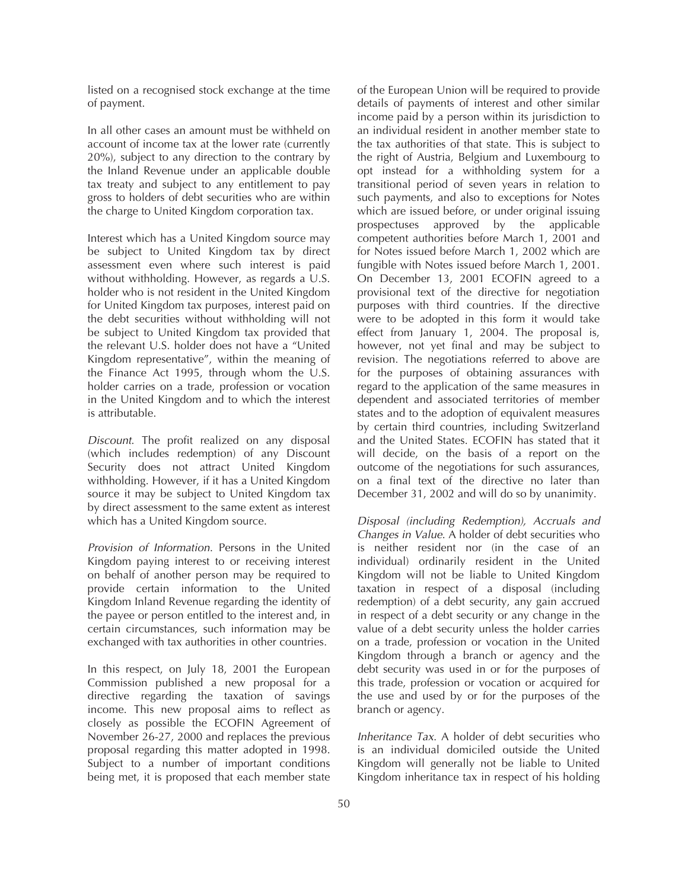listed on a recognised stock exchange at the time of payment.

In all other cases an amount must be withheld on account of income tax at the lower rate (currently 20%), subject to any direction to the contrary by the Inland Revenue under an applicable double tax treaty and subject to any entitlement to pay gross to holders of debt securities who are within the charge to United Kingdom corporation tax.

Interest which has a United Kingdom source may be subject to United Kingdom tax by direct assessment even where such interest is paid without withholding. However, as regards a U.S. holder who is not resident in the United Kingdom for United Kingdom tax purposes, interest paid on the debt securities without withholding will not be subject to United Kingdom tax provided that the relevant U.S. holder does not have a "United Kingdom representative", within the meaning of the Finance Act 1995, through whom the U.S. holder carries on a trade, profession or vocation in the United Kingdom and to which the interest is attributable.

*Discount*. The profit realized on any disposal (which includes redemption) of any Discount Security does not attract United Kingdom withholding. However, if it has a United Kingdom source it may be subject to United Kingdom tax by direct assessment to the same extent as interest which has a United Kingdom source.

*Provision of Information*. Persons in the United Kingdom paying interest to or receiving interest on behalf of another person may be required to provide certain information to the United Kingdom Inland Revenue regarding the identity of the payee or person entitled to the interest and, in certain circumstances, such information may be exchanged with tax authorities in other countries.

In this respect, on July 18, 2001 the European Commission published a new proposal for a directive regarding the taxation of savings income. This new proposal aims to reflect as closely as possible the ECOFIN Agreement of November 26-27, 2000 and replaces the previous proposal regarding this matter adopted in 1998. Subject to a number of important conditions being met, it is proposed that each member state of the European Union will be required to provide details of payments of interest and other similar income paid by a person within its jurisdiction to an individual resident in another member state to the tax authorities of that state. This is subject to the right of Austria, Belgium and Luxembourg to opt instead for a withholding system for a transitional period of seven years in relation to such payments, and also to exceptions for Notes which are issued before, or under original issuing prospectuses approved by the applicable competent authorities before March 1, 2001 and for Notes issued before March 1, 2002 which are fungible with Notes issued before March 1, 2001. On December 13, 2001 ECOFIN agreed to a provisional text of the directive for negotiation purposes with third countries. If the directive were to be adopted in this form it would take effect from January 1, 2004. The proposal is, however, not yet final and may be subject to revision. The negotiations referred to above are for the purposes of obtaining assurances with regard to the application of the same measures in dependent and associated territories of member states and to the adoption of equivalent measures by certain third countries, including Switzerland and the United States. ECOFIN has stated that it will decide, on the basis of a report on the outcome of the negotiations for such assurances, on a final text of the directive no later than December 31, 2002 and will do so by unanimity.

*Disposal (including Redemption), Accruals and Changes in Value*. A holder of debt securities who is neither resident nor (in the case of an individual) ordinarily resident in the United Kingdom will not be liable to United Kingdom taxation in respect of a disposal (including redemption) of a debt security, any gain accrued in respect of a debt security or any change in the value of a debt security unless the holder carries on a trade, profession or vocation in the United Kingdom through a branch or agency and the debt security was used in or for the purposes of this trade, profession or vocation or acquired for the use and used by or for the purposes of the branch or agency.

*Inheritance Tax*. A holder of debt securities who is an individual domiciled outside the United Kingdom will generally not be liable to United Kingdom inheritance tax in respect of his holding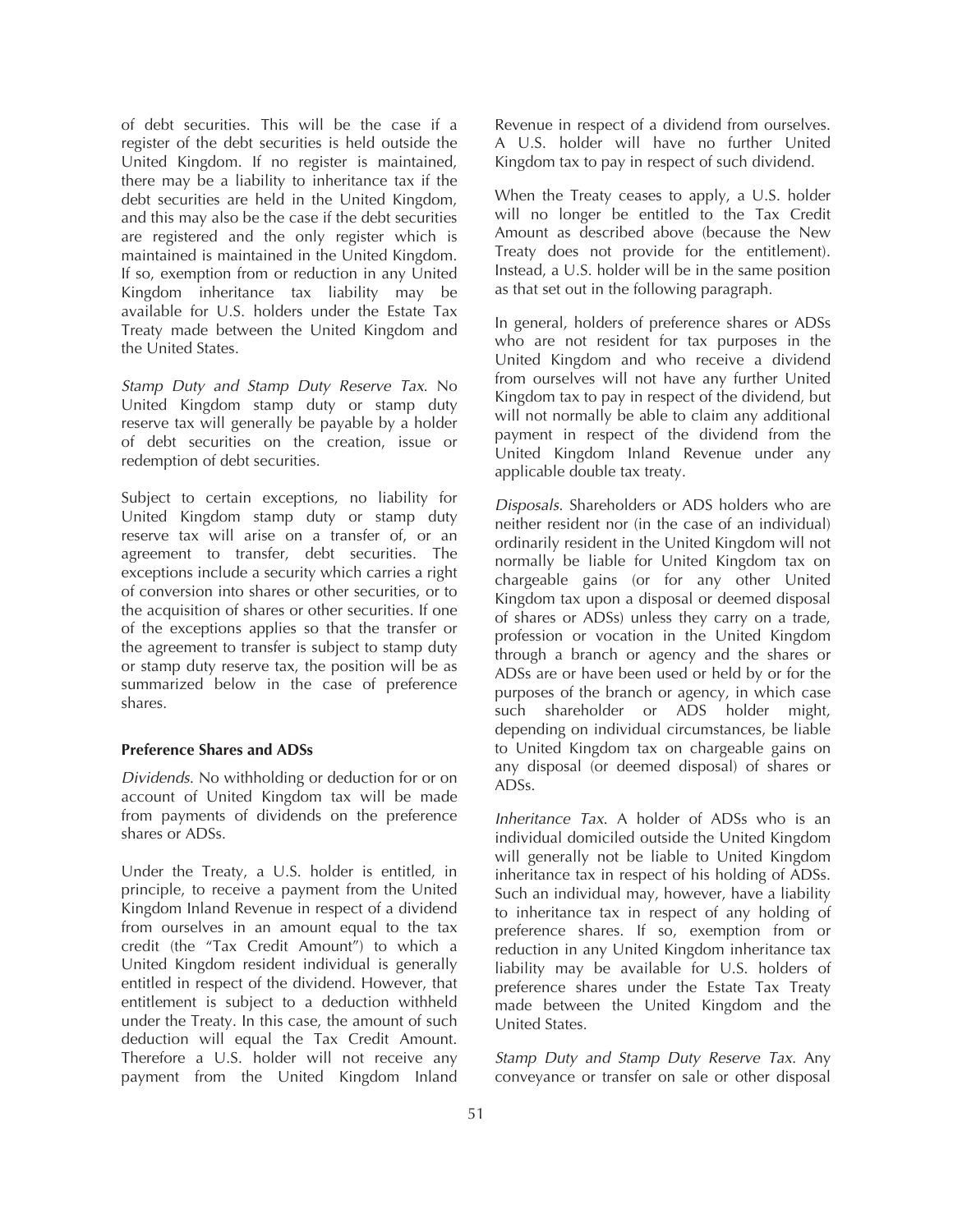of debt securities. This will be the case if a register of the debt securities is held outside the United Kingdom. If no register is maintained, there may be a liability to inheritance tax if the debt securities are held in the United Kingdom, and this may also be the case if the debt securities are registered and the only register which is maintained is maintained in the United Kingdom. If so, exemption from or reduction in any United Kingdom inheritance tax liability may be available for U.S. holders under the Estate Tax Treaty made between the United Kingdom and the United States.

*Stamp Duty and Stamp Duty Reserve Tax.* No United Kingdom stamp duty or stamp duty reserve tax will generally be payable by a holder of debt securities on the creation, issue or redemption of debt securities.

Subject to certain exceptions, no liability for United Kingdom stamp duty or stamp duty reserve tax will arise on a transfer of, or an agreement to transfer, debt securities. The exceptions include a security which carries a right of conversion into shares or other securities, or to the acquisition of shares or other securities. If one of the exceptions applies so that the transfer or the agreement to transfer is subject to stamp duty or stamp duty reserve tax, the position will be as summarized below in the case of preference shares.

**Preference Shares and ADSs**

*Dividends.* No withholding or deduction for or on account of United Kingdom tax will be made from payments of dividends on the preference shares or ADSs.

Under the Treaty, a U.S. holder is entitled, in principle, to receive a payment from the United Kingdom Inland Revenue in respect of a dividend from ourselves in an amount equal to the tax credit (the "Tax Credit Amount") to which a United Kingdom resident individual is generally entitled in respect of the dividend. However, that entitlement is subject to a deduction withheld under the Treaty. In this case, the amount of such deduction will equal the Tax Credit Amount. Therefore a U.S. holder will not receive any payment from the United Kingdom Inland Revenue in respect of a dividend from ourselves. A U.S. holder will have no further United Kingdom tax to pay in respect of such dividend.

When the Treaty ceases to apply, a U.S. holder will no longer be entitled to the Tax Credit Amount as described above (because the New Treaty does not provide for the entitlement). Instead, a U.S. holder will be in the same position as that set out in the following paragraph.

In general, holders of preference shares or ADSs who are not resident for tax purposes in the United Kingdom and who receive a dividend from ourselves will not have any further United Kingdom tax to pay in respect of the dividend, but will not normally be able to claim any additional payment in respect of the dividend from the United Kingdom Inland Revenue under any applicable double tax treaty.

*Disposals.* Shareholders or ADS holders who are neither resident nor (in the case of an individual) ordinarily resident in the United Kingdom will not normally be liable for United Kingdom tax on chargeable gains (or for any other United Kingdom tax upon a disposal or deemed disposal of shares or ADSs) unless they carry on a trade, profession or vocation in the United Kingdom through a branch or agency and the shares or ADSs are or have been used or held by or for the purposes of the branch or agency, in which case such shareholder or ADS holder might, depending on individual circumstances, be liable to United Kingdom tax on chargeable gains on any disposal (or deemed disposal) of shares or ADSs.

*Inheritance Tax.* A holder of ADSs who is an individual domiciled outside the United Kingdom will generally not be liable to United Kingdom inheritance tax in respect of his holding of ADSs. Such an individual may, however, have a liability to inheritance tax in respect of any holding of preference shares. If so, exemption from or reduction in any United Kingdom inheritance tax liability may be available for U.S. holders of preference shares under the Estate Tax Treaty made between the United Kingdom and the United States.

*Stamp Duty and Stamp Duty Reserve Tax.* Any conveyance or transfer on sale or other disposal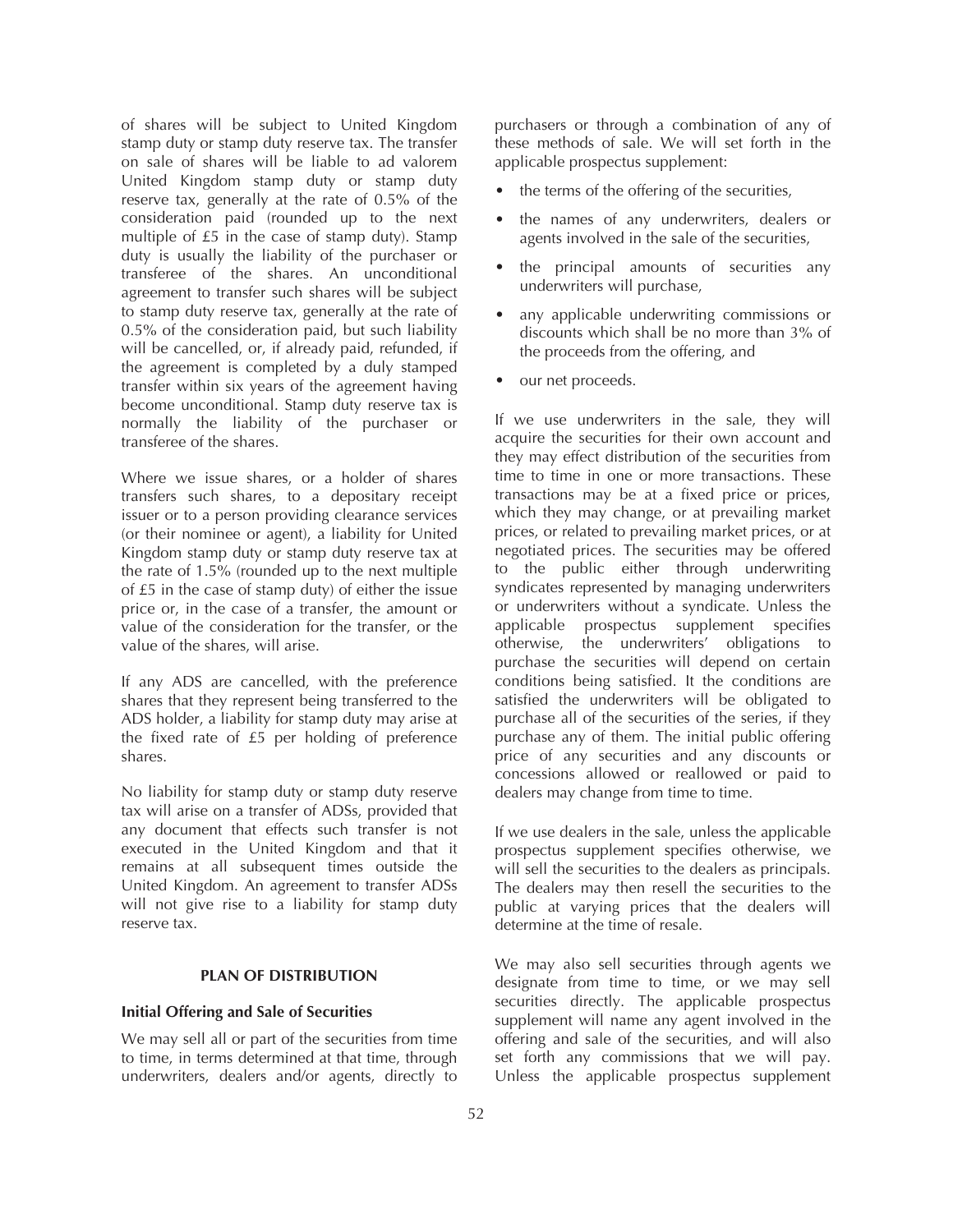of shares will be subject to United Kingdom stamp duty or stamp duty reserve tax. The transfer on sale of shares will be liable to ad valorem United Kingdom stamp duty or stamp duty reserve tax, generally at the rate of 0.5% of the consideration paid (rounded up to the next multiple of £5 in the case of stamp duty). Stamp duty is usually the liability of the purchaser or transferee of the shares. An unconditional agreement to transfer such shares will be subject to stamp duty reserve tax, generally at the rate of 0.5% of the consideration paid, but such liability will be cancelled, or, if already paid, refunded, if the agreement is completed by a duly stamped transfer within six years of the agreement having become unconditional. Stamp duty reserve tax is normally the liability of the purchaser or transferee of the shares.

Where we issue shares, or a holder of shares transfers such shares, to a depositary receipt issuer or to a person providing clearance services (or their nominee or agent), a liability for United Kingdom stamp duty or stamp duty reserve tax at the rate of 1.5% (rounded up to the next multiple of £5 in the case of stamp duty) of either the issue price or, in the case of a transfer, the amount or value of the consideration for the transfer, or the value of the shares, will arise.

If any ADS are cancelled, with the preference shares that they represent being transferred to the ADS holder, a liability for stamp duty may arise at the fixed rate of £5 per holding of preference shares.

No liability for stamp duty or stamp duty reserve tax will arise on a transfer of ADSs, provided that any document that effects such transfer is not executed in the United Kingdom and that it remains at all subsequent times outside the United Kingdom. An agreement to transfer ADSs will not give rise to a liability for stamp duty reserve tax.

## PLAN OF DISTRIBUTION

### Initial Offering and Sale of Securities

We may sell all or part of the securities from time to time, in terms determined at that time, through underwriters, dealers and/or agents, directly to purchasers or through a combination of any of these methods of sale. We will set forth in the applicable prospectus supplement:

- the terms of the offering of the securities,
- the names of any underwriters, dealers or agents involved in the sale of the securities,
- the principal amounts of securities any underwriters will purchase,
- any applicable underwriting commissions or discounts which shall be no more than 3% of the proceeds from the offering, and
- our net proceeds.

If we use underwriters in the sale, they will acquire the securities for their own account and they may effect distribution of the securities from time to time in one or more transactions. These transactions may be at a fixed price or prices, which they may change, or at prevailing market prices, or related to prevailing market prices, or at negotiated prices. The securities may be offered to the public either through underwriting syndicates represented by managing underwriters or underwriters without a syndicate. Unless the applicable prospectus supplement specifies otherwise, the underwriters' obligations to purchase the securities will depend on certain conditions being satisfied. It the conditions are satisfied the underwriters will be obligated to purchase all of the securities of the series, if they purchase any of them. The initial public offering price of any securities and any discounts or concessions allowed or reallowed or paid to dealers may change from time to time.

If we use dealers in the sale, unless the applicable prospectus supplement specifies otherwise, we will sell the securities to the dealers as principals. The dealers may then resell the securities to the public at varying prices that the dealers will determine at the time of resale.

We may also sell securities through agents we designate from time to time, or we may sell securities directly. The applicable prospectus supplement will name any agent involved in the offering and sale of the securities, and will also set forth any commissions that we will pay. Unless the applicable prospectus supplement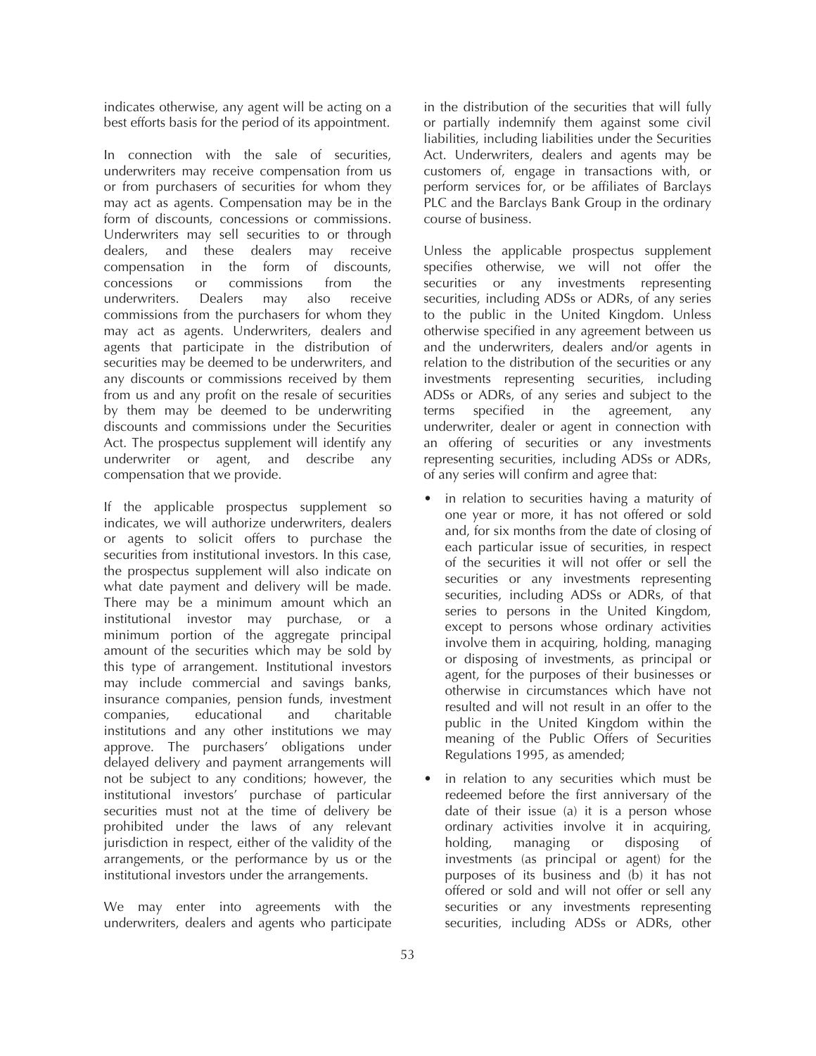indicates otherwise, any agent will be acting on a best efforts basis for the period of its appointment.

In connection with the sale of securities, underwriters may receive compensation from us or from purchasers of securities for whom they may act as agents. Compensation may be in the form of discounts, concessions or commissions. Underwriters may sell securities to or through dealers, and these dealers may receive compensation in the form of discounts, concessions or commissions from the underwriters. Dealers may also receive commissions from the purchasers for whom they may act as agents. Underwriters, dealers and agents that participate in the distribution of securities may be deemed to be underwriters, and any discounts or commissions received by them from us and any profit on the resale of securities by them may be deemed to be underwriting discounts and commissions under the Securities Act. The prospectus supplement will identify any underwriter or agent, and describe any compensation that we provide.

If the applicable prospectus supplement so indicates, we will authorize underwriters, dealers or agents to solicit offers to purchase the securities from institutional investors. In this case, the prospectus supplement will also indicate on what date payment and delivery will be made. There may be a minimum amount which an institutional investor may purchase, or a minimum portion of the aggregate principal amount of the securities which may be sold by this type of arrangement. Institutional investors may include commercial and savings banks, insurance companies, pension funds, investment companies, educational and charitable institutions and any other institutions we may approve. The purchasers' obligations under delayed delivery and payment arrangements will not be subject to any conditions; however, the institutional investors' purchase of particular securities must not at the time of delivery be prohibited under the laws of any relevant jurisdiction in respect, either of the validity of the arrangements, or the performance by us or the institutional investors under the arrangements.

We may enter into agreements with the underwriters, dealers and agents who participate in the distribution of the securities that will fully or partially indemnify them against some civil liabilities, including liabilities under the Securities Act. Underwriters, dealers and agents may be customers of, engage in transactions with, or perform services for, or be affiliates of Barclays PLC and the Barclays Bank Group in the ordinary course of business.

Unless the applicable prospectus supplement specifies otherwise, we will not offer the securities or any investments representing securities, including ADSs or ADRs, of any series to the public in the United Kingdom. Unless otherwise specified in any agreement between us and the underwriters, dealers and/or agents in relation to the distribution of the securities or any investments representing securities, including ADSs or ADRs, of any series and subject to the terms specified in the agreement, any underwriter, dealer or agent in connection with an offering of securities or any investments representing securities, including ADSs or ADRs, of any series will confirm and agree that:

- in relation to securities having a maturity of one year or more, it has not offered or sold and, for six months from the date of closing of each particular issue of securities, in respect of the securities it will not offer or sell the securities or any investments representing securities, including ADSs or ADRs, of that series to persons in the United Kingdom, except to persons whose ordinary activities involve them in acquiring, holding, managing or disposing of investments, as principal or agent, for the purposes of their businesses or otherwise in circumstances which have not resulted and will not result in an offer to the public in the United Kingdom within the meaning of the Public Offers of Securities Regulations 1995, as amended;
- in relation to any securities which must be redeemed before the first anniversary of the date of their issue (a) it is a person whose ordinary activities involve it in acquiring, holding, managing or disposing of investments (as principal or agent) for the purposes of its business and (b) it has not offered or sold and will not offer or sell any securities or any investments representing securities, including ADSs or ADRs, other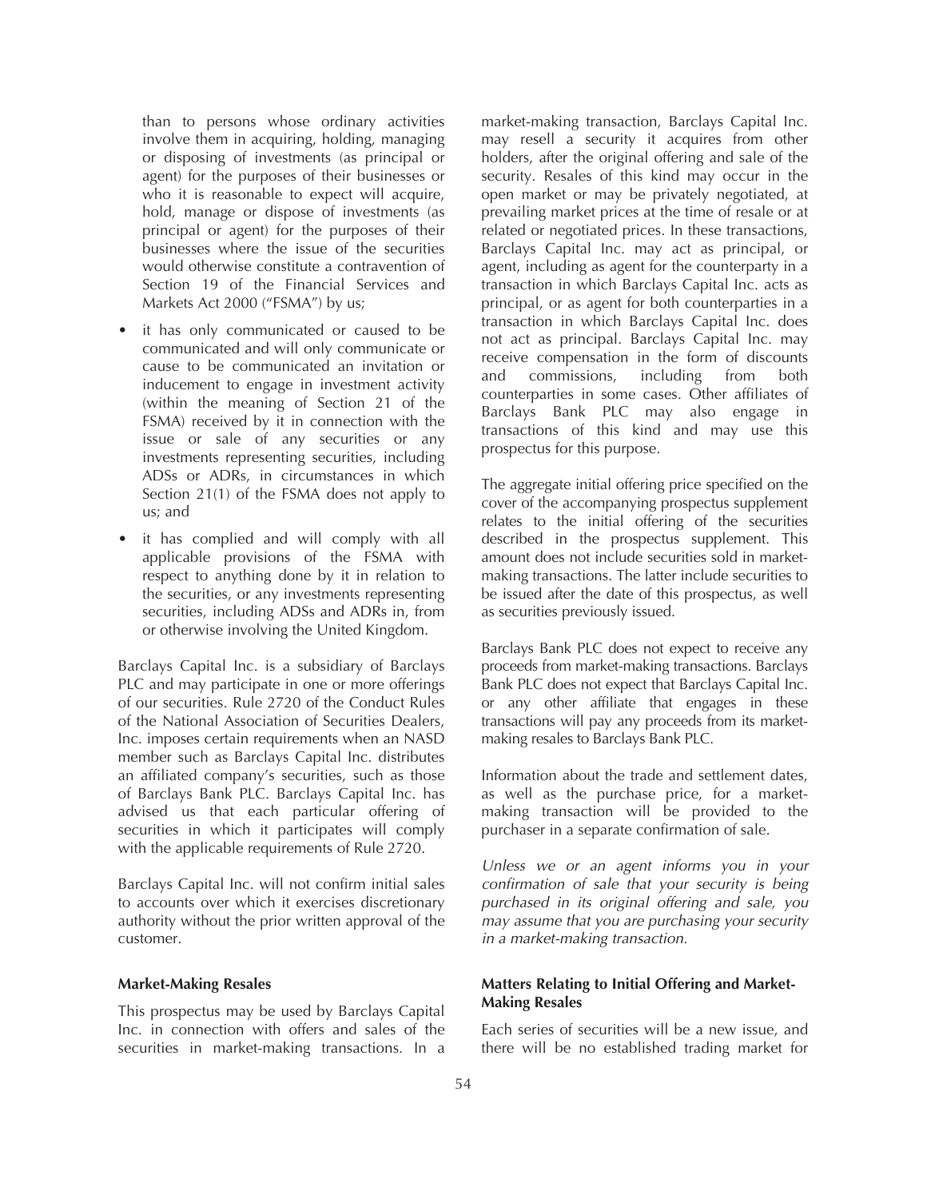than to persons whose ordinary activities involve them in acquiring, holding, managing or disposing of investments (as principal or agent) for the purposes of their businesses or who it is reasonable to expect will acquire, hold, manage or dispose of investments (as principal or agent) for the purposes of their businesses where the issue of the securities would otherwise constitute a contravention of Section 19 of the Financial Services and Markets Act 2000 ("FSMA") by us;

- it has only communicated or caused to be communicated and will only communicate or cause to be communicated an invitation or inducement to engage in investment activity (within the meaning of Section 21 of the FSMA) received by it in connection with the issue or sale of any securities or any investments representing securities, including ADSs or ADRs, in circumstances in which Section 21(1) of the FSMA does not apply to us; and
- it has complied and will comply with all applicable provisions of the FSMA with respect to anything done by it in relation to the securities, or any investments representing securities, including ADSs and ADRs in, from or otherwise involving the United Kingdom.

Barclays Capital Inc. is a subsidiary of Barclays PLC and may participate in one or more offerings of our securities. Rule 2720 of the Conduct Rules of the National Association of Securities Dealers, Inc. imposes certain requirements when an NASD member such as Barclays Capital Inc. distributes an affiliated company's securities, such as those of Barclays Bank PLC. Barclays Capital Inc. has advised us that each particular offering of securities in which it participates will comply with the applicable requirements of Rule 2720.

Barclays Capital Inc. will not confirm initial sales to accounts over which it exercises discretionary authority without the prior written approval of the customer.

**Market-Making Resales**

This prospectus may be used by Barclays Capital Inc. in connection with offers and sales of the securities in market-making transactions. In a market-making transaction, Barclays Capital Inc. may resell a security it acquires from other holders, after the original offering and sale of the security. Resales of this kind may occur in the open market or may be privately negotiated, at prevailing market prices at the time of resale or at related or negotiated prices. In these transactions, Barclays Capital Inc. may act as principal, or agent, including as agent for the counterparty in a transaction in which Barclays Capital Inc. acts as principal, or as agent for both counterparties in a transaction in which Barclays Capital Inc. does not act as principal. Barclays Capital Inc. may receive compensation in the form of discounts and commissions, including from both counterparties in some cases. Other affiliates of Barclays Bank PLC may also engage in transactions of this kind and may use this prospectus for this purpose.

The aggregate initial offering price specified on the cover of the accompanying prospectus supplement relates to the initial offering of the securities described in the prospectus supplement. This amount does not include securities sold in market-making transactions. The latter include securities to be issued after the date of this prospectus, as well as securities previously issued.

Barclays Bank PLC does not expect to receive any proceeds from market-making transactions. Barclays Bank PLC does not expect that Barclays Capital Inc. or any other affiliate that engages in these transactions will pay any proceeds from its market-making resales to Barclays Bank PLC.

Information about the trade and settlement dates, as well as the purchase price, for a market-making transaction will be provided to the purchaser in a separate confirmation of sale.

*Unless we or an agent informs you in your confirmation of sale that your security is being purchased in its original offering and sale, you may assume that you are purchasing your security in a market-making transaction.*

**Matters Relating to Initial Offering and Market-Making Resales**

Each series of securities will be a new issue, and there will be no established trading market for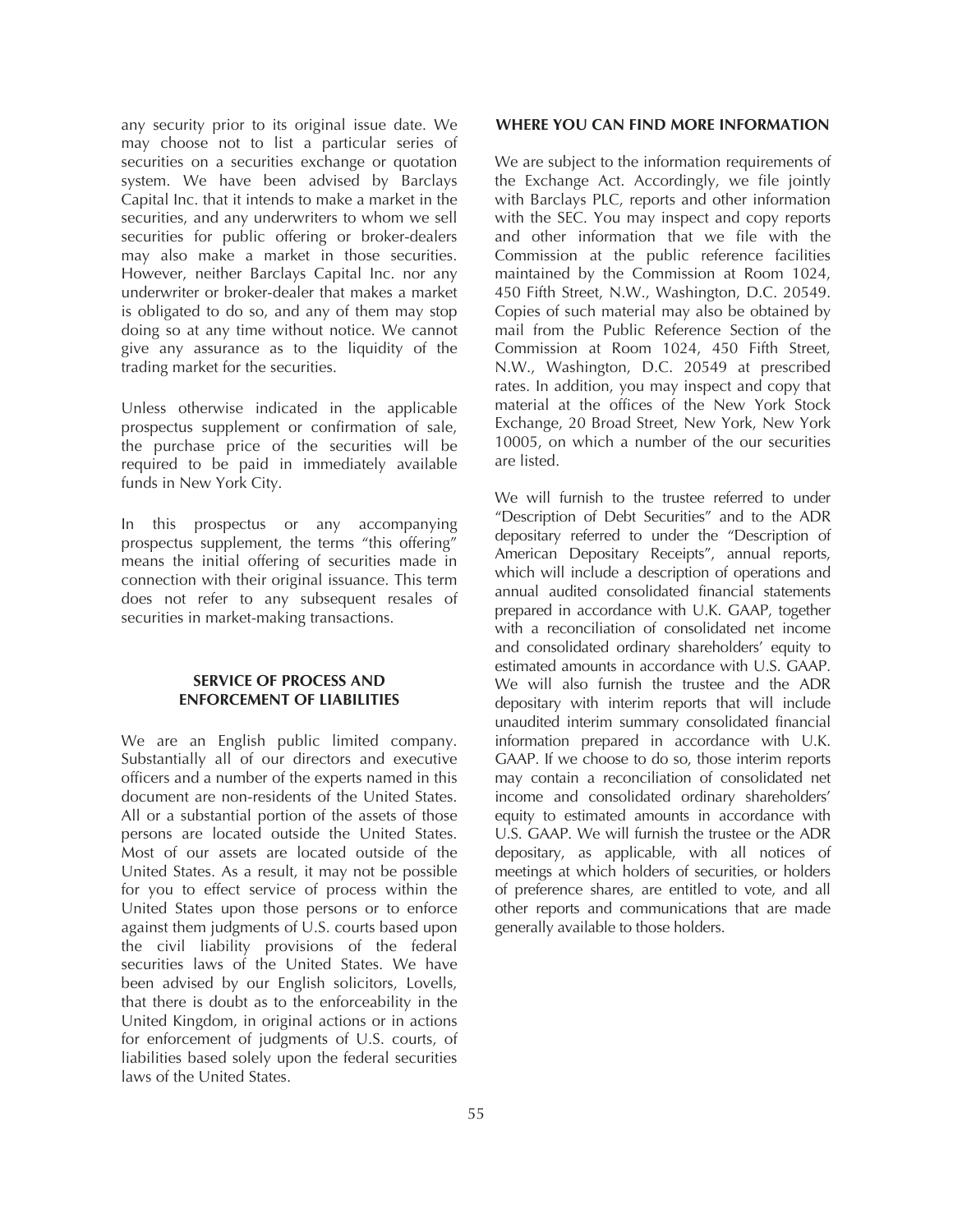any security prior to its original issue date. We may choose not to list a particular series of securities on a securities exchange or quotation system. We have been advised by Barclays Capital Inc. that it intends to make a market in the securities, and any underwriters to whom we sell securities for public offering or broker-dealers may also make a market in those securities. However, neither Barclays Capital Inc. nor any underwriter or broker-dealer that makes a market is obligated to do so, and any of them may stop doing so at any time without notice. We cannot give any assurance as to the liquidity of the trading market for the securities.

Unless otherwise indicated in the applicable prospectus supplement or confirmation of sale, the purchase price of the securities will be required to be paid in immediately available funds in New York City.

In this prospectus or any accompanying prospectus supplement, the terms "this offering" means the initial offering of securities made in connection with their original issuance. This term does not refer to any subsequent resales of securities in market-making transactions.

## SERVICE OF PROCESS AND ENFORCEMENT OF LIABILITIES

We are an English public limited company. Substantially all of our directors and executive officers and a number of the experts named in this document are non-residents of the United States. All or a substantial portion of the assets of those persons are located outside the United States. Most of our assets are located outside of the United States. As a result, it may not be possible for you to effect service of process within the United States upon those persons or to enforce against them judgments of U.S. courts based upon the civil liability provisions of the federal securities laws of the United States. We have been advised by our English solicitors, Lovells, that there is doubt as to the enforceability in the United Kingdom, in original actions or in actions for enforcement of judgments of U.S. courts, of liabilities based solely upon the federal securities laws of the United States.

## WHERE YOU CAN FIND MORE INFORMATION

We are subject to the information requirements of the Exchange Act. Accordingly, we file jointly with Barclays PLC, reports and other information with the SEC. You may inspect and copy reports and other information that we file with the Commission at the public reference facilities maintained by the Commission at Room 1024, 450 Fifth Street, N.W., Washington, D.C. 20549. Copies of such material may also be obtained by mail from the Public Reference Section of the Commission at Room 1024, 450 Fifth Street, N.W., Washington, D.C. 20549 at prescribed rates. In addition, you may inspect and copy that material at the offices of the New York Stock Exchange, 20 Broad Street, New York, New York 10005, on which a number of the our securities are listed.

We will furnish to the trustee referred to under "Description of Debt Securities" and to the ADR depositary referred to under the "Description of American Depositary Receipts", annual reports, which will include a description of operations and annual audited consolidated financial statements prepared in accordance with U.K. GAAP, together with a reconciliation of consolidated net income and consolidated ordinary shareholders' equity to estimated amounts in accordance with U.S. GAAP. We will also furnish the trustee and the ADR depositary with interim reports that will include unaudited interim summary consolidated financial information prepared in accordance with U.K. GAAP. If we choose to do so, those interim reports may contain a reconciliation of consolidated net income and consolidated ordinary shareholders' equity to estimated amounts in accordance with U.S. GAAP. We will furnish the trustee or the ADR depositary, as applicable, with all notices of meetings at which holders of securities, or holders of preference shares, are entitled to vote, and all other reports and communications that are made generally available to those holders.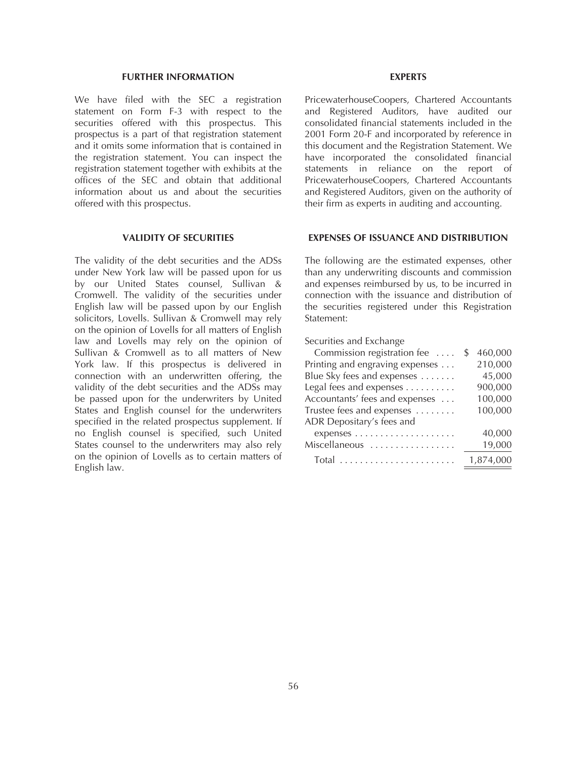## FURTHER INFORMATION

We have filed with the SEC a registration statement on Form F-3 with respect to the securities offered with this prospectus. This prospectus is a part of that registration statement and it omits some information that is contained in the registration statement. You can inspect the registration statement together with exhibits at the offices of the SEC and obtain that additional information about us and about the securities offered with this prospectus.

## VALIDITY OF SECURITIES

The validity of the debt securities and the ADSs under New York law will be passed upon for us by our United States counsel, Sullivan & Cromwell. The validity of the securities under English law will be passed upon by our English solicitors, Lovells. Sullivan & Cromwell may rely on the opinion of Lovells for all matters of English law and Lovells may rely on the opinion of Sullivan & Cromwell as to all matters of New York law. If this prospectus is delivered in connection with an underwritten offering, the validity of the debt securities and the ADSs may be passed upon for the underwriters by United States and English counsel for the underwriters specified in the related prospectus supplement. If no English counsel is specified, such United States counsel to the underwriters may also rely on the opinion of Lovells as to certain matters of English law.

## EXPERTS

PricewaterhouseCoopers, Chartered Accountants and Registered Auditors, have audited our consolidated financial statements included in the 2001 Form 20-F and incorporated by reference in this document and the Registration Statement. We have incorporated the consolidated financial statements in reliance on the report of PricewaterhouseCoopers, Chartered Accountants and Registered Auditors, given on the authority of their firm as experts in auditing and accounting.

## EXPENSES OF ISSUANCE AND DISTRIBUTION

The following are the estimated expenses, other than any underwriting discounts and commission and expenses reimbursed by us, to be incurred in connection with the issuance and distribution of the securities registered under this Registration Statement:

| | |
|---|---|
| Securities and Exchange Commission registration fee | $ 460,000 |
| Printing and engraving expenses | 210,000 |
| Blue Sky fees and expenses | 45,000 |
| Legal fees and expenses | 900,000 |
| Accountants' fees and expenses | 100,000 |
| Trustee fees and expenses | 100,000 |
| ADR Depositary's fees and expenses | 40,000 |
| Miscellaneous | 19,000 |
| Total | 1,874,000 |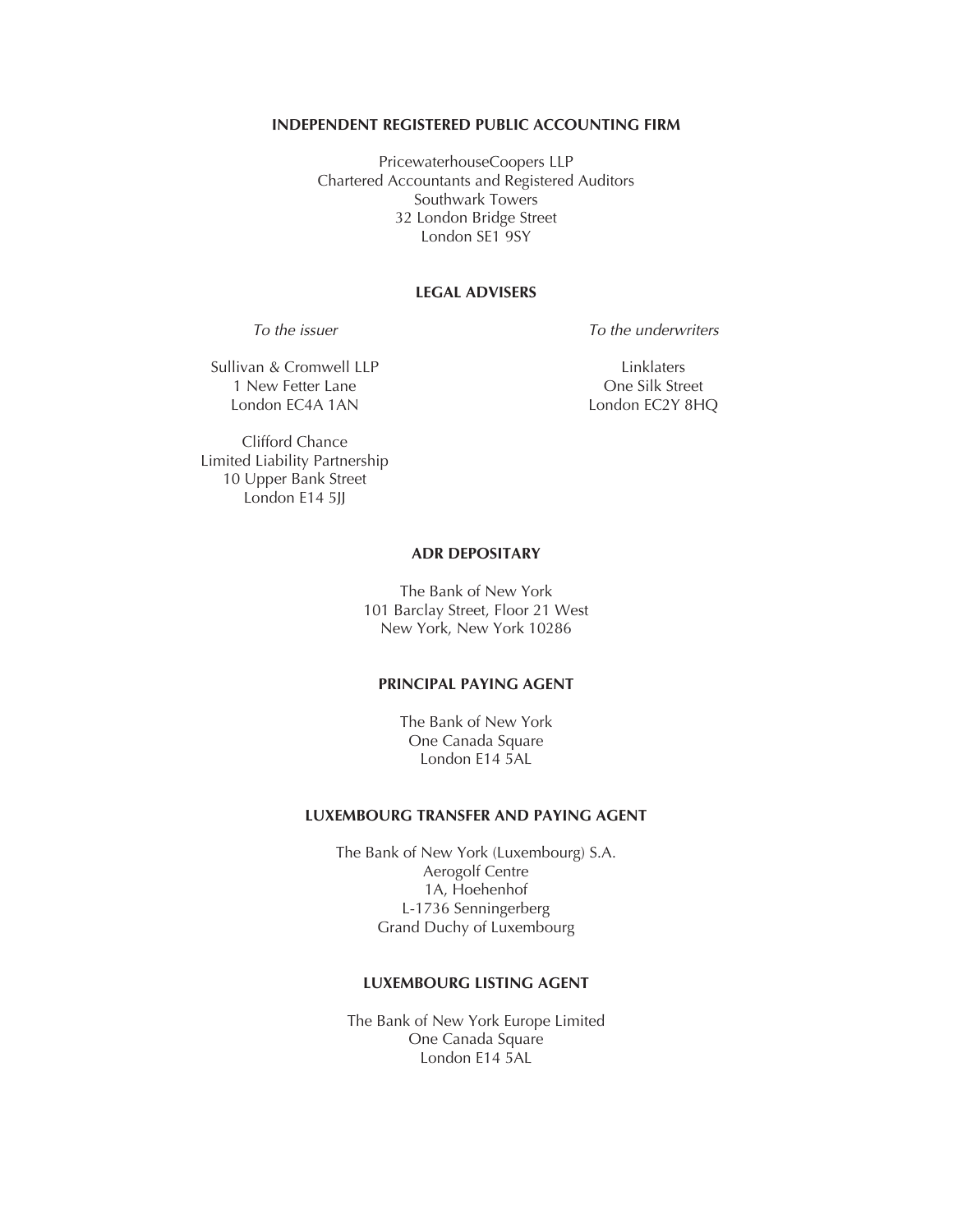**INDEPENDENT REGISTERED PUBLIC ACCOUNTING FIRM**

PricewaterhouseCoopers LLP
Chartered Accountants and Registered Auditors
Southwark Towers
32 London Bridge Street
London SE1 9SY

**LEGAL ADVISERS**

*To the issuer*

Sullivan & Cromwell LLP
1 New Fetter Lane
London EC4A 1AN

Clifford Chance
Limited Liability Partnership
10 Upper Bank Street
London E14 5JJ

*To the underwriters*

Linklaters
One Silk Street
London EC2Y 8HQ

**ADR DEPOSITARY**

The Bank of New York
101 Barclay Street, Floor 21 West
New York, New York 10286

**PRINCIPAL PAYING AGENT**

The Bank of New York
One Canada Square
London E14 5AL

**LUXEMBOURG TRANSFER AND PAYING AGENT**

The Bank of New York (Luxembourg) S.A.
Aerogolf Centre
1A, Hoehenhof
L-1736 Senningerberg
Grand Duchy of Luxembourg

**LUXEMBOURG LISTING AGENT**

The Bank of New York Europe Limited
One Canada Square
London E14 5AL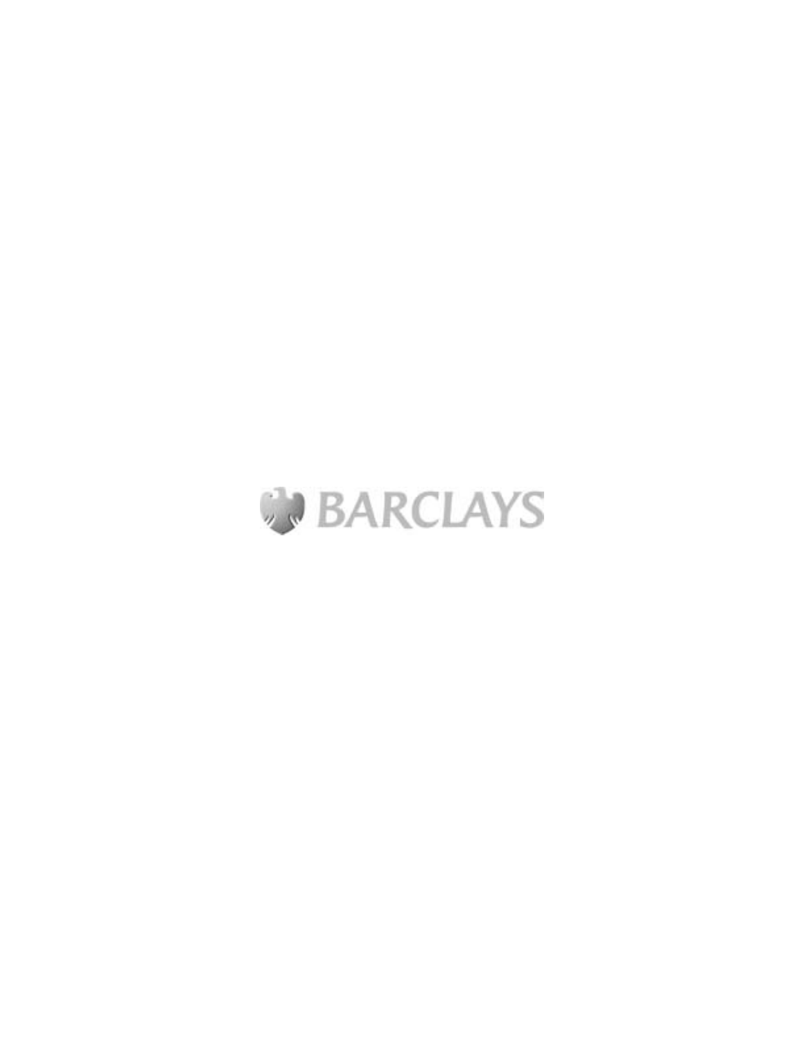BARCLAYS